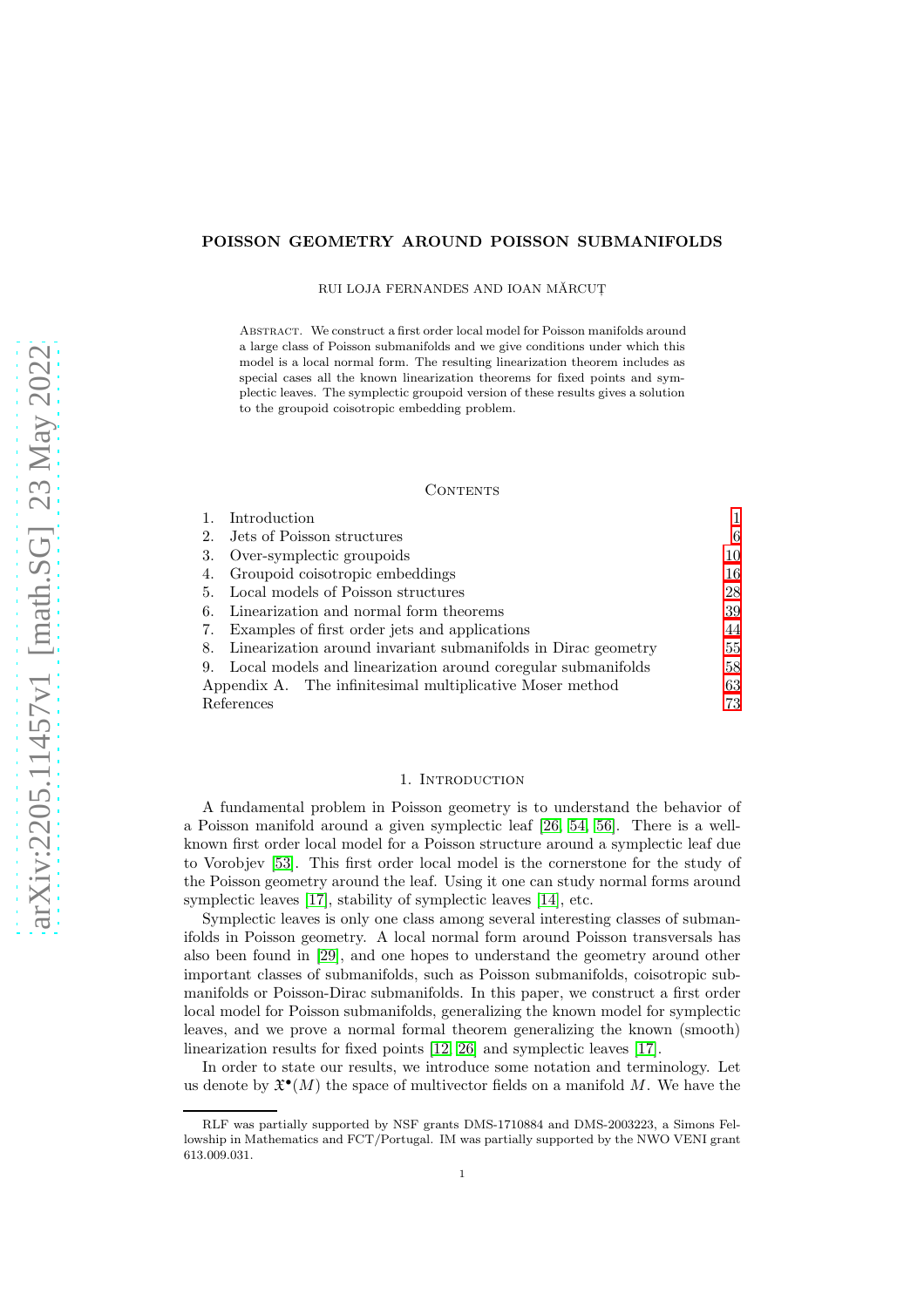# POISSON GEOMETRY AROUND POISSON SUBMANIFOLDS

RUI LOJA FERNANDES AND IOAN MĂRCUȚ

Abstract. We construct a first order local model for Poisson manifolds around a large class of Poisson submanifolds and we give conditions under which this model is a local normal form. The resulting linearization theorem includes as special cases all the known linearization theorems for fixed points and symplectic leaves. The symplectic groupoid version of these results gives a solution to the groupoid coisotropic embedding problem.

## Contents

| | | |
|---|---|---|
| 1. | Introduction | 1 |
| 2. | Jets of Poisson structures | 6 |
| 3. | Over-symplectic groupoids | 10 |
| 4. | Groupoid coisotropic embeddings | 16 |
| 5. | Local models of Poisson structures | 28 |
| 6. | Linearization and normal form theorems | 39 |
| 7. | Examples of first order jets and applications | 44 |
| 8. | Linearization around invariant submanifolds in Dirac geometry | 55 |
| 9. | Local models and linearization around coregular submanifolds | 58 |
| Appendix A. | The infinitesimal multiplicative Moser method | 63 |
| References | | 73 |

## 1. Introduction

A fundamental problem in Poisson geometry is to understand the behavior of a Poisson manifold around a given symplectic leaf [26, 54, 56]. There is a well-known first order local model for a Poisson structure around a symplectic leaf due to Vorobjev [53]. This first order local model is the cornerstone for the study of the Poisson geometry around the leaf. Using it one can study normal forms around symplectic leaves [17], stability of symplectic leaves [14], etc.

Symplectic leaves is only one class among several interesting classes of submanifolds in Poisson geometry. A local normal form around Poisson transversals has also been found in [29], and one hopes to understand the geometry around other important classes of submanifolds, such as Poisson submanifolds, coisotropic submanifolds or Poisson-Dirac submanifolds. In this paper, we construct a first order local model for Poisson submanifolds, generalizing the known model for symplectic leaves, and we prove a normal formal theorem generalizing the known (smooth) linearization results for fixed points [12, 26] and symplectic leaves [17].

In order to state our results, we introduce some notation and terminology. Let us denote by $\mathfrak{X}^\bullet(M)$ the space of multivector fields on a manifold $M$. We have the

RLF was partially supported by NSF grants DMS-1710884 and DMS-2003223, a Simons Fellowship in Mathematics and FCT/Portugal. IM was partially supported by the NWO VENI grant 613.009.031.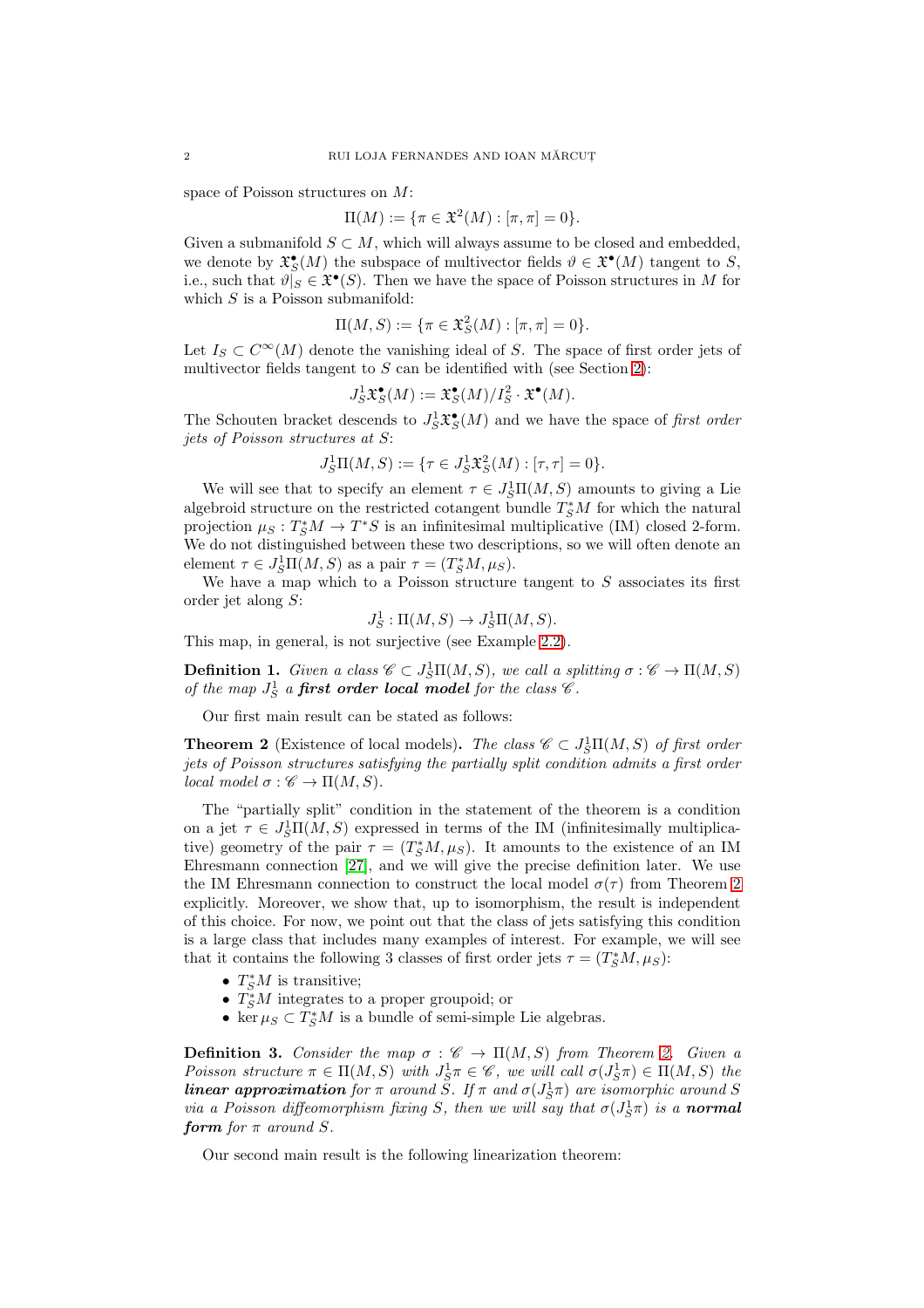space of Poisson structures on $M$:

$$\Pi(M) := \{\pi \in \mathfrak{X}^2(M) : [\pi, \pi] = 0\}.$$

Given a submanifold $S \subset M$, which will always assume to be closed and embedded, we denote by $\mathfrak{X}^\bullet_S(M)$ the subspace of multivector fields $\vartheta \in \mathfrak{X}^\bullet(M)$ tangent to $S$, i.e., such that $\vartheta|_S \in \mathfrak{X}^\bullet(S)$. Then we have the space of Poisson structures in $M$ for which $S$ is a Poisson submanifold:

$$\Pi(M, S) := \{\pi \in \mathfrak{X}^2_S(M) : [\pi, \pi] = 0\}.$$

Let $I_S \subset C^\infty(M)$ denote the vanishing ideal of $S$. The space of first order jets of multivector fields tangent to $S$ can be identified with (see Section 2):

$$J^1_S\mathfrak{X}^\bullet_S(M) := \mathfrak{X}^\bullet_S(M)/I_S^2 \cdot \mathfrak{X}^\bullet(M).$$

The Schouten bracket descends to $J^1_S\mathfrak{X}^\bullet_S(M)$ and we have the space of *first order jets of Poisson structures at $S$*:

$$J^1_S\Pi(M, S) := \{\tau \in J^1_S\mathfrak{X}^2_S(M) : [\tau, \tau] = 0\}.$$

We will see that to specify an element $\tau \in J^1_S\Pi(M, S)$ amounts to giving a Lie algebroid structure on the restricted cotangent bundle $T^*_SM$ for which the natural projection $\mu_S : T^*_SM \to T^*S$ is an infinitesimal multiplicative (IM) closed 2-form. We do not distinguished between these two descriptions, so we will often denote an element $\tau \in J^1_S\Pi(M, S)$ as a pair $\tau = (T^*_SM, \mu_S)$.

We have a map which to a Poisson structure tangent to $S$ associates its first order jet along $S$:

$$J^1_S : \Pi(M, S) \to J^1_S\Pi(M, S).$$

This map, in general, is not surjective (see Example 2.2).

**Definition 1.** *Given a class $\mathscr{C} \subset J^1_S\Pi(M, S)$, we call a splitting $\sigma : \mathscr{C} \to \Pi(M, S)$ of the map $J^1_S$ a* ***first order local model*** *for the class $\mathscr{C}$.*

Our first main result can be stated as follows:

**Theorem 2** (Existence of local models)**.** *The class $\mathscr{C} \subset J^1_S\Pi(M, S)$ of first order jets of Poisson structures satisfying the partially split condition admits a first order local model $\sigma : \mathscr{C} \to \Pi(M, S)$.*

The "partially split" condition in the statement of the theorem is a condition on a jet $\tau \in J^1_S\Pi(M, S)$ expressed in terms of the IM (infinitesimally multiplicative) geometry of the pair $\tau = (T^*_SM, \mu_S)$. It amounts to the existence of an IM Ehresmann connection [27], and we will give the precise definition later. We use the IM Ehresmann connection to construct the local model $\sigma(\tau)$ from Theorem 2 explicitly. Moreover, we show that, up to isomorphism, the result is independent of this choice. For now, we point out that the class of jets satisfying this condition is a large class that includes many examples of interest. For example, we will see that it contains the following 3 classes of first order jets $\tau = (T^*_SM, \mu_S)$:

- $T^*_SM$ is transitive;
- $T^*_SM$ integrates to a proper groupoid; or
- $\ker \mu_S \subset T^*_SM$ is a bundle of semi-simple Lie algebras.

**Definition 3.** *Consider the map $\sigma : \mathscr{C} \to \Pi(M, S)$ from Theorem 2. Given a Poisson structure $\pi \in \Pi(M, S)$ with $J^1_S\pi \in \mathscr{C}$, we will call $\sigma(J^1_S\pi) \in \Pi(M, S)$ the* ***linear approximation*** *for $\pi$ around $S$. If $\pi$ and $\sigma(J^1_S\pi)$ are isomorphic around $S$ via a Poisson diffeomorphism fixing $S$, then we will say that $\sigma(J^1_S\pi)$ is a* ***normal form*** *for $\pi$ around $S$.*

Our second main result is the following linearization theorem: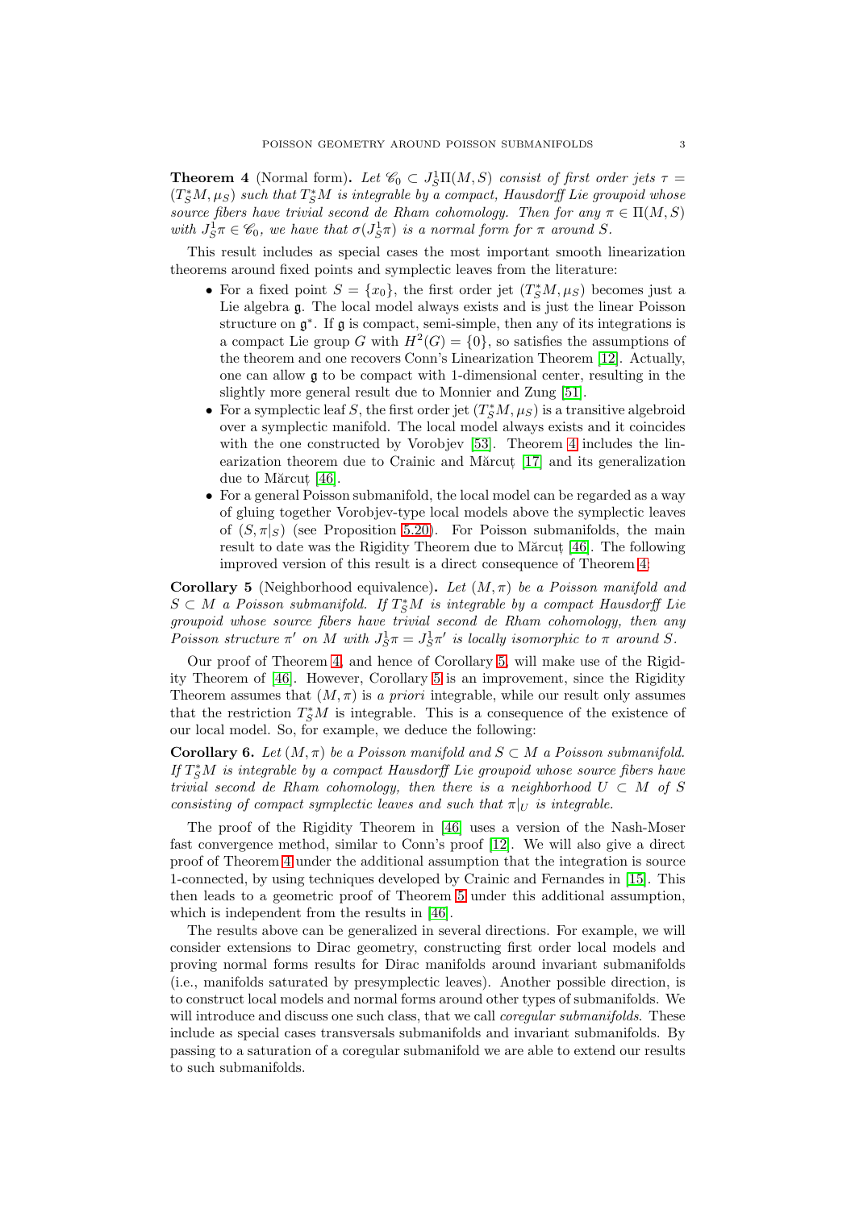**Theorem 4** (Normal form)**.** *Let $\mathscr{C}_0 \subset J^1_S\Pi(M,S)$ consist of first order jets $\tau = (T^*_SM, \mu_S)$ such that $T^*_SM$ is integrable by a compact, Hausdorff Lie groupoid whose source fibers have trivial second de Rham cohomology. Then for any $\pi \in \Pi(M,S)$ with $J^1_S\pi \in \mathscr{C}_0$, we have that $\sigma(J^1_S\pi)$ is a normal form for $\pi$ around $S$.*

This result includes as special cases the most important smooth linearization theorems around fixed points and symplectic leaves from the literature:

- For a fixed point $S = \{x_0\}$, the first order jet $(T^*_SM, \mu_S)$ becomes just a Lie algebra $\mathfrak{g}$. The local model always exists and is just the linear Poisson structure on $\mathfrak{g}^*$. If $\mathfrak{g}$ is compact, semi-simple, then any of its integrations is a compact Lie group $G$ with $H^2(G) = \{0\}$, so satisfies the assumptions of the theorem and one recovers Conn's Linearization Theorem [12]. Actually, one can allow $\mathfrak{g}$ to be compact with 1-dimensional center, resulting in the slightly more general result due to Monnier and Zung [51].
- For a symplectic leaf $S$, the first order jet $(T^*_SM, \mu_S)$ is a transitive algebroid over a symplectic manifold. The local model always exists and it coincides with the one constructed by Vorobjev [53]. Theorem 4 includes the linearization theorem due to Crainic and Mărcuț [17] and its generalization due to Mărcuț [46].
- For a general Poisson submanifold, the local model can be regarded as a way of gluing together Vorobjev-type local models above the symplectic leaves of $(S, \pi|_S)$ (see Proposition 5.20). For Poisson submanifolds, the main result to date was the Rigidity Theorem due to Mărcuț [46]. The following improved version of this result is a direct consequence of Theorem 4:

**Corollary 5** (Neighborhood equivalence)**.** *Let $(M, \pi)$ be a Poisson manifold and $S \subset M$ a Poisson submanifold. If $T^*_SM$ is integrable by a compact Hausdorff Lie groupoid whose source fibers have trivial second de Rham cohomology, then any Poisson structure $\pi'$ on $M$ with $J^1_S\pi = J^1_S\pi'$ is locally isomorphic to $\pi$ around $S$.*

Our proof of Theorem 4, and hence of Corollary 5, will make use of the Rigidity Theorem of [46]. However, Corollary 5 is an improvement, since the Rigidity Theorem assumes that $(M, \pi)$ is *a priori* integrable, while our result only assumes that the restriction $T^*_SM$ is integrable. This is a consequence of the existence of our local model. So, for example, we deduce the following:

**Corollary 6.** *Let $(M, \pi)$ be a Poisson manifold and $S \subset M$ a Poisson submanifold. If $T^*_SM$ is integrable by a compact Hausdorff Lie groupoid whose source fibers have trivial second de Rham cohomology, then there is a neighborhood $U \subset M$ of $S$ consisting of compact symplectic leaves and such that $\pi|_U$ is integrable.*

The proof of the Rigidity Theorem in [46] uses a version of the Nash-Moser fast convergence method, similar to Conn's proof [12]. We will also give a direct proof of Theorem 4 under the additional assumption that the integration is source 1-connected, by using techniques developed by Crainic and Fernandes in [15]. This then leads to a geometric proof of Theorem 5 under this additional assumption, which is independent from the results in [46].

The results above can be generalized in several directions. For example, we will consider extensions to Dirac geometry, constructing first order local models and proving normal forms results for Dirac manifolds around invariant submanifolds (i.e., manifolds saturated by presymplectic leaves). Another possible direction, is to construct local models and normal forms around other types of submanifolds. We will introduce and discuss one such class, that we call *coregular submanifolds*. These include as special cases transversals submanifolds and invariant submanifolds. By passing to a saturation of a coregular submanifold we are able to extend our results to such submanifolds.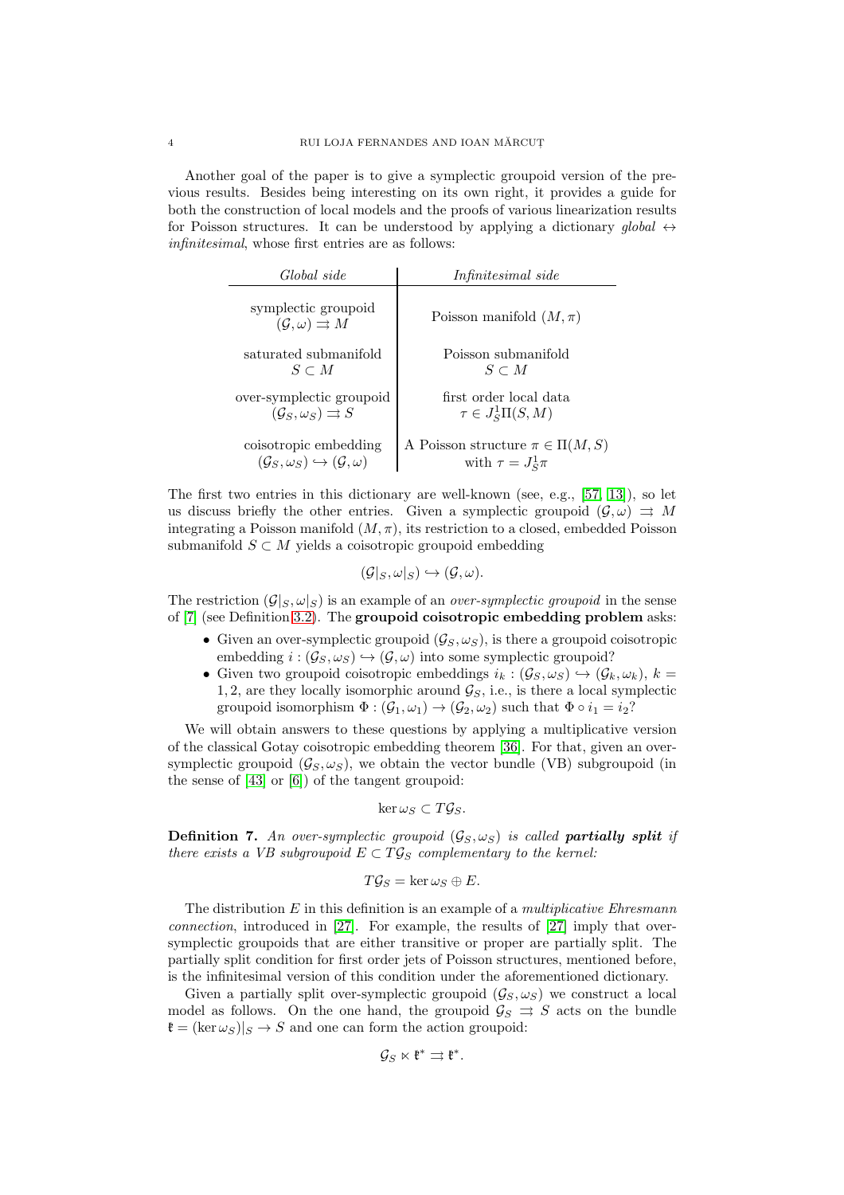Another goal of the paper is to give a symplectic groupoid version of the previous results. Besides being interesting on its own right, it provides a guide for both the construction of local models and the proofs of various linearization results for Poisson structures. It can be understood by applying a dictionary *global* $\leftrightarrow$ *infinitesimal*, whose first entries are as follows:

| *Global side* | *Infinitesimal side* |
|---|---|
| symplectic groupoid $(\mathcal{G}, \omega) \rightrightarrows M$ | Poisson manifold $(M, \pi)$ |
| saturated submanifold $S \subset M$ | Poisson submanifold $S \subset M$ |
| over-symplectic groupoid $(\mathcal{G}_S, \omega_S) \rightrightarrows S$ | first order local data $\tau \in J^1_S\Pi(S, M)$ |
| coisotropic embedding $(\mathcal{G}_S, \omega_S) \hookrightarrow (\mathcal{G}, \omega)$ | A Poisson structure $\pi \in \Pi(M, S)$ with $\tau = J^1_S\pi$ |

The first two entries in this dictionary are well-known (see, e.g., [57, 13]), so let us discuss briefly the other entries. Given a symplectic groupoid $(\mathcal{G}, \omega) \rightrightarrows M$ integrating a Poisson manifold $(M, \pi)$, its restriction to a closed, embedded Poisson submanifold $S \subset M$ yields a coisotropic groupoid embedding

$$(\mathcal{G}|_S, \omega|_S) \hookrightarrow (\mathcal{G}, \omega).$$

The restriction $(\mathcal{G}|_S, \omega|_S)$ is an example of an *over-symplectic groupoid* in the sense of [7] (see Definition 3.2). The **groupoid coisotropic embedding problem** asks:

- Given an over-symplectic groupoid $(\mathcal{G}_S, \omega_S)$, is there a groupoid coisotropic embedding $i : (\mathcal{G}_S, \omega_S) \hookrightarrow (\mathcal{G}, \omega)$ into some symplectic groupoid?
- Given two groupoid coisotropic embeddings $i_k : (\mathcal{G}_S, \omega_S) \hookrightarrow (\mathcal{G}_k, \omega_k)$, $k = 1, 2$, are they locally isomorphic around $\mathcal{G}_S$, i.e., is there a local symplectic groupoid isomorphism $\Phi : (\mathcal{G}_1, \omega_1) \to (\mathcal{G}_2, \omega_2)$ such that $\Phi \circ i_1 = i_2$?

We will obtain answers to these questions by applying a multiplicative version of the classical Gotay coisotropic embedding theorem [36]. For that, given an over-symplectic groupoid $(\mathcal{G}_S, \omega_S)$, we obtain the vector bundle (VB) subgroupoid (in the sense of [43] or [6]) of the tangent groupoid:

$$\ker \omega_S \subset T\mathcal{G}_S.$$

**Definition 7.** *An over-symplectic groupoid $(\mathcal{G}_S, \omega_S)$ is called* ***partially split*** *if there exists a VB subgroupoid $E \subset T\mathcal{G}_S$ complementary to the kernel:*

$$T\mathcal{G}_S = \ker \omega_S \oplus E.$$

The distribution $E$ in this definition is an example of a *multiplicative Ehresmann connection*, introduced in [27]. For example, the results of [27] imply that over-symplectic groupoids that are either transitive or proper are partially split. The partially split condition for first order jets of Poisson structures, mentioned before, is the infinitesimal version of this condition under the aforementioned dictionary.

Given a partially split over-symplectic groupoid $(\mathcal{G}_S, \omega_S)$ we construct a local model as follows. On the one hand, the groupoid $\mathcal{G}_S \rightrightarrows S$ acts on the bundle $\mathfrak{k} = (\ker \omega_S)|_S \to S$ and one can form the action groupoid:

$$\mathcal{G}_S \ltimes \mathfrak{k}^* \rightrightarrows \mathfrak{k}^*.$$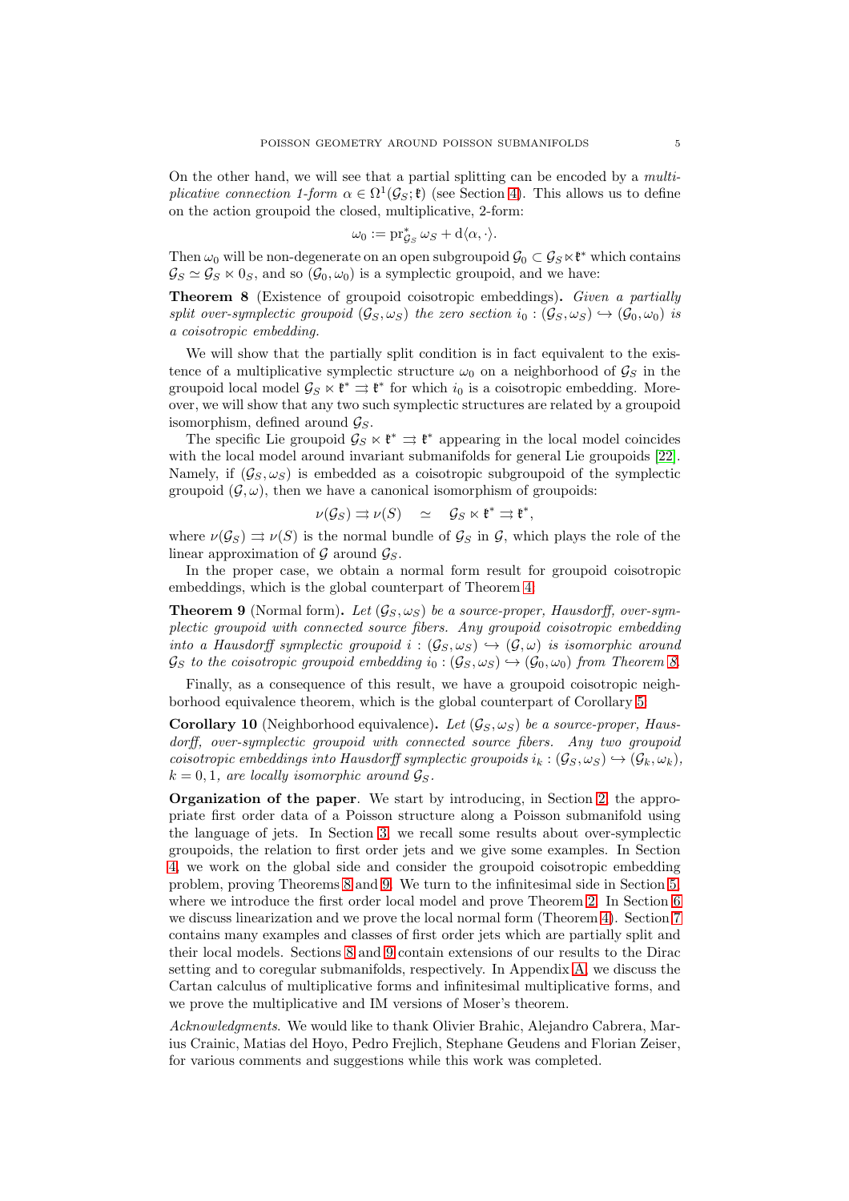On the other hand, we will see that a partial splitting can be encoded by a *multiplicative connection 1-form* $\alpha \in \Omega^1(\mathcal{G}_S;\mathfrak{k})$ (see Section 4). This allows us to define on the action groupoid the closed, multiplicative, 2-form:

$$\omega_0 := \mathrm{pr}_{\mathcal{G}_S}^* \omega_S + \mathrm{d}\langle \alpha, \cdot \rangle.$$

Then $\omega_0$ will be non-degenerate on an open subgroupoid $\mathcal{G}_0 \subset \mathcal{G}_S \ltimes \mathfrak{k}^*$ which contains $\mathcal{G}_S \simeq \mathcal{G}_S \ltimes 0_S$, and so $(\mathcal{G}_0, \omega_0)$ is a symplectic groupoid, and we have:

**Theorem 8** (Existence of groupoid coisotropic embeddings)**.** *Given a partially split over-symplectic groupoid $(\mathcal{G}_S, \omega_S)$ the zero section $i_0 : (\mathcal{G}_S, \omega_S) \hookrightarrow (\mathcal{G}_0, \omega_0)$ is a coisotropic embedding.*

We will show that the partially split condition is in fact equivalent to the existence of a multiplicative symplectic structure $\omega_0$ on a neighborhood of $\mathcal{G}_S$ in the groupoid local model $\mathcal{G}_S \ltimes \mathfrak{k}^* \rightrightarrows \mathfrak{k}^*$ for which $i_0$ is a coisotropic embedding. Moreover, we will show that any two such symplectic structures are related by a groupoid isomorphism, defined around $\mathcal{G}_S$.

The specific Lie groupoid $\mathcal{G}_S \ltimes \mathfrak{k}^* \rightrightarrows \mathfrak{k}^*$ appearing in the local model coincides with the local model around invariant submanifolds for general Lie groupoids [22]. Namely, if $(\mathcal{G}_S, \omega_S)$ is embedded as a coisotropic subgroupoid of the symplectic groupoid $(\mathcal{G}, \omega)$, then we have a canonical isomorphism of groupoids:

$$\nu(\mathcal{G}_S) \rightrightarrows \nu(S) \quad \simeq \quad \mathcal{G}_S \ltimes \mathfrak{k}^* \rightrightarrows \mathfrak{k}^*,$$

where $\nu(\mathcal{G}_S) \rightrightarrows \nu(S)$ is the normal bundle of $\mathcal{G}_S$ in $\mathcal{G}$, which plays the role of the linear approximation of $\mathcal{G}$ around $\mathcal{G}_S$.

In the proper case, we obtain a normal form result for groupoid coisotropic embeddings, which is the global counterpart of Theorem 4.

**Theorem 9** (Normal form)**.** *Let $(\mathcal{G}_S, \omega_S)$ be a source-proper, Hausdorff, over-symplectic groupoid with connected source fibers. Any groupoid coisotropic embedding into a Hausdorff symplectic groupoid $i : (\mathcal{G}_S, \omega_S) \hookrightarrow (\mathcal{G}, \omega)$ is isomorphic around $\mathcal{G}_S$ to the coisotropic groupoid embedding $i_0 : (\mathcal{G}_S, \omega_S) \hookrightarrow (\mathcal{G}_0, \omega_0)$ from Theorem 8.*

Finally, as a consequence of this result, we have a groupoid coisotropic neighborhood equivalence theorem, which is the global counterpart of Corollary 5.

**Corollary 10** (Neighborhood equivalence)**.** *Let $(\mathcal{G}_S, \omega_S)$ be a source-proper, Hausdorff, over-symplectic groupoid with connected source fibers. Any two groupoid coisotropic embeddings into Hausdorff symplectic groupoids $i_k : (\mathcal{G}_S, \omega_S) \hookrightarrow (\mathcal{G}_k, \omega_k)$, $k = 0, 1$, are locally isomorphic around $\mathcal{G}_S$.*

**Organization of the paper**. We start by introducing, in Section 2, the appropriate first order data of a Poisson structure along a Poisson submanifold using the language of jets. In Section 3, we recall some results about over-symplectic groupoids, the relation to first order jets and we give some examples. In Section 4, we work on the global side and consider the groupoid coisotropic embedding problem, proving Theorems 8 and 9. We turn to the infinitesimal side in Section 5, where we introduce the first order local model and prove Theorem 2. In Section 6 we discuss linearization and we prove the local normal form (Theorem 4). Section 7 contains many examples and classes of first order jets which are partially split and their local models. Sections 8 and 9 contain extensions of our results to the Dirac setting and to coregular submanifolds, respectively. In Appendix A, we discuss the Cartan calculus of multiplicative forms and infinitesimal multiplicative forms, and we prove the multiplicative and IM versions of Moser's theorem.

*Acknowledgments*. We would like to thank Olivier Brahic, Alejandro Cabrera, Marius Crainic, Matias del Hoyo, Pedro Frejlich, Stephane Geudens and Florian Zeiser, for various comments and suggestions while this work was completed.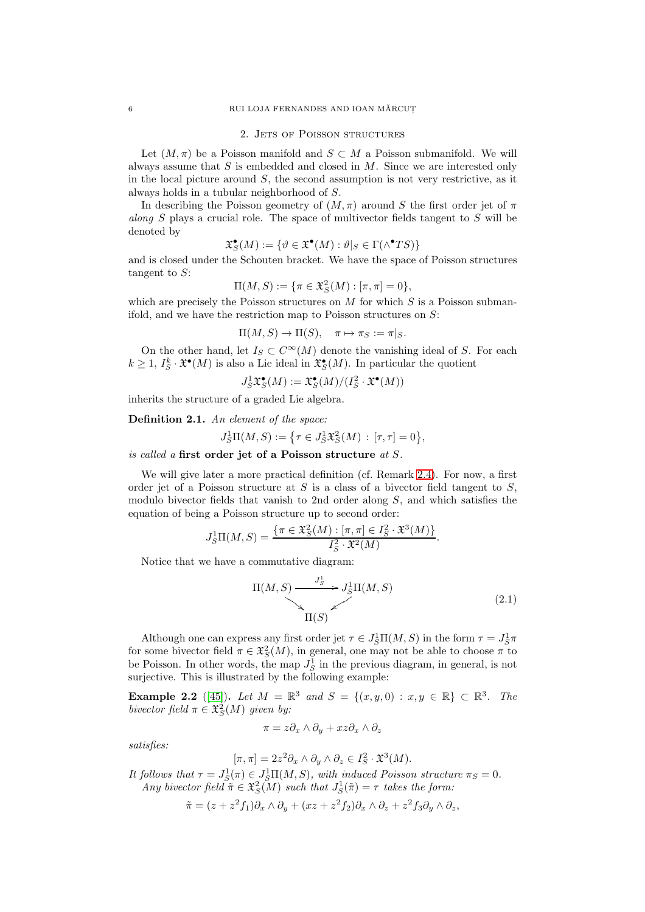## 2. Jets of Poisson structures

Let $(M, \pi)$ be a Poisson manifold and $S \subset M$ a Poisson submanifold. We will always assume that $S$ is embedded and closed in $M$. Since we are interested only in the local picture around $S$, the second assumption is not very restrictive, as it always holds in a tubular neighborhood of $S$.

In describing the Poisson geometry of $(M, \pi)$ around $S$ the first order jet of $\pi$ *along* $S$ plays a crucial role. The space of multivector fields tangent to $S$ will be denoted by

$$\mathfrak{X}^\bullet_S(M) := \{\vartheta \in \mathfrak{X}^\bullet(M) : \vartheta|_S \in \Gamma(\wedge^\bullet TS)\}$$

and is closed under the Schouten bracket. We have the space of Poisson structures tangent to $S$:

$$\Pi(M, S) := \{\pi \in \mathfrak{X}^2_S(M) : [\pi, \pi] = 0\},$$

which are precisely the Poisson structures on $M$ for which $S$ is a Poisson submanifold, and we have the restriction map to Poisson structures on $S$:

$$\Pi(M, S) \to \Pi(S), \quad \pi \mapsto \pi_S := \pi|_S.$$

On the other hand, let $I_S \subset C^\infty(M)$ denote the vanishing ideal of $S$. For each $k \geq 1$, $I^k_S \cdot \mathfrak{X}^\bullet(M)$ is also a Lie ideal in $\mathfrak{X}^\bullet_S(M)$. In particular the quotient

$$J^1_S\mathfrak{X}^\bullet_S(M) := \mathfrak{X}^\bullet_S(M)/(I^2_S \cdot \mathfrak{X}^\bullet(M))$$

inherits the structure of a graded Lie algebra.

**Definition 2.1.** *An element of the space:*

$$J^1_S\Pi(M, S) := \{\tau \in J^1_S\mathfrak{X}^2_S(M) : [\tau, \tau] = 0\},$$

*is called a* **first order jet of a Poisson structure** *at* $S$.

We will give later a more practical definition (cf. Remark 2.4). For now, a first order jet of a Poisson structure at $S$ is a class of a bivector field tangent to $S$, modulo bivector fields that vanish to 2nd order along $S$, and which satisfies the equation of being a Poisson structure up to second order:

$$J^1_S\Pi(M, S) = \frac{\{\pi \in \mathfrak{X}^2_S(M) : [\pi, \pi] \in I^2_S \cdot \mathfrak{X}^3(M)\}}{I^2_S \cdot \mathfrak{X}^2(M)}.$$

Notice that we have a commutative diagram:

$$\begin{array}{ccc} \Pi(M, S) & \xrightarrow{J^1_S} & J^1_S\Pi(M, S) \\ & \searrow \quad \swarrow & \\ & \Pi(S) & \end{array} \tag{2.1}$$

Although one can express any first order jet $\tau \in J^1_S\Pi(M, S)$ in the form $\tau = J^1_S\pi$ for some bivector field $\pi \in \mathfrak{X}^2_S(M)$, in general, one may not be able to choose $\pi$ to be Poisson. In other words, the map $J^1_S$ in the previous diagram, in general, is not surjective. This is illustrated by the following example:

**Example 2.2** ([45]). *Let $M = \mathbb{R}^3$ and $S = \{(x, y, 0) : x, y \in \mathbb{R}\} \subset \mathbb{R}^3$. The bivector field $\pi \in \mathfrak{X}^2_S(M)$ given by:*

$$\pi = z\partial_x \wedge \partial_y + xz\partial_x \wedge \partial_z$$

*satisfies:*

$$[\pi, \pi] = 2z^2\partial_x \wedge \partial_y \wedge \partial_z \in I^2_S \cdot \mathfrak{X}^3(M).$$

*It follows that $\tau = J^1_S(\pi) \in J^1_S\Pi(M, S)$, with induced Poisson structure $\pi_S = 0$. Any bivector field $\tilde{\pi} \in \mathfrak{X}^2_S(M)$ such that $J^1_S(\tilde{\pi}) = \tau$ takes the form:*

$$\tilde{\pi} = (z + z^2 f_1)\partial_x \wedge \partial_y + (xz + z^2 f_2)\partial_x \wedge \partial_z + z^2 f_3 \partial_y \wedge \partial_z,$$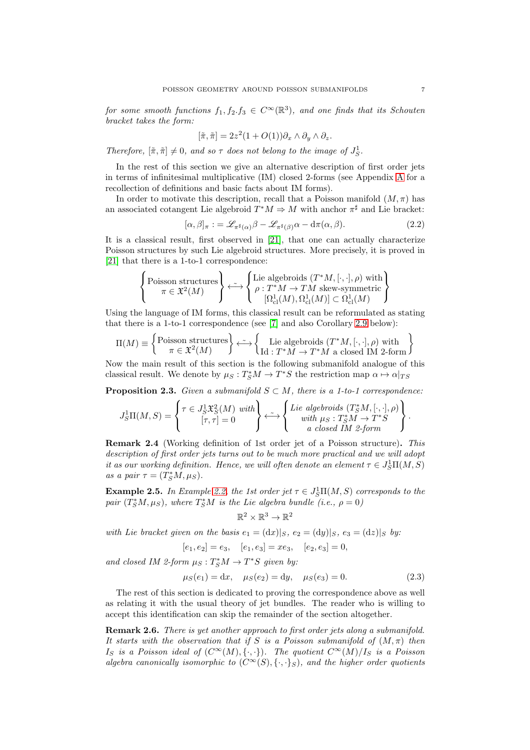*for some smooth functions $f_1, f_2.f_3 \in C^\infty(\mathbb{R}^3)$, and one finds that its Schouten bracket takes the form:*

$$[\tilde{\pi}, \tilde{\pi}] = 2z^2(1 + O(1))\partial_x \wedge \partial_y \wedge \partial_z.$$

*Therefore, $[\tilde{\pi}, \tilde{\pi}] \neq 0$, and so $\tau$ does not belong to the image of $J^1_S$.*

In the rest of this section we give an alternative description of first order jets in terms of infinitesimal multiplicative (IM) closed 2-forms (see Appendix A for a recollection of definitions and basic facts about IM forms).

In order to motivate this description, recall that a Poisson manifold $(M, \pi)$ has an associated cotangent Lie algebroid $T^*M \Rightarrow M$ with anchor $\pi^\sharp$ and Lie bracket:

$$[\alpha, \beta]_\pi := \mathscr{L}_{\pi^\sharp(\alpha)}\beta - \mathscr{L}_{\pi^\sharp(\beta)}\alpha - \mathrm{d}\pi(\alpha, \beta). \tag{2.2}$$

It is a classical result, first observed in [21], that one can actually characterize Poisson structures by such Lie algebroid structures. More precisely, it is proved in [21] that there is a 1-to-1 correspondence:

$$\left\{ \begin{matrix} \text{Poisson structures} \\ \pi \in \mathfrak{X}^2(M) \end{matrix} \right\} \stackrel{\sim}{\longleftrightarrow} \left\{ \begin{matrix} \text{Lie algebroids } (T^*M, [\cdot,\cdot], \rho) \text{ with} \\ \rho : T^*M \to TM \text{ skew-symmetric} \\ [\Omega^1_{\mathrm{cl}}(M), \Omega^1_{\mathrm{cl}}(M)] \subset \Omega^1_{\mathrm{cl}}(M) \end{matrix} \right\}$$

Using the language of IM forms, this classical result can be reformulated as stating that there is a 1-to-1 correspondence (see [7] and also Corollary 2.9 below):

$$\Pi(M) \equiv \left\{ \begin{matrix} \text{Poisson structures} \\ \pi \in \mathfrak{X}^2(M) \end{matrix} \right\} \stackrel{\sim}{\longleftrightarrow} \left\{ \begin{matrix} \text{Lie algebroids } (T^*M, [\cdot,\cdot], \rho) \text{ with} \\ \mathrm{Id} : T^*M \to T^*M \text{ a closed IM 2-form} \end{matrix} \right\}$$

Now the main result of this section is the following submanifold analogue of this classical result. We denote by $\mu_S : T^*_S M \to T^*S$ the restriction map $\alpha \mapsto \alpha|_{TS}$

**Proposition 2.3.** *Given a submanifold $S \subset M$, there is a 1-to-1 correspondence:*

$$J^1_S\Pi(M, S) = \left\{ \begin{matrix} \tau \in J^1_S\mathfrak{X}^2_S(M) \text{ with} \\ [\tau, \tau] = 0 \end{matrix} \right\} \stackrel{\sim}{\longleftrightarrow} \left\{ \begin{matrix} \text{Lie algebroids } (T^*_S M, [\cdot,\cdot], \rho) \\ \text{with } \mu_S : T^*_S M \to T^*S \\ \text{a closed IM 2-form} \end{matrix} \right\}.$$

**Remark 2.4** (Working definition of 1st order jet of a Poisson structure)**.** *This description of first order jets turns out to be much more practical and we will adopt it as our working definition. Hence, we will often denote an element $\tau \in J^1_S\Pi(M, S)$ as a pair $\tau = (T^*_S M, \mu_S)$.*

**Example 2.5.** *In Example 2.2, the 1st order jet $\tau \in J^1_S\Pi(M, S)$ corresponds to the pair $(T^*_S M, \mu_S)$, where $T^*_S M$ is the Lie algebra bundle (i.e., $\rho = 0$)*

$$\mathbb{R}^2 \times \mathbb{R}^3 \to \mathbb{R}^2$$

*with Lie bracket given on the basis $e_1 = (\mathrm{d}x)|_S$, $e_2 = (\mathrm{d}y)|_S$, $e_3 = (\mathrm{d}z)|_S$ by:*

$$[e_1, e_2] = e_3, \quad [e_1, e_3] = x e_3, \quad [e_2, e_3] = 0,$$

*and closed IM 2-form $\mu_S : T^*_S M \to T^*S$ given by:*

$$\mu_S(e_1) = \mathrm{d}x, \quad \mu_S(e_2) = \mathrm{d}y, \quad \mu_S(e_3) = 0. \tag{2.3}$$

The rest of this section is dedicated to proving the correspondence above as well as relating it with the usual theory of jet bundles. The reader who is willing to accept this identification can skip the remainder of the section altogether.

**Remark 2.6.** *There is yet another approach to first order jets along a submanifold. It starts with the observation that if $S$ is a Poisson submanifold of $(M, \pi)$ then $I_S$ is a Poisson ideal of $(C^\infty(M), \{\cdot,\cdot\})$. The quotient $C^\infty(M)/I_S$ is a Poisson algebra canonically isomorphic to $(C^\infty(S), \{\cdot,\cdot\}_S)$, and the higher order quotients*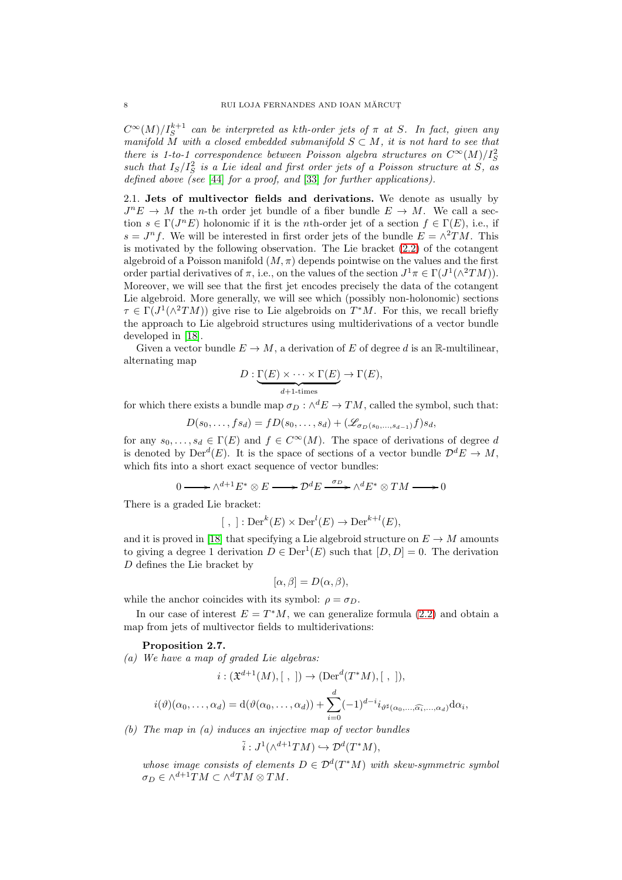*$C^\infty(M)/I_S^{k+1}$ can be interpreted as kth-order jets of $\pi$ at $S$. In fact, given any manifold $M$ with a closed embedded submanifold $S \subset M$, it is not hard to see that there is 1-to-1 correspondence between Poisson algebra structures on $C^\infty(M)/I_S^2$ such that $I_S/I_S^2$ is a Lie ideal and first order jets of a Poisson structure at $S$, as defined above (see [44] for a proof, and [33] for further applications).*

2.1. **Jets of multivector fields and derivations.** We denote as usually by $J^nE \to M$ the $n$-th order jet bundle of a fiber bundle $E \to M$. We call a section $s \in \Gamma(J^nE)$ holonomic if it is the $n$th-order jet of a section $f \in \Gamma(E)$, i.e., if $s = J^nf$. We will be interested in first order jets of the bundle $E = \wedge^2TM$. This is motivated by the following observation. The Lie bracket (2.2) of the cotangent algebroid of a Poisson manifold $(M, \pi)$ depends pointwise on the values and the first order partial derivatives of $\pi$, i.e., on the values of the section $J^1\pi \in \Gamma(J^1(\wedge^2TM))$. Moreover, we will see that the first jet encodes precisely the data of the cotangent Lie algebroid. More generally, we will see which (possibly non-holonomic) sections $\tau \in \Gamma(J^1(\wedge^2TM))$ give rise to Lie algebroids on $T^*M$. For this, we recall briefly the approach to Lie algebroid structures using multiderivations of a vector bundle developed in [18].

Given a vector bundle $E \to M$, a derivation of $E$ of degree $d$ is an $\mathbb{R}$-multilinear, alternating map

$$D : \underbrace{\Gamma(E) \times \cdots \times \Gamma(E)}_{d+1\text{-times}} \to \Gamma(E),$$

for which there exists a bundle map $\sigma_D : \wedge^d E \to TM$, called the symbol, such that:

$$D(s_0, \ldots, fs_d) = fD(s_0, \ldots, s_d) + (\mathscr{L}_{\sigma_D(s_0,\ldots,s_{d-1})}f)s_d,$$

for any $s_0, \ldots, s_d \in \Gamma(E)$ and $f \in C^\infty(M)$. The space of derivations of degree $d$ is denoted by $\mathrm{Der}^d(E)$. It is the space of sections of a vector bundle $\mathcal{D}^dE \to M$, which fits into a short exact sequence of vector bundles:

$$0 \longrightarrow \wedge^{d+1}E^* \otimes E \longrightarrow \mathcal{D}^dE \xrightarrow{\ \sigma_D\ } \wedge^d E^* \otimes TM \longrightarrow 0$$

There is a graded Lie bracket:

$$[\ ,\ ] : \mathrm{Der}^k(E) \times \mathrm{Der}^l(E) \to \mathrm{Der}^{k+l}(E),$$

and it is proved in [18] that specifying a Lie algebroid structure on $E \to M$ amounts to giving a degree 1 derivation $D \in \mathrm{Der}^1(E)$ such that $[D, D] = 0$. The derivation $D$ defines the Lie bracket by

$$[\alpha, \beta] = D(\alpha, \beta),$$

while the anchor coincides with its symbol: $\rho = \sigma_D$.

In our case of interest $E = T^*M$, we can generalize formula (2.2) and obtain a map from jets of multivector fields to multiderivations:

**Proposition 2.7.**

*(a) We have a map of graded Lie algebras:*

$$i : (\mathfrak{X}^{d+1}(M), [\ ,\ ]) \to (\mathrm{Der}^d(T^*M), [\ ,\ ]),$$

$$i(\vartheta)(\alpha_0, \ldots, \alpha_d) = \mathrm{d}(\vartheta(\alpha_0, \ldots, \alpha_d)) + \sum_{i=0}^{d}(-1)^{d-i} i_{\vartheta^\sharp(\alpha_0,\ldots,\widehat{\alpha_i},\ldots,\alpha_d)}\mathrm{d}\alpha_i,$$

*(b) The map in (a) induces an injective map of vector bundles*

$$\tilde{i} : J^1(\wedge^{d+1}TM) \hookrightarrow \mathcal{D}^d(T^*M),$$

*whose image consists of elements $D \in \mathcal{D}^d(T^*M)$ with skew-symmetric symbol $\sigma_D \in \wedge^{d+1}TM \subset \wedge^d TM \otimes TM$.*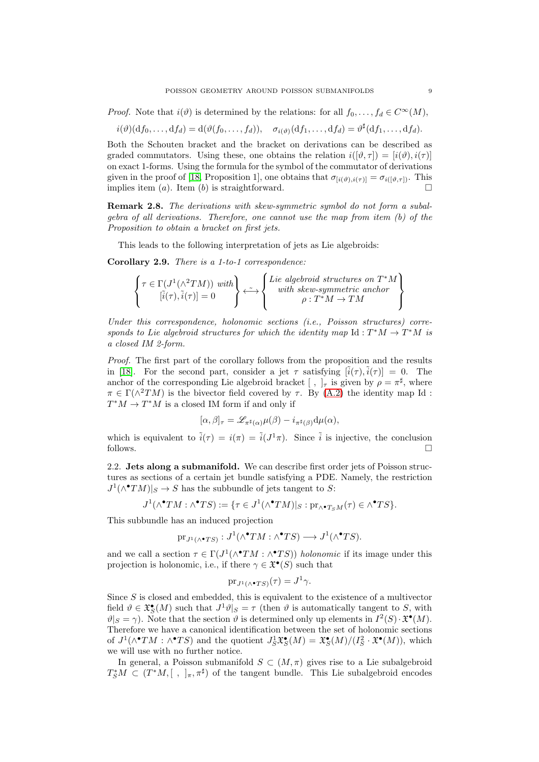*Proof.* Note that $i(\vartheta)$ is determined by the relations: for all $f_0, \dots, f_d \in C^\infty(M)$,

$$i(\vartheta)(\mathrm{d}f_0, \dots, \mathrm{d}f_d) = \mathrm{d}(\vartheta(f_0, \dots, f_d)), \quad \sigma_{i(\vartheta)}(\mathrm{d}f_1, \dots, \mathrm{d}f_d) = \vartheta^\sharp(\mathrm{d}f_1, \dots, \mathrm{d}f_d).$$

Both the Schouten bracket and the bracket on derivations can be described as graded commutators. Using these, one obtains the relation $i([\vartheta, \tau]) = [i(\vartheta), i(\tau)]$ on exact 1-forms. Using the formula for the symbol of the commutator of derivations given in the proof of [18, Proposition 1], one obtains that $\sigma_{[i(\vartheta), i(\tau)]} = \sigma_{i([\vartheta,\tau])}$. This implies item (*a*). Item (*b*) is straightforward. $\square$

**Remark 2.8.** *The derivations with skew-symmetric symbol do not form a subalgebra of all derivations. Therefore, one cannot use the map from item (b) of the Proposition to obtain a bracket on first jets.*

This leads to the following interpretation of jets as Lie algebroids:

**Corollary 2.9.** *There is a 1-to-1 correspondence:*

$$\left\{ \begin{matrix} \tau \in \Gamma(J^1(\wedge^2 TM)) \text{ with} \\ [\tilde{i}(\tau), \tilde{i}(\tau)] = 0 \end{matrix} \right\} \stackrel{\sim}{\longleftrightarrow} \left\{ \begin{matrix} \text{Lie algebroid structures on } T^*M \\ \text{with skew-symmetric anchor} \\ \rho : T^*M \to TM \end{matrix} \right\}$$

*Under this correspondence, holonomic sections (i.e., Poisson structures) corresponds to Lie algebroid structures for which the identity map* $\mathrm{Id} : T^*M \to T^*M$ *is a closed IM 2-form.*

*Proof.* The first part of the corollary follows from the proposition and the results in [18]. For the second part, consider a jet $\tau$ satisfying $[\tilde{i}(\tau), \tilde{i}(\tau)] = 0$. The anchor of the corresponding Lie algebroid bracket $[\ ,\ ]_\tau$ is given by $\rho = \pi^\sharp$, where $\pi \in \Gamma(\wedge^2 TM)$ is the bivector field covered by $\tau$. By (A.2) the identity map $\mathrm{Id} : T^*M \to T^*M$ is a closed IM form if and only if

$$[\alpha, \beta]_\tau = \mathscr{L}_{\pi^\sharp(\alpha)}\mu(\beta) - i_{\pi^\sharp(\beta)}\mathrm{d}\mu(\alpha),$$

which is equivalent to $\tilde{i}(\tau) = i(\pi) = \tilde{i}(J^1\pi)$. Since $\tilde{i}$ is injective, the conclusion follows. $\square$

## 2.2. Jets along a submanifold.

We can describe first order jets of Poisson structures as sections of a certain jet bundle satisfying a PDE. Namely, the restriction $J^1(\wedge^\bullet TM)|_S \to S$ has the subbundle of jets tangent to $S$:

$$J^1(\wedge^\bullet TM : \wedge^\bullet TS) := \{\tau \in J^1(\wedge^\bullet TM)|_S : \mathrm{pr}_{\wedge^\bullet T_S M}(\tau) \in \wedge^\bullet TS\}.$$

This subbundle has an induced projection

$$\mathrm{pr}_{J^1(\wedge^\bullet TS)} : J^1(\wedge^\bullet TM : \wedge^\bullet TS) \longrightarrow J^1(\wedge^\bullet TS).$$

and we call a section $\tau \in \Gamma(J^1(\wedge^\bullet TM : \wedge^\bullet TS))$ *holonomic* if its image under this projection is holonomic, i.e., if there $\gamma \in \mathfrak{X}^\bullet(S)$ such that

$$\mathrm{pr}_{J^1(\wedge^\bullet TS)}(\tau) = J^1\gamma.$$

Since $S$ is closed and embedded, this is equivalent to the existence of a multivector field $\vartheta \in \mathfrak{X}^\bullet_S(M)$ such that $J^1\vartheta|_S = \tau$ (then $\vartheta$ is automatically tangent to $S$, with $\vartheta|_S = \gamma$). Note that the section $\vartheta$ is determined only up elements in $I^2(S) \cdot \mathfrak{X}^\bullet(M)$. Therefore we have a canonical identification between the set of holonomic sections of $J^1(\wedge^\bullet TM : \wedge^\bullet TS)$ and the quotient $J^1_S\mathfrak{X}^\bullet_S(M) = \mathfrak{X}^\bullet_S(M)/(I^2_S \cdot \mathfrak{X}^\bullet(M))$, which we will use with no further notice.

In general, a Poisson submanifold $S \subset (M, \pi)$ gives rise to a Lie subalgebroid $T^*_S M \subset (T^*M, [\ ,\ ]_\pi, \pi^\sharp)$ of the tangent bundle. This Lie subalgebroid encodes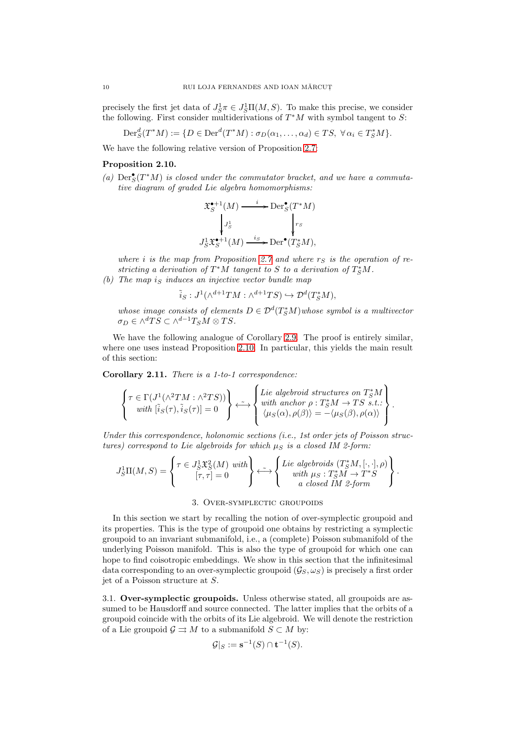precisely the first jet data of $J^1_S\pi \in J^1_S\Pi(M,S)$. To make this precise, we consider the following. First consider multiderivations of $T^*M$ with symbol tangent to $S$:

$$\mathrm{Der}^d_S(T^*M) := \{D \in \mathrm{Der}^d(T^*M) : \sigma_D(\alpha_1, \dots, \alpha_d) \in TS,\ \forall\, \alpha_i \in T^*_S M\}.$$

We have the following relative version of Proposition 2.7:

**Proposition 2.10.**

*(a)* $\mathrm{Der}^\bullet_S(T^*M)$ *is closed under the commutator bracket, and we have a commutative diagram of graded Lie algebra homomorphisms:*

$$\begin{array}{ccc} \mathfrak{X}^{\bullet+1}_S(M) & \xrightarrow{\ i\ } & \mathrm{Der}^\bullet_S(T^*M) \\ \Big\downarrow{\scriptstyle J^1_S} & & \Big\downarrow{\scriptstyle r_S} \\ J^1_S\mathfrak{X}^{\bullet+1}_S(M) & \xrightarrow{\ i_S\ } & \mathrm{Der}^\bullet(T^*_S M), \end{array}$$

*where $i$ is the map from Proposition 2.7 and where $r_S$ is the operation of restricting a derivation of $T^*M$ tangent to $S$ to a derivation of $T^*_S M$.*

*(b) The map $i_S$ induces an injective vector bundle map*

$$\tilde{i}_S : J^1(\wedge^{d+1}TM : \wedge^{d+1}TS) \hookrightarrow \mathcal{D}^d(T^*_S M),$$

*whose image consists of elements $D \in \mathcal{D}^d(T^*_S M)$ whose symbol is a multivector $\sigma_D \in \wedge^d TS \subset \wedge^{d-1}T_S M \otimes TS$.*

We have the following analogue of Corollary 2.9. The proof is entirely similar, where one uses instead Proposition 2.10. In particular, this yields the main result of this section:

**Corollary 2.11.** *There is a 1-to-1 correspondence:*

$$\left\{ \begin{array}{c} \tau \in \Gamma(J^1(\wedge^2 TM : \wedge^2 TS)) \\ \text{with } [\tilde{i}_S(\tau), \tilde{i}_S(\tau)] = 0 \end{array} \right\} \stackrel{\sim}{\longleftrightarrow} \left\{ \begin{array}{l} \text{Lie algebroid structures on } T^*_S M \\ \text{with anchor } \rho : T^*_S M \to TS \text{ s.t.:} \\ \langle \mu_S(\alpha), \rho(\beta)\rangle = -\langle \mu_S(\beta), \rho(\alpha)\rangle \end{array} \right\}.$$

*Under this correspondence, holonomic sections (i.e., 1st order jets of Poisson structures) correspond to Lie algebroids for which $\mu_S$ is a closed IM 2-form:*

$$J^1_S\Pi(M,S) = \left\{ \begin{array}{c} \tau \in J^1_S\mathfrak{X}^2_S(M) \text{ with} \\ [\tau, \tau] = 0 \end{array} \right\} \stackrel{\sim}{\longleftrightarrow} \left\{ \begin{array}{c} \text{Lie algebroids } (T^*_S M, [\cdot,\cdot], \rho) \\ \text{with } \mu_S : T^*_S M \to T^*S \\ \text{a closed IM 2-form} \end{array} \right\}.$$

## 3. Over-symplectic groupoids

In this section we start by recalling the notion of over-symplectic groupoid and its properties. This is the type of groupoid one obtains by restricting a symplectic groupoid to an invariant submanifold, i.e., a (complete) Poisson submanifold of the underlying Poisson manifold. This is also the type of groupoid for which one can hope to find coisotropic embeddings. We show in this section that the infinitesimal data corresponding to an over-symplectic groupoid $(\mathcal{G}_S, \omega_S)$ is precisely a first order jet of a Poisson structure at $S$.

3.1. **Over-symplectic groupoids.** Unless otherwise stated, all groupoids are assumed to be Hausdorff and source connected. The latter implies that the orbits of a groupoid coincide with the orbits of its Lie algebroid. We will denote the restriction of a Lie groupoid $\mathcal{G} \rightrightarrows M$ to a submanifold $S \subset M$ by:

$$\mathcal{G}|_S := \mathbf{s}^{-1}(S) \cap \mathbf{t}^{-1}(S).$$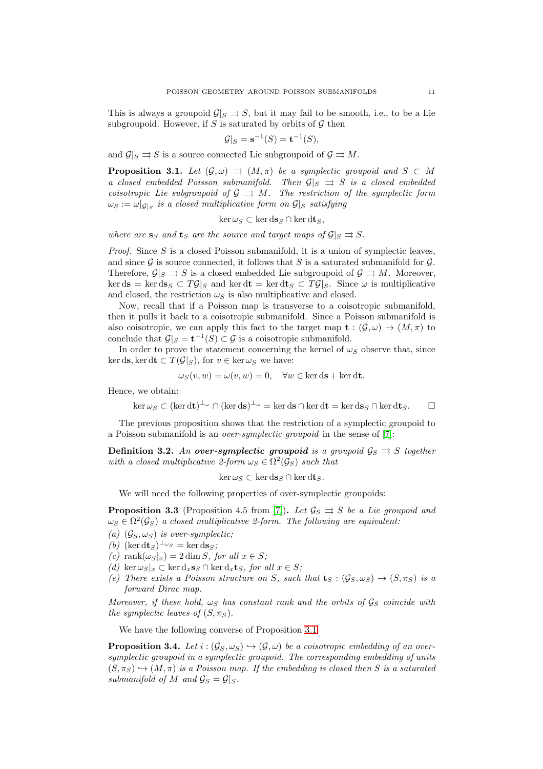This is always a groupoid $\mathcal{G}|_S \rightrightarrows S$, but it may fail to be smooth, i.e., to be a Lie subgroupoid. However, if $S$ is saturated by orbits of $\mathcal{G}$ then

$$\mathcal{G}|_S = \mathbf{s}^{-1}(S) = \mathbf{t}^{-1}(S),$$

and $\mathcal{G}|_S \rightrightarrows S$ is a source connected Lie subgroupoid of $\mathcal{G} \rightrightarrows M$.

**Proposition 3.1.** *Let $(\mathcal{G}, \omega) \rightrightarrows (M, \pi)$ be a symplectic groupoid and $S \subset M$ a closed embedded Poisson submanifold. Then $\mathcal{G}|_S \rightrightarrows S$ is a closed embedded coisotropic Lie subgroupoid of $\mathcal{G} \rightrightarrows M$. The restriction of the symplectic form $\omega_S := \omega|_{\mathcal{G}|_S}$ is a closed multiplicative form on $\mathcal{G}|_S$ satisfying*

$$\ker \omega_S \subset \ker \mathrm{d}\mathbf{s}_S \cap \ker \mathrm{d}\mathbf{t}_S,$$

*where are $\mathbf{s}_S$ and $\mathbf{t}_S$ are the source and target maps of $\mathcal{G}|_S \rightrightarrows S$.*

*Proof.* Since $S$ is a closed Poisson submanifold, it is a union of symplectic leaves, and since $\mathcal{G}$ is source connected, it follows that $S$ is a saturated submanifold for $\mathcal{G}$. Therefore, $\mathcal{G}|_S \rightrightarrows S$ is a closed embedded Lie subgroupoid of $\mathcal{G} \rightrightarrows M$. Moreover, $\ker \mathrm{d}\mathbf{s} = \ker \mathrm{d}\mathbf{s}_S \subset T\mathcal{G}|_S$ and $\ker \mathrm{d}\mathbf{t} = \ker \mathrm{d}\mathbf{t}_S \subset T\mathcal{G}|_S$. Since $\omega$ is multiplicative and closed, the restriction $\omega_S$ is also multiplicative and closed.

Now, recall that if a Poisson map is transverse to a coisotropic submanifold, then it pulls it back to a coisotropic submanifold. Since a Poisson submanifold is also coisotropic, we can apply this fact to the target map $\mathbf{t} : (\mathcal{G}, \omega) \to (M, \pi)$ to conclude that $\mathcal{G}|_S = \mathbf{t}^{-1}(S) \subset \mathcal{G}$ is a coisotropic submanifold.

In order to prove the statement concerning the kernel of $\omega_S$ observe that, since $\ker \mathrm{d}\mathbf{s}, \ker \mathrm{d}\mathbf{t} \subset T(\mathcal{G}|_S)$, for $v \in \ker \omega_S$ we have:

$$\omega_S(v, w) = \omega(v, w) = 0, \quad \forall w \in \ker \mathrm{d}\mathbf{s} + \ker \mathrm{d}\mathbf{t}.$$

Hence, we obtain:

$$\ker \omega_S \subset (\ker \mathrm{d}\mathbf{t})^{\perp_\omega} \cap (\ker \mathrm{d}\mathbf{s})^{\perp_\omega} = \ker \mathrm{d}\mathbf{s} \cap \ker \mathrm{d}\mathbf{t} = \ker \mathrm{d}\mathbf{s}_S \cap \ker \mathrm{d}\mathbf{t}_S. \qquad \square$$

The previous proposition shows that the restriction of a symplectic groupoid to a Poisson submanifold is an *over-symplectic groupoid* in the sense of [7]:

**Definition 3.2.** *An **over-symplectic groupoid** is a groupoid $\mathcal{G}_S \rightrightarrows S$ together with a closed multiplicative 2-form $\omega_S \in \Omega^2(\mathcal{G}_S)$ such that*

$$\ker \omega_S \subset \ker \mathrm{d}\mathbf{s}_S \cap \ker \mathrm{d}\mathbf{t}_S.$$

We will need the following properties of over-symplectic groupoids:

**Proposition 3.3** (Proposition 4.5 from [7])**.** *Let $\mathcal{G}_S \rightrightarrows S$ be a Lie groupoid and $\omega_S \in \Omega^2(\mathcal{G}_S)$ a closed multiplicative 2-form. The following are equivalent:*

*(a) $(\mathcal{G}_S, \omega_S)$ is over-symplectic;*
*(b) $(\ker \mathrm{d}\mathbf{t}_S)^{\perp_{\omega_S}} = \ker \mathrm{d}\mathbf{s}_S$;*
*(c) $\mathrm{rank}(\omega_S|_x) = 2 \dim S$, for all $x \in S$;*
*(d) $\ker \omega_S|_x \subset \ker \mathrm{d}_x\mathbf{s}_S \cap \ker \mathrm{d}_x\mathbf{t}_S$, for all $x \in S$;*
*(e) There exists a Poisson structure on $S$, such that $\mathbf{t}_S : (\mathcal{G}_S, \omega_S) \to (S, \pi_S)$ is a forward Dirac map.*

*Moreover, if these hold, $\omega_S$ has constant rank and the orbits of $\mathcal{G}_S$ coincide with the symplectic leaves of $(S, \pi_S)$.*

We have the following converse of Proposition 3.1.

**Proposition 3.4.** *Let $i : (\mathcal{G}_S, \omega_S) \hookrightarrow (\mathcal{G}, \omega)$ be a coisotropic embedding of an over-symplectic groupoid in a symplectic groupoid. The corresponding embedding of units $(S, \pi_S) \hookrightarrow (M, \pi)$ is a Poisson map. If the embedding is closed then $S$ is a saturated submanifold of $M$ and $\mathcal{G}_S = \mathcal{G}|_S$.*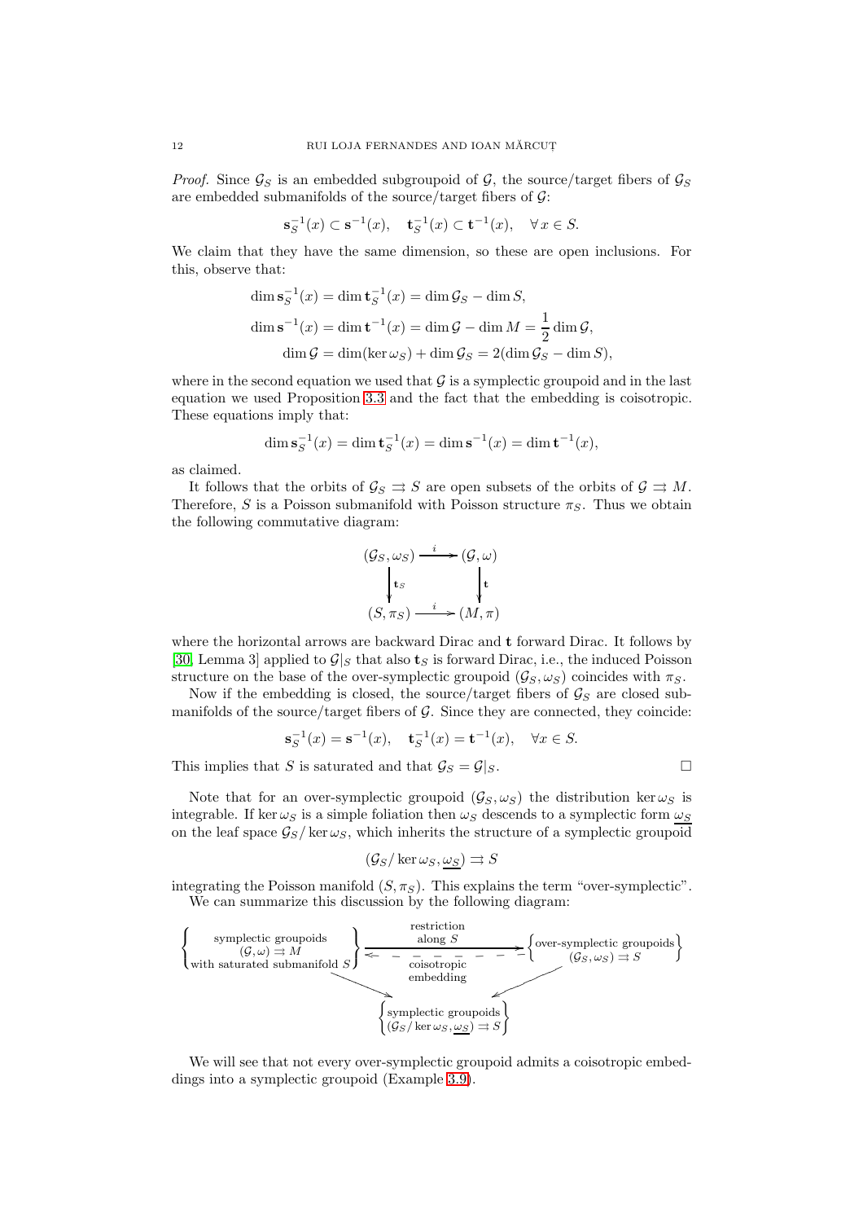*Proof.* Since $\mathcal{G}_S$ is an embedded subgroupoid of $\mathcal{G}$, the source/target fibers of $\mathcal{G}_S$ are embedded submanifolds of the source/target fibers of $\mathcal{G}$:

$$\mathbf{s}_S^{-1}(x) \subset \mathbf{s}^{-1}(x), \quad \mathbf{t}_S^{-1}(x) \subset \mathbf{t}^{-1}(x), \quad \forall\, x \in S.$$

We claim that they have the same dimension, so these are open inclusions. For this, observe that:

$$\begin{aligned}
\dim \mathbf{s}_S^{-1}(x) &= \dim \mathbf{t}_S^{-1}(x) = \dim \mathcal{G}_S - \dim S,\\
\dim \mathbf{s}^{-1}(x) &= \dim \mathbf{t}^{-1}(x) = \dim \mathcal{G} - \dim M = \frac{1}{2}\dim \mathcal{G},\\
\dim \mathcal{G} &= \dim(\ker \omega_S) + \dim \mathcal{G}_S = 2(\dim \mathcal{G}_S - \dim S),
\end{aligned}$$

where in the second equation we used that $\mathcal{G}$ is a symplectic groupoid and in the last equation we used Proposition 3.3 and the fact that the embedding is coisotropic. These equations imply that:

$$\dim \mathbf{s}_S^{-1}(x) = \dim \mathbf{t}_S^{-1}(x) = \dim \mathbf{s}^{-1}(x) = \dim \mathbf{t}^{-1}(x),$$

as claimed.

It follows that the orbits of $\mathcal{G}_S \rightrightarrows S$ are open subsets of the orbits of $\mathcal{G} \rightrightarrows M$. Therefore, $S$ is a Poisson submanifold with Poisson structure $\pi_S$. Thus we obtain the following commutative diagram:

$$\begin{array}{ccc}
(\mathcal{G}_S, \omega_S) & \xrightarrow{\;i\;} & (\mathcal{G}, \omega)\\
\Big\downarrow{\scriptstyle \mathbf{t}_S} & & \Big\downarrow{\scriptstyle \mathbf{t}}\\
(S, \pi_S) & \xrightarrow{\;i\;} & (M, \pi)
\end{array}$$

where the horizontal arrows are backward Dirac and $\mathbf{t}$ forward Dirac. It follows by [30, Lemma 3] applied to $\mathcal{G}|_S$ that also $\mathbf{t}_S$ is forward Dirac, i.e., the induced Poisson structure on the base of the over-symplectic groupoid $(\mathcal{G}_S, \omega_S)$ coincides with $\pi_S$.

Now if the embedding is closed, the source/target fibers of $\mathcal{G}_S$ are closed submanifolds of the source/target fibers of $\mathcal{G}$. Since they are connected, they coincide:

$$\mathbf{s}_S^{-1}(x) = \mathbf{s}^{-1}(x), \quad \mathbf{t}_S^{-1}(x) = \mathbf{t}^{-1}(x), \quad \forall x \in S.$$

This implies that $S$ is saturated and that $\mathcal{G}_S = \mathcal{G}|_S$. □

Note that for an over-symplectic groupoid $(\mathcal{G}_S, \omega_S)$ the distribution $\ker \omega_S$ is integrable. If $\ker \omega_S$ is a simple foliation then $\omega_S$ descends to a symplectic form $\underline{\omega_S}$ on the leaf space $\mathcal{G}_S/\ker \omega_S$, which inherits the structure of a symplectic groupoid

$$(\mathcal{G}_S/\ker \omega_S, \underline{\omega_S}) \rightrightarrows S$$

integrating the Poisson manifold $(S, \pi_S)$. This explains the term "over-symplectic".

We can summarize this discussion by the following diagram:

$$\begin{array}{ccc}
\left\{\begin{array}{c}\text{symplectic groupoids}\\ (\mathcal{G}, \omega) \rightrightarrows M\\ \text{with saturated submanifold } S\end{array}\right\} & \underset{\text{coisotropic embedding}}{\overset{\text{restriction along } S}{\rightleftarrows}} & \left\{\begin{array}{c}\text{over-symplectic groupoids}\\ (\mathcal{G}_S, \omega_S) \rightrightarrows S\end{array}\right\}\\
& \searrow \qquad\qquad \swarrow & \\
& \left\{\begin{array}{c}\text{symplectic groupoids}\\ (\mathcal{G}_S/\ker \omega_S, \underline{\omega_S}) \rightrightarrows S\end{array}\right\} &
\end{array}$$

We will see that not every over-symplectic groupoid admits a coisotropic embeddings into a symplectic groupoid (Example 3.9).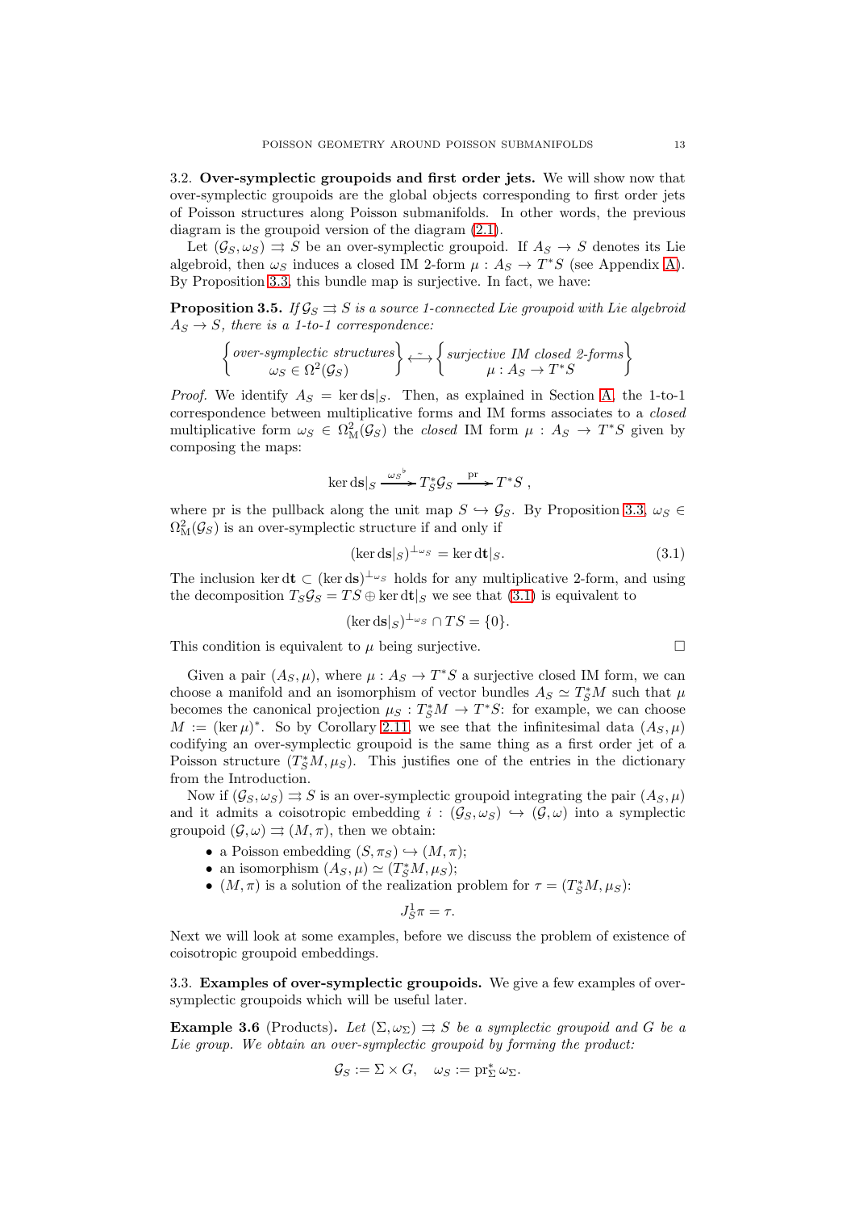### 3.2. **Over-symplectic groupoids and first order jets.**

We will show now that over-symplectic groupoids are the global objects corresponding to first order jets of Poisson structures along Poisson submanifolds. In other words, the previous diagram is the groupoid version of the diagram (2.1).

Let $(\mathcal{G}_S, \omega_S) \rightrightarrows S$ be an over-symplectic groupoid. If $A_S \to S$ denotes its Lie algebroid, then $\omega_S$ induces a closed IM 2-form $\mu : A_S \to T^*S$ (see Appendix A). By Proposition 3.3, this bundle map is surjective. In fact, we have:

**Proposition 3.5.** *If $\mathcal{G}_S \rightrightarrows S$ is a source 1-connected Lie groupoid with Lie algebroid $A_S \to S$, there is a 1-to-1 correspondence:*

$$\left\{\begin{array}{c}\text{over-symplectic structures}\\ \omega_S \in \Omega^2(\mathcal{G}_S)\end{array}\right\} \stackrel{\sim}{\longleftrightarrow} \left\{\begin{array}{c}\text{surjective IM closed 2-forms}\\ \mu : A_S \to T^*S\end{array}\right\}$$

*Proof.* We identify $A_S = \ker \mathrm{d}\mathbf{s}|_S$. Then, as explained in Section A, the 1-to-1 correspondence between multiplicative forms and IM forms associates to a *closed* multiplicative form $\omega_S \in \Omega^2_{\mathrm{M}}(\mathcal{G}_S)$ the *closed* IM form $\mu : A_S \to T^*S$ given by composing the maps:

$$\ker \mathrm{d}\mathbf{s}|_S \xrightarrow{\omega_S{}^\flat} T^*_S\mathcal{G}_S \xrightarrow{\mathrm{pr}} T^*S\ ,$$

where pr is the pullback along the unit map $S \hookrightarrow \mathcal{G}_S$. By Proposition 3.3, $\omega_S \in \Omega^2_{\mathrm{M}}(\mathcal{G}_S)$ is an over-symplectic structure if and only if

$$(\ker \mathrm{d}\mathbf{s}|_S)^{\perp_{\omega_S}} = \ker \mathrm{d}\mathbf{t}|_S. \tag{3.1}$$

The inclusion $\ker \mathrm{d}\mathbf{t} \subset (\ker \mathrm{d}\mathbf{s})^{\perp_{\omega_S}}$ holds for any multiplicative 2-form, and using the decomposition $T_S\mathcal{G}_S = TS \oplus \ker \mathrm{d}\mathbf{t}|_S$ we see that (3.1) is equivalent to

$$(\ker \mathrm{d}\mathbf{s}|_S)^{\perp_{\omega_S}} \cap TS = \{0\}.$$

This condition is equivalent to $\mu$ being surjective. $\square$

Given a pair $(A_S, \mu)$, where $\mu : A_S \to T^*S$ a surjective closed IM form, we can choose a manifold and an isomorphism of vector bundles $A_S \simeq T^*_S M$ such that $\mu$ becomes the canonical projection $\mu_S : T^*_S M \to T^*S$: for example, we can choose $M := (\ker \mu)^*$. So by Corollary 2.11, we see that the infinitesimal data $(A_S, \mu)$ codifying an over-symplectic groupoid is the same thing as a first order jet of a Poisson structure $(T^*_S M, \mu_S)$. This justifies one of the entries in the dictionary from the Introduction.

Now if $(\mathcal{G}_S, \omega_S) \rightrightarrows S$ is an over-symplectic groupoid integrating the pair $(A_S, \mu)$ and it admits a coisotropic embedding $i : (\mathcal{G}_S, \omega_S) \hookrightarrow (\mathcal{G}, \omega)$ into a symplectic groupoid $(\mathcal{G}, \omega) \rightrightarrows (M, \pi)$, then we obtain:

- a Poisson embedding $(S, \pi_S) \hookrightarrow (M, \pi)$;
- an isomorphism $(A_S, \mu) \simeq (T^*_S M, \mu_S)$;
- $(M, \pi)$ is a solution of the realization problem for $\tau = (T^*_S M, \mu_S)$:

$$J^1_S \pi = \tau.$$

Next we will look at some examples, before we discuss the problem of existence of coisotropic groupoid embeddings.

### 3.3. **Examples of over-symplectic groupoids.**

We give a few examples of over-symplectic groupoids which will be useful later.

**Example 3.6** (Products). *Let $(\Sigma, \omega_\Sigma) \rightrightarrows S$ be a symplectic groupoid and $G$ be a Lie group. We obtain an over-symplectic groupoid by forming the product:*

$$\mathcal{G}_S := \Sigma \times G, \quad \omega_S := \mathrm{pr}_\Sigma^* \omega_\Sigma.$$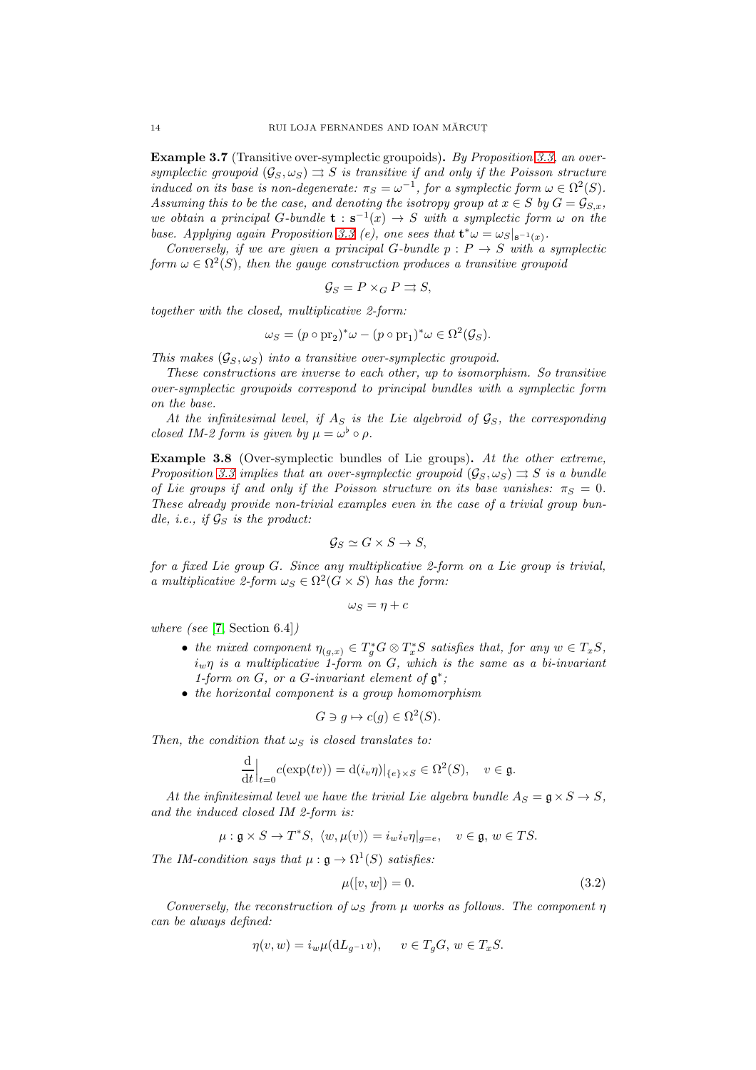**Example 3.7** (Transitive over-symplectic groupoids)**.** *By Proposition 3.3, an over-symplectic groupoid $(\mathcal{G}_S, \omega_S) \rightrightarrows S$ is transitive if and only if the Poisson structure induced on its base is non-degenerate: $\pi_S = \omega^{-1}$, for a symplectic form $\omega \in \Omega^2(S)$. Assuming this to be the case, and denoting the isotropy group at $x \in S$ by $G = \mathcal{G}_{S,x}$, we obtain a principal $G$-bundle $\mathbf{t} : \mathbf{s}^{-1}(x) \to S$ with a symplectic form $\omega$ on the base. Applying again Proposition 3.3 (e), one sees that $\mathbf{t}^*\omega = \omega_S|_{\mathbf{s}^{-1}(x)}$.*

*Conversely, if we are given a principal $G$-bundle $p : P \to S$ with a symplectic form $\omega \in \Omega^2(S)$, then the gauge construction produces a transitive groupoid*

$$\mathcal{G}_S = P \times_G P \rightrightarrows S,$$

*together with the closed, multiplicative 2-form:*

$$\omega_S = (p \circ \mathrm{pr}_2)^*\omega - (p \circ \mathrm{pr}_1)^*\omega \in \Omega^2(\mathcal{G}_S).$$

*This makes $(\mathcal{G}_S, \omega_S)$ into a transitive over-symplectic groupoid.*

*These constructions are inverse to each other, up to isomorphism. So transitive over-symplectic groupoids correspond to principal bundles with a symplectic form on the base.*

*At the infinitesimal level, if $A_S$ is the Lie algebroid of $\mathcal{G}_S$, the corresponding closed IM-2 form is given by $\mu = \omega^\flat \circ \rho$.*

**Example 3.8** (Over-symplectic bundles of Lie groups)**.** *At the other extreme, Proposition 3.3 implies that an over-symplectic groupoid $(\mathcal{G}_S, \omega_S) \rightrightarrows S$ is a bundle of Lie groups if and only if the Poisson structure on its base vanishes: $\pi_S = 0$. These already provide non-trivial examples even in the case of a trivial group bundle, i.e., if $\mathcal{G}_S$ is the product:*

$$\mathcal{G}_S \simeq G \times S \to S,$$

*for a fixed Lie group $G$. Since any multiplicative 2-form on a Lie group is trivial, a multiplicative 2-form $\omega_S \in \Omega^2(G \times S)$ has the form:*

$$\omega_S = \eta + c$$

*where (see [7, Section 6.4])*

- *the mixed component $\eta_{(g,x)} \in T_g^*G \otimes T_x^*S$ satisfies that, for any $w \in T_xS$, $i_w\eta$ is a multiplicative 1-form on $G$, or a $G$-invariant element of $\mathfrak{g}^*$;*
- *the horizontal component is a group homomorphism*

$$G \ni g \mapsto c(g) \in \Omega^2(S).$$

*Then, the condition that $\omega_S$ is closed translates to:*

$$\frac{\mathrm{d}}{\mathrm{d}t}\Big|_{t=0} c(\exp(tv)) = \mathrm{d}(i_v\eta)|_{\{e\}\times S} \in \Omega^2(S), \quad v \in \mathfrak{g}.$$

*At the infinitesimal level we have the trivial Lie algebra bundle $A_S = \mathfrak{g} \times S \to S$, and the induced closed IM 2-form is:*

$$\mu : \mathfrak{g} \times S \to T^*S, \ \langle w, \mu(v) \rangle = i_w i_v \eta|_{g=e}, \quad v \in \mathfrak{g}, \, w \in TS.$$

*The IM-condition says that $\mu : \mathfrak{g} \to \Omega^1(S)$ satisfies:*

$$\mu([v, w]) = 0. \tag{3.2}$$

*Conversely, the reconstruction of $\omega_S$ from $\mu$ works as follows. The component $\eta$ can be always defined:*

$$\eta(v, w) = i_w \mu(\mathrm{d}L_{g^{-1}} v), \quad v \in T_gG, \, w \in T_xS.$$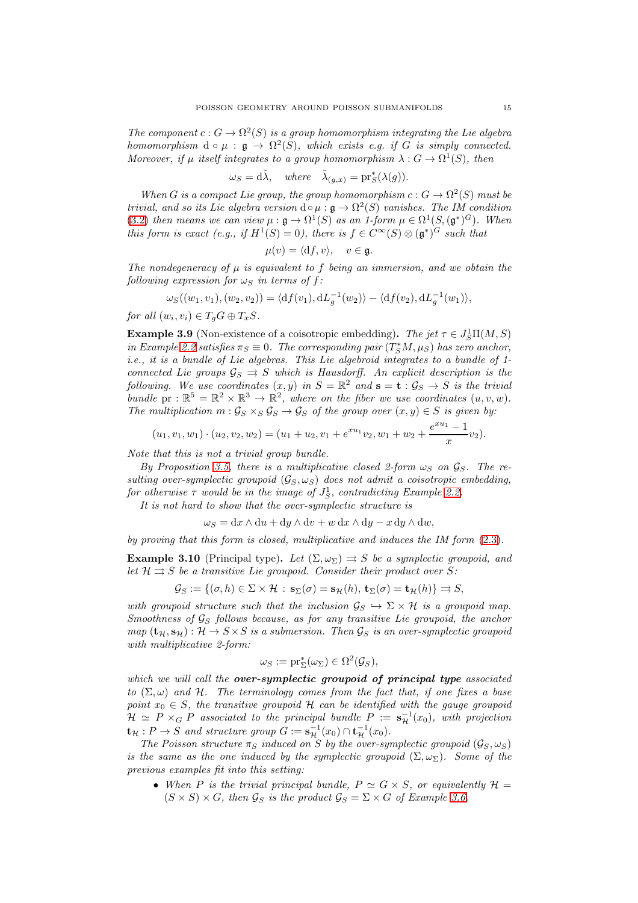*The component $c : G \to \Omega^2(S)$ is a group homomorphism integrating the Lie algebra homomorphism $\mathrm{d} \circ \mu : \mathfrak{g} \to \Omega^2(S)$, which exists e.g. if $G$ is simply connected. Moreover, if $\mu$ itself integrates to a group homomorphism $\lambda : G \to \Omega^1(S)$, then*

$$\omega_S = \mathrm{d}\tilde{\lambda}, \quad \textit{where} \quad \tilde{\lambda}_{(g,x)} = \mathrm{pr}_S^*(\lambda(g)).$$

*When $G$ is a compact Lie group, the group homomorphism $c : G \to \Omega^2(S)$ must be trivial, and so its Lie algebra version $\mathrm{d}\circ\mu : \mathfrak{g} \to \Omega^2(S)$ vanishes. The IM condition (3.2) then means we can view $\mu : \mathfrak{g} \to \Omega^1(S)$ as an 1-form $\mu \in \Omega^1(S, (\mathfrak{g}^*)^G)$. When this form is exact (e.g., if $H^1(S) = 0$), there is $f \in C^\infty(S) \otimes (\mathfrak{g}^*)^G$ such that*

$$\mu(v) = \langle \mathrm{d}f, v\rangle, \quad v \in \mathfrak{g}.$$

*The nondegeneracy of $\mu$ is equivalent to $f$ being an immersion, and we obtain the following expression for $\omega_S$ in terms of $f$:*

$$\omega_S((w_1, v_1), (w_2, v_2)) = \langle \mathrm{d}f(v_1), \mathrm{d}L_g^{-1}(w_2)\rangle - \langle \mathrm{d}f(v_2), \mathrm{d}L_g^{-1}(w_1)\rangle,$$

*for all $(w_i, v_i) \in T_gG \oplus T_xS$.*

**Example 3.9** (Non-existence of a coisotropic embedding)**.** *The jet $\tau \in J^1_S\Pi(M, S)$ in Example 2.2 satisfies $\pi_S \equiv 0$. The corresponding pair $(T^*_SM, \mu_S)$ has zero anchor, i.e., it is a bundle of Lie algebras. This Lie algebroid integrates to a bundle of 1-connected Lie groups $\mathcal{G}_S \rightrightarrows S$ which is Hausdorff. An explicit description is the following. We use coordinates $(x, y)$ in $S = \mathbb{R}^2$ and $\mathbf{s} = \mathbf{t} : \mathcal{G}_S \to S$ is the trivial bundle $\mathrm{pr} : \mathbb{R}^5 = \mathbb{R}^2 \times \mathbb{R}^3 \to \mathbb{R}^2$, where on the fiber we use coordinates $(u, v, w)$. The multiplication $m : \mathcal{G}_S \times_S \mathcal{G}_S \to \mathcal{G}_S$ of the group over $(x, y) \in S$ is given by:*

$$(u_1, v_1, w_1) \cdot (u_2, v_2, w_2) = (u_1 + u_2, v_1 + e^{xu_1}v_2, w_1 + w_2 + \frac{e^{xu_1} - 1}{x}v_2).$$

*Note that this is not a trivial group bundle.*

*By Proposition 3.5, there is a multiplicative closed 2-form $\omega_S$ on $\mathcal{G}_S$. The resulting over-symplectic groupoid $(\mathcal{G}_S, \omega_S)$ does not admit a coisotropic embedding, for otherwise $\tau$ would be in the image of $J^1_S$, contradicting Example 2.2.*

*It is not hard to show that the over-symplectic structure is*

$$\omega_S = \mathrm{d}x \wedge \mathrm{d}u + \mathrm{d}y \wedge \mathrm{d}v + w\,\mathrm{d}x \wedge \mathrm{d}y - x\,\mathrm{d}y \wedge \mathrm{d}w,$$

*by proving that this form is closed, multiplicative and induces the IM form (2.3).*

**Example 3.10** (Principal type)**.** *Let $(\Sigma, \omega_\Sigma) \rightrightarrows S$ be a symplectic groupoid, and let $\mathcal{H} \rightrightarrows S$ be a transitive Lie groupoid. Consider their product over $S$:*

$$\mathcal{G}_S := \{(\sigma, h) \in \Sigma \times \mathcal{H} : \mathbf{s}_\Sigma(\sigma) = \mathbf{s}_\mathcal{H}(h),\ \mathbf{t}_\Sigma(\sigma) = \mathbf{t}_\mathcal{H}(h)\} \rightrightarrows S,$$

*with groupoid structure such that the inclusion $\mathcal{G}_S \hookrightarrow \Sigma \times \mathcal{H}$ is a groupoid map. Smoothness of $\mathcal{G}_S$ follows because, as for any transitive Lie groupoid, the anchor map $(\mathbf{t}_\mathcal{H}, \mathbf{s}_\mathcal{H}) : \mathcal{H} \to S \times S$ is a submersion. Then $\mathcal{G}_S$ is an over-symplectic groupoid with multiplicative 2-form:*

$$\omega_S := \mathrm{pr}_\Sigma^*(\omega_\Sigma) \in \Omega^2(\mathcal{G}_S),$$

*which we will call the* ***over-symplectic groupoid of principal type*** *associated to $(\Sigma, \omega)$ and $\mathcal{H}$. The terminology comes from the fact that, if one fixes a base point $x_0 \in S$, the transitive groupoid $\mathcal{H}$ can be identified with the gauge groupoid $\mathcal{H} \simeq P \times_G P$ associated to the principal bundle $P := \mathbf{s}_\mathcal{H}^{-1}(x_0)$, with projection $\mathbf{t}_\mathcal{H} : P \to S$ and structure group $G := \mathbf{s}_\mathcal{H}^{-1}(x_0) \cap \mathbf{t}_\mathcal{H}^{-1}(x_0)$.*

*The Poisson structure $\pi_S$ induced on $S$ by the over-symplectic groupoid $(\mathcal{G}_S, \omega_S)$ is the same as the one induced by the symplectic groupoid $(\Sigma, \omega_\Sigma)$. Some of the previous examples fit into this setting:*

- *When $P$ is the trivial principal bundle, $P \simeq G \times S$, or equivalently $\mathcal{H} = (S \times S) \times G$, then $\mathcal{G}_S$ is the product $\mathcal{G}_S = \Sigma \times G$ of Example 3.6.*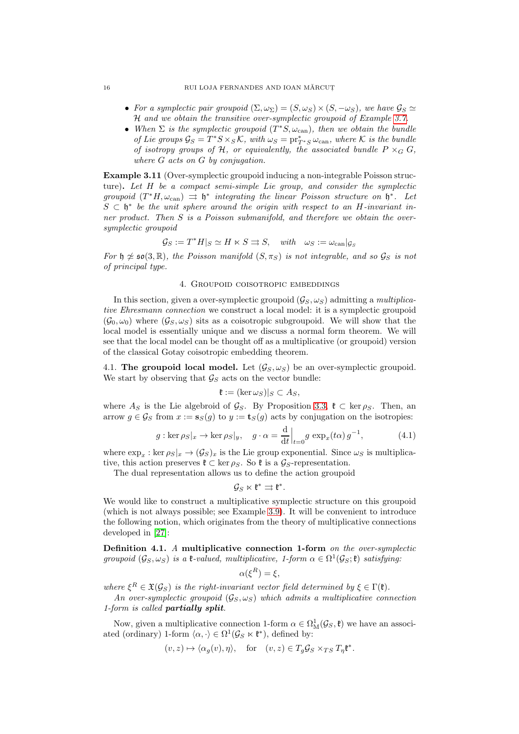- *For a symplectic pair groupoid $(\Sigma, \omega_\Sigma) = (S, \omega_S) \times (S, -\omega_S)$, we have $\mathcal{G}_S \simeq \mathcal{H}$ and we obtain the transitive over-symplectic groupoid of Example 3.7.*
- *When $\Sigma$ is the symplectic groupoid $(T^*S, \omega_{\mathrm{can}})$, then we obtain the bundle of Lie groups $\mathcal{G}_S = T^*S \times_S \mathcal{K}$, with $\omega_S = \mathrm{pr}_{T^*S}^* \omega_{\mathrm{can}}$, where $\mathcal{K}$ is the bundle of isotropy groups of $\mathcal{H}$, or equivalently, the associated bundle $P \times_G G$, where $G$ acts on $G$ by conjugation.*

**Example 3.11** (Over-symplectic groupoid inducing a non-integrable Poisson structure)**.** *Let $H$ be a compact semi-simple Lie group, and consider the symplectic groupoid $(T^*H, \omega_{\mathrm{can}}) \rightrightarrows \mathfrak{h}^*$ integrating the linear Poisson structure on $\mathfrak{h}^*$. Let $S \subset \mathfrak{h}^*$ be the unit sphere around the origin with respect to an $H$-invariant inner product. Then $S$ is a Poisson submanifold, and therefore we obtain the over-symplectic groupoid*

$$\mathcal{G}_S := T^*H|_S \simeq H \ltimes S \rightrightarrows S, \quad \text{with} \quad \omega_S := \omega_{\mathrm{can}}|_{\mathcal{G}_S}$$

*For $\mathfrak{h} \not\simeq \mathfrak{so}(3, \mathbb{R})$, the Poisson manifold $(S, \pi_S)$ is not integrable, and so $\mathcal{G}_S$ is not of principal type.*

## 4. Groupoid coisotropic embeddings

In this section, given a over-symplectic groupoid $(\mathcal{G}_S, \omega_S)$ admitting a *multiplicative Ehresmann connection* we construct a local model: it is a symplectic groupoid $(\mathcal{G}_0, \omega_0)$ where $(\mathcal{G}_S, \omega_S)$ sits as a coisotropic subgroupoid. We will show that the local model is essentially unique and we discuss a normal form theorem. We will see that the local model can be thought off as a multiplicative (or groupoid) version of the classical Gotay coisotropic embedding theorem.

### 4.1. The groupoid local model.

Let $(\mathcal{G}_S, \omega_S)$ be an over-symplectic groupoid. We start by observing that $\mathcal{G}_S$ acts on the vector bundle:

$$\mathfrak{k} := (\ker \omega_S)|_S \subset A_S,$$

where $A_S$ is the Lie algebroid of $\mathcal{G}_S$. By Proposition 3.3, $\mathfrak{k} \subset \ker \rho_S$. Then, an arrow $g \in \mathcal{G}_S$ from $x := \mathbf{s}_S(g)$ to $y := \mathbf{t}_S(g)$ acts by conjugation on the isotropies:

$$g : \ker \rho_S|_x \to \ker \rho_S|_y, \quad g \cdot \alpha = \frac{\mathrm{d}}{\mathrm{d}t}\Big|_{t=0} g \, \exp_x(t\alpha) \, g^{-1}, \tag{4.1}$$

where $\exp_x : \ker \rho_S|_x \to (\mathcal{G}_S)_x$ is the Lie group exponential. Since $\omega_S$ is multiplicative, this action preserves $\mathfrak{k} \subset \ker \rho_S$. So $\mathfrak{k}$ is a $\mathcal{G}_S$-representation.

The dual representation allows us to define the action groupoid

$$\mathcal{G}_S \ltimes \mathfrak{k}^* \rightrightarrows \mathfrak{k}^*.$$

We would like to construct a multiplicative symplectic structure on this groupoid (which is not always possible; see Example 3.9). It will be convenient to introduce the following notion, which originates from the theory of multiplicative connections developed in [27]:

**Definition 4.1.** *A* **multiplicative connection 1-form** *on the over-symplectic groupoid $(\mathcal{G}_S, \omega_S)$ is a $\mathfrak{k}$-valued, multiplicative, 1-form $\alpha \in \Omega^1(\mathcal{G}_S; \mathfrak{k})$ satisfying:*

$$\alpha(\xi^R) = \xi,$$

*where $\xi^R \in \mathfrak{X}(\mathcal{G}_S)$ is the right-invariant vector field determined by $\xi \in \Gamma(\mathfrak{k})$.*

*An over-symplectic groupoid $(\mathcal{G}_S, \omega_S)$ which admits a multiplicative connection 1-form is called* ***partially split****.*

Now, given a multiplicative connection 1-form $\alpha \in \Omega^1_{\mathrm{M}}(\mathcal{G}_S, \mathfrak{k})$ we have an associated (ordinary) 1-form $\langle \alpha, \cdot \rangle \in \Omega^1(\mathcal{G}_S \ltimes \mathfrak{k}^*)$, defined by:

$$(v, z) \mapsto \langle \alpha_g(v), \eta \rangle, \quad \text{for} \quad (v, z) \in T_g\mathcal{G}_S \times_{TS} T_\eta \mathfrak{k}^*.$$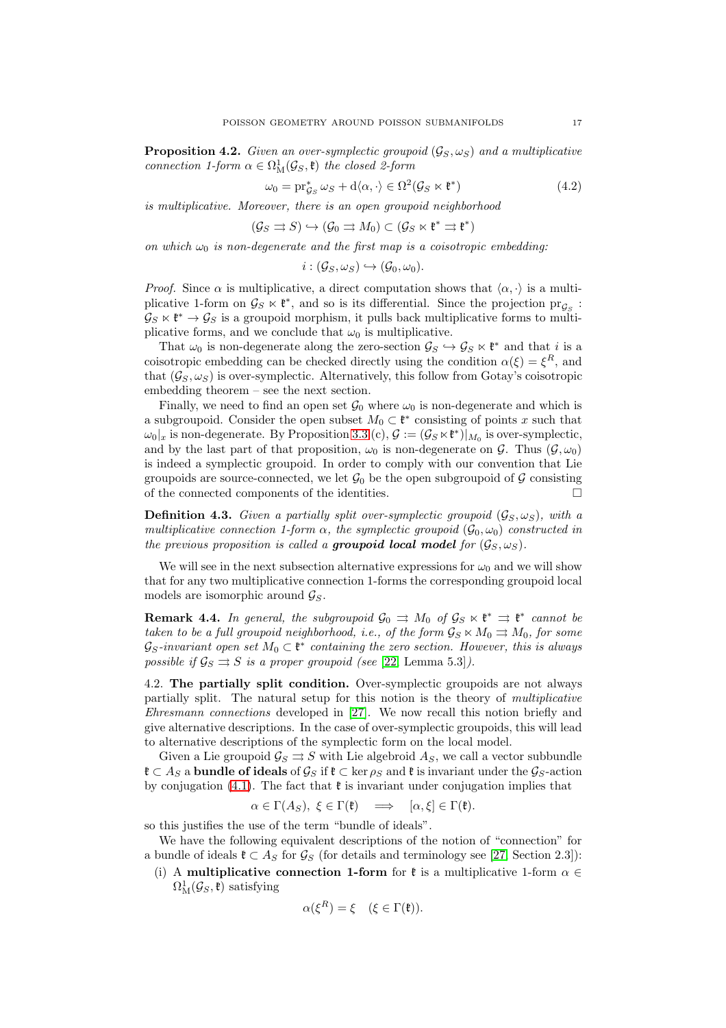**Proposition 4.2.** *Given an over-symplectic groupoid $(\mathcal{G}_S, \omega_S)$ and a multiplicative connection 1-form $\alpha \in \Omega^1_{\mathrm{M}}(\mathcal{G}_S, \mathfrak{k})$ the closed 2-form*

$$\omega_0 = \mathrm{pr}^*_{\mathcal{G}_S} \omega_S + \mathrm{d}\langle \alpha, \cdot \rangle \in \Omega^2(\mathcal{G}_S \ltimes \mathfrak{k}^*) \tag{4.2}$$

*is multiplicative. Moreover, there is an open groupoid neighborhood*

$$(\mathcal{G}_S \rightrightarrows S) \hookrightarrow (\mathcal{G}_0 \rightrightarrows M_0) \subset (\mathcal{G}_S \ltimes \mathfrak{k}^* \rightrightarrows \mathfrak{k}^*)$$

*on which $\omega_0$ is non-degenerate and the first map is a coisotropic embedding:*

$$i : (\mathcal{G}_S, \omega_S) \hookrightarrow (\mathcal{G}_0, \omega_0).$$

*Proof.* Since $\alpha$ is multiplicative, a direct computation shows that $\langle \alpha, \cdot \rangle$ is a multiplicative 1-form on $\mathcal{G}_S \ltimes \mathfrak{k}^*$, and so is its differential. Since the projection $\mathrm{pr}_{\mathcal{G}_S} : \mathcal{G}_S \ltimes \mathfrak{k}^* \to \mathcal{G}_S$ is a groupoid morphism, it pulls back multiplicative forms to multiplicative forms, and we conclude that $\omega_0$ is multiplicative.

That $\omega_0$ is non-degenerate along the zero-section $\mathcal{G}_S \hookrightarrow \mathcal{G}_S \ltimes \mathfrak{k}^*$ and that $i$ is a coisotropic embedding can be checked directly using the condition $\alpha(\xi) = \xi^R$, and that $(\mathcal{G}_S, \omega_S)$ is over-symplectic. Alternatively, this follow from Gotay's coisotropic embedding theorem – see the next section.

Finally, we need to find an open set $\mathcal{G}_0$ where $\omega_0$ is non-degenerate and which is a subgroupoid. Consider the open subset $M_0 \subset \mathfrak{k}^*$ consisting of points $x$ such that $\omega_0|_x$ is non-degenerate. By Proposition 3.3 (c), $\mathcal{G} := (\mathcal{G}_S \ltimes \mathfrak{k}^*)|_{M_0}$ is over-symplectic, and by the last part of that proposition, $\omega_0$ is non-degenerate on $\mathcal{G}$. Thus $(\mathcal{G}, \omega_0)$ is indeed a symplectic groupoid. In order to comply with our convention that Lie groupoids are source-connected, we let $\mathcal{G}_0$ be the open subgroupoid of $\mathcal{G}$ consisting of the connected components of the identities. $\square$

**Definition 4.3.** *Given a partially split over-symplectic groupoid $(\mathcal{G}_S, \omega_S)$, with a multiplicative connection 1-form $\alpha$, the symplectic groupoid $(\mathcal{G}_0, \omega_0)$ constructed in the previous proposition is called a **groupoid local model** for $(\mathcal{G}_S, \omega_S)$.*

We will see in the next subsection alternative expressions for $\omega_0$ and we will show that for any two multiplicative connection 1-forms the corresponding groupoid local models are isomorphic around $\mathcal{G}_S$.

**Remark 4.4.** *In general, the subgroupoid $\mathcal{G}_0 \rightrightarrows M_0$ of $\mathcal{G}_S \ltimes \mathfrak{k}^* \rightrightarrows \mathfrak{k}^*$ cannot be taken to be a full groupoid neighborhood, i.e., of the form $\mathcal{G}_S \ltimes M_0 \rightrightarrows M_0$, for some $\mathcal{G}_S$-invariant open set $M_0 \subset \mathfrak{k}^*$ containing the zero section. However, this is always possible if $\mathcal{G}_S \rightrightarrows S$ is a proper groupoid (see [22, Lemma 5.3]).*

## 4.2. The partially split condition.

Over-symplectic groupoids are not always partially split. The natural setup for this notion is the theory of *multiplicative Ehresmann connections* developed in [27]. We now recall this notion briefly and give alternative descriptions. In the case of over-symplectic groupoids, this will lead to alternative descriptions of the symplectic form on the local model.

Given a Lie groupoid $\mathcal{G}_S \rightrightarrows S$ with Lie algebroid $A_S$, we call a vector subbundle $\mathfrak{k} \subset A_S$ a **bundle of ideals** of $\mathcal{G}_S$ if $\mathfrak{k} \subset \ker \rho_S$ and $\mathfrak{k}$ is invariant under the $\mathcal{G}_S$-action by conjugation (4.1). The fact that $\mathfrak{k}$ is invariant under conjugation implies that

$$\alpha \in \Gamma(A_S),\ \xi \in \Gamma(\mathfrak{k}) \quad \Longrightarrow \quad [\alpha, \xi] \in \Gamma(\mathfrak{k}).$$

so this justifies the use of the term "bundle of ideals".

We have the following equivalent descriptions of the notion of "connection" for a bundle of ideals $\mathfrak{k} \subset A_S$ for $\mathcal{G}_S$ (for details and terminology see [27, Section 2.3]):

(i) A **multiplicative connection 1-form** for $\mathfrak{k}$ is a multiplicative 1-form $\alpha \in \Omega^1_{\mathrm{M}}(\mathcal{G}_S, \mathfrak{k})$ satisfying

$$\alpha(\xi^R) = \xi \quad (\xi \in \Gamma(\mathfrak{k})).$$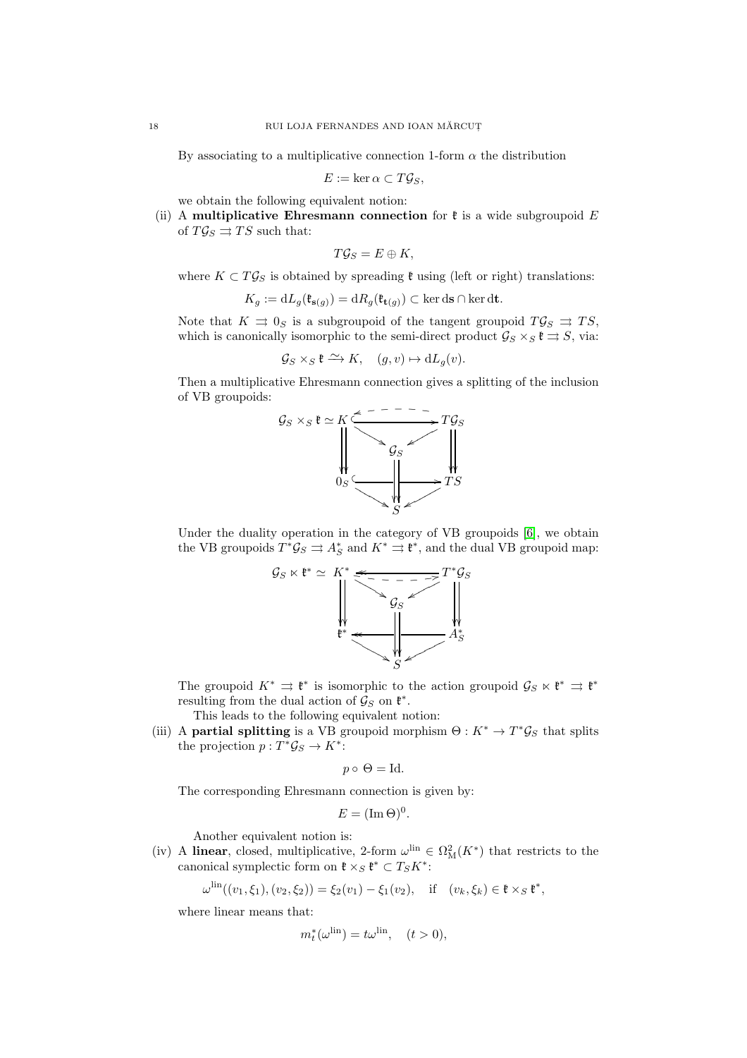By associating to a multiplicative connection 1-form $\alpha$ the distribution

$$E := \ker \alpha \subset T\mathcal{G}_S,$$

we obtain the following equivalent notion:

(ii) A **multiplicative Ehresmann connection** for $\mathfrak{k}$ is a wide subgroupoid $E$ of $T\mathcal{G}_S \rightrightarrows TS$ such that:

$$T\mathcal{G}_S = E \oplus K,$$

where $K \subset T\mathcal{G}_S$ is obtained by spreading $\mathfrak{k}$ using (left or right) translations:

$$K_g := \mathrm{d}L_g(\mathfrak{k}_{\mathbf{s}(g)}) = \mathrm{d}R_g(\mathfrak{k}_{\mathbf{t}(g)}) \subset \ker \mathrm{d}\mathbf{s} \cap \ker \mathrm{d}\mathbf{t}.$$

Note that $K \rightrightarrows 0_S$ is a subgroupoid of the tangent groupoid $T\mathcal{G}_S \rightrightarrows TS$, which is canonically isomorphic to the semi-direct product $\mathcal{G}_S \times_S \mathfrak{k} \rightrightarrows S$, via:

$$\mathcal{G}_S \times_S \mathfrak{k} \xrightarrow{\sim} K, \quad (g, v) \mapsto \mathrm{d}L_g(v).$$

Then a multiplicative Ehresmann connection gives a splitting of the inclusion of VB groupoids:

$$\begin{array}{ccccc}
\mathcal{G}_S \times_S \mathfrak{k} \simeq K & \hookrightarrow & T\mathcal{G}_S \\
& \searrow \quad \mathcal{G}_S \quad \swarrow & \\
\Downarrow & & \Downarrow \\
0_S & \hookrightarrow & TS \\
& \searrow \quad S \quad \swarrow &
\end{array}$$

Under the duality operation in the category of VB groupoids [6], we obtain the VB groupoids $T^*\mathcal{G}_S \rightrightarrows A_S^*$ and $K^* \rightrightarrows \mathfrak{k}^*$, and the dual VB groupoid map:

$$\begin{array}{ccccc}
\mathcal{G}_S \ltimes \mathfrak{k}^* \simeq K^* & \twoheadleftarrow & T^*\mathcal{G}_S \\
& \searrow \quad \mathcal{G}_S \quad \swarrow & \\
\Downarrow & & \Downarrow \\
\mathfrak{k}^* & \twoheadleftarrow & A_S^* \\
& \searrow \quad S \quad \swarrow &
\end{array}$$

The groupoid $K^* \rightrightarrows \mathfrak{k}^*$ is isomorphic to the action groupoid $\mathcal{G}_S \ltimes \mathfrak{k}^* \rightrightarrows \mathfrak{k}^*$ resulting from the dual action of $\mathcal{G}_S$ on $\mathfrak{k}^*$.

This leads to the following equivalent notion:

(iii) A **partial splitting** is a VB groupoid morphism $\Theta : K^* \to T^*\mathcal{G}_S$ that splits the projection $p : T^*\mathcal{G}_S \to K^*$:

$$p \circ \Theta = \mathrm{Id}.$$

The corresponding Ehresmann connection is given by:

$$E = (\mathrm{Im}\,\Theta)^0.$$

Another equivalent notion is:

(iv) A **linear**, closed, multiplicative, 2-form $\omega^{\mathrm{lin}} \in \Omega^2_{\mathrm{M}}(K^*)$ that restricts to the canonical symplectic form on $\mathfrak{k} \times_S \mathfrak{k}^* \subset T_S K^*$:

$$\omega^{\mathrm{lin}}((v_1, \xi_1), (v_2, \xi_2)) = \xi_2(v_1) - \xi_1(v_2), \quad \text{if} \quad (v_k, \xi_k) \in \mathfrak{k} \times_S \mathfrak{k}^*,$$

where linear means that:

$$m_t^*(\omega^{\mathrm{lin}}) = t\omega^{\mathrm{lin}}, \quad (t > 0),$$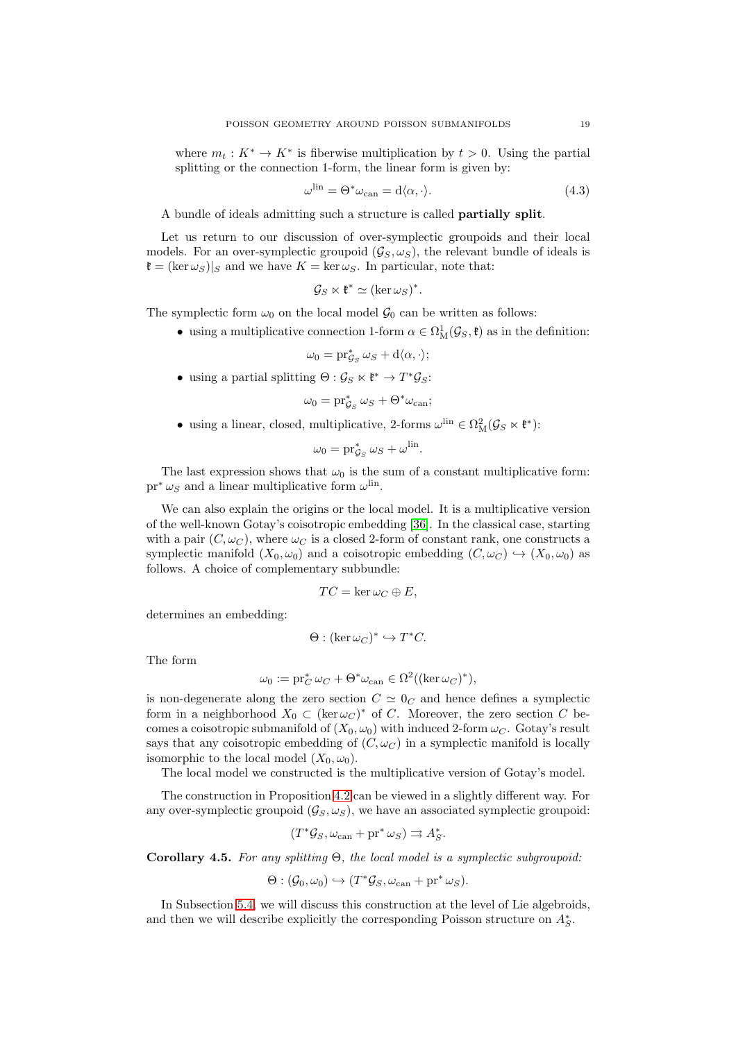where $m_t : K^* \to K^*$ is fiberwise multiplication by $t > 0$. Using the partial splitting or the connection 1-form, the linear form is given by:

$$\omega^{\text{lin}} = \Theta^* \omega_{\text{can}} = \mathrm{d}\langle \alpha, \cdot \rangle. \tag{4.3}$$

A bundle of ideals admitting such a structure is called **partially split**.

Let us return to our discussion of over-symplectic groupoids and their local models. For an over-symplectic groupoid $(\mathcal{G}_S, \omega_S)$, the relevant bundle of ideals is $\mathfrak{k} = (\ker \omega_S)|_S$ and we have $K = \ker \omega_S$. In particular, note that:

$$\mathcal{G}_S \ltimes \mathfrak{k}^* \simeq (\ker \omega_S)^*.$$

The symplectic form $\omega_0$ on the local model $\mathcal{G}_0$ can be written as follows:

- using a multiplicative connection 1-form $\alpha \in \Omega^1_{\mathrm{M}}(\mathcal{G}_S, \mathfrak{k})$ as in the definition:
$$\omega_0 = \mathrm{pr}^*_{\mathcal{G}_S} \omega_S + \mathrm{d}\langle \alpha, \cdot \rangle;$$
- using a partial splitting $\Theta : \mathcal{G}_S \ltimes \mathfrak{k}^* \to T^*\mathcal{G}_S$:
$$\omega_0 = \mathrm{pr}^*_{\mathcal{G}_S} \omega_S + \Theta^* \omega_{\text{can}};$$
- using a linear, closed, multiplicative, 2-forms $\omega^{\text{lin}} \in \Omega^2_{\mathrm{M}}(\mathcal{G}_S \ltimes \mathfrak{k}^*)$:
$$\omega_0 = \mathrm{pr}^*_{\mathcal{G}_S} \omega_S + \omega^{\text{lin}}.$$

The last expression shows that $\omega_0$ is the sum of a constant multiplicative form: $\mathrm{pr}^* \omega_S$ and a linear multiplicative form $\omega^{\text{lin}}$.

We can also explain the origins or the local model. It is a multiplicative version of the well-known Gotay's coisotropic embedding [36]. In the classical case, starting with a pair $(C, \omega_C)$, where $\omega_C$ is a closed 2-form of constant rank, one constructs a symplectic manifold $(X_0, \omega_0)$ and a coisotropic embedding $(C, \omega_C) \hookrightarrow (X_0, \omega_0)$ as follows. A choice of complementary subbundle:

$$TC = \ker \omega_C \oplus E,$$

determines an embedding:

$$\Theta : (\ker \omega_C)^* \hookrightarrow T^*C.$$

The form

$$\omega_0 := \mathrm{pr}^*_C \omega_C + \Theta^* \omega_{\text{can}} \in \Omega^2((\ker \omega_C)^*),$$

is non-degenerate along the zero section $C \simeq 0_C$ and hence defines a symplectic form in a neighborhood $X_0 \subset (\ker \omega_C)^*$ of $C$. Moreover, the zero section $C$ becomes a coisotropic submanifold of $(X_0, \omega_0)$ with induced 2-form $\omega_C$. Gotay's result says that any coisotropic embedding of $(C, \omega_C)$ in a symplectic manifold is locally isomorphic to the local model $(X_0, \omega_0)$.

The local model we constructed is the multiplicative version of Gotay's model.

The construction in Proposition 4.2 can be viewed in a slightly different way. For any over-symplectic groupoid $(\mathcal{G}_S, \omega_S)$, we have an associated symplectic groupoid:

$$(T^*\mathcal{G}_S, \omega_{\text{can}} + \mathrm{pr}^* \omega_S) \rightrightarrows A_S^*.$$

**Corollary 4.5.** *For any splitting $\Theta$, the local model is a symplectic subgroupoid:*

$$\Theta : (\mathcal{G}_0, \omega_0) \hookrightarrow (T^*\mathcal{G}_S, \omega_{\text{can}} + \mathrm{pr}^* \omega_S).$$

In Subsection 5.4, we will discuss this construction at the level of Lie algebroids, and then we will describe explicitly the corresponding Poisson structure on $A_S^*$.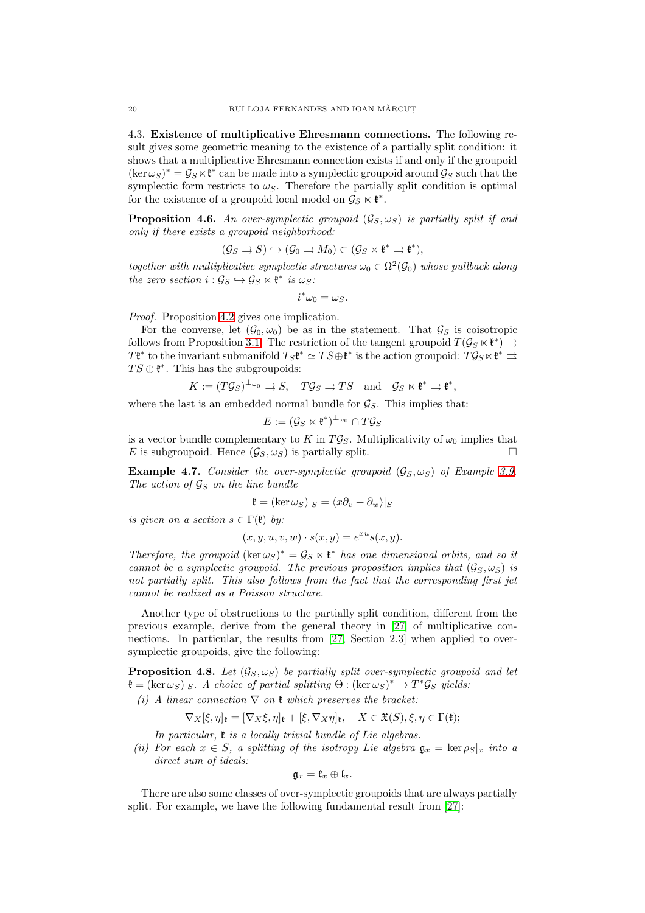4.3. **Existence of multiplicative Ehresmann connections.** The following result gives some geometric meaning to the existence of a partially split condition: it shows that a multiplicative Ehresmann connection exists if and only if the groupoid $(\ker \omega_S)^* = \mathcal{G}_S \ltimes \mathfrak{k}^*$ can be made into a symplectic groupoid around $\mathcal{G}_S$ such that the symplectic form restricts to $\omega_S$. Therefore the partially split condition is optimal for the existence of a groupoid local model on $\mathcal{G}_S \ltimes \mathfrak{k}^*$.

**Proposition 4.6.** *An over-symplectic groupoid $(\mathcal{G}_S, \omega_S)$ is partially split if and only if there exists a groupoid neighborhood:*

$$(\mathcal{G}_S \rightrightarrows S) \hookrightarrow (\mathcal{G}_0 \rightrightarrows M_0) \subset (\mathcal{G}_S \ltimes \mathfrak{k}^* \rightrightarrows \mathfrak{k}^*),$$

*together with multiplicative symplectic structures $\omega_0 \in \Omega^2(\mathcal{G}_0)$ whose pullback along the zero section $i : \mathcal{G}_S \hookrightarrow \mathcal{G}_S \ltimes \mathfrak{k}^*$ is $\omega_S$:*

$$i^*\omega_0 = \omega_S.$$

*Proof.* Proposition 4.2 gives one implication.

For the converse, let $(\mathcal{G}_0, \omega_0)$ be as in the statement. That $\mathcal{G}_S$ is coisotropic follows from Proposition 3.1. The restriction of the tangent groupoid $T(\mathcal{G}_S \ltimes \mathfrak{k}^*) \rightrightarrows T\mathfrak{k}^*$ to the invariant submanifold $T_S\mathfrak{k}^* \simeq TS \oplus \mathfrak{k}^*$ is the action groupoid: $T\mathcal{G}_S \ltimes \mathfrak{k}^* \rightrightarrows TS \oplus \mathfrak{k}^*$. This has the subgroupoids:

$$K := (T\mathcal{G}_S)^{\perp_{\omega_0}} \rightrightarrows S, \quad T\mathcal{G}_S \rightrightarrows TS \quad \text{and} \quad \mathcal{G}_S \ltimes \mathfrak{k}^* \rightrightarrows \mathfrak{k}^*,$$

where the last is an embedded normal bundle for $\mathcal{G}_S$. This implies that:

$$E := (\mathcal{G}_S \ltimes \mathfrak{k}^*)^{\perp_{\omega_0}} \cap T\mathcal{G}_S$$

is a vector bundle complementary to $K$ in $T\mathcal{G}_S$. Multiplicativity of $\omega_0$ implies that $E$ is subgroupoid. Hence $(\mathcal{G}_S, \omega_S)$ is partially split. $\square$

**Example 4.7.** *Consider the over-symplectic groupoid $(\mathcal{G}_S, \omega_S)$ of Example 3.9. The action of $\mathcal{G}_S$ on the line bundle*

$$\mathfrak{k} = (\ker \omega_S)|_S = \langle x\partial_v + \partial_w \rangle|_S$$

*is given on a section $s \in \Gamma(\mathfrak{k})$ by:*

$$(x, y, u, v, w) \cdot s(x, y) = e^{xu}s(x, y).$$

*Therefore, the groupoid $(\ker \omega_S)^* = \mathcal{G}_S \ltimes \mathfrak{k}^*$ has one dimensional orbits, and so it cannot be a symplectic groupoid. The previous proposition implies that $(\mathcal{G}_S, \omega_S)$ is not partially split. This also follows from the fact that the corresponding first jet cannot be realized as a Poisson structure.*

Another type of obstructions to the partially split condition, different from the previous example, derive from the general theory in [27] of multiplicative connections. In particular, the results from [27, Section 2.3] when applied to over-symplectic groupoids, give the following:

**Proposition 4.8.** *Let $(\mathcal{G}_S, \omega_S)$ be partially split over-symplectic groupoid and let $\mathfrak{k} = (\ker \omega_S)|_S$. A choice of partial splitting $\Theta : (\ker \omega_S)^* \to T^*\mathcal{G}_S$ yields:*

*(i) A linear connection $\nabla$ on $\mathfrak{k}$ which preserves the bracket:*

$$\nabla_X[\xi, \eta]_{\mathfrak{k}} = [\nabla_X\xi, \eta]_{\mathfrak{k}} + [\xi, \nabla_X\eta]_{\mathfrak{k}}, \quad X \in \mathfrak{X}(S), \xi, \eta \in \Gamma(\mathfrak{k});$$

*In particular, $\mathfrak{k}$ is a locally trivial bundle of Lie algebras.*

*(ii) For each $x \in S$, a splitting of the isotropy Lie algebra $\mathfrak{g}_x = \ker \rho_S|_x$ into a direct sum of ideals:*

$$\mathfrak{g}_x = \mathfrak{k}_x \oplus \mathfrak{l}_x.$$

There are also some classes of over-symplectic groupoids that are always partially split. For example, we have the following fundamental result from [27]: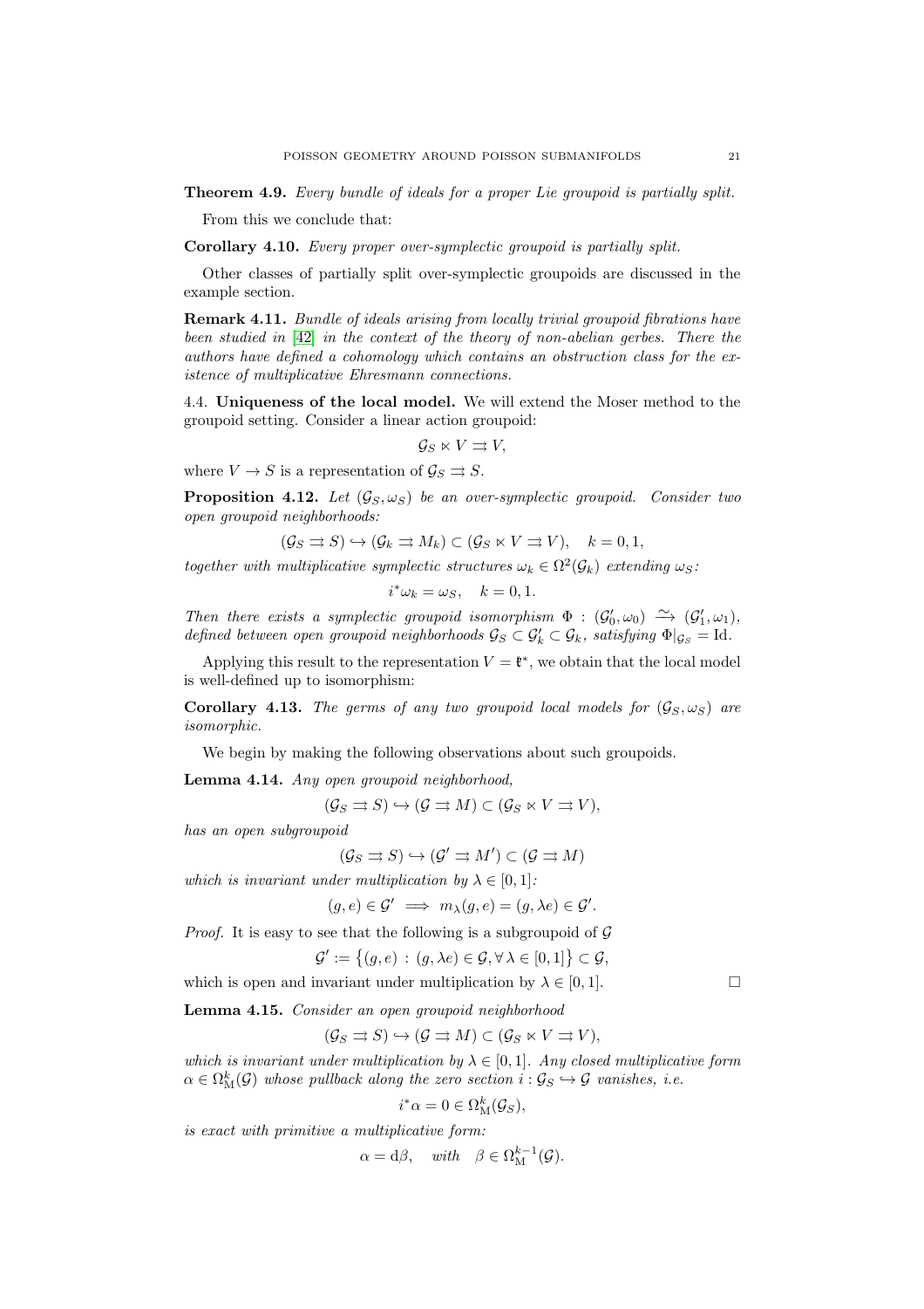**Theorem 4.9.** *Every bundle of ideals for a proper Lie groupoid is partially split.*

From this we conclude that:

**Corollary 4.10.** *Every proper over-symplectic groupoid is partially split.*

Other classes of partially split over-symplectic groupoids are discussed in the example section.

**Remark 4.11.** *Bundle of ideals arising from locally trivial groupoid fibrations have been studied in [42] in the context of the theory of non-abelian gerbes. There the authors have defined a cohomology which contains an obstruction class for the existence of multiplicative Ehresmann connections.*

### 4.4. Uniqueness of the local model.

We will extend the Moser method to the groupoid setting. Consider a linear action groupoid:

$$\mathcal{G}_S \ltimes V \rightrightarrows V,$$

where $V \to S$ is a representation of $\mathcal{G}_S \rightrightarrows S$.

**Proposition 4.12.** *Let $(\mathcal{G}_S, \omega_S)$ be an over-symplectic groupoid. Consider two open groupoid neighborhoods:*

$$(\mathcal{G}_S \rightrightarrows S) \hookrightarrow (\mathcal{G}_k \rightrightarrows M_k) \subset (\mathcal{G}_S \ltimes V \rightrightarrows V), \quad k = 0, 1,$$

*together with multiplicative symplectic structures $\omega_k \in \Omega^2(\mathcal{G}_k)$ extending $\omega_S$:*

$$i^*\omega_k = \omega_S, \quad k = 0, 1.$$

*Then there exists a symplectic groupoid isomorphism $\Phi : (\mathcal{G}'_0, \omega_0) \xrightarrow{\sim} (\mathcal{G}'_1, \omega_1)$, defined between open groupoid neighborhoods $\mathcal{G}_S \subset \mathcal{G}'_k \subset \mathcal{G}_k$, satisfying $\Phi|_{\mathcal{G}_S} = \mathrm{Id}$.*

Applying this result to the representation $V = \mathfrak{k}^*$, we obtain that the local model is well-defined up to isomorphism:

**Corollary 4.13.** *The germs of any two groupoid local models for $(\mathcal{G}_S, \omega_S)$ are isomorphic.*

We begin by making the following observations about such groupoids.

**Lemma 4.14.** *Any open groupoid neighborhood,*

$$(\mathcal{G}_S \rightrightarrows S) \hookrightarrow (\mathcal{G} \rightrightarrows M) \subset (\mathcal{G}_S \ltimes V \rightrightarrows V),$$

*has an open subgroupoid*

$$(\mathcal{G}_S \rightrightarrows S) \hookrightarrow (\mathcal{G}' \rightrightarrows M') \subset (\mathcal{G} \rightrightarrows M)$$

*which is invariant under multiplication by $\lambda \in [0, 1]$:*

$$(g, e) \in \mathcal{G}' \implies m_\lambda(g, e) = (g, \lambda e) \in \mathcal{G}'.$$

*Proof.* It is easy to see that the following is a subgroupoid of $\mathcal{G}$

$$\mathcal{G}' := \{(g, e) : (g, \lambda e) \in \mathcal{G}, \forall \lambda \in [0, 1]\} \subset \mathcal{G},$$

which is open and invariant under multiplication by $\lambda \in [0, 1]$. □

**Lemma 4.15.** *Consider an open groupoid neighborhood*

$$(\mathcal{G}_S \rightrightarrows S) \hookrightarrow (\mathcal{G} \rightrightarrows M) \subset (\mathcal{G}_S \ltimes V \rightrightarrows V),$$

*which is invariant under multiplication by $\lambda \in [0, 1]$. Any closed multiplicative form $\alpha \in \Omega^k_{\mathrm{M}}(\mathcal{G})$ whose pullback along the zero section $i : \mathcal{G}_S \hookrightarrow \mathcal{G}$ vanishes, i.e.*

$$i^*\alpha = 0 \in \Omega^k_{\mathrm{M}}(\mathcal{G}_S),$$

*is exact with primitive a multiplicative form:*

$$\alpha = \mathrm{d}\beta, \quad \textit{with} \quad \beta \in \Omega^{k-1}_{\mathrm{M}}(\mathcal{G}).$$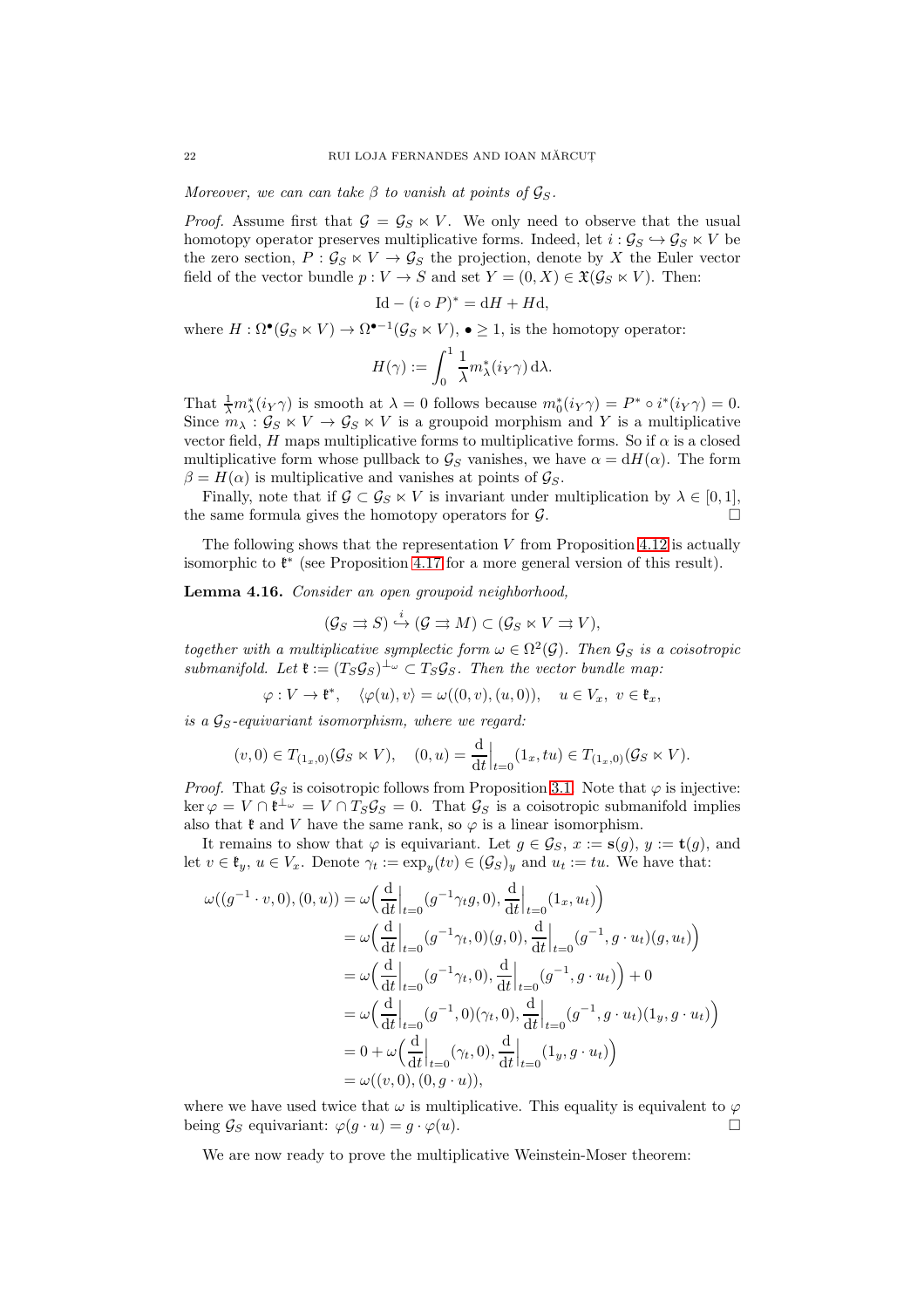*Moreover, we can can take $\beta$ to vanish at points of $\mathcal{G}_S$.*

*Proof.* Assume first that $\mathcal{G} = \mathcal{G}_S \ltimes V$. We only need to observe that the usual homotopy operator preserves multiplicative forms. Indeed, let $i : \mathcal{G}_S \hookrightarrow \mathcal{G}_S \ltimes V$ be the zero section, $P : \mathcal{G}_S \ltimes V \to \mathcal{G}_S$ the projection, denote by $X$ the Euler vector field of the vector bundle $p : V \to S$ and set $Y = (0, X) \in \mathfrak{X}(\mathcal{G}_S \ltimes V)$. Then:

$$\mathrm{Id} - (i \circ P)^* = \mathrm{d}H + H\mathrm{d},$$

where $H : \Omega^\bullet(\mathcal{G}_S \ltimes V) \to \Omega^{\bullet-1}(\mathcal{G}_S \ltimes V)$, $\bullet \geq 1$, is the homotopy operator:

$$H(\gamma) := \int_0^1 \frac{1}{\lambda} m_\lambda^*(i_Y \gamma)\,\mathrm{d}\lambda.$$

That $\frac{1}{\lambda} m_\lambda^*(i_Y \gamma)$ is smooth at $\lambda = 0$ follows because $m_0^*(i_Y \gamma) = P^* \circ i^*(i_Y \gamma) = 0$. Since $m_\lambda : \mathcal{G}_S \ltimes V \to \mathcal{G}_S \ltimes V$ is a groupoid morphism and $Y$ is a multiplicative vector field, $H$ maps multiplicative forms to multiplicative forms. So if $\alpha$ is a closed multiplicative form whose pullback to $\mathcal{G}_S$ vanishes, we have $\alpha = \mathrm{d}H(\alpha)$. The form $\beta = H(\alpha)$ is multiplicative and vanishes at points of $\mathcal{G}_S$.

Finally, note that if $\mathcal{G} \subset \mathcal{G}_S \ltimes V$ is invariant under multiplication by $\lambda \in [0, 1]$, the same formula gives the homotopy operators for $\mathcal{G}$. $\square$

The following shows that the representation $V$ from Proposition 4.12 is actually isomorphic to $\mathfrak{k}^*$ (see Proposition 4.17 for a more general version of this result).

**Lemma 4.16.** *Consider an open groupoid neighborhood,*

$$(\mathcal{G}_S \rightrightarrows S) \overset{i}{\hookrightarrow} (\mathcal{G} \rightrightarrows M) \subset (\mathcal{G}_S \ltimes V \rightrightarrows V),$$

*together with a multiplicative symplectic form $\omega \in \Omega^2(\mathcal{G})$. Then $\mathcal{G}_S$ is a coisotropic submanifold. Let $\mathfrak{k} := (T_S\mathcal{G}_S)^{\perp_\omega} \subset T_S\mathcal{G}_S$. Then the vector bundle map:*

$$\varphi : V \to \mathfrak{k}^*, \quad \langle \varphi(u), v \rangle = \omega((0, v), (u, 0)), \quad u \in V_x,\ v \in \mathfrak{k}_x,$$

*is a $\mathcal{G}_S$-equivariant isomorphism, where we regard:*

$$(v, 0) \in T_{(1_x, 0)}(\mathcal{G}_S \ltimes V), \quad (0, u) = \frac{\mathrm{d}}{\mathrm{d}t}\Big|_{t=0}(1_x, tu) \in T_{(1_x, 0)}(\mathcal{G}_S \ltimes V).$$

*Proof.* That $\mathcal{G}_S$ is coisotropic follows from Proposition 3.1. Note that $\varphi$ is injective: $\ker \varphi = V \cap \mathfrak{k}^{\perp_\omega} = V \cap T_S\mathcal{G}_S = 0$. That $\mathcal{G}_S$ is a coisotropic submanifold implies also that $\mathfrak{k}$ and $V$ have the same rank, so $\varphi$ is a linear isomorphism.

It remains to show that $\varphi$ is equivariant. Let $g \in \mathcal{G}_S$, $x := \mathbf{s}(g)$, $y := \mathbf{t}(g)$, and let $v \in \mathfrak{k}_y$, $u \in V_x$. Denote $\gamma_t := \exp_y(tv) \in (\mathcal{G}_S)_y$ and $u_t := tu$. We have that:

$$\begin{aligned}
\omega((g^{-1} \cdot v, 0), (0, u)) &= \omega\Big(\frac{\mathrm{d}}{\mathrm{d}t}\Big|_{t=0}(g^{-1}\gamma_t g, 0), \frac{\mathrm{d}}{\mathrm{d}t}\Big|_{t=0}(1_x, u_t)\Big) \\
&= \omega\Big(\frac{\mathrm{d}}{\mathrm{d}t}\Big|_{t=0}(g^{-1}\gamma_t, 0)(g, 0), \frac{\mathrm{d}}{\mathrm{d}t}\Big|_{t=0}(g^{-1}, g \cdot u_t)(g, u_t)\Big) \\
&= \omega\Big(\frac{\mathrm{d}}{\mathrm{d}t}\Big|_{t=0}(g^{-1}\gamma_t, 0), \frac{\mathrm{d}}{\mathrm{d}t}\Big|_{t=0}(g^{-1}, g \cdot u_t)\Big) + 0 \\
&= \omega\Big(\frac{\mathrm{d}}{\mathrm{d}t}\Big|_{t=0}(g^{-1}, 0)(\gamma_t, 0), \frac{\mathrm{d}}{\mathrm{d}t}\Big|_{t=0}(g^{-1}, g \cdot u_t)(1_y, g \cdot u_t)\Big) \\
&= 0 + \omega\Big(\frac{\mathrm{d}}{\mathrm{d}t}\Big|_{t=0}(\gamma_t, 0), \frac{\mathrm{d}}{\mathrm{d}t}\Big|_{t=0}(1_y, g \cdot u_t)\Big) \\
&= \omega((v, 0), (0, g \cdot u)),
\end{aligned}$$

where we have used twice that $\omega$ is multiplicative. This equality is equivalent to $\varphi$ being $\mathcal{G}_S$ equivariant: $\varphi(g \cdot u) = g \cdot \varphi(u)$. $\square$

We are now ready to prove the multiplicative Weinstein-Moser theorem: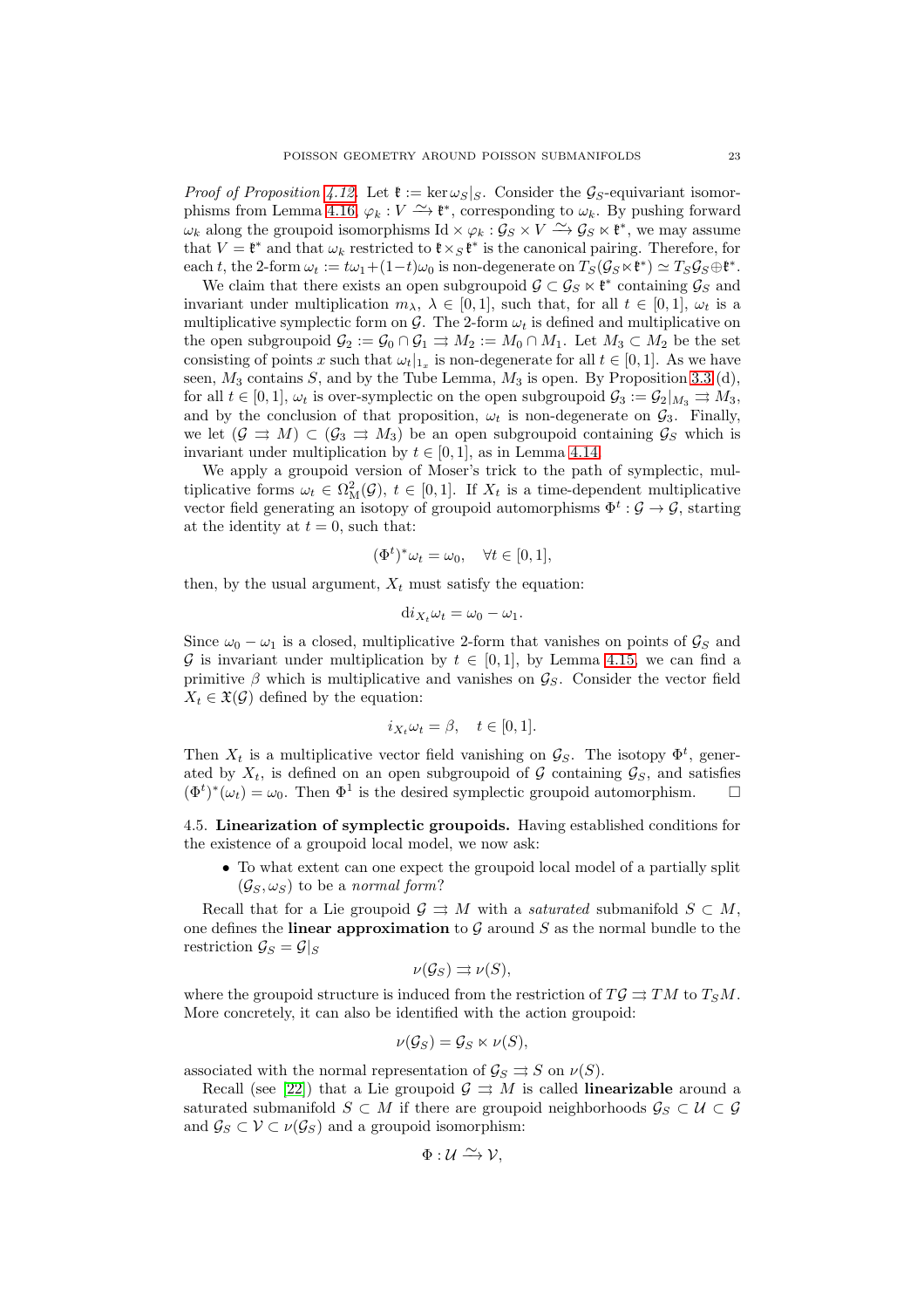*Proof of Proposition 4.12.* Let $\mathfrak{k} := \ker \omega_S|_S$. Consider the $\mathcal{G}_S$-equivariant isomorphisms from Lemma 4.16, $\varphi_k : V \xrightarrow{\sim} \mathfrak{k}^*$, corresponding to $\omega_k$. By pushing forward $\omega_k$ along the groupoid isomorphisms $\mathrm{Id} \times \varphi_k : \mathcal{G}_S \times V \xrightarrow{\sim} \mathcal{G}_S \ltimes \mathfrak{k}^*$, we may assume that $V = \mathfrak{k}^*$ and that $\omega_k$ restricted to $\mathfrak{k} \times_S \mathfrak{k}^*$ is the canonical pairing. Therefore, for each $t$, the 2-form $\omega_t := t\omega_1 + (1-t)\omega_0$ is non-degenerate on $T_S(\mathcal{G}_S \ltimes \mathfrak{k}^*) \simeq T_S\mathcal{G}_S \oplus \mathfrak{k}^*$.

We claim that there exists an open subgroupoid $\mathcal{G} \subset \mathcal{G}_S \ltimes \mathfrak{k}^*$ containing $\mathcal{G}_S$ and invariant under multiplication $m_\lambda$, $\lambda \in [0,1]$, such that, for all $t \in [0,1]$, $\omega_t$ is a multiplicative symplectic form on $\mathcal{G}$. The 2-form $\omega_t$ is defined and multiplicative on the open subgroupoid $\mathcal{G}_2 := \mathcal{G}_0 \cap \mathcal{G}_1 \rightrightarrows M_2 := M_0 \cap M_1$. Let $M_3 \subset M_2$ be the set consisting of points $x$ such that $\omega_t|_{1_x}$ is non-degenerate for all $t \in [0,1]$. As we have seen, $M_3$ contains $S$, and by the Tube Lemma, $M_3$ is open. By Proposition 3.3 (d), for all $t \in [0,1]$, $\omega_t$ is over-symplectic on the open subgroupoid $\mathcal{G}_3 := \mathcal{G}_2|_{M_3} \rightrightarrows M_3$, and by the conclusion of that proposition, $\omega_t$ is non-degenerate on $\mathcal{G}_3$. Finally, we let $(\mathcal{G} \rightrightarrows M) \subset (\mathcal{G}_3 \rightrightarrows M_3)$ be an open subgroupoid containing $\mathcal{G}_S$ which is invariant under multiplication by $t \in [0,1]$, as in Lemma 4.14.

We apply a groupoid version of Moser's trick to the path of symplectic, multiplicative forms $\omega_t \in \Omega^2_{\mathrm{M}}(\mathcal{G})$, $t \in [0,1]$. If $X_t$ is a time-dependent multiplicative vector field generating an isotopy of groupoid automorphisms $\Phi^t : \mathcal{G} \to \mathcal{G}$, starting at the identity at $t = 0$, such that:

$$(\Phi^t)^* \omega_t = \omega_0, \quad \forall t \in [0,1],$$

then, by the usual argument, $X_t$ must satisfy the equation:

$$\mathrm{d} i_{X_t} \omega_t = \omega_0 - \omega_1.$$

Since $\omega_0 - \omega_1$ is a closed, multiplicative 2-form that vanishes on points of $\mathcal{G}_S$ and $\mathcal{G}$ is invariant under multiplication by $t \in [0,1]$, by Lemma 4.15, we can find a primitive $\beta$ which is multiplicative and vanishes on $\mathcal{G}_S$. Consider the vector field $X_t \in \mathfrak{X}(\mathcal{G})$ defined by the equation:

$$i_{X_t} \omega_t = \beta, \quad t \in [0,1].$$

Then $X_t$ is a multiplicative vector field vanishing on $\mathcal{G}_S$. The isotopy $\Phi^t$, generated by $X_t$, is defined on an open subgroupoid of $\mathcal{G}$ containing $\mathcal{G}_S$, and satisfies $(\Phi^t)^*(\omega_t) = \omega_0$. Then $\Phi^1$ is the desired symplectic groupoid automorphism. □

4.5. **Linearization of symplectic groupoids.** Having established conditions for the existence of a groupoid local model, we now ask:

- To what extent can one expect the groupoid local model of a partially split $(\mathcal{G}_S, \omega_S)$ to be a *normal form*?

Recall that for a Lie groupoid $\mathcal{G} \rightrightarrows M$ with a *saturated* submanifold $S \subset M$, one defines the **linear approximation** to $\mathcal{G}$ around $S$ as the normal bundle to the restriction $\mathcal{G}_S = \mathcal{G}|_S$

$$\nu(\mathcal{G}_S) \rightrightarrows \nu(S),$$

where the groupoid structure is induced from the restriction of $T\mathcal{G} \rightrightarrows TM$ to $T_S M$. More concretely, it can also be identified with the action groupoid:

$$\nu(\mathcal{G}_S) = \mathcal{G}_S \ltimes \nu(S),$$

associated with the normal representation of $\mathcal{G}_S \rightrightarrows S$ on $\nu(S)$.

Recall (see [22]) that a Lie groupoid $\mathcal{G} \rightrightarrows M$ is called **linearizable** around a saturated submanifold $S \subset M$ if there are groupoid neighborhoods $\mathcal{G}_S \subset \mathcal{U} \subset \mathcal{G}$ and $\mathcal{G}_S \subset \mathcal{V} \subset \nu(\mathcal{G}_S)$ and a groupoid isomorphism:

$$\Phi : \mathcal{U} \xrightarrow{\sim} \mathcal{V},$$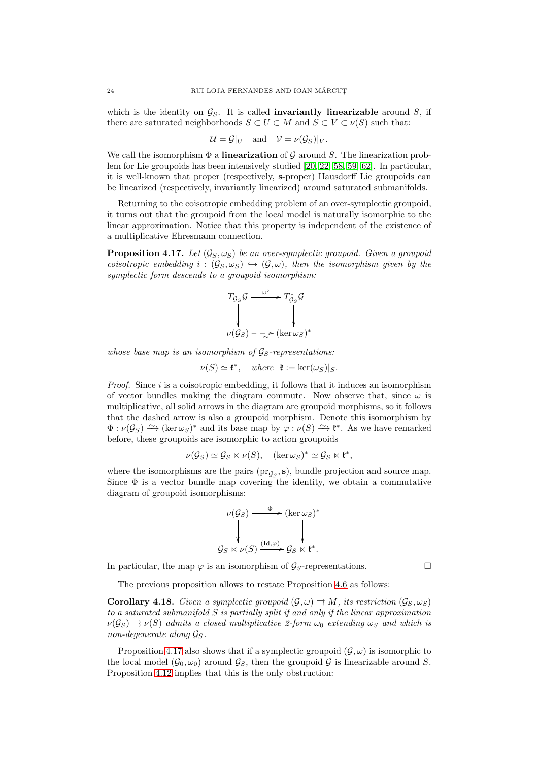which is the identity on $\mathcal{G}_S$. It is called **invariantly linearizable** around $S$, if there are saturated neighborhoods $S \subset U \subset M$ and $S \subset V \subset \nu(S)$ such that:

$$\mathcal{U} = \mathcal{G}|_U \quad \text{and} \quad \mathcal{V} = \nu(\mathcal{G}_S)|_V.$$

We call the isomorphism $\Phi$ a **linearization** of $\mathcal{G}$ around $S$. The linearization problem for Lie groupoids has been intensively studied [20, 22, 58, 59, 62]. In particular, it is well-known that proper (respectively, $\mathbf{s}$-proper) Hausdorff Lie groupoids can be linearized (respectively, invariantly linearized) around saturated submanifolds.

Returning to the coisotropic embedding problem of an over-symplectic groupoid, it turns out that the groupoid from the local model is naturally isomorphic to the linear approximation. Notice that this property is independent of the existence of a multiplicative Ehresmann connection.

**Proposition 4.17.** *Let $(\mathcal{G}_S, \omega_S)$ be an over-symplectic groupoid. Given a groupoid coisotropic embedding $i : (\mathcal{G}_S, \omega_S) \hookrightarrow (\mathcal{G}, \omega)$, then the isomorphism given by the symplectic form descends to a groupoid isomorphism:*

$$\begin{array}{ccc} T_{\mathcal{G}_S}\mathcal{G} & \xrightarrow{\ \omega^\flat\ } & T^*_{\mathcal{G}_S}\mathcal{G} \\ \big\downarrow & & \big\downarrow \\ \nu(\mathcal{G}_S) & \overset{\simeq}{\dashrightarrow} & (\ker \omega_S)^* \end{array}$$

*whose base map is an isomorphism of $\mathcal{G}_S$-representations:*

$$\nu(S) \simeq \mathfrak{k}^*, \quad \textit{where} \ \ \mathfrak{k} := \ker(\omega_S)|_S.$$

*Proof.* Since $i$ is a coisotropic embedding, it follows that it induces an isomorphism of vector bundles making the diagram commute. Now observe that, since $\omega$ is multiplicative, all solid arrows in the diagram are groupoid morphisms, so it follows that the dashed arrow is also a groupoid morphism. Denote this isomorphism by $\Phi : \nu(\mathcal{G}_S) \xrightarrow{\simeq} (\ker \omega_S)^*$ and its base map by $\varphi : \nu(S) \xrightarrow{\simeq} \mathfrak{k}^*$. As we have remarked before, these groupoids are isomorphic to action groupoids

$$\nu(\mathcal{G}_S) \simeq \mathcal{G}_S \ltimes \nu(S), \quad (\ker \omega_S)^* \simeq \mathcal{G}_S \ltimes \mathfrak{k}^*,$$

where the isomorphisms are the pairs $(\mathrm{pr}_{\mathcal{G}_S}, \mathbf{s})$, bundle projection and source map. Since $\Phi$ is a vector bundle map covering the identity, we obtain a commutative diagram of groupoid isomorphisms:

$$\begin{array}{ccc} \nu(\mathcal{G}_S) & \xrightarrow{\ \Phi\ } & (\ker \omega_S)^* \\ \big\downarrow & & \big\downarrow \\ \mathcal{G}_S \ltimes \nu(S) & \xrightarrow{(\mathrm{Id}, \varphi)} & \mathcal{G}_S \ltimes \mathfrak{k}^*. \end{array}$$

In particular, the map $\varphi$ is an isomorphism of $\mathcal{G}_S$-representations. □

The previous proposition allows to restate Proposition 4.6 as follows:

**Corollary 4.18.** *Given a symplectic groupoid $(\mathcal{G}, \omega) \rightrightarrows M$, its restriction $(\mathcal{G}_S, \omega_S)$ to a saturated submanifold $S$ is partially split if and only if the linear approximation $\nu(\mathcal{G}_S) \rightrightarrows \nu(S)$ admits a closed multiplicative 2-form $\omega_0$ extending $\omega_S$ and which is non-degenerate along $\mathcal{G}_S$.*

Proposition 4.17 also shows that if a symplectic groupoid $(\mathcal{G}, \omega)$ is isomorphic to the local model $(\mathcal{G}_0, \omega_0)$ around $\mathcal{G}_S$, then the groupoid $\mathcal{G}$ is linearizable around $S$. Proposition 4.12 implies that this is the only obstruction: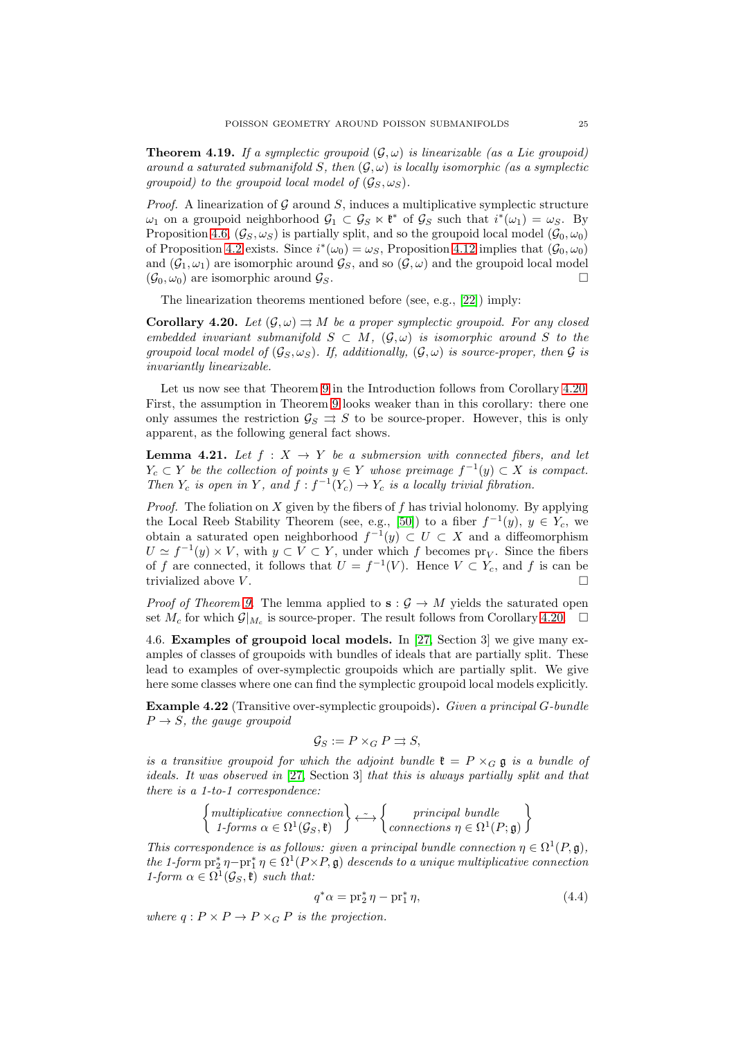**Theorem 4.19.** *If a symplectic groupoid $(\mathcal{G}, \omega)$ is linearizable (as a Lie groupoid) around a saturated submanifold $S$, then $(\mathcal{G}, \omega)$ is locally isomorphic (as a symplectic groupoid) to the groupoid local model of $(\mathcal{G}_S, \omega_S)$.*

*Proof.* A linearization of $\mathcal{G}$ around $S$, induces a multiplicative symplectic structure $\omega_1$ on a groupoid neighborhood $\mathcal{G}_1 \subset \mathcal{G}_S \ltimes \mathfrak{k}^*$ of $\mathcal{G}_S$ such that $i^*(\omega_1) = \omega_S$. By Proposition 4.6, $(\mathcal{G}_S, \omega_S)$ is partially split, and so the groupoid local model $(\mathcal{G}_0, \omega_0)$ of Proposition 4.2 exists. Since $i^*(\omega_0) = \omega_S$, Proposition 4.12 implies that $(\mathcal{G}_0, \omega_0)$ and $(\mathcal{G}_1, \omega_1)$ are isomorphic around $\mathcal{G}_S$, and so $(\mathcal{G}, \omega)$ and the groupoid local model $(\mathcal{G}_0, \omega_0)$ are isomorphic around $\mathcal{G}_S$. $\square$

The linearization theorems mentioned before (see, e.g., [22]) imply:

**Corollary 4.20.** *Let $(\mathcal{G}, \omega) \rightrightarrows M$ be a proper symplectic groupoid. For any closed embedded invariant submanifold $S \subset M$, $(\mathcal{G}, \omega)$ is isomorphic around $S$ to the groupoid local model of $(\mathcal{G}_S, \omega_S)$. If, additionally, $(\mathcal{G}, \omega)$ is source-proper, then $\mathcal{G}$ is invariantly linearizable.*

Let us now see that Theorem 9 in the Introduction follows from Corollary 4.20. First, the assumption in Theorem 9 looks weaker than in this corollary: there one only assumes the restriction $\mathcal{G}_S \rightrightarrows S$ to be source-proper. However, this is only apparent, as the following general fact shows.

**Lemma 4.21.** *Let $f : X \to Y$ be a submersion with connected fibers, and let $Y_c \subset Y$ be the collection of points $y \in Y$ whose preimage $f^{-1}(y) \subset X$ is compact. Then $Y_c$ is open in $Y$, and $f : f^{-1}(Y_c) \to Y_c$ is a locally trivial fibration.*

*Proof.* The foliation on $X$ given by the fibers of $f$ has trivial holonomy. By applying the Local Reeb Stability Theorem (see, e.g., [50]) to a fiber $f^{-1}(y)$, $y \in Y_c$, we obtain a saturated open neighborhood $f^{-1}(y) \subset U \subset X$ and a diffeomorphism $U \simeq f^{-1}(y) \times V$, with $y \subset V \subset Y$, under which $f$ becomes $\mathrm{pr}_V$. Since the fibers of $f$ are connected, it follows that $U = f^{-1}(V)$. Hence $V \subset Y_c$, and $f$ is can be trivialized above $V$. $\square$

*Proof of Theorem 9.* The lemma applied to $\mathbf{s} : \mathcal{G} \to M$ yields the saturated open set $M_c$ for which $\mathcal{G}|_{M_c}$ is source-proper. The result follows from Corollary 4.20. $\square$

4.6. **Examples of groupoid local models.** In [27, Section 3] we give many examples of classes of groupoids with bundles of ideals that are partially split. These lead to examples of over-symplectic groupoids which are partially split. We give here some classes where one can find the symplectic groupoid local models explicitly.

**Example 4.22** (Transitive over-symplectic groupoids)**.** *Given a principal $G$-bundle $P \to S$, the gauge groupoid*

$$\mathcal{G}_S := P \times_G P \rightrightarrows S,$$

*is a transitive groupoid for which the adjoint bundle $\mathfrak{k} = P \times_G \mathfrak{g}$ is a bundle of ideals. It was observed in [27, Section 3] that this is always partially split and that there is a 1-to-1 correspondence:*

$$\left\{ \begin{array}{c} \text{multiplicative connection} \\ \text{1-forms } \alpha \in \Omega^1(\mathcal{G}_S, \mathfrak{k}) \end{array} \right\} \xleftrightarrow{\sim} \left\{ \begin{array}{c} \text{principal bundle} \\ \text{connections } \eta \in \Omega^1(P; \mathfrak{g}) \end{array} \right\}$$

*This correspondence is as follows: given a principal bundle connection $\eta \in \Omega^1(P, \mathfrak{g})$, the 1-form $\mathrm{pr}_2^* \eta - \mathrm{pr}_1^* \eta \in \Omega^1(P \times P, \mathfrak{g})$ descends to a unique multiplicative connection 1-form $\alpha \in \Omega^1(\mathcal{G}_S, \mathfrak{k})$ such that:*

$$q^*\alpha = \mathrm{pr}_2^* \eta - \mathrm{pr}_1^* \eta, \tag{4.4}$$

*where $q : P \times P \to P \times_G P$ is the projection.*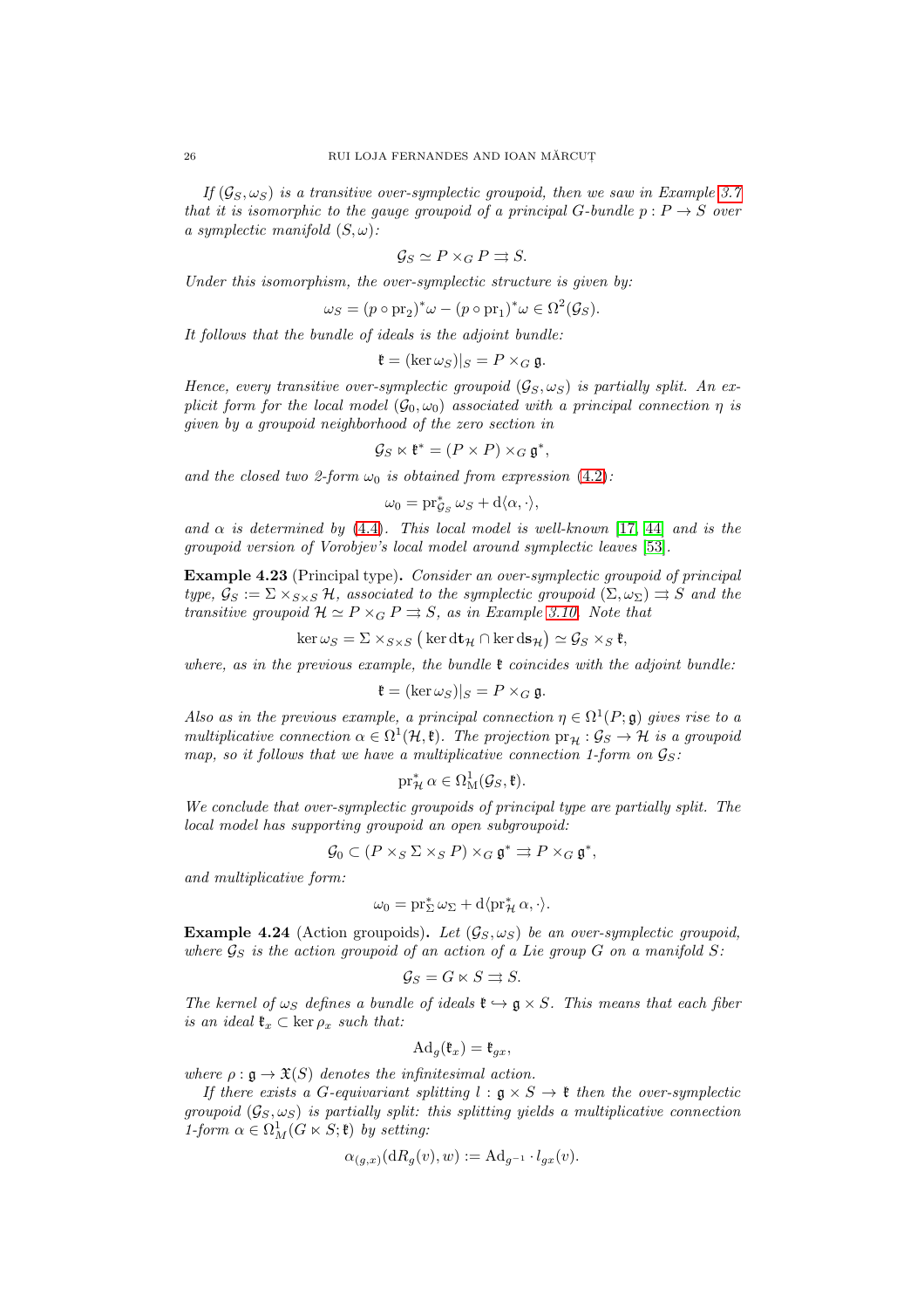*If $(\mathcal{G}_S, \omega_S)$ is a transitive over-symplectic groupoid, then we saw in Example 3.7 that it is isomorphic to the gauge groupoid of a principal $G$-bundle $p : P \to S$ over a symplectic manifold $(S, \omega)$:*

$$\mathcal{G}_S \simeq P \times_G P \rightrightarrows S.$$

*Under this isomorphism, the over-symplectic structure is given by:*

$$\omega_S = (p \circ \mathrm{pr}_2)^* \omega - (p \circ \mathrm{pr}_1)^* \omega \in \Omega^2(\mathcal{G}_S).$$

*It follows that the bundle of ideals is the adjoint bundle:*

$$\mathfrak{k} = (\ker \omega_S)|_S = P \times_G \mathfrak{g}.$$

*Hence, every transitive over-symplectic groupoid $(\mathcal{G}_S, \omega_S)$ is partially split. An explicit form for the local model $(\mathcal{G}_0, \omega_0)$ associated with a principal connection $\eta$ is given by a groupoid neighborhood of the zero section in*

$$\mathcal{G}_S \ltimes \mathfrak{k}^* = (P \times P) \times_G \mathfrak{g}^*,$$

*and the closed two 2-form $\omega_0$ is obtained from expression (4.2):*

$$\omega_0 = \mathrm{pr}_{\mathcal{G}_S}^* \omega_S + \mathrm{d}\langle \alpha, \cdot \rangle,$$

*and $\alpha$ is determined by (4.4). This local model is well-known [17, 44] and is the groupoid version of Vorobjev's local model around symplectic leaves [53].*

**Example 4.23** (Principal type)**.** *Consider an over-symplectic groupoid of principal type, $\mathcal{G}_S := \Sigma \times_{S \times S} \mathcal{H}$, associated to the symplectic groupoid $(\Sigma, \omega_\Sigma) \rightrightarrows S$ and the transitive groupoid $\mathcal{H} \simeq P \times_G P \rightrightarrows S$, as in Example 3.10. Note that*

$$\ker \omega_S = \Sigma \times_{S \times S} \left( \ker \mathrm{d}\mathbf{t}_{\mathcal{H}} \cap \ker \mathrm{d}\mathbf{s}_{\mathcal{H}} \right) \simeq \mathcal{G}_S \times_S \mathfrak{k},$$

*where, as in the previous example, the bundle $\mathfrak{k}$ coincides with the adjoint bundle:*

$$\mathfrak{k} = (\ker \omega_S)|_S = P \times_G \mathfrak{g}.$$

*Also as in the previous example, a principal connection $\eta \in \Omega^1(P; \mathfrak{g})$ gives rise to a multiplicative connection $\alpha \in \Omega^1(\mathcal{H}, \mathfrak{k})$. The projection $\mathrm{pr}_{\mathcal{H}} : \mathcal{G}_S \to \mathcal{H}$ is a groupoid map, so it follows that we have a multiplicative connection 1-form on $\mathcal{G}_S$:*

$$\mathrm{pr}_{\mathcal{H}}^* \alpha \in \Omega^1_{\mathrm{M}}(\mathcal{G}_S, \mathfrak{k}).$$

*We conclude that over-symplectic groupoids of principal type are partially split. The local model has supporting groupoid an open subgroupoid:*

$$\mathcal{G}_0 \subset (P \times_S \Sigma \times_S P) \times_G \mathfrak{g}^* \rightrightarrows P \times_G \mathfrak{g}^*,$$

*and multiplicative form:*

$$\omega_0 = \mathrm{pr}_\Sigma^* \omega_\Sigma + \mathrm{d}\langle \mathrm{pr}_{\mathcal{H}}^* \alpha, \cdot \rangle.$$

**Example 4.24** (Action groupoids)**.** *Let $(\mathcal{G}_S, \omega_S)$ be an over-symplectic groupoid, where $\mathcal{G}_S$ is the action groupoid of an action of a Lie group $G$ on a manifold $S$:*

$$\mathcal{G}_S = G \ltimes S \rightrightarrows S.$$

*The kernel of $\omega_S$ defines a bundle of ideals $\mathfrak{k} \hookrightarrow \mathfrak{g} \times S$. This means that each fiber is an ideal $\mathfrak{k}_x \subset \ker \rho_x$ such that:*

$$\mathrm{Ad}_g(\mathfrak{k}_x) = \mathfrak{k}_{gx},$$

*where $\rho : \mathfrak{g} \to \mathfrak{X}(S)$ denotes the infinitesimal action.*

*If there exists a $G$-equivariant splitting $l : \mathfrak{g} \times S \to \mathfrak{k}$ then the over-symplectic groupoid $(\mathcal{G}_S, \omega_S)$ is partially split: this splitting yields a multiplicative connection 1-form $\alpha \in \Omega^1_M(G \ltimes S; \mathfrak{k})$ by setting:*

$$\alpha_{(g,x)}(\mathrm{d}R_g(v), w) := \mathrm{Ad}_{g^{-1}} \cdot l_{gx}(v).$$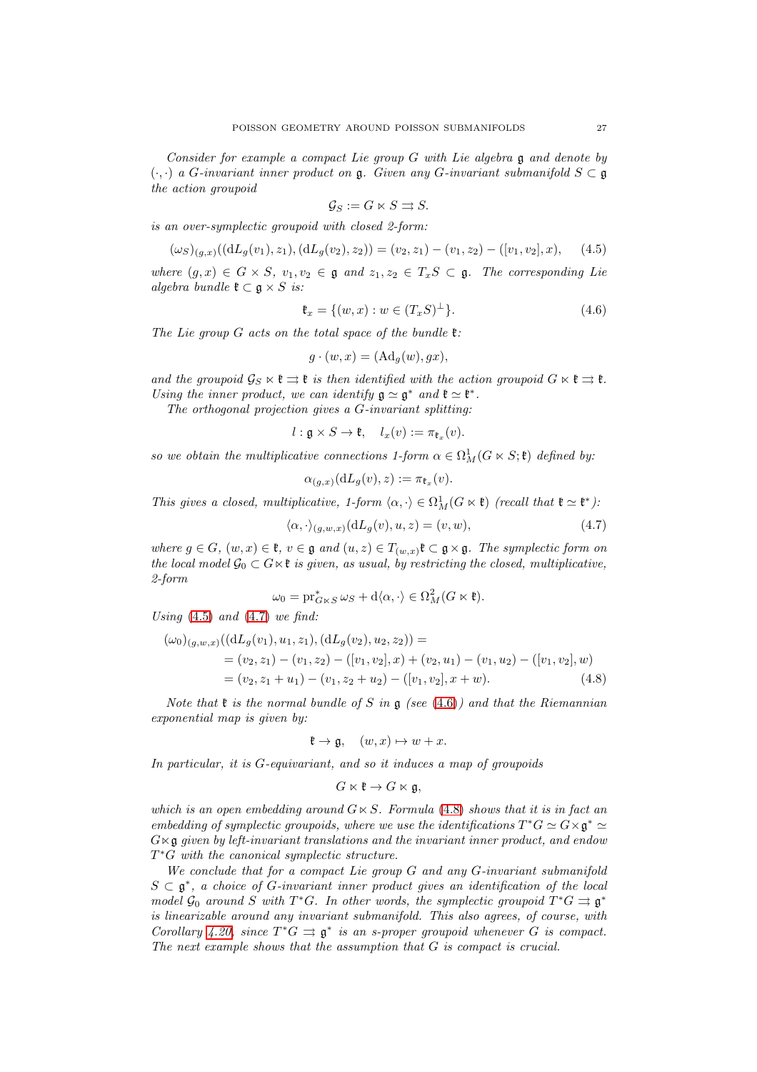*Consider for example a compact Lie group $G$ with Lie algebra $\mathfrak{g}$ and denote by $(\cdot,\cdot)$ a $G$-invariant inner product on $\mathfrak{g}$. Given any $G$-invariant submanifold $S \subset \mathfrak{g}$ the action groupoid*

$$\mathcal{G}_S := G \ltimes S \rightrightarrows S.$$

*is an over-symplectic groupoid with closed 2-form:*

$$(\omega_S)_{(g,x)}((\mathrm{d}L_g(v_1), z_1), (\mathrm{d}L_g(v_2), z_2)) = (v_2, z_1) - (v_1, z_2) - ([v_1, v_2], x), \tag{4.5}$$

*where $(g, x) \in G \times S$, $v_1, v_2 \in \mathfrak{g}$ and $z_1, z_2 \in T_xS \subset \mathfrak{g}$. The corresponding Lie algebra bundle $\mathfrak{k} \subset \mathfrak{g} \times S$ is:*

$$\mathfrak{k}_x = \{(w, x) : w \in (T_xS)^{\perp}\}. \tag{4.6}$$

*The Lie group $G$ acts on the total space of the bundle $\mathfrak{k}$:*

$$g \cdot (w, x) = (\mathrm{Ad}_g(w), gx),$$

*and the groupoid $\mathcal{G}_S \ltimes \mathfrak{k} \rightrightarrows \mathfrak{k}$ is then identified with the action groupoid $G \ltimes \mathfrak{k} \rightrightarrows \mathfrak{k}$. Using the inner product, we can identify $\mathfrak{g} \simeq \mathfrak{g}^*$ and $\mathfrak{k} \simeq \mathfrak{k}^*$.*

*The orthogonal projection gives a $G$-invariant splitting:*

$$l : \mathfrak{g} \times S \to \mathfrak{k}, \quad l_x(v) := \pi_{\mathfrak{k}_x}(v).$$

*so we obtain the multiplicative connections 1-form $\alpha \in \Omega^1_M(G \ltimes S; \mathfrak{k})$ defined by:*

$$\alpha_{(g,x)}(\mathrm{d}L_g(v), z) := \pi_{\mathfrak{k}_x}(v).$$

*This gives a closed, multiplicative, 1-form $\langle \alpha, \cdot \rangle \in \Omega^1_M(G \ltimes \mathfrak{k})$ (recall that $\mathfrak{k} \simeq \mathfrak{k}^*$):*

$$\langle \alpha, \cdot \rangle_{(g,w,x)}(\mathrm{d}L_g(v), u, z) = (v, w), \tag{4.7}$$

*where $g \in G$, $(w, x) \in \mathfrak{k}$, $v \in \mathfrak{g}$ and $(u, z) \in T_{(w,x)}\mathfrak{k} \subset \mathfrak{g} \times \mathfrak{g}$. The symplectic form on the local model $\mathcal{G}_0 \subset G \ltimes \mathfrak{k}$ is given, as usual, by restricting the closed, multiplicative, 2-form*

$$\omega_0 = \mathrm{pr}^*_{G \ltimes S}\, \omega_S + \mathrm{d}\langle \alpha, \cdot \rangle \in \Omega^2_M(G \ltimes \mathfrak{k}).$$

*Using (4.5) and (4.7) we find:*

$$\begin{aligned}
&(\omega_0)_{(g,w,x)}((\mathrm{d}L_g(v_1), u_1, z_1), (\mathrm{d}L_g(v_2), u_2, z_2)) = \\
&\quad = (v_2, z_1) - (v_1, z_2) - ([v_1, v_2], x) + (v_2, u_1) - (v_1, u_2) - ([v_1, v_2], w) \\
&\quad = (v_2, z_1 + u_1) - (v_1, z_2 + u_2) - ([v_1, v_2], x + w).
\end{aligned} \tag{4.8}$$

*Note that $\mathfrak{k}$ is the normal bundle of $S$ in $\mathfrak{g}$ (see (4.6)) and that the Riemannian exponential map is given by:*

$$\mathfrak{k} \to \mathfrak{g}, \quad (w, x) \mapsto w + x.$$

*In particular, it is $G$-equivariant, and so it induces a map of groupoids*

$$G \ltimes \mathfrak{k} \to G \ltimes \mathfrak{g},$$

*which is an open embedding around $G \ltimes S$. Formula (4.8) shows that it is in fact an embedding of symplectic groupoids, where we use the identifications $T^*G \simeq G \times \mathfrak{g}^* \simeq G \ltimes \mathfrak{g}$ given by left-invariant translations and the invariant inner product, and endow $T^*G$ with the canonical symplectic structure.*

*We conclude that for a compact Lie group $G$ and any $G$-invariant submanifold $S \subset \mathfrak{g}^*$, a choice of $G$-invariant inner product gives an identification of the local model $\mathcal{G}_0$ around $S$ with $T^*G$. In other words, the symplectic groupoid $T^*G \rightrightarrows \mathfrak{g}^*$ is linearizable around any invariant submanifold. This also agrees, of course, with Corollary 4.20, since $T^*G \rightrightarrows \mathfrak{g}^*$ is an s-proper groupoid whenever $G$ is compact. The next example shows that the assumption that $G$ is compact is crucial.*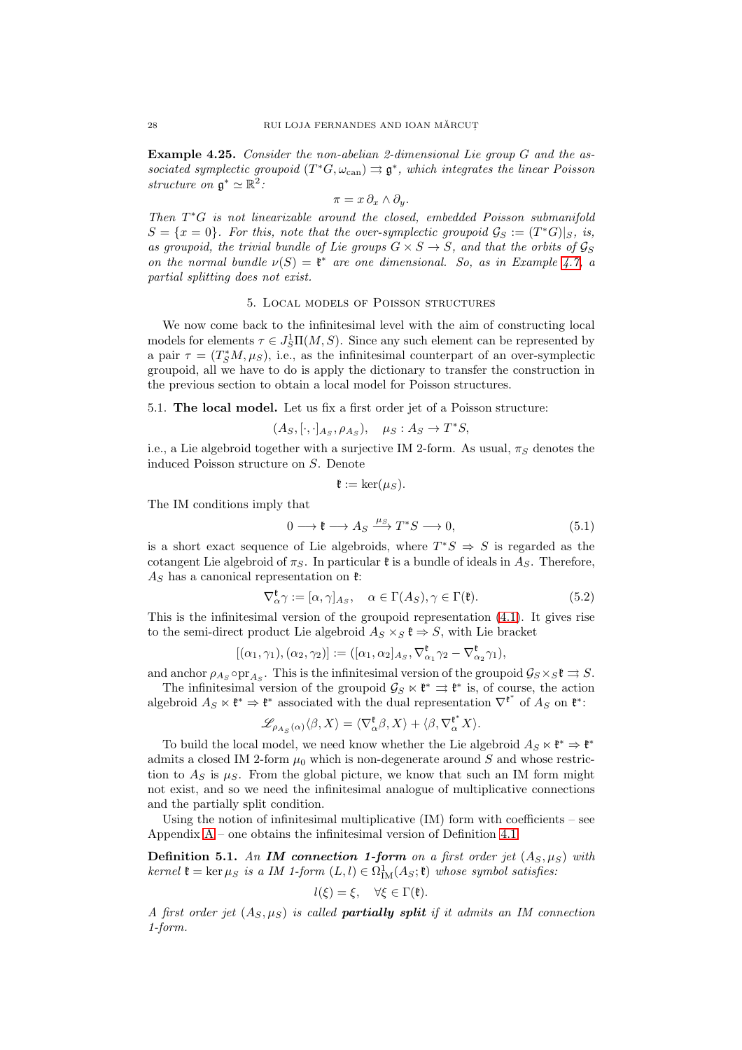**Example 4.25.** *Consider the non-abelian 2-dimensional Lie group $G$ and the associated symplectic groupoid $(T^*G, \omega_{\mathrm{can}}) \rightrightarrows \mathfrak{g}^*$, which integrates the linear Poisson structure on $\mathfrak{g}^* \simeq \mathbb{R}^2$:*

$$\pi = x\,\partial_x \wedge \partial_y.$$

*Then $T^*G$ is not linearizable around the closed, embedded Poisson submanifold $S = \{x = 0\}$. For this, note that the over-symplectic groupoid $\mathcal{G}_S := (T^*G)|_S$, is, as groupoid, the trivial bundle of Lie groups $G \times S \to S$, and that the orbits of $\mathcal{G}_S$ on the normal bundle $\nu(S) = \mathfrak{k}^*$ are one dimensional. So, as in Example 4.7, a partial splitting does not exist.*

## 5. Local models of Poisson structures

We now come back to the infinitesimal level with the aim of constructing local models for elements $\tau \in J^1_S\Pi(M, S)$. Since any such element can be represented by a pair $\tau = (T^*_SM, \mu_S)$, i.e., as the infinitesimal counterpart of an over-symplectic groupoid, all we have to do is apply the dictionary to transfer the construction in the previous section to obtain a local model for Poisson structures.

### 5.1. The local model.

Let us fix a first order jet of a Poisson structure:

$$(A_S, [\cdot,\cdot]_{A_S}, \rho_{A_S}), \quad \mu_S : A_S \to T^*S,$$

i.e., a Lie algebroid together with a surjective IM 2-form. As usual, $\pi_S$ denotes the induced Poisson structure on $S$. Denote

$$\mathfrak{k} := \ker(\mu_S).$$

The IM conditions imply that

$$0 \longrightarrow \mathfrak{k} \longrightarrow A_S \xrightarrow{\mu_S} T^*S \longrightarrow 0, \tag{5.1}$$

is a short exact sequence of Lie algebroids, where $T^*S \Rightarrow S$ is regarded as the cotangent Lie algebroid of $\pi_S$. In particular $\mathfrak{k}$ is a bundle of ideals in $A_S$. Therefore, $A_S$ has a canonical representation on $\mathfrak{k}$:

$$\nabla^{\mathfrak{k}}_\alpha \gamma := [\alpha, \gamma]_{A_S}, \quad \alpha \in \Gamma(A_S), \gamma \in \Gamma(\mathfrak{k}). \tag{5.2}$$

This is the infinitesimal version of the groupoid representation (4.1). It gives rise to the semi-direct product Lie algebroid $A_S \times_S \mathfrak{k} \Rightarrow S$, with Lie bracket

$$[(\alpha_1, \gamma_1), (\alpha_2, \gamma_2)] := ([\alpha_1, \alpha_2]_{A_S}, \nabla^{\mathfrak{k}}_{\alpha_1}\gamma_2 - \nabla^{\mathfrak{k}}_{\alpha_2}\gamma_1),$$

and anchor $\rho_{A_S} \circ \mathrm{pr}_{A_S}$. This is the infinitesimal version of the groupoid $\mathcal{G}_S \times_S \mathfrak{k} \rightrightarrows S$.

The infinitesimal version of the groupoid $\mathcal{G}_S \ltimes \mathfrak{k}^* \rightrightarrows \mathfrak{k}^*$ is, of course, the action algebroid $A_S \ltimes \mathfrak{k}^* \Rightarrow \mathfrak{k}^*$ associated with the dual representation $\nabla^{\mathfrak{k}^*}$ of $A_S$ on $\mathfrak{k}^*$:

$$\mathscr{L}_{\rho_{A_S}(\alpha)}\langle \beta, X\rangle = \langle \nabla^{\mathfrak{k}}_\alpha \beta, X\rangle + \langle \beta, \nabla^{\mathfrak{k}^*}_\alpha X\rangle.$$

To build the local model, we need know whether the Lie algebroid $A_S \ltimes \mathfrak{k}^* \Rightarrow \mathfrak{k}^*$ admits a closed IM 2-form $\mu_0$ which is non-degenerate around $S$ and whose restriction to $A_S$ is $\mu_S$. From the global picture, we know that such an IM form might not exist, and so we need the infinitesimal analogue of multiplicative connections and the partially split condition.

Using the notion of infinitesimal multiplicative (IM) form with coefficients – see Appendix A – one obtains the infinitesimal version of Definition 4.1:

**Definition 5.1.** *An **IM connection 1-form** on a first order jet $(A_S, \mu_S)$ with kernel $\mathfrak{k} = \ker \mu_S$ is a IM 1-form $(L, l) \in \Omega^1_{\mathrm{IM}}(A_S; \mathfrak{k})$ whose symbol satisfies:*

$$l(\xi) = \xi, \quad \forall \xi \in \Gamma(\mathfrak{k}).$$

*A first order jet $(A_S, \mu_S)$ is called **partially split** if it admits an IM connection 1-form.*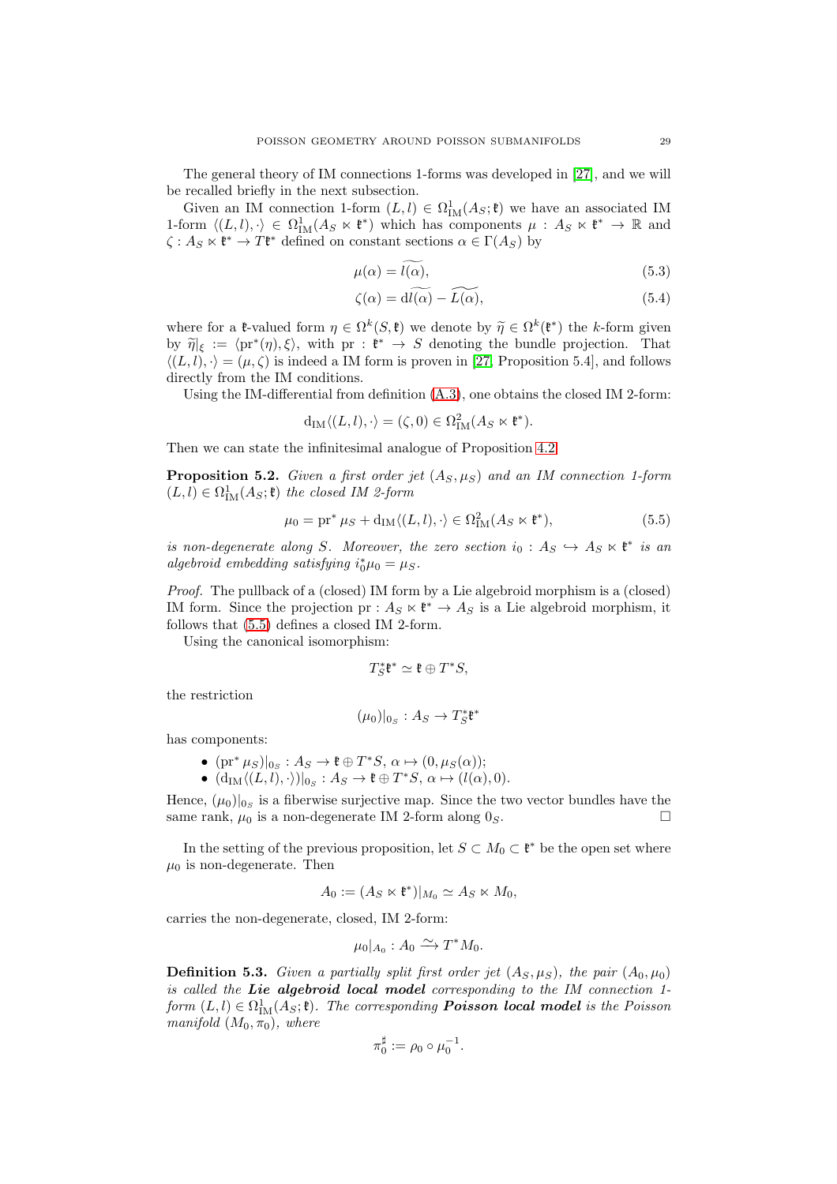The general theory of IM connections 1-forms was developed in [27], and we will be recalled briefly in the next subsection.

Given an IM connection 1-form $(L, l) \in \Omega^1_{\mathrm{IM}}(A_S; \mathfrak{k})$ we have an associated IM 1-form $\langle (L, l), \cdot \rangle \in \Omega^1_{\mathrm{IM}}(A_S \ltimes \mathfrak{k}^*)$ which has components $\mu : A_S \ltimes \mathfrak{k}^* \to \mathbb{R}$ and $\zeta : A_S \ltimes \mathfrak{k}^* \to T\mathfrak{k}^*$ defined on constant sections $\alpha \in \Gamma(A_S)$ by

$$\mu(\alpha) = \widetilde{l(\alpha)}, \tag{5.3}$$

$$\zeta(\alpha) = \mathrm{d}\widetilde{l(\alpha)} - \widetilde{L(\alpha)}, \tag{5.4}$$

where for a $\mathfrak{k}$-valued form $\eta \in \Omega^k(S, \mathfrak{k})$ we denote by $\widetilde{\eta} \in \Omega^k(\mathfrak{k}^*)$ the $k$-form given by $\widetilde{\eta}|_\xi := \langle \mathrm{pr}^*(\eta), \xi \rangle$, with $\mathrm{pr} : \mathfrak{k}^* \to S$ denoting the bundle projection. That $\langle (L, l), \cdot \rangle = (\mu, \zeta)$ is indeed a IM form is proven in [27, Proposition 5.4], and follows directly from the IM conditions.

Using the IM-differential from definition (A.3), one obtains the closed IM 2-form:

$$\mathrm{d}_{\mathrm{IM}} \langle (L, l), \cdot \rangle = (\zeta, 0) \in \Omega^2_{\mathrm{IM}}(A_S \ltimes \mathfrak{k}^*).$$

Then we can state the infinitesimal analogue of Proposition 4.2.

**Proposition 5.2.** *Given a first order jet $(A_S, \mu_S)$ and an IM connection 1-form $(L, l) \in \Omega^1_{\mathrm{IM}}(A_S; \mathfrak{k})$ the closed IM 2-form*

$$\mu_0 = \mathrm{pr}^* \mu_S + \mathrm{d}_{\mathrm{IM}} \langle (L, l), \cdot \rangle \in \Omega^2_{\mathrm{IM}}(A_S \ltimes \mathfrak{k}^*), \tag{5.5}$$

*is non-degenerate along $S$. Moreover, the zero section $i_0 : A_S \hookrightarrow A_S \ltimes \mathfrak{k}^*$ is an algebroid embedding satisfying $i_0^* \mu_0 = \mu_S$.*

*Proof.* The pullback of a (closed) IM form by a Lie algebroid morphism is a (closed) IM form. Since the projection $\mathrm{pr} : A_S \ltimes \mathfrak{k}^* \to A_S$ is a Lie algebroid morphism, it follows that (5.5) defines a closed IM 2-form.

Using the canonical isomorphism:

$$T^*_S \mathfrak{k}^* \simeq \mathfrak{k} \oplus T^*S,$$

the restriction

$$(\mu_0)|_{0_S} : A_S \to T^*_S \mathfrak{k}^*$$

has components:

- $(\mathrm{pr}^* \mu_S)|_{0_S} : A_S \to \mathfrak{k} \oplus T^*S$, $\alpha \mapsto (0, \mu_S(\alpha))$;
- $(\mathrm{d}_{\mathrm{IM}} \langle (L, l), \cdot \rangle)|_{0_S} : A_S \to \mathfrak{k} \oplus T^*S$, $\alpha \mapsto (l(\alpha), 0)$.

Hence, $(\mu_0)|_{0_S}$ is a fiberwise surjective map. Since the two vector bundles have the same rank, $\mu_0$ is a non-degenerate IM 2-form along $0_S$. $\square$

In the setting of the previous proposition, let $S \subset M_0 \subset \mathfrak{k}^*$ be the open set where $\mu_0$ is non-degenerate. Then

$$A_0 := (A_S \ltimes \mathfrak{k}^*)|_{M_0} \simeq A_S \ltimes M_0,$$

carries the non-degenerate, closed, IM 2-form:

$$\mu_0|_{A_0} : A_0 \xrightarrow{\sim} T^*M_0.$$

**Definition 5.3.** *Given a partially split first order jet $(A_S, \mu_S)$, the pair $(A_0, \mu_0)$ is called the* ***Lie algebroid local model*** *corresponding to the IM connection 1-form $(L, l) \in \Omega^1_{\mathrm{IM}}(A_S; \mathfrak{k})$. The corresponding* ***Poisson local model*** *is the Poisson manifold $(M_0, \pi_0)$, where*

$$\pi_0^\sharp := \rho_0 \circ \mu_0^{-1}.$$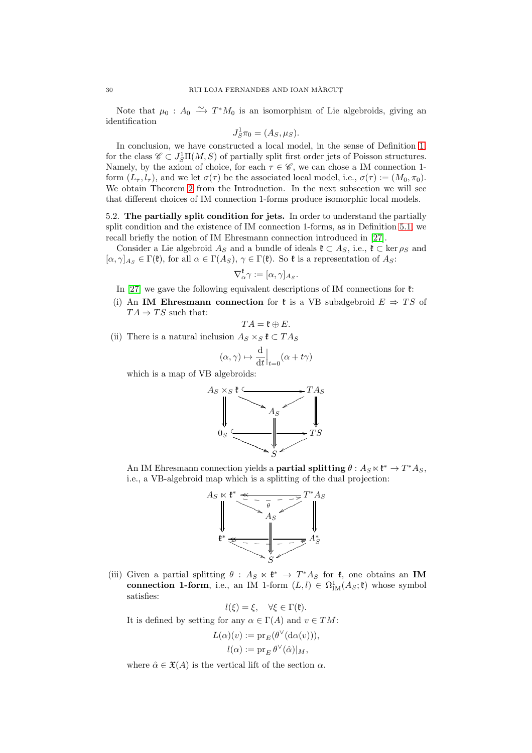Note that $\mu_0 : A_0 \xrightarrow{\sim} T^*M_0$ is an isomorphism of Lie algebroids, giving an identification

$$J^1_S\pi_0 = (A_S, \mu_S).$$

In conclusion, we have constructed a local model, in the sense of Definition 1, for the class $\mathscr{C} \subset J^1_S\Pi(M,S)$ of partially split first order jets of Poisson structures. Namely, by the axiom of choice, for each $\tau \in \mathscr{C}$, we can chose a IM connection 1-form $(L_\tau, l_\tau)$, and we let $\sigma(\tau)$ be the associated local model, i.e., $\sigma(\tau) := (M_0, \pi_0)$. We obtain Theorem 2 from the Introduction. In the next subsection we will see that different choices of IM connection 1-forms produce isomorphic local models.

5.2. **The partially split condition for jets.** In order to understand the partially split condition and the existence of IM connection 1-forms, as in Definition 5.1, we recall briefly the notion of IM Ehresmann connection introduced in [27].

Consider a Lie algebroid $A_S$ and a bundle of ideals $\mathfrak{k} \subset A_S$, i.e., $\mathfrak{k} \subset \ker \rho_S$ and $[\alpha, \gamma]_{A_S} \in \Gamma(\mathfrak{k})$, for all $\alpha \in \Gamma(A_S)$, $\gamma \in \Gamma(\mathfrak{k})$. So $\mathfrak{k}$ is a representation of $A_S$:

$$\nabla^{\mathfrak{k}}_\alpha \gamma := [\alpha, \gamma]_{A_S}.$$

In [27] we gave the following equivalent descriptions of IM connections for $\mathfrak{k}$:

(i) An **IM Ehresmann connection** for $\mathfrak{k}$ is a VB subalgebroid $E \Rightarrow TS$ of $TA \Rightarrow TS$ such that:

$$TA = \mathfrak{k} \oplus E.$$

(ii) There is a natural inclusion $A_S \times_S \mathfrak{k} \subset TA_S$

$$(\alpha, \gamma) \mapsto \frac{\mathrm{d}}{\mathrm{d}t}\Big|_{t=0}(\alpha + t\gamma)$$

which is a map of VB algebroids:

$$\begin{array}{ccccc} A_S \times_S \mathfrak{k} & \hookrightarrow & TA_S \\ & \searrow \quad A_S \quad \swarrow & \\ \Downarrow & & \Downarrow \\ 0_S & \hookrightarrow & TS \\ & \searrow \quad S \quad \swarrow & \end{array}$$

An IM Ehresmann connection yields a **partial splitting** $\theta : A_S \ltimes \mathfrak{k}^* \to T^*A_S$, i.e., a VB-algebroid map which is a splitting of the dual projection:

$$\begin{array}{ccccc} A_S \ltimes \mathfrak{k}^* & \overset{\theta}{\leftrightarrows} & T^*A_S \\ & \searrow \quad A_S \quad \swarrow & \\ \Downarrow & & \Downarrow \\ \mathfrak{k}^* & \leftrightarrows & A^*_S \\ & \searrow \quad S \quad \swarrow & \end{array}$$

(iii) Given a partial splitting $\theta : A_S \ltimes \mathfrak{k}^* \to T^*A_S$ for $\mathfrak{k}$, one obtains an **IM connection 1-form**, i.e., an IM 1-form $(L, l) \in \Omega^1_{\mathrm{IM}}(A_S; \mathfrak{k})$ whose symbol satisfies:

$$l(\xi) = \xi, \quad \forall \xi \in \Gamma(\mathfrak{k}).$$

It is defined by setting for any $\alpha \in \Gamma(A)$ and $v \in TM$:

$$L(\alpha)(v) := \mathrm{pr}_E(\theta^\vee(\mathrm{d}\alpha(v))),$$

$$l(\alpha) := \mathrm{pr}_E\, \theta^\vee(\hat{\alpha})|_M,$$

where $\hat{\alpha} \in \mathfrak{X}(A)$ is the vertical lift of the section $\alpha$.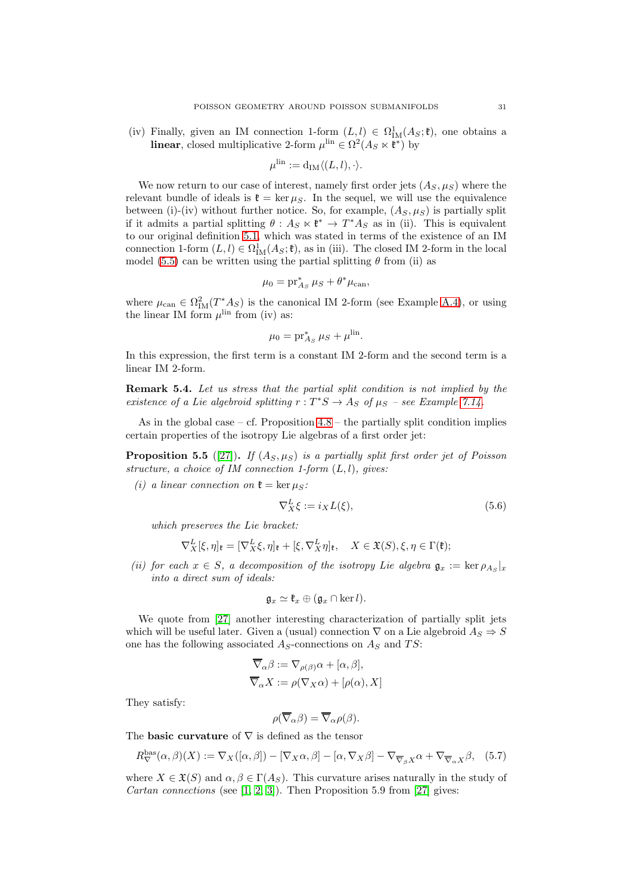(iv) Finally, given an IM connection 1-form $(L,l) \in \Omega^1_{\mathrm{IM}}(A_S;\mathfrak{k})$, one obtains a **linear**, closed multiplicative 2-form $\mu^{\mathrm{lin}} \in \Omega^2(A_S \ltimes \mathfrak{k}^*)$ by

$$\mu^{\mathrm{lin}} := \mathrm{d}_{\mathrm{IM}}\langle (L,l), \cdot \rangle.$$

We now return to our case of interest, namely first order jets $(A_S, \mu_S)$ where the relevant bundle of ideals is $\mathfrak{k} = \ker \mu_S$. In the sequel, we will use the equivalence between (i)-(iv) without further notice. So, for example, $(A_S, \mu_S)$ is partially split if it admits a partial splitting $\theta : A_S \ltimes \mathfrak{k}^* \to T^*A_S$ as in (ii). This is equivalent to our original definition 5.1, which was stated in terms of the existence of an IM connection 1-form $(L,l) \in \Omega^1_{\mathrm{IM}}(A_S;\mathfrak{k})$, as in (iii). The closed IM 2-form in the local model (5.5) can be written using the partial splitting $\theta$ from (ii) as

$$\mu_0 = \mathrm{pr}_{A_S}^* \mu_S + \theta^* \mu_{\mathrm{can}},$$

where $\mu_{\mathrm{can}} \in \Omega^2_{\mathrm{IM}}(T^*A_S)$ is the canonical IM 2-form (see Example A.4), or using the linear IM form $\mu^{\mathrm{lin}}$ from (iv) as:

$$\mu_0 = \mathrm{pr}_{A_S}^* \mu_S + \mu^{\mathrm{lin}}.$$

In this expression, the first term is a constant IM 2-form and the second term is a linear IM 2-form.

**Remark 5.4.** *Let us stress that the partial split condition is not implied by the existence of a Lie algebroid splitting $r : T^*S \to A_S$ of $\mu_S$ – see Example 7.14.*

As in the global case – cf. Proposition 4.8 – the partially split condition implies certain properties of the isotropy Lie algebras of a first order jet:

**Proposition 5.5** ([27])**.** *If $(A_S, \mu_S)$ is a partially split first order jet of Poisson structure, a choice of IM connection 1-form $(L,l)$, gives:*

*(i) a linear connection on $\mathfrak{k} = \ker \mu_S$:*

$$\nabla^L_X \xi := i_X L(\xi), \tag{5.6}$$

*which preserves the Lie bracket:*

$$\nabla^L_X [\xi,\eta]_{\mathfrak{k}} = [\nabla^L_X \xi, \eta]_{\mathfrak{k}} + [\xi, \nabla^L_X \eta]_{\mathfrak{k}}, \quad X \in \mathfrak{X}(S), \xi, \eta \in \Gamma(\mathfrak{k});$$

*(ii) for each $x \in S$, a decomposition of the isotropy Lie algebra $\mathfrak{g}_x := \ker \rho_{A_S}|_x$ into a direct sum of ideals:*

$$\mathfrak{g}_x \simeq \mathfrak{k}_x \oplus (\mathfrak{g}_x \cap \ker l).$$

We quote from [27] another interesting characterization of partially split jets which will be useful later. Given a (usual) connection $\nabla$ on a Lie algebroid $A_S \Rightarrow S$ one has the following associated $A_S$-connections on $A_S$ and $TS$:

$$\overline{\nabla}_\alpha \beta := \nabla_{\rho(\beta)}\alpha + [\alpha,\beta],$$
$$\overline{\nabla}_\alpha X := \rho(\nabla_X \alpha) + [\rho(\alpha), X]$$

They satisfy:

$$\rho(\overline{\nabla}_\alpha \beta) = \overline{\nabla}_\alpha \rho(\beta).$$

The **basic curvature** of $\nabla$ is defined as the tensor

$$R^{\mathrm{bas}}_\nabla(\alpha,\beta)(X) := \nabla_X([\alpha,\beta]) - [\nabla_X \alpha, \beta] - [\alpha, \nabla_X \beta] - \nabla_{\overline{\nabla}_\beta X}\alpha + \nabla_{\overline{\nabla}_\alpha X}\beta, \tag{5.7}$$

where $X \in \mathfrak{X}(S)$ and $\alpha, \beta \in \Gamma(A_S)$. This curvature arises naturally in the study of *Cartan connections* (see [1, 2, 3]). Then Proposition 5.9 from [27] gives: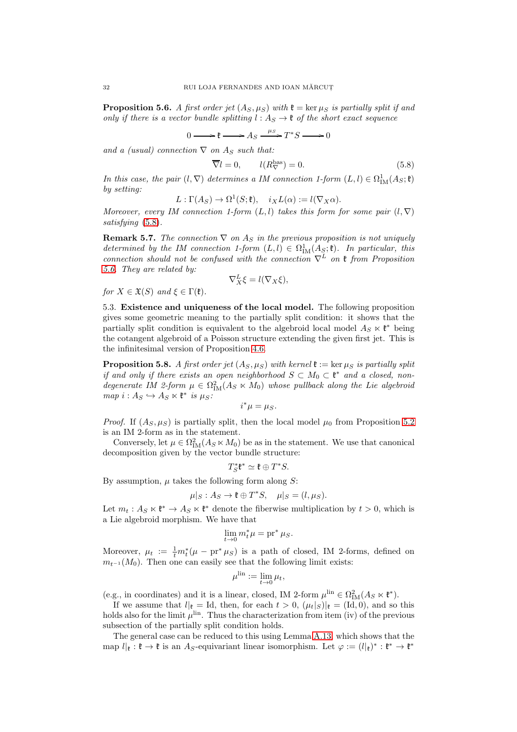**Proposition 5.6.** *A first order jet $(A_S, \mu_S)$ with $\mathfrak{k} = \ker \mu_S$ is partially split if and only if there is a vector bundle splitting $l : A_S \to \mathfrak{k}$ of the short exact sequence*

$$0 \longrightarrow \mathfrak{k} \longrightarrow A_S \xrightarrow{\mu_S} T^*S \longrightarrow 0$$

*and a (usual) connection $\nabla$ on $A_S$ such that:*

$$\overline{\nabla} l = 0, \qquad l(R^{\mathrm{bas}}_{\nabla}) = 0. \tag{5.8}$$

*In this case, the pair $(l, \nabla)$ determines a IM connection 1-form $(L, l) \in \Omega^1_{\mathrm{IM}}(A_S; \mathfrak{k})$ by setting:*

$$L : \Gamma(A_S) \to \Omega^1(S; \mathfrak{k}), \quad i_X L(\alpha) := l(\nabla_X \alpha).$$

*Moreover, every IM connection 1-form $(L, l)$ takes this form for some pair $(l, \nabla)$ satisfying (5.8).*

**Remark 5.7.** *The connection $\nabla$ on $A_S$ in the previous proposition is not uniquely determined by the IM connection 1-form $(L, l) \in \Omega^1_{\mathrm{IM}}(A_S; \mathfrak{k})$. In particular, this connection should not be confused with the connection $\nabla^L$ on $\mathfrak{k}$ from Proposition 5.6. They are related by:*

$$\nabla^L_X \xi = l(\nabla_X \xi),$$

*for $X \in \mathfrak{X}(S)$ and $\xi \in \Gamma(\mathfrak{k})$.*

5.3. **Existence and uniqueness of the local model.** The following proposition gives some geometric meaning to the partially split condition: it shows that the partially split condition is equivalent to the algebroid local model $A_S \ltimes \mathfrak{k}^*$ being the cotangent algebroid of a Poisson structure extending the given first jet. This is the infinitesimal version of Proposition 4.6.

**Proposition 5.8.** *A first order jet $(A_S, \mu_S)$ with kernel $\mathfrak{k} := \ker \mu_S$ is partially split if and only if there exists an open neighborhood $S \subset M_0 \subset \mathfrak{k}^*$ and a closed, non-degenerate IM 2-form $\mu \in \Omega^2_{\mathrm{IM}}(A_S \ltimes M_0)$ whose pullback along the Lie algebroid map $i : A_S \hookrightarrow A_S \ltimes \mathfrak{k}^*$ is $\mu_S$:*

$$i^* \mu = \mu_S.$$

*Proof.* If $(A_S, \mu_S)$ is partially split, then the local model $\mu_0$ from Proposition 5.2 is an IM 2-form as in the statement.

Conversely, let $\mu \in \Omega^2_{\mathrm{IM}}(A_S \ltimes M_0)$ be as in the statement. We use that canonical decomposition given by the vector bundle structure:

$$T^*_S \mathfrak{k}^* \simeq \mathfrak{k} \oplus T^*S.$$

By assumption, $\mu$ takes the following form along $S$:

$$\mu|_S : A_S \to \mathfrak{k} \oplus T^*S, \quad \mu|_S = (l, \mu_S).$$

Let $m_t : A_S \ltimes \mathfrak{k}^* \to A_S \ltimes \mathfrak{k}^*$ denote the fiberwise multiplication by $t > 0$, which is a Lie algebroid morphism. We have that

$$\lim_{t \to 0} m_t^* \mu = \mathrm{pr}^* \mu_S.$$

Moreover, $\mu_t := \frac{1}{t} m_t^*(\mu - \mathrm{pr}^* \mu_S)$ is a path of closed, IM 2-forms, defined on $m_{t^{-1}}(M_0)$. Then one can easily see that the following limit exists:

$$\mu^{\mathrm{lin}} := \lim_{t \to 0} \mu_t,$$

(e.g., in coordinates) and it is a linear, closed, IM 2-form $\mu^{\mathrm{lin}} \in \Omega^2_{\mathrm{IM}}(A_S \ltimes \mathfrak{k}^*)$.

If we assume that $l|_{\mathfrak{k}} = \mathrm{Id}$, then, for each $t > 0$, $(\mu_t|_S)|_{\mathfrak{k}} = (\mathrm{Id}, 0)$, and so this holds also for the limit $\mu^{\mathrm{lin}}$. Thus the characterization from item (iv) of the previous subsection of the partially split condition holds.

The general case can be reduced to this using Lemma A.13, which shows that the map $l|_{\mathfrak{k}} : \mathfrak{k} \to \mathfrak{k}$ is an $A_S$-equivariant linear isomorphism. Let $\varphi := (l|_{\mathfrak{k}})^* : \mathfrak{k}^* \to \mathfrak{k}^*$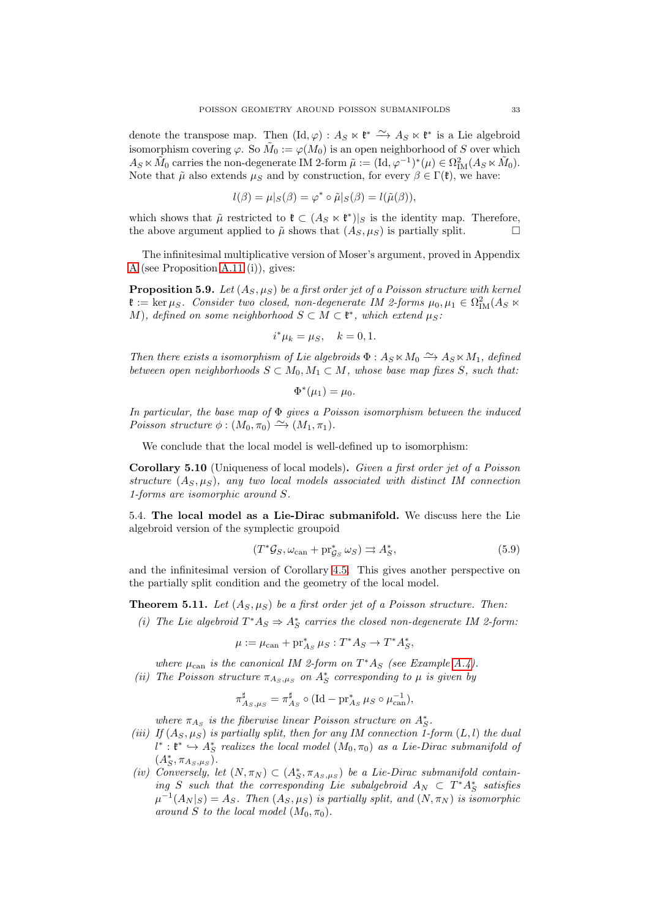denote the transpose map. Then $(\mathrm{Id}, \varphi) : A_S \ltimes \mathfrak{k}^* \xrightarrow{\sim} A_S \ltimes \mathfrak{k}^*$ is a Lie algebroid isomorphism covering $\varphi$. So $\tilde{M}_0 := \varphi(M_0)$ is an open neighborhood of $S$ over which $A_S \ltimes \tilde{M}_0$ carries the non-degenerate IM 2-form $\tilde{\mu} := (\mathrm{Id}, \varphi^{-1})^*(\mu) \in \Omega^2_{\mathrm{IM}}(A_S \ltimes \tilde{M}_0)$. Note that $\tilde{\mu}$ also extends $\mu_S$ and by construction, for every $\beta \in \Gamma(\mathfrak{k})$, we have:

$$l(\beta) = \mu|_S(\beta) = \varphi^* \circ \tilde{\mu}|_S(\beta) = l(\tilde{\mu}(\beta)),$$

which shows that $\tilde{\mu}$ restricted to $\mathfrak{k} \subset (A_S \ltimes \mathfrak{k}^*)|_S$ is the identity map. Therefore, the above argument applied to $\tilde{\mu}$ shows that $(A_S, \mu_S)$ is partially split. □

The infinitesimal multiplicative version of Moser's argument, proved in Appendix A (see Proposition A.11 (i)), gives:

**Proposition 5.9.** *Let $(A_S, \mu_S)$ be a first order jet of a Poisson structure with kernel $\mathfrak{k} := \ker \mu_S$. Consider two closed, non-degenerate IM 2-forms $\mu_0, \mu_1 \in \Omega^2_{\mathrm{IM}}(A_S \ltimes M)$, defined on some neighborhood $S \subset M \subset \mathfrak{k}^*$, which extend $\mu_S$:*

$$i^*\mu_k = \mu_S, \quad k = 0, 1.$$

*Then there exists a isomorphism of Lie algebroids $\Phi : A_S \ltimes M_0 \xrightarrow{\sim} A_S \ltimes M_1$, defined between open neighborhoods $S \subset M_0, M_1 \subset M$, whose base map fixes $S$, such that:*

$$\Phi^*(\mu_1) = \mu_0.$$

*In particular, the base map of $\Phi$ gives a Poisson isomorphism between the induced Poisson structure $\phi : (M_0, \pi_0) \xrightarrow{\sim} (M_1, \pi_1)$.*

We conclude that the local model is well-defined up to isomorphism:

**Corollary 5.10** (Uniqueness of local models)**.** *Given a first order jet of a Poisson structure $(A_S, \mu_S)$, any two local models associated with distinct IM connection 1-forms are isomorphic around $S$.*

### 5.4. The local model as a Lie-Dirac submanifold.

We discuss here the Lie algebroid version of the symplectic groupoid

$$(T^*\mathcal{G}_S, \omega_{\mathrm{can}} + \mathrm{pr}^*_{\mathcal{G}_S} \omega_S) \rightrightarrows A^*_S, \tag{5.9}$$

and the infinitesimal version of Corollary 4.5. This gives another perspective on the partially split condition and the geometry of the local model.

**Theorem 5.11.** *Let $(A_S, \mu_S)$ be a first order jet of a Poisson structure. Then:*

*(i) The Lie algebroid $T^*A_S \Rightarrow A^*_S$ carries the closed non-degenerate IM 2-form:*

$$\mu := \mu_{\mathrm{can}} + \mathrm{pr}^*_{A_S} \mu_S : T^*A_S \to T^*A^*_S,$$

*where $\mu_{\mathrm{can}}$ is the canonical IM 2-form on $T^*A_S$ (see Example A.4).*

*(ii) The Poisson structure $\pi_{A_S,\mu_S}$ on $A^*_S$ corresponding to $\mu$ is given by*

$$\pi^\sharp_{A_S,\mu_S} = \pi^\sharp_{A_S} \circ (\mathrm{Id} - \mathrm{pr}^*_{A_S} \mu_S \circ \mu^{-1}_{\mathrm{can}}),$$

*where $\pi_{A_S}$ is the fiberwise linear Poisson structure on $A^*_S$.*

*(iii) If $(A_S, \mu_S)$ is partially split, then for any IM connection 1-form $(L, l)$ the dual $l^* : \mathfrak{k}^* \hookrightarrow A^*_S$ realizes the local model $(M_0, \pi_0)$ as a Lie-Dirac submanifold of $(A^*_S, \pi_{A_S,\mu_S})$.*

*(iv) Conversely, let $(N, \pi_N) \subset (A^*_S, \pi_{A_S,\mu_S})$ be a Lie-Dirac submanifold containing $S$ such that the corresponding Lie subalgebroid $A_N \subset T^*A^*_S$ satisfies $\mu^{-1}(A_N|_S) = A_S$. Then $(A_S, \mu_S)$ is partially split, and $(N, \pi_N)$ is isomorphic around $S$ to the local model $(M_0, \pi_0)$.*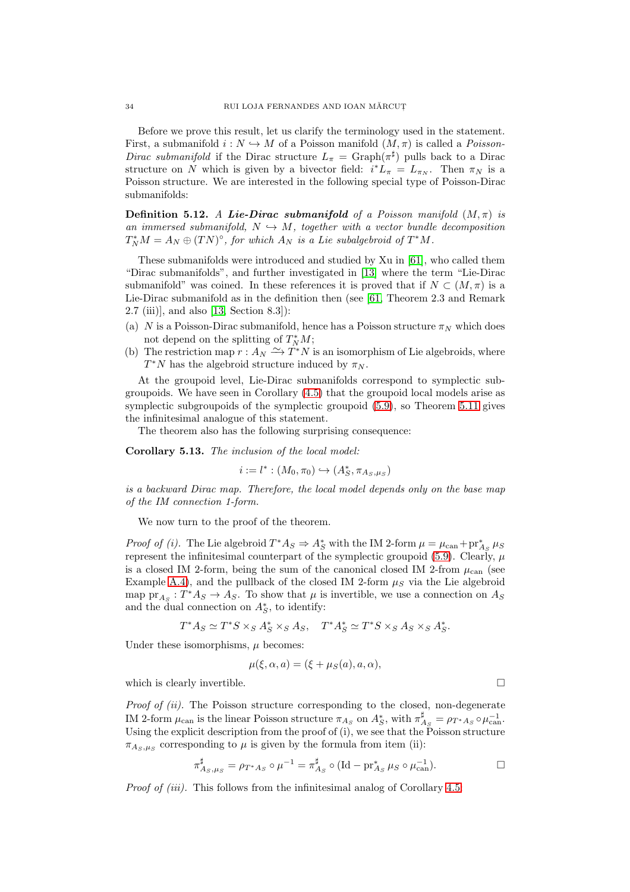Before we prove this result, let us clarify the terminology used in the statement. First, a submanifold $i : N \hookrightarrow M$ of a Poisson manifold $(M, \pi)$ is called a *Poisson-Dirac submanifold* if the Dirac structure $L_\pi = \mathrm{Graph}(\pi^\sharp)$ pulls back to a Dirac structure on $N$ which is given by a bivector field: $i^* L_\pi = L_{\pi_N}$. Then $\pi_N$ is a Poisson structure. We are interested in the following special type of Poisson-Dirac submanifolds:

**Definition 5.12.** *A* ***Lie-Dirac submanifold*** *of a Poisson manifold $(M, \pi)$ is an immersed submanifold, $N \hookrightarrow M$, together with a vector bundle decomposition $T^*_N M = A_N \oplus (TN)^\circ$, for which $A_N$ is a Lie subalgebroid of $T^*M$.*

These submanifolds were introduced and studied by Xu in [61], who called them "Dirac submanifolds", and further investigated in [13] where the term "Lie-Dirac submanifold" was coined. In these references it is proved that if $N \subset (M, \pi)$ is a Lie-Dirac submanifold as in the definition then (see [61, Theorem 2.3 and Remark 2.7 (iii)], and also [13, Section 8.3]):

(a) $N$ is a Poisson-Dirac submanifold, hence has a Poisson structure $\pi_N$ which does not depend on the splitting of $T^*_N M$;
(b) The restriction map $r : A_N \xrightarrow{\sim} T^*N$ is an isomorphism of Lie algebroids, where $T^*N$ has the algebroid structure induced by $\pi_N$.

At the groupoid level, Lie-Dirac submanifolds correspond to symplectic subgroupoids. We have seen in Corollary (4.5) that the groupoid local models arise as symplectic subgroupoids of the symplectic groupoid (5.9), so Theorem 5.11 gives the infinitesimal analogue of this statement.

The theorem also has the following surprising consequence:

**Corollary 5.13.** *The inclusion of the local model:*

$$i := l^* : (M_0, \pi_0) \hookrightarrow (A_S^*, \pi_{A_S, \mu_S})$$

*is a backward Dirac map. Therefore, the local model depends only on the base map of the IM connection 1-form.*

We now turn to the proof of the theorem.

*Proof of (i).* The Lie algebroid $T^*A_S \Rightarrow A_S^*$ with the IM 2-form $\mu = \mu_{\mathrm{can}} + \mathrm{pr}_{A_S}^* \mu_S$ represent the infinitesimal counterpart of the symplectic groupoid (5.9). Clearly, $\mu$ is a closed IM 2-form, being the sum of the canonical closed IM 2-from $\mu_{\mathrm{can}}$ (see Example A.4), and the pullback of the closed IM 2-form $\mu_S$ via the Lie algebroid map $\mathrm{pr}_{A_S} : T^*A_S \to A_S$. To show that $\mu$ is invertible, we use a connection on $A_S$ and the dual connection on $A_S^*$, to identify:

$$T^*A_S \simeq T^*S \times_S A_S^* \times_S A_S, \quad T^*A_S^* \simeq T^*S \times_S A_S \times_S A_S^*.$$

Under these isomorphisms, $\mu$ becomes:

$$\mu(\xi, \alpha, a) = (\xi + \mu_S(a), a, \alpha),$$

which is clearly invertible. □

*Proof of (ii).* The Poisson structure corresponding to the closed, non-degenerate IM 2-form $\mu_{\mathrm{can}}$ is the linear Poisson structure $\pi_{A_S}$ on $A_S^*$, with $\pi_{A_S}^\sharp = \rho_{T^*A_S} \circ \mu_{\mathrm{can}}^{-1}$. Using the explicit description from the proof of (i), we see that the Poisson structure $\pi_{A_S, \mu_S}$ corresponding to $\mu$ is given by the formula from item (ii):

$$\pi_{A_S, \mu_S}^\sharp = \rho_{T^*A_S} \circ \mu^{-1} = \pi_{A_S}^\sharp \circ (\mathrm{Id} - \mathrm{pr}_{A_S}^* \mu_S \circ \mu_{\mathrm{can}}^{-1}).$$ □

*Proof of (iii).* This follows from the infinitesimal analog of Corollary 4.5.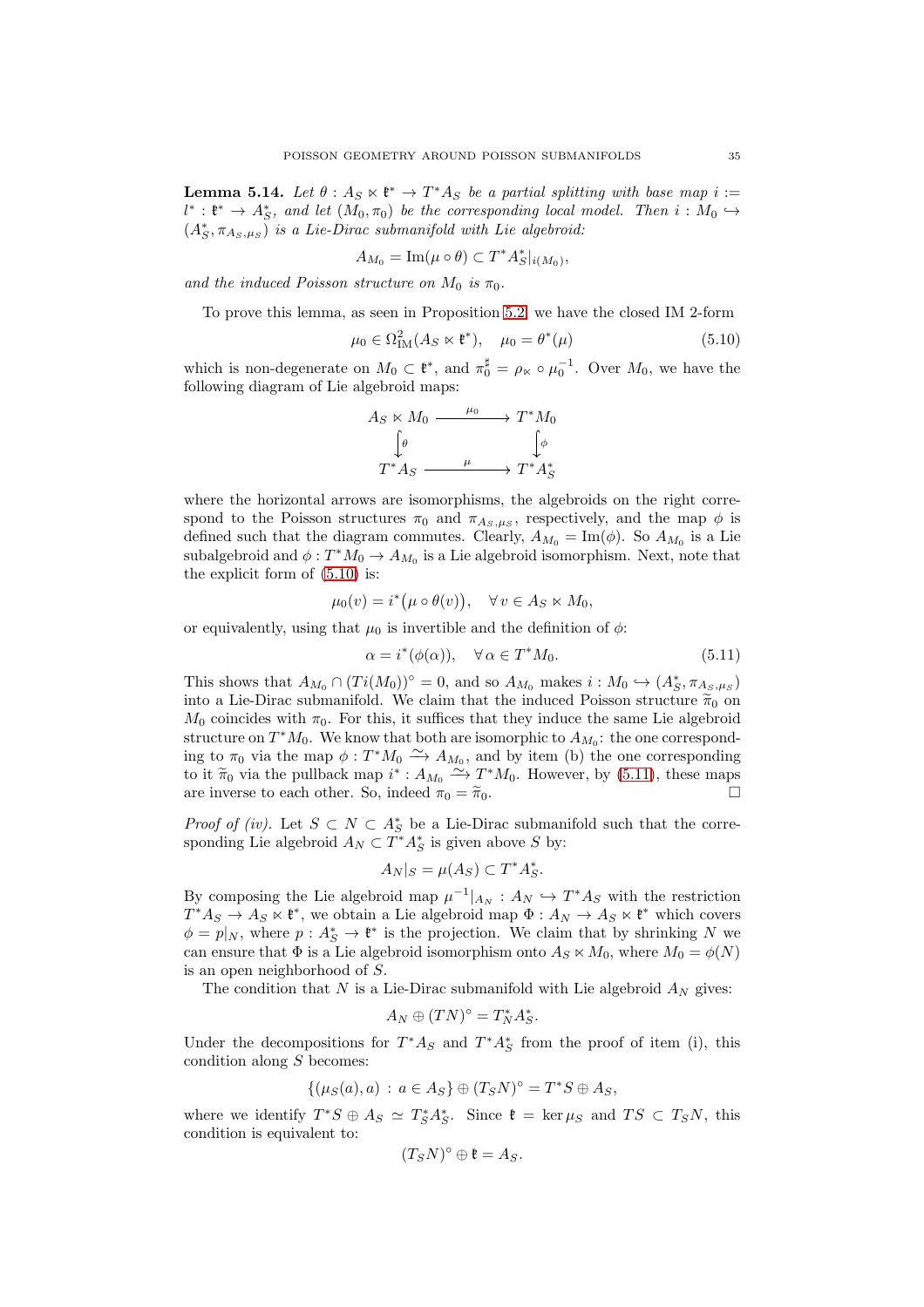**Lemma 5.14.** *Let $\theta : A_S \ltimes \mathfrak{k}^* \to T^*A_S$ be a partial splitting with base map $i := l^* : \mathfrak{k}^* \to A_S^*$, and let $(M_0, \pi_0)$ be the corresponding local model. Then $i : M_0 \hookrightarrow (A_S^*, \pi_{A_S,\mu_S})$ is a Lie-Dirac submanifold with Lie algebroid:*

$$A_{M_0} = \mathrm{Im}(\mu \circ \theta) \subset T^*A_S^*|_{i(M_0)},$$

*and the induced Poisson structure on $M_0$ is $\pi_0$.*

To prove this lemma, as seen in Proposition 5.2, we have the closed IM 2-form

$$\mu_0 \in \Omega^2_{\mathrm{IM}}(A_S \ltimes \mathfrak{k}^*), \quad \mu_0 = \theta^*(\mu) \tag{5.10}$$

which is non-degenerate on $M_0 \subset \mathfrak{k}^*$, and $\pi_0^\sharp = \rho_\ltimes \circ \mu_0^{-1}$. Over $M_0$, we have the following diagram of Lie algebroid maps:

$$\begin{array}{ccc} A_S \ltimes M_0 & \xrightarrow{\mu_0} & T^*M_0 \\ \big\downarrow \theta & & \big\downarrow \phi \\ T^*A_S & \xrightarrow{\mu} & T^*A_S^* \end{array}$$

where the horizontal arrows are isomorphisms, the algebroids on the right correspond to the Poisson structures $\pi_0$ and $\pi_{A_S,\mu_S}$, respectively, and the map $\phi$ is defined such that the diagram commutes. Clearly, $A_{M_0} = \mathrm{Im}(\phi)$. So $A_{M_0}$ is a Lie subalgebroid and $\phi : T^*M_0 \to A_{M_0}$ is a Lie algebroid isomorphism. Next, note that the explicit form of (5.10) is:

$$\mu_0(v) = i^*\big(\mu \circ \theta(v)\big), \quad \forall\, v \in A_S \ltimes M_0,$$

or equivalently, using that $\mu_0$ is invertible and the definition of $\phi$:

$$\alpha = i^*(\phi(\alpha)), \quad \forall\, \alpha \in T^*M_0. \tag{5.11}$$

This shows that $A_{M_0} \cap (Ti(M_0))^\circ = 0$, and so $A_{M_0}$ makes $i : M_0 \hookrightarrow (A_S^*, \pi_{A_S,\mu_S})$ into a Lie-Dirac submanifold. We claim that the induced Poisson structure $\widetilde{\pi}_0$ on $M_0$ coincides with $\pi_0$. For this, it suffices that they induce the same Lie algebroid structure on $T^*M_0$. We know that both are isomorphic to $A_{M_0}$: the one corresponding to $\pi_0$ via the map $\phi : T^*M_0 \xrightarrow{\sim} A_{M_0}$, and by item (b) the one corresponding to it $\widetilde{\pi}_0$ via the pullback map $i^* : A_{M_0} \xrightarrow{\sim} T^*M_0$. However, by (5.11), these maps are inverse to each other. So, indeed $\pi_0 = \widetilde{\pi}_0$. $\square$

*Proof of (iv).* Let $S \subset N \subset A_S^*$ be a Lie-Dirac submanifold such that the corresponding Lie algebroid $A_N \subset T^*A_S^*$ is given above $S$ by:

$$A_N|_S = \mu(A_S) \subset T^*A_S^*.$$

By composing the Lie algebroid map $\mu^{-1}|_{A_N} : A_N \hookrightarrow T^*A_S$ with the restriction $T^*A_S \to A_S \ltimes \mathfrak{k}^*$, we obtain a Lie algebroid map $\Phi : A_N \to A_S \ltimes \mathfrak{k}^*$ which covers $\phi = p|_N$, where $p : A_S^* \to \mathfrak{k}^*$ is the projection. We claim that by shrinking $N$ we can ensure that $\Phi$ is a Lie algebroid isomorphism onto $A_S \ltimes M_0$, where $M_0 = \phi(N)$ is an open neighborhood of $S$.

The condition that $N$ is a Lie-Dirac submanifold with Lie algebroid $A_N$ gives:

$$A_N \oplus (TN)^\circ = T_N^*A_S^*.$$

Under the decompositions for $T^*A_S$ and $T^*A_S^*$ from the proof of item (i), this condition along $S$ becomes:

$$\{(\mu_S(a), a) \,:\, a \in A_S\} \oplus (T_SN)^\circ = T^*S \oplus A_S,$$

where we identify $T^*S \oplus A_S \simeq T_S^*A_S^*$. Since $\mathfrak{k} = \ker \mu_S$ and $TS \subset T_SN$, this condition is equivalent to:

$$(T_SN)^\circ \oplus \mathfrak{k} = A_S.$$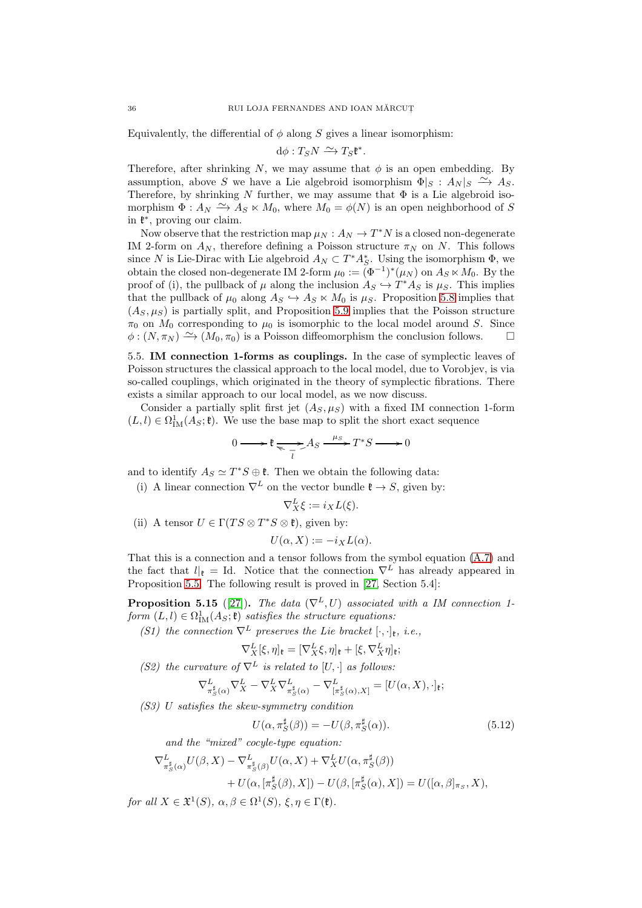Equivalently, the differential of $\phi$ along $S$ gives a linear isomorphism:

$$\mathrm{d}\phi : T_S N \xrightarrow{\sim} T_S \mathfrak{k}^*.$$

Therefore, after shrinking $N$, we may assume that $\phi$ is an open embedding. By assumption, above $S$ we have a Lie algebroid isomorphism $\Phi|_S : A_N|_S \xrightarrow{\sim} A_S$. Therefore, by shrinking $N$ further, we may assume that $\Phi$ is a Lie algebroid isomorphism $\Phi : A_N \xrightarrow{\sim} A_S \ltimes M_0$, where $M_0 = \phi(N)$ is an open neighborhood of $S$ in $\mathfrak{k}^*$, proving our claim.

Now observe that the restriction map $\mu_N : A_N \to T^*N$ is a closed non-degenerate IM 2-form on $A_N$, therefore defining a Poisson structure $\pi_N$ on $N$. This follows since $N$ is Lie-Dirac with Lie algebroid $A_N \subset T^*A_S^*$. Using the isomorphism $\Phi$, we obtain the closed non-degenerate IM 2-form $\mu_0 := (\Phi^{-1})^*(\mu_N)$ on $A_S \ltimes M_0$. By the proof of (i), the pullback of $\mu$ along the inclusion $A_S \hookrightarrow T^*A_S$ is $\mu_S$. This implies that the pullback of $\mu_0$ along $A_S \hookrightarrow A_S \ltimes M_0$ is $\mu_S$. Proposition 5.8 implies that $(A_S, \mu_S)$ is partially split, and Proposition 5.9 implies that the Poisson structure $\pi_0$ on $M_0$ corresponding to $\mu_0$ is isomorphic to the local model around $S$. Since $\phi : (N, \pi_N) \xrightarrow{\sim} (M_0, \pi_0)$ is a Poisson diffeomorphism the conclusion follows. $\square$

5.5. **IM connection 1-forms as couplings.** In the case of symplectic leaves of Poisson structures the classical approach to the local model, due to Vorobjev, is via so-called couplings, which originated in the theory of symplectic fibrations. There exists a similar approach to our local model, as we now discuss.

Consider a partially split first jet $(A_S, \mu_S)$ with a fixed IM connection 1-form $(L, l) \in \Omega^1_{\mathrm{IM}}(A_S; \mathfrak{k})$. We use the base map to split the short exact sequence

$$0 \longrightarrow \mathfrak{k} \underset{l}{\rightleftarrows} A_S \xrightarrow{\mu_S} T^*S \longrightarrow 0$$

and to identify $A_S \simeq T^*S \oplus \mathfrak{k}$. Then we obtain the following data:

(i) A linear connection $\nabla^L$ on the vector bundle $\mathfrak{k} \to S$, given by:
$$\nabla^L_X \xi := i_X L(\xi).$$

(ii) A tensor $U \in \Gamma(TS \otimes T^*S \otimes \mathfrak{k})$, given by:
$$U(\alpha, X) := -i_X L(\alpha).$$

That this is a connection and a tensor follows from the symbol equation (A.7) and the fact that $l|_{\mathfrak{k}} = \mathrm{Id}$. Notice that the connection $\nabla^L$ has already appeared in Proposition 5.5. The following result is proved in [27, Section 5.4]:

**Proposition 5.15** ([27]). *The data $(\nabla^L, U)$ associated with a IM connection 1-form $(L, l) \in \Omega^1_{\mathrm{IM}}(A_S; \mathfrak{k})$ satisfies the structure equations:*

*(S1) the connection $\nabla^L$ preserves the Lie bracket $[\cdot,\cdot]_{\mathfrak{k}}$, i.e.,*
$$\nabla^L_X [\xi, \eta]_{\mathfrak{k}} = [\nabla^L_X \xi, \eta]_{\mathfrak{k}} + [\xi, \nabla^L_X \eta]_{\mathfrak{k}};$$

*(S2) the curvature of $\nabla^L$ is related to $[U, \cdot]$ as follows:*
$$\nabla^L_{\pi_S^\sharp(\alpha)} \nabla^L_X - \nabla^L_X \nabla^L_{\pi_S^\sharp(\alpha)} - \nabla^L_{[\pi_S^\sharp(\alpha), X]} = [U(\alpha, X), \cdot]_{\mathfrak{k}};$$

*(S3) $U$ satisfies the skew-symmetry condition*
$$U(\alpha, \pi_S^\sharp(\beta)) = -U(\beta, \pi_S^\sharp(\alpha)). \tag{5.12}$$
*and the "mixed" cocyle-type equation:*
$$\nabla^L_{\pi_S^\sharp(\alpha)} U(\beta, X) - \nabla^L_{\pi_S^\sharp(\beta)} U(\alpha, X) + \nabla^L_X U(\alpha, \pi_S^\sharp(\beta))$$
$$+ U(\alpha, [\pi_S^\sharp(\beta), X]) - U(\beta, [\pi_S^\sharp(\alpha), X]) = U([\alpha, \beta]_{\pi_S}, X),$$

*for all $X \in \mathfrak{X}^1(S)$, $\alpha, \beta \in \Omega^1(S)$, $\xi, \eta \in \Gamma(\mathfrak{k})$.*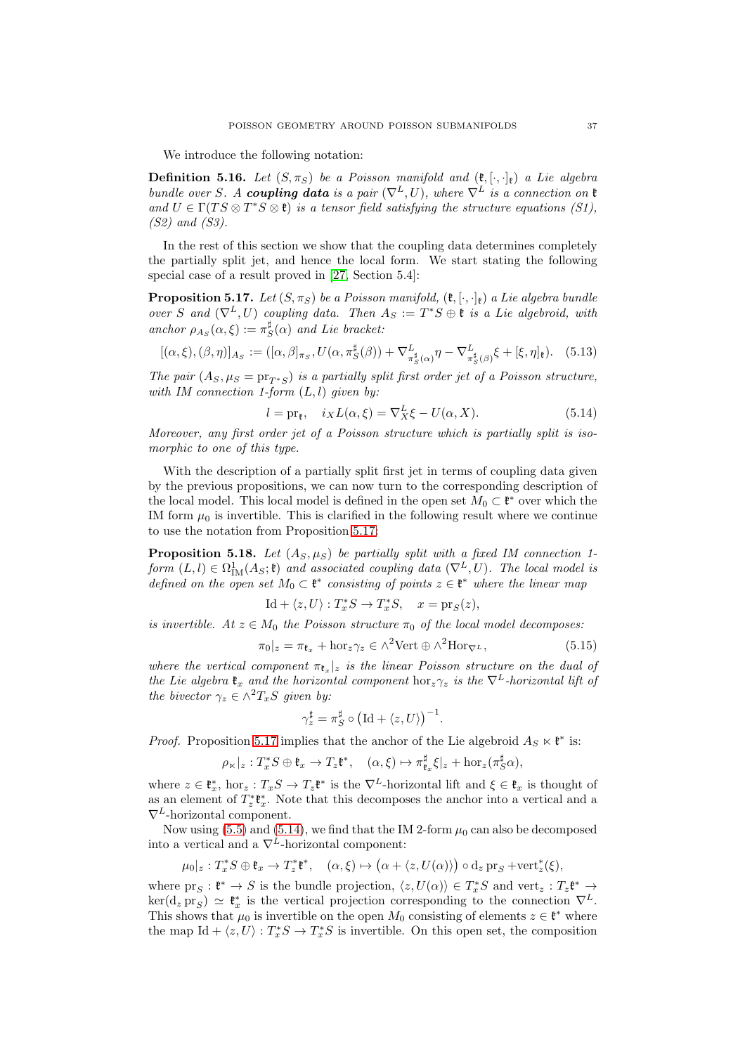We introduce the following notation:

**Definition 5.16.** *Let $(S, \pi_S)$ be a Poisson manifold and $(\mathfrak{k}, [\cdot,\cdot]_{\mathfrak{k}})$ a Lie algebra bundle over $S$. A **coupling data** is a pair $(\nabla^L, U)$, where $\nabla^L$ is a connection on $\mathfrak{k}$ and $U \in \Gamma(TS \otimes T^*S \otimes \mathfrak{k})$ is a tensor field satisfying the structure equations (S1), (S2) and (S3).*

In the rest of this section we show that the coupling data determines completely the partially split jet, and hence the local form. We start stating the following special case of a result proved in [27, Section 5.4]:

**Proposition 5.17.** *Let $(S, \pi_S)$ be a Poisson manifold, $(\mathfrak{k}, [\cdot,\cdot]_{\mathfrak{k}})$ a Lie algebra bundle over $S$ and $(\nabla^L, U)$ coupling data. Then $A_S := T^*S \oplus \mathfrak{k}$ is a Lie algebroid, with anchor $\rho_{A_S}(\alpha, \xi) := \pi_S^\sharp(\alpha)$ and Lie bracket:*

$$[(\alpha,\xi),(\beta,\eta)]_{A_S} := ([\alpha,\beta]_{\pi_S}, U(\alpha, \pi_S^\sharp(\beta)) + \nabla^L_{\pi_S^\sharp(\alpha)}\eta - \nabla^L_{\pi_S^\sharp(\beta)}\xi + [\xi,\eta]_{\mathfrak{k}}). \quad (5.13)$$

*The pair $(A_S, \mu_S = \mathrm{pr}_{T^*S})$ is a partially split first order jet of a Poisson structure, with IM connection 1-form $(L, l)$ given by:*

$$l = \mathrm{pr}_{\mathfrak{k}}, \quad i_X L(\alpha, \xi) = \nabla^L_X \xi - U(\alpha, X). \quad (5.14)$$

*Moreover, any first order jet of a Poisson structure which is partially split is isomorphic to one of this type.*

With the description of a partially split first jet in terms of coupling data given by the previous propositions, we can now turn to the corresponding description of the local model. This local model is defined in the open set $M_0 \subset \mathfrak{k}^*$ over which the IM form $\mu_0$ is invertible. This is clarified in the following result where we continue to use the notation from Proposition 5.17:

**Proposition 5.18.** *Let $(A_S, \mu_S)$ be partially split with a fixed IM connection 1-form $(L, l) \in \Omega^1_{\mathrm{IM}}(A_S; \mathfrak{k})$ and associated coupling data $(\nabla^L, U)$. The local model is defined on the open set $M_0 \subset \mathfrak{k}^*$ consisting of points $z \in \mathfrak{k}^*$ where the linear map*

$$\mathrm{Id} + \langle z, U\rangle : T_x^*S \to T_x^*S, \quad x = \mathrm{pr}_S(z),$$

*is invertible. At $z \in M_0$ the Poisson structure $\pi_0$ of the local model decomposes:*

$$\pi_0|_z = \pi_{\mathfrak{k}_x} + \mathrm{hor}_z \gamma_z \in \wedge^2 \mathrm{Vert} \oplus \wedge^2 \mathrm{Hor}_{\nabla^L}, \quad (5.15)$$

*where the vertical component $\pi_{\mathfrak{k}_x}|_z$ is the linear Poisson structure on the dual of the Lie algebra $\mathfrak{k}_x$ and the horizontal component $\mathrm{hor}_z \gamma_z$ is the $\nabla^L$-horizontal lift of the bivector $\gamma_z \in \wedge^2 T_x S$ given by:*

$$\gamma_z^\sharp = \pi_S^\sharp \circ \left(\mathrm{Id} + \langle z, U\rangle\right)^{-1}.$$

*Proof.* Proposition 5.17 implies that the anchor of the Lie algebroid $A_S \ltimes \mathfrak{k}^*$ is:

$$\rho_\ltimes|_z : T_x^*S \oplus \mathfrak{k}_x \to T_z\mathfrak{k}^*, \quad (\alpha, \xi) \mapsto \pi^\sharp_{\mathfrak{k}_x}\xi|_z + \mathrm{hor}_z(\pi_S^\sharp \alpha),$$

where $z \in \mathfrak{k}_x^*$, $\mathrm{hor}_z : T_x S \to T_z\mathfrak{k}^*$ is the $\nabla^L$-horizontal lift and $\xi \in \mathfrak{k}_x$ is thought of as an element of $T_z^*\mathfrak{k}_x^*$. Note that this decomposes the anchor into a vertical and a $\nabla^L$-horizontal component.

Now using (5.5) and (5.14), we find that the IM 2-form $\mu_0$ can also be decomposed into a vertical and a $\nabla^L$-horizontal component:

$$\mu_0|_z : T_x^*S \oplus \mathfrak{k}_x \to T_z^*\mathfrak{k}^*, \quad (\alpha, \xi) \mapsto \left(\alpha + \langle z, U(\alpha)\rangle\right) \circ \mathrm{d}_z \mathrm{pr}_S + \mathrm{vert}_z^*(\xi),$$

where $\mathrm{pr}_S : \mathfrak{k}^* \to S$ is the bundle projection, $\langle z, U(\alpha)\rangle \in T_x^*S$ and $\mathrm{vert}_z : T_z\mathfrak{k}^* \to \ker(\mathrm{d}_z \mathrm{pr}_S) \simeq \mathfrak{k}_x^*$ is the vertical projection corresponding to the connection $\nabla^L$. This shows that $\mu_0$ is invertible on the open $M_0$ consisting of elements $z \in \mathfrak{k}^*$ where the map $\mathrm{Id} + \langle z, U\rangle : T_x^*S \to T_x^*S$ is invertible. On this open set, the composition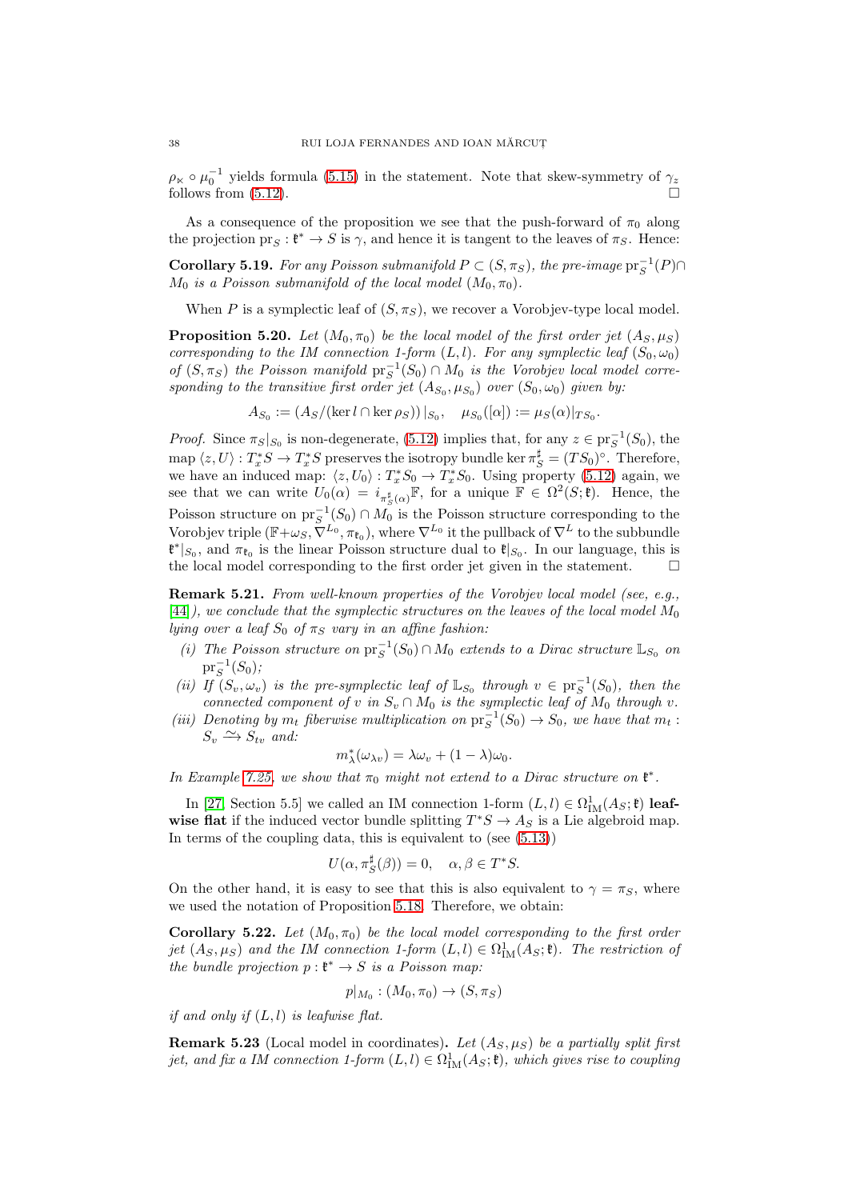$\rho_\ltimes \circ \mu_0^{-1}$ yields formula (5.15) in the statement. Note that skew-symmetry of $\gamma_z$ follows from (5.12). □

As a consequence of the proposition we see that the push-forward of $\pi_0$ along the projection $\mathrm{pr}_S : \mathfrak{k}^* \to S$ is $\gamma$, and hence it is tangent to the leaves of $\pi_S$. Hence:

**Corollary 5.19.** *For any Poisson submanifold $P \subset (S, \pi_S)$, the pre-image $\mathrm{pr}_S^{-1}(P) \cap M_0$ is a Poisson submanifold of the local model $(M_0, \pi_0)$.*

When $P$ is a symplectic leaf of $(S, \pi_S)$, we recover a Vorobjev-type local model.

**Proposition 5.20.** *Let $(M_0, \pi_0)$ be the local model of the first order jet $(A_S, \mu_S)$ corresponding to the IM connection 1-form $(L, l)$. For any symplectic leaf $(S_0, \omega_0)$ of $(S, \pi_S)$ the Poisson manifold $\mathrm{pr}_S^{-1}(S_0) \cap M_0$ is the Vorobjev local model corresponding to the transitive first order jet $(A_{S_0}, \mu_{S_0})$ over $(S_0, \omega_0)$ given by:*

$$A_{S_0} := (A_S/(\ker l \cap \ker \rho_S))\,|_{S_0}, \quad \mu_{S_0}([\alpha]) := \mu_S(\alpha)|_{TS_0}.$$

*Proof.* Since $\pi_S|_{S_0}$ is non-degenerate, (5.12) implies that, for any $z \in \mathrm{pr}_S^{-1}(S_0)$, the map $\langle z, U\rangle : T_x^*S \to T_x^*S$ preserves the isotropy bundle $\ker \pi_S^\sharp = (TS_0)^\circ$. Therefore, we have an induced map: $\langle z, U_0\rangle : T_x^*S_0 \to T_x^*S_0$. Using property (5.12) again, we see that we can write $U_0(\alpha) = i_{\pi_S^\sharp(\alpha)}\mathbb{F}$, for a unique $\mathbb{F} \in \Omega^2(S; \mathfrak{k})$. Hence, the Poisson structure on $\mathrm{pr}_S^{-1}(S_0) \cap M_0$ is the Poisson structure corresponding to the Vorobjev triple $(\mathbb{F}+\omega_S, \nabla^{L_0}, \pi_{\mathfrak{k}_0})$, where $\nabla^{L_0}$ it the pullback of $\nabla^L$ to the subbundle $\mathfrak{k}^*|_{S_0}$, and $\pi_{\mathfrak{k}_0}$ is the linear Poisson structure dual to $\mathfrak{k}|_{S_0}$. In our language, this is the local model corresponding to the first order jet given in the statement. □

**Remark 5.21.** *From well-known properties of the Vorobjev local model (see, e.g., [44]), we conclude that the symplectic structures on the leaves of the local model $M_0$ lying over a leaf $S_0$ of $\pi_S$ vary in an affine fashion:*

*(i) The Poisson structure on $\mathrm{pr}_S^{-1}(S_0) \cap M_0$ extends to a Dirac structure $\mathbb{L}_{S_0}$ on $\mathrm{pr}_S^{-1}(S_0)$;*
*(ii) If $(S_v, \omega_v)$ is the pre-symplectic leaf of $\mathbb{L}_{S_0}$ through $v \in \mathrm{pr}_S^{-1}(S_0)$, then the connected component of $v$ in $S_v \cap M_0$ is the symplectic leaf of $M_0$ through $v$.*
*(iii) Denoting by $m_t$ fiberwise multiplication on $\mathrm{pr}_S^{-1}(S_0) \to S_0$, we have that $m_t : S_v \xrightarrow{\sim} S_{tv}$ and:*

$$m_\lambda^*(\omega_{\lambda v}) = \lambda\omega_v + (1-\lambda)\omega_0.$$

*In Example 7.25, we show that $\pi_0$ might not extend to a Dirac structure on $\mathfrak{k}^*$.*

In [27, Section 5.5] we called an IM connection 1-form $(L, l) \in \Omega^1_{\mathrm{IM}}(A_S; \mathfrak{k})$ **leafwise flat** if the induced vector bundle splitting $T^*S \to A_S$ is a Lie algebroid map. In terms of the coupling data, this is equivalent to (see (5.13))

$$U(\alpha, \pi_S^\sharp(\beta)) = 0, \quad \alpha, \beta \in T^*S.$$

On the other hand, it is easy to see that this is also equivalent to $\gamma = \pi_S$, where we used the notation of Proposition 5.18. Therefore, we obtain:

**Corollary 5.22.** *Let $(M_0, \pi_0)$ be the local model corresponding to the first order jet $(A_S, \mu_S)$ and the IM connection 1-form $(L, l) \in \Omega^1_{\mathrm{IM}}(A_S; \mathfrak{k})$. The restriction of the bundle projection $p : \mathfrak{k}^* \to S$ is a Poisson map:*

$$p|_{M_0} : (M_0, \pi_0) \to (S, \pi_S)$$

*if and only if $(L, l)$ is leafwise flat.*

**Remark 5.23** (Local model in coordinates)**.** *Let $(A_S, \mu_S)$ be a partially split first jet, and fix a IM connection 1-form $(L, l) \in \Omega^1_{\mathrm{IM}}(A_S; \mathfrak{k})$, which gives rise to coupling*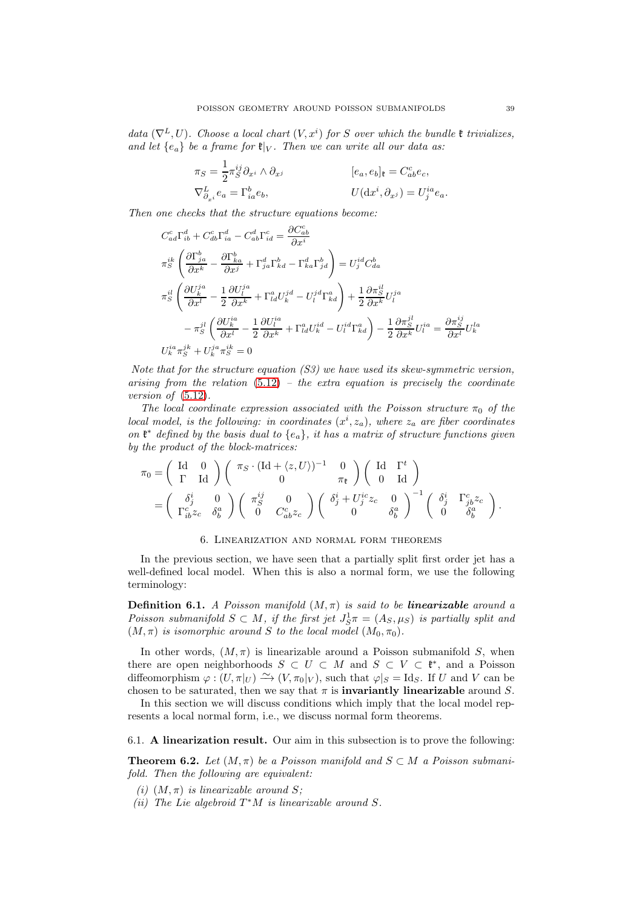*data* $(\nabla^L, U)$. *Choose a local chart* $(V, x^i)$ *for* $S$ *over which the bundle* $\mathfrak{k}$ *trivializes, and let* $\{e_a\}$ *be a frame for* $\mathfrak{k}|_V$. *Then we can write all our data as:*

$$\pi_S = \frac{1}{2}\pi_S^{ij}\partial_{x^i}\wedge\partial_{x^j} \qquad\qquad [e_a, e_b]_{\mathfrak{k}} = C_{ab}^c e_c,$$

$$\nabla^L_{\partial_{x^i}} e_a = \Gamma_{ia}^b e_b, \qquad\qquad U(\mathrm{d}x^i, \partial_{x^j}) = U_j^{ia} e_a.$$

*Then one checks that the structure equations become:*

$$C_{ad}^c\Gamma_{ib}^d + C_{db}^c\Gamma_{ia}^d - C_{ab}^d\Gamma_{id}^c = \frac{\partial C_{ab}^c}{\partial x^i}$$

$$\pi_S^{ik}\left(\frac{\partial \Gamma_{ja}^b}{\partial x^k} - \frac{\partial \Gamma_{ka}^b}{\partial x^j} + \Gamma_{ja}^d\Gamma_{kd}^b - \Gamma_{ka}^d\Gamma_{jd}^b\right) = U_j^{id}C_{da}^b$$

$$\pi_S^{il}\left(\frac{\partial U_k^{ja}}{\partial x^l} - \frac{1}{2}\frac{\partial U_l^{ja}}{\partial x^k} + \Gamma_{ld}^a U_k^{jd} - U_l^{jd}\Gamma_{kd}^a\right) + \frac{1}{2}\frac{\partial \pi_S^{il}}{\partial x^k}U_l^{ja}$$

$$- \pi_S^{jl}\left(\frac{\partial U_k^{ia}}{\partial x^l} - \frac{1}{2}\frac{\partial U_l^{ia}}{\partial x^k} + \Gamma_{ld}^a U_k^{id} - U_l^{id}\Gamma_{kd}^a\right) - \frac{1}{2}\frac{\partial \pi_S^{jl}}{\partial x^k}U_l^{ia} = \frac{\partial \pi_S^{ij}}{\partial x^l}U_k^{la}$$

$$U_k^{ia}\pi_S^{jk} + U_k^{ja}\pi_S^{ik} = 0$$

*Note that for the structure equation (S3) we have used its skew-symmetric version, arising from the relation* (5.12) *– the extra equation is precisely the coordinate version of* (5.12).

*The local coordinate expression associated with the Poisson structure* $\pi_0$ *of the local model, is the following: in coordinates* $(x^i, z_a)$, *where* $z_a$ *are fiber coordinates on* $\mathfrak{k}^*$ *defined by the basis dual to* $\{e_a\}$, *it has a matrix of structure functions given by the product of the block-matrices:*

$$\pi_0 = \begin{pmatrix} \mathrm{Id} & 0 \\ \Gamma & \mathrm{Id} \end{pmatrix}\begin{pmatrix} \pi_S\cdot(\mathrm{Id}+\langle z, U\rangle)^{-1} & 0 \\ 0 & \pi_{\mathfrak{k}} \end{pmatrix}\begin{pmatrix} \mathrm{Id} & \Gamma^t \\ 0 & \mathrm{Id} \end{pmatrix}$$

$$= \begin{pmatrix} \delta_j^i & 0 \\ \Gamma_{ib}^c z_c & \delta_b^a \end{pmatrix}\begin{pmatrix} \pi_S^{ij} & 0 \\ 0 & C_{ab}^c z_c \end{pmatrix}\begin{pmatrix} \delta_j^i + U_j^{ic}z_c & 0 \\ 0 & \delta_b^a \end{pmatrix}^{-1}\begin{pmatrix} \delta_j^i & \Gamma_{jb}^c z_c \\ 0 & \delta_b^a \end{pmatrix}.$$

## 6. Linearization and normal form theorems

In the previous section, we have seen that a partially split first order jet has a well-defined local model. When this is also a normal form, we use the following terminology:

**Definition 6.1.** *A Poisson manifold* $(M, \pi)$ *is said to be* ***linearizable*** *around a Poisson submanifold* $S \subset M$, *if the first jet* $J_S^1\pi = (A_S, \mu_S)$ *is partially split and* $(M, \pi)$ *is isomorphic around* $S$ *to the local model* $(M_0, \pi_0)$.

In other words, $(M, \pi)$ is linearizable around a Poisson submanifold $S$, when there are open neighborhoods $S \subset U \subset M$ and $S \subset V \subset \mathfrak{k}^*$, and a Poisson diffeomorphism $\varphi : (U, \pi|_U) \xrightarrow{\sim} (V, \pi_0|_V)$, such that $\varphi|_S = \mathrm{Id}_S$. If $U$ and $V$ can be chosen to be saturated, then we say that $\pi$ is **invariantly linearizable** around $S$.

In this section we will discuss conditions which imply that the local model represents a local normal form, i.e., we discuss normal form theorems.

### 6.1. A linearization result.

Our aim in this subsection is to prove the following:

**Theorem 6.2.** *Let* $(M, \pi)$ *be a Poisson manifold and* $S \subset M$ *a Poisson submanifold. Then the following are equivalent:*

*(i)* $(M, \pi)$ *is linearizable around* $S$;

*(ii) The Lie algebroid* $T^*M$ *is linearizable around* $S$.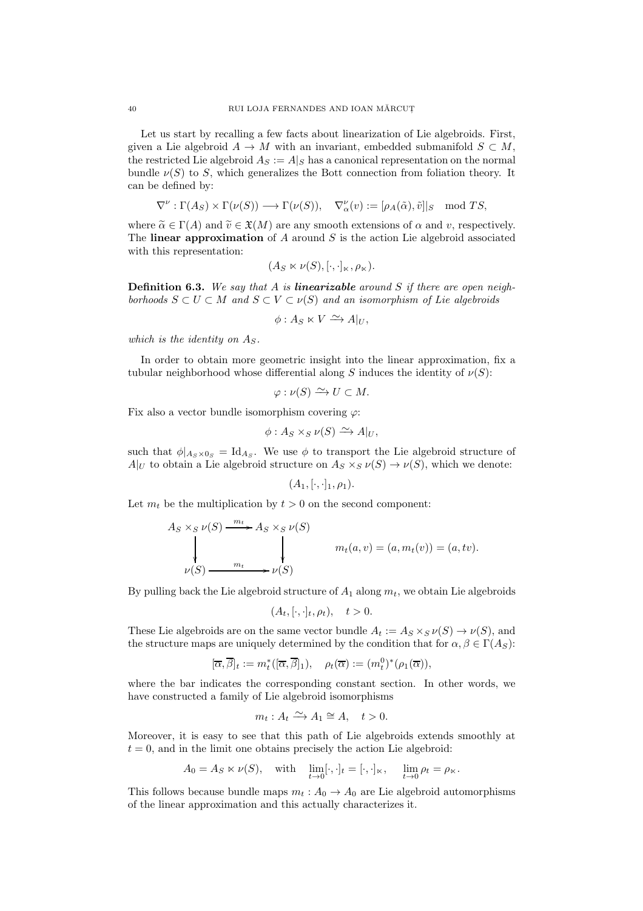Let us start by recalling a few facts about linearization of Lie algebroids. First, given a Lie algebroid $A \to M$ with an invariant, embedded submanifold $S \subset M$, the restricted Lie algebroid $A_S := A|_S$ has a canonical representation on the normal bundle $\nu(S)$ to $S$, which generalizes the Bott connection from foliation theory. It can be defined by:

$$\nabla^{\nu} : \Gamma(A_S) \times \Gamma(\nu(S)) \longrightarrow \Gamma(\nu(S)), \quad \nabla^{\nu}_{\alpha}(v) := [\rho_A(\tilde{\alpha}), \tilde{v}]|_S \mod TS,$$

where $\widetilde{\alpha} \in \Gamma(A)$ and $\widetilde{v} \in \mathfrak{X}(M)$ are any smooth extensions of $\alpha$ and $v$, respectively. The **linear approximation** of $A$ around $S$ is the action Lie algebroid associated with this representation:

$$(A_S \ltimes \nu(S), [\cdot,\cdot]_{\ltimes}, \rho_{\ltimes}).$$

**Definition 6.3.** *We say that $A$ is **linearizable** around $S$ if there are open neighborhoods $S \subset U \subset M$ and $S \subset V \subset \nu(S)$ and an isomorphism of Lie algebroids*

$$\phi : A_S \ltimes V \xrightarrow{\sim} A|_U,$$

*which is the identity on $A_S$.*

In order to obtain more geometric insight into the linear approximation, fix a tubular neighborhood whose differential along $S$ induces the identity of $\nu(S)$:

$$\varphi : \nu(S) \xrightarrow{\sim} U \subset M.$$

Fix also a vector bundle isomorphism covering $\varphi$:

$$\phi : A_S \times_S \nu(S) \xrightarrow{\sim} A|_U,$$

such that $\phi|_{A_S \times 0_S} = \mathrm{Id}_{A_S}$. We use $\phi$ to transport the Lie algebroid structure of $A|_U$ to obtain a Lie algebroid structure on $A_S \times_S \nu(S) \to \nu(S)$, which we denote:

$$(A_1, [\cdot,\cdot]_1, \rho_1).$$

Let $m_t$ be the multiplication by $t > 0$ on the second component:

$$\begin{array}{ccc} A_S \times_S \nu(S) & \xrightarrow{m_t} & A_S \times_S \nu(S) \\ \downarrow & & \downarrow \\ \nu(S) & \xrightarrow{m_t} & \nu(S) \end{array} \qquad m_t(a, v) = (a, m_t(v)) = (a, tv).$$

By pulling back the Lie algebroid structure of $A_1$ along $m_t$, we obtain Lie algebroids

$$(A_t, [\cdot,\cdot]_t, \rho_t), \quad t > 0.$$

These Lie algebroids are on the same vector bundle $A_t := A_S \times_S \nu(S) \to \nu(S)$, and the structure maps are uniquely determined by the condition that for $\alpha, \beta \in \Gamma(A_S)$:

$$[\overline{\alpha}, \overline{\beta}]_t := m_t^*([\overline{\alpha}, \overline{\beta}]_1), \quad \rho_t(\overline{\alpha}) := (m_t^0)^*(\rho_1(\overline{\alpha})),$$

where the bar indicates the corresponding constant section. In other words, we have constructed a family of Lie algebroid isomorphisms

$$m_t : A_t \xrightarrow{\sim} A_1 \cong A, \quad t > 0.$$

Moreover, it is easy to see that this path of Lie algebroids extends smoothly at $t = 0$, and in the limit one obtains precisely the action Lie algebroid:

$$A_0 = A_S \ltimes \nu(S), \quad \text{with} \quad \lim_{t\to 0} [\cdot,\cdot]_t = [\cdot,\cdot]_{\ltimes}, \quad \lim_{t\to 0} \rho_t = \rho_{\ltimes}.$$

This follows because bundle maps $m_t : A_0 \to A_0$ are Lie algebroid automorphisms of the linear approximation and this actually characterizes it.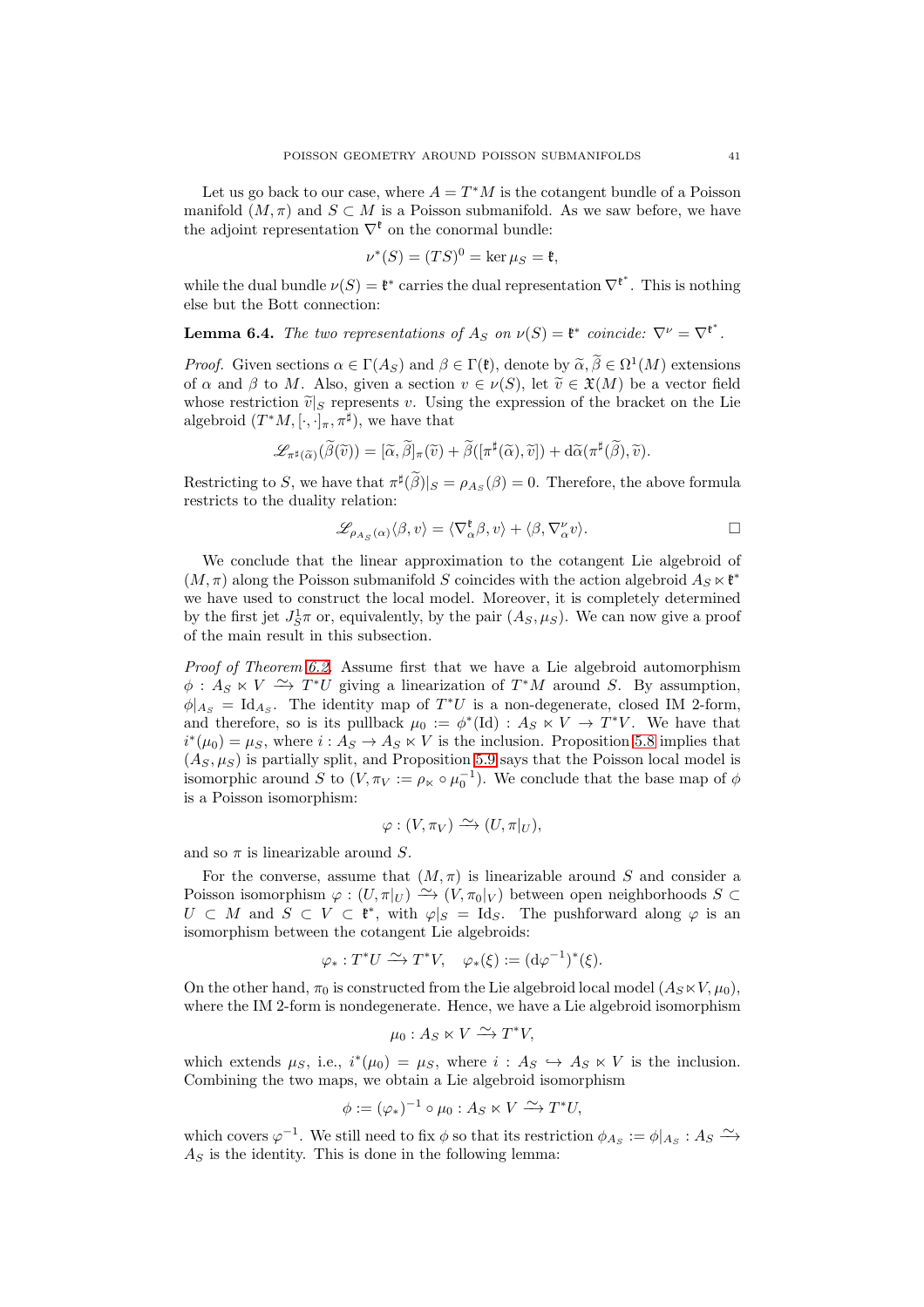Let us go back to our case, where $A = T^*M$ is the cotangent bundle of a Poisson manifold $(M,\pi)$ and $S \subset M$ is a Poisson submanifold. As we saw before, we have the adjoint representation $\nabla^{\mathfrak{k}}$ on the conormal bundle:

$$\nu^*(S) = (TS)^0 = \ker \mu_S = \mathfrak{k},$$

while the dual bundle $\nu(S) = \mathfrak{k}^*$ carries the dual representation $\nabla^{\mathfrak{k}^*}$. This is nothing else but the Bott connection:

**Lemma 6.4.** *The two representations of $A_S$ on $\nu(S) = \mathfrak{k}^*$ coincide: $\nabla^\nu = \nabla^{\mathfrak{k}^*}$.*

*Proof.* Given sections $\alpha \in \Gamma(A_S)$ and $\beta \in \Gamma(\mathfrak{k})$, denote by $\widetilde{\alpha}, \widetilde{\beta} \in \Omega^1(M)$ extensions of $\alpha$ and $\beta$ to $M$. Also, given a section $v \in \nu(S)$, let $\widetilde{v} \in \mathfrak{X}(M)$ be a vector field whose restriction $\widetilde{v}|_S$ represents $v$. Using the expression of the bracket on the Lie algebroid $(T^*M, [\cdot,\cdot]_\pi, \pi^\sharp)$, we have that

$$\mathscr{L}_{\pi^\sharp(\widetilde{\alpha})}(\widetilde{\beta}(\widetilde{v})) = [\widetilde{\alpha},\widetilde{\beta}]_\pi(\widetilde{v}) + \widetilde{\beta}([\pi^\sharp(\widetilde{\alpha}),\widetilde{v}]) + \mathrm{d}\widetilde{\alpha}(\pi^\sharp(\widetilde{\beta}),\widetilde{v}).$$

Restricting to $S$, we have that $\pi^\sharp(\widetilde{\beta})|_S = \rho_{A_S}(\beta) = 0$. Therefore, the above formula restricts to the duality relation:

$$\mathscr{L}_{\rho_{A_S}(\alpha)}\langle \beta, v\rangle = \langle \nabla^{\mathfrak{k}}_\alpha \beta, v\rangle + \langle \beta, \nabla^\nu_\alpha v\rangle. \qquad \square$$

We conclude that the linear approximation to the cotangent Lie algebroid of $(M,\pi)$ along the Poisson submanifold $S$ coincides with the action algebroid $A_S \ltimes \mathfrak{k}^*$ we have used to construct the local model. Moreover, it is completely determined by the first jet $J^1_S\pi$ or, equivalently, by the pair $(A_S, \mu_S)$. We can now give a proof of the main result in this subsection.

*Proof of Theorem 6.2.* Assume first that we have a Lie algebroid automorphism $\phi : A_S \ltimes V \xrightarrow{\sim} T^*U$ giving a linearization of $T^*M$ around $S$. By assumption, $\phi|_{A_S} = \mathrm{Id}_{A_S}$. The identity map of $T^*U$ is a non-degenerate, closed IM 2-form, and therefore, so is its pullback $\mu_0 := \phi^*(\mathrm{Id}) : A_S \ltimes V \to T^*V$. We have that $i^*(\mu_0) = \mu_S$, where $i : A_S \to A_S \ltimes V$ is the inclusion. Proposition 5.8 implies that $(A_S, \mu_S)$ is partially split, and Proposition 5.9 says that the Poisson local model is isomorphic around $S$ to $(V, \pi_V := \rho_\ltimes \circ \mu_0^{-1})$. We conclude that the base map of $\phi$ is a Poisson isomorphism:

$$\varphi : (V, \pi_V) \xrightarrow{\sim} (U, \pi|_U),$$

and so $\pi$ is linearizable around $S$.

For the converse, assume that $(M,\pi)$ is linearizable around $S$ and consider a Poisson isomorphism $\varphi : (U, \pi|_U) \xrightarrow{\sim} (V, \pi_0|_V)$ between open neighborhoods $S \subset U \subset M$ and $S \subset V \subset \mathfrak{k}^*$, with $\varphi|_S = \mathrm{Id}_S$. The pushforward along $\varphi$ is an isomorphism between the cotangent Lie algebroids:

$$\varphi_* : T^*U \xrightarrow{\sim} T^*V, \quad \varphi_*(\xi) := (\mathrm{d}\varphi^{-1})^*(\xi).$$

On the other hand, $\pi_0$ is constructed from the Lie algebroid local model $(A_S \ltimes V, \mu_0)$, where the IM 2-form is nondegenerate. Hence, we have a Lie algebroid isomorphism

$$\mu_0 : A_S \ltimes V \xrightarrow{\sim} T^*V,$$

which extends $\mu_S$, i.e., $i^*(\mu_0) = \mu_S$, where $i : A_S \hookrightarrow A_S \ltimes V$ is the inclusion. Combining the two maps, we obtain a Lie algebroid isomorphism

$$\phi := (\varphi_*)^{-1} \circ \mu_0 : A_S \ltimes V \xrightarrow{\sim} T^*U,$$

which covers $\varphi^{-1}$. We still need to fix $\phi$ so that its restriction $\phi_{A_S} := \phi|_{A_S} : A_S \xrightarrow{\sim} A_S$ is the identity. This is done in the following lemma: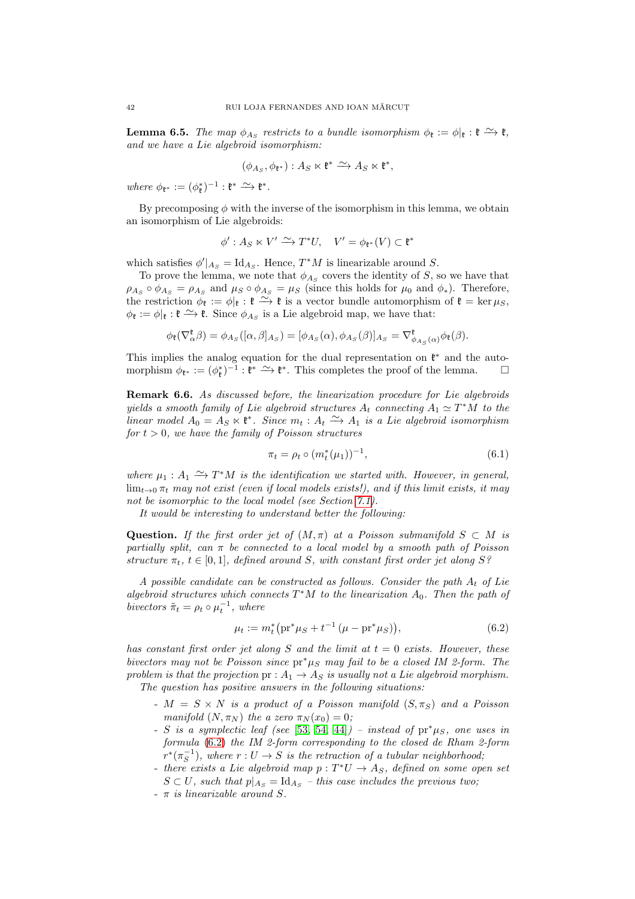**Lemma 6.5.** *The map $\phi_{A_S}$ restricts to a bundle isomorphism $\phi_{\mathfrak{k}} := \phi|_{\mathfrak{k}} : \mathfrak{k} \xrightarrow{\sim} \mathfrak{k}$, and we have a Lie algebroid isomorphism:*

$$(\phi_{A_S}, \phi_{\mathfrak{k}^*}) : A_S \ltimes \mathfrak{k}^* \xrightarrow{\sim} A_S \ltimes \mathfrak{k}^*,$$

*where $\phi_{\mathfrak{k}^*} := (\phi_{\mathfrak{k}}^*)^{-1} : \mathfrak{k}^* \xrightarrow{\sim} \mathfrak{k}^*$.*

By precomposing $\phi$ with the inverse of the isomorphism in this lemma, we obtain an isomorphism of Lie algebroids:

$$\phi' : A_S \ltimes V' \xrightarrow{\sim} T^*U, \quad V' = \phi_{\mathfrak{k}^*}(V) \subset \mathfrak{k}^*$$

which satisfies $\phi'|_{A_S} = \mathrm{Id}_{A_S}$. Hence, $T^*M$ is linearizable around $S$.

To prove the lemma, we note that $\phi_{A_S}$ covers the identity of $S$, so we have that $\rho_{A_S} \circ \phi_{A_S} = \rho_{A_S}$ and $\mu_S \circ \phi_{A_S} = \mu_S$ (since this holds for $\mu_0$ and $\phi_*$). Therefore, the restriction $\phi_{\mathfrak{k}} := \phi|_{\mathfrak{k}} : \mathfrak{k} \xrightarrow{\sim} \mathfrak{k}$ is a vector bundle automorphism of $\mathfrak{k} = \ker \mu_S$, $\phi_{\mathfrak{k}} := \phi|_{\mathfrak{k}} : \mathfrak{k} \xrightarrow{\sim} \mathfrak{k}$. Since $\phi_{A_S}$ is a Lie algebroid map, we have that:

$$\phi_{\mathfrak{k}}(\nabla^{\mathfrak{k}}_{\alpha}\beta) = \phi_{A_S}([\alpha, \beta]_{A_S}) = [\phi_{A_S}(\alpha), \phi_{A_S}(\beta)]_{A_S} = \nabla^{\mathfrak{k}}_{\phi_{A_S}(\alpha)}\phi_{\mathfrak{k}}(\beta).$$

This implies the analog equation for the dual representation on $\mathfrak{k}^*$ and the automorphism $\phi_{\mathfrak{k}^*} := (\phi_{\mathfrak{k}}^*)^{-1} : \mathfrak{k}^* \xrightarrow{\sim} \mathfrak{k}^*$. This completes the proof of the lemma. $\square$

**Remark 6.6.** *As discussed before, the linearization procedure for Lie algebroids yields a smooth family of Lie algebroid structures $A_t$ connecting $A_1 \simeq T^*M$ to the linear model $A_0 = A_S \ltimes \mathfrak{k}^*$. Since $m_t : A_t \xrightarrow{\sim} A_1$ is a Lie algebroid isomorphism for $t > 0$, we have the family of Poisson structures*

$$\pi_t = \rho_t \circ (m_t^*(\mu_1))^{-1}, \tag{6.1}$$

*where $\mu_1 : A_1 \xrightarrow{\sim} T^*M$ is the identification we started with. However, in general, $\lim_{t\to 0} \pi_t$ may not exist (even if local models exists!), and if this limit exists, it may not be isomorphic to the local model (see Section 7.1).*

*It would be interesting to understand better the following:*

**Question.** *If the first order jet of $(M, \pi)$ at a Poisson submanifold $S \subset M$ is partially split, can $\pi$ be connected to a local model by a smooth path of Poisson structure $\pi_t$, $t \in [0, 1]$, defined around $S$, with constant first order jet along $S$?*

*A possible candidate can be constructed as follows. Consider the path $A_t$ of Lie algebroid structures which connects $T^*M$ to the linearization $A_0$. Then the path of bivectors $\tilde{\pi}_t = \rho_t \circ \mu_t^{-1}$, where*

$$\mu_t := m_t^*\big(\mathrm{pr}^*\mu_S + t^{-1}\,(\mu - \mathrm{pr}^*\mu_S)\big), \tag{6.2}$$

*has constant first order jet along $S$ and the limit at $t = 0$ exists. However, these bivectors may not be Poisson since $\mathrm{pr}^*\mu_S$ may fail to be a closed IM 2-form. The problem is that the projection $\mathrm{pr} : A_1 \to A_S$ is usually not a Lie algebroid morphism.*

*The question has positive answers in the following situations:*

- *$M = S \times N$ is a product of a Poisson manifold $(S, \pi_S)$ and a Poisson manifold $(N, \pi_N)$ the a zero $\pi_N(x_0) = 0$;*
- *$S$ is a symplectic leaf (see [53, 54, 44]) – instead of $\mathrm{pr}^*\mu_S$, one uses in formula (6.2) the IM 2-form corresponding to the closed de Rham 2-form $r^*(\pi_S^{-1})$, where $r : U \to S$ is the retraction of a tubular neighborhood;*
- *there exists a Lie algebroid map $p : T^*U \to A_S$, defined on some open set $S \subset U$, such that $p|_{A_S} = \mathrm{Id}_{A_S}$ – this case includes the previous two;*
- *$\pi$ is linearizable around $S$.*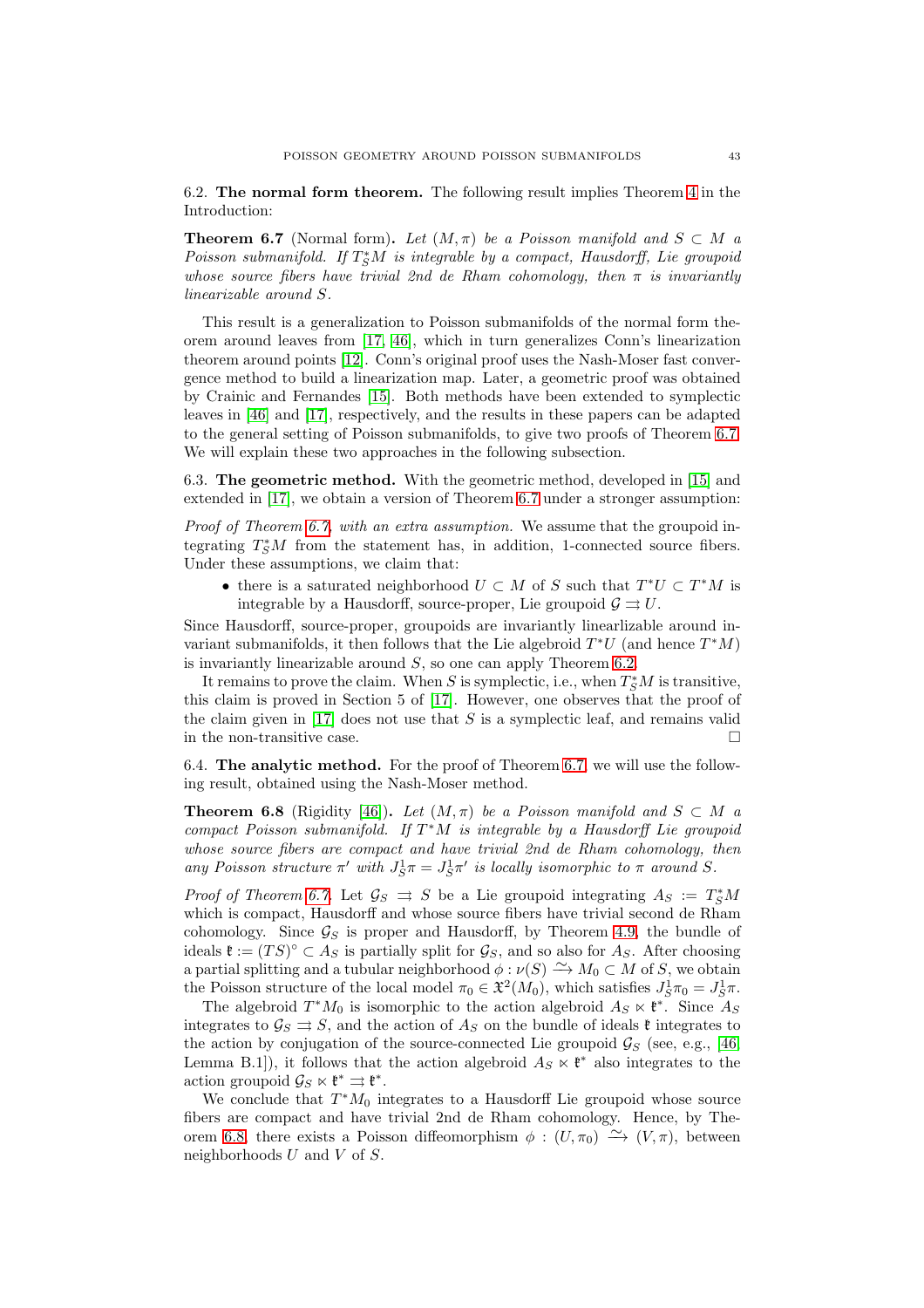6.2. **The normal form theorem.** The following result implies Theorem 4 in the Introduction:

**Theorem 6.7** (Normal form)**.** *Let $(M, \pi)$ be a Poisson manifold and $S \subset M$ a Poisson submanifold. If $T^*_S M$ is integrable by a compact, Hausdorff, Lie groupoid whose source fibers have trivial 2nd de Rham cohomology, then $\pi$ is invariantly linearizable around $S$.*

This result is a generalization to Poisson submanifolds of the normal form theorem around leaves from [17, 46], which in turn generalizes Conn's linearization theorem around points [12]. Conn's original proof uses the Nash-Moser fast convergence method to build a linearization map. Later, a geometric proof was obtained by Crainic and Fernandes [15]. Both methods have been extended to symplectic leaves in [46] and [17], respectively, and the results in these papers can be adapted to the general setting of Poisson submanifolds, to give two proofs of Theorem 6.7. We will explain these two approaches in the following subsection.

6.3. **The geometric method.** With the geometric method, developed in [15] and extended in [17], we obtain a version of Theorem 6.7 under a stronger assumption:

*Proof of Theorem 6.7, with an extra assumption.* We assume that the groupoid integrating $T^*_S M$ from the statement has, in addition, 1-connected source fibers. Under these assumptions, we claim that:

- there is a saturated neighborhood $U \subset M$ of $S$ such that $T^*U \subset T^*M$ is integrable by a Hausdorff, source-proper, Lie groupoid $\mathcal{G} \rightrightarrows U$.

Since Hausdorff, source-proper, groupoids are invariantly linearlizable around invariant submanifolds, it then follows that the Lie algebroid $T^*U$ (and hence $T^*M$) is invariantly linearizable around $S$, so one can apply Theorem 6.2.

It remains to prove the claim. When $S$ is symplectic, i.e., when $T^*_S M$ is transitive, this claim is proved in Section 5 of [17]. However, one observes that the proof of the claim given in [17] does not use that $S$ is a symplectic leaf, and remains valid in the non-transitive case. $\square$

6.4. **The analytic method.** For the proof of Theorem 6.7, we will use the following result, obtained using the Nash-Moser method.

**Theorem 6.8** (Rigidity [46])**.** *Let $(M, \pi)$ be a Poisson manifold and $S \subset M$ a compact Poisson submanifold. If $T^*M$ is integrable by a Hausdorff Lie groupoid whose source fibers are compact and have trivial 2nd de Rham cohomology, then any Poisson structure $\pi'$ with $J^1_S \pi = J^1_S \pi'$ is locally isomorphic to $\pi$ around $S$.*

*Proof of Theorem 6.7.* Let $\mathcal{G}_S \rightrightarrows S$ be a Lie groupoid integrating $A_S := T^*_S M$ which is compact, Hausdorff and whose source fibers have trivial second de Rham cohomology. Since $\mathcal{G}_S$ is proper and Hausdorff, by Theorem 4.9, the bundle of ideals $\mathfrak{k} := (TS)^\circ \subset A_S$ is partially split for $\mathcal{G}_S$, and so also for $A_S$. After choosing a partial splitting and a tubular neighborhood $\phi : \nu(S) \xrightarrow{\sim} M_0 \subset M$ of $S$, we obtain the Poisson structure of the local model $\pi_0 \in \mathfrak{X}^2(M_0)$, which satisfies $J^1_S \pi_0 = J^1_S \pi$.

The algebroid $T^*M_0$ is isomorphic to the action algebroid $A_S \ltimes \mathfrak{k}^*$. Since $A_S$ integrates to $\mathcal{G}_S \rightrightarrows S$, and the action of $A_S$ on the bundle of ideals $\mathfrak{k}$ integrates to the action by conjugation of the source-connected Lie groupoid $\mathcal{G}_S$ (see, e.g., [46, Lemma B.1]), it follows that the action algebroid $A_S \ltimes \mathfrak{k}^*$ also integrates to the action groupoid $\mathcal{G}_S \ltimes \mathfrak{k}^* \rightrightarrows \mathfrak{k}^*$.

We conclude that $T^*M_0$ integrates to a Hausdorff Lie groupoid whose source fibers are compact and have trivial 2nd de Rham cohomology. Hence, by Theorem 6.8, there exists a Poisson diffeomorphism $\phi : (U, \pi_0) \xrightarrow{\sim} (V, \pi)$, between neighborhoods $U$ and $V$ of $S$.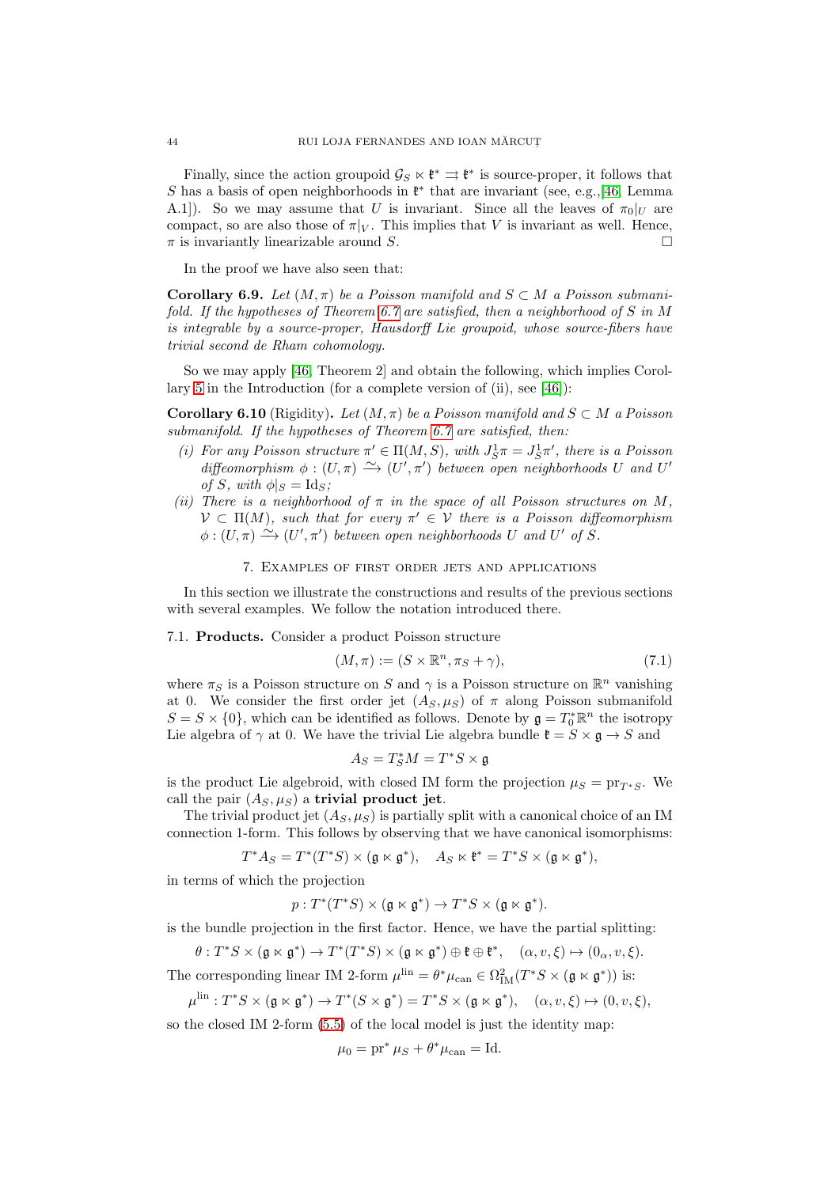Finally, since the action groupoid $\mathcal{G}_S \ltimes \mathfrak{k}^* \rightrightarrows \mathfrak{k}^*$ is source-proper, it follows that $S$ has a basis of open neighborhoods in $\mathfrak{k}^*$ that are invariant (see, e.g.,[46, Lemma A.1]). So we may assume that $U$ is invariant. Since all the leaves of $\pi_0|_U$ are compact, so are also those of $\pi|_V$. This implies that $V$ is invariant as well. Hence, $\pi$ is invariantly linearizable around $S$. □

In the proof we have also seen that:

**Corollary 6.9.** *Let $(M, \pi)$ be a Poisson manifold and $S \subset M$ a Poisson submanifold. If the hypotheses of Theorem 6.7 are satisfied, then a neighborhood of $S$ in $M$ is integrable by a source-proper, Hausdorff Lie groupoid, whose source-fibers have trivial second de Rham cohomology.*

So we may apply [46, Theorem 2] and obtain the following, which implies Corollary 5 in the Introduction (for a complete version of (ii), see [46]):

**Corollary 6.10** (Rigidity)**.** *Let $(M, \pi)$ be a Poisson manifold and $S \subset M$ a Poisson submanifold. If the hypotheses of Theorem 6.7 are satisfied, then:*

*(i) For any Poisson structure $\pi' \in \Pi(M, S)$, with $J^1_S\pi = J^1_S\pi'$, there is a Poisson diffeomorphism $\phi : (U, \pi) \xrightarrow{\sim} (U', \pi')$ between open neighborhoods $U$ and $U'$ of $S$, with $\phi|_S = \mathrm{Id}_S$;*

*(ii) There is a neighborhood of $\pi$ in the space of all Poisson structures on $M$, $\mathcal{V} \subset \Pi(M)$, such that for every $\pi' \in \mathcal{V}$ there is a Poisson diffeomorphism $\phi : (U, \pi) \xrightarrow{\sim} (U', \pi')$ between open neighborhoods $U$ and $U'$ of $S$.*

## 7. Examples of first order jets and applications

In this section we illustrate the constructions and results of the previous sections with several examples. We follow the notation introduced there.

### 7.1. Products.

Consider a product Poisson structure

$$(M, \pi) := (S \times \mathbb{R}^n, \pi_S + \gamma), \tag{7.1}$$

where $\pi_S$ is a Poisson structure on $S$ and $\gamma$ is a Poisson structure on $\mathbb{R}^n$ vanishing at 0. We consider the first order jet $(A_S, \mu_S)$ of $\pi$ along Poisson submanifold $S = S \times \{0\}$, which can be identified as follows. Denote by $\mathfrak{g} = T^*_0\mathbb{R}^n$ the isotropy Lie algebra of $\gamma$ at 0. We have the trivial Lie algebra bundle $\mathfrak{k} = S \times \mathfrak{g} \to S$ and

$$A_S = T^*_S M = T^*S \times \mathfrak{g}$$

is the product Lie algebroid, with closed IM form the projection $\mu_S = \mathrm{pr}_{T^*S}$. We call the pair $(A_S, \mu_S)$ a **trivial product jet**.

The trivial product jet $(A_S, \mu_S)$ is partially split with a canonical choice of an IM connection 1-form. This follows by observing that we have canonical isomorphisms:

$$T^*A_S = T^*(T^*S) \times (\mathfrak{g} \ltimes \mathfrak{g}^*), \quad A_S \ltimes \mathfrak{k}^* = T^*S \times (\mathfrak{g} \ltimes \mathfrak{g}^*),$$

in terms of which the projection

$$p : T^*(T^*S) \times (\mathfrak{g} \ltimes \mathfrak{g}^*) \to T^*S \times (\mathfrak{g} \ltimes \mathfrak{g}^*).$$

is the bundle projection in the first factor. Hence, we have the partial splitting:

$$\theta : T^*S \times (\mathfrak{g} \ltimes \mathfrak{g}^*) \to T^*(T^*S) \times (\mathfrak{g} \ltimes \mathfrak{g}^*) \oplus \mathfrak{k} \oplus \mathfrak{k}^*, \quad (\alpha, v, \xi) \mapsto (0_\alpha, v, \xi).$$

The corresponding linear IM 2-form $\mu^{\mathrm{lin}} = \theta^*\mu_{\mathrm{can}} \in \Omega^2_{\mathrm{IM}}(T^*S \times (\mathfrak{g} \ltimes \mathfrak{g}^*))$ is:

$$\mu^{\mathrm{lin}} : T^*S \times (\mathfrak{g} \ltimes \mathfrak{g}^*) \to T^*(S \times \mathfrak{g}^*) = T^*S \times (\mathfrak{g} \ltimes \mathfrak{g}^*), \quad (\alpha, v, \xi) \mapsto (0, v, \xi),$$

so the closed IM 2-form (5.5) of the local model is just the identity map:

$$\mu_0 = \mathrm{pr}^* \mu_S + \theta^*\mu_{\mathrm{can}} = \mathrm{Id}.$$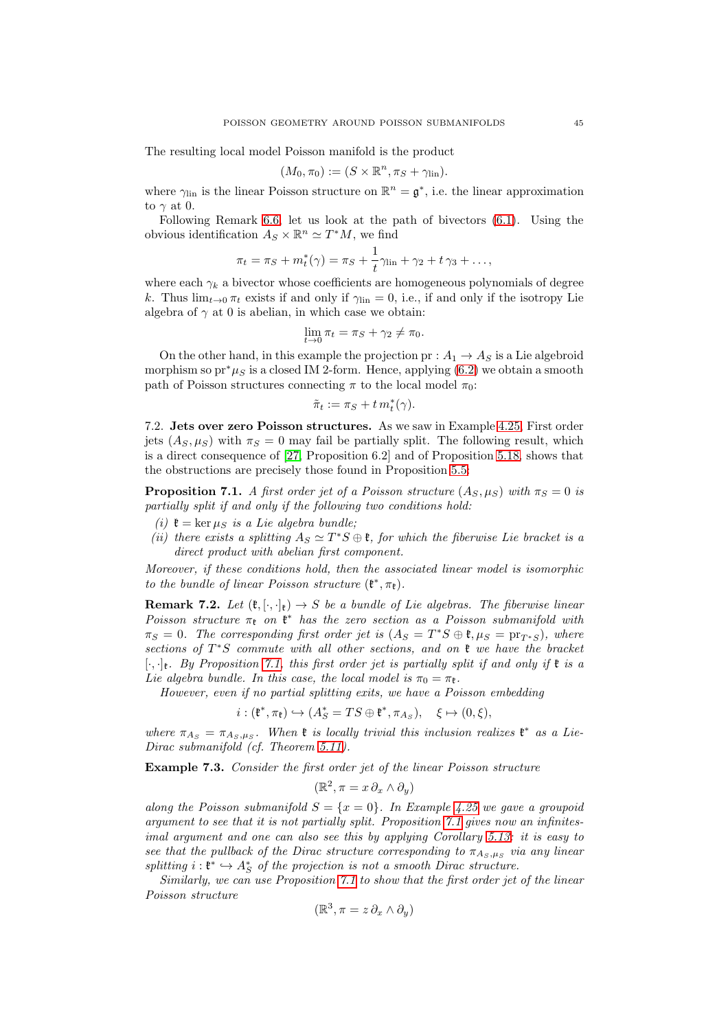The resulting local model Poisson manifold is the product

$$(M_0, \pi_0) := (S \times \mathbb{R}^n, \pi_S + \gamma_{\rm lin}).$$

where $\gamma_{\rm lin}$ is the linear Poisson structure on $\mathbb{R}^n = \mathfrak{g}^*$, i.e. the linear approximation to $\gamma$ at 0.

Following Remark 6.6, let us look at the path of bivectors (6.1). Using the obvious identification $A_S \times \mathbb{R}^n \simeq T^*M$, we find

$$\pi_t = \pi_S + m_t^*(\gamma) = \pi_S + \frac{1}{t}\gamma_{\rm lin} + \gamma_2 + t\,\gamma_3 + \dots,$$

where each $\gamma_k$ a bivector whose coefficients are homogeneous polynomials of degree $k$. Thus $\lim_{t\to 0}\pi_t$ exists if and only if $\gamma_{\rm lin} = 0$, i.e., if and only if the isotropy Lie algebra of $\gamma$ at 0 is abelian, in which case we obtain:

$$\lim_{t\to 0}\pi_t = \pi_S + \gamma_2 \neq \pi_0.$$

On the other hand, in this example the projection $\mathrm{pr} : A_1 \to A_S$ is a Lie algebroid morphism so $\mathrm{pr}^*\mu_S$ is a closed IM 2-form. Hence, applying (6.2) we obtain a smooth path of Poisson structures connecting $\pi$ to the local model $\pi_0$:

$$\tilde{\pi}_t := \pi_S + t\, m_t^*(\gamma).$$

7.2. **Jets over zero Poisson structures.** As we saw in Example 4.25, First order jets $(A_S, \mu_S)$ with $\pi_S = 0$ may fail be partially split. The following result, which is a direct consequence of [27, Proposition 6.2] and of Proposition 5.18, shows that the obstructions are precisely those found in Proposition 5.5:

**Proposition 7.1.** *A first order jet of a Poisson structure $(A_S, \mu_S)$ with $\pi_S = 0$ is partially split if and only if the following two conditions hold:*

*(i) $\mathfrak{k} = \ker \mu_S$ is a Lie algebra bundle;*
*(ii) there exists a splitting $A_S \simeq T^*S \oplus \mathfrak{k}$, for which the fiberwise Lie bracket is a direct product with abelian first component.*

*Moreover, if these conditions hold, then the associated linear model is isomorphic to the bundle of linear Poisson structure $(\mathfrak{k}^*, \pi_{\mathfrak{k}})$.*

**Remark 7.2.** *Let $(\mathfrak{k}, [\cdot,\cdot]_{\mathfrak{k}}) \to S$ be a bundle of Lie algebras. The fiberwise linear Poisson structure $\pi_{\mathfrak{k}}$ on $\mathfrak{k}^*$ has the zero section as a Poisson submanifold with $\pi_S = 0$. The corresponding first order jet is $(A_S = T^*S \oplus \mathfrak{k}, \mu_S = \mathrm{pr}_{T^*S})$, where sections of $T^*S$ commute with all other sections, and on $\mathfrak{k}$ we have the bracket $[\cdot,\cdot]_{\mathfrak{k}}$. By Proposition 7.1, this first order jet is partially split if and only if $\mathfrak{k}$ is a Lie algebra bundle. In this case, the local model is $\pi_0 = \pi_{\mathfrak{k}}$.*

*However, even if no partial splitting exits, we have a Poisson embedding*

$$i : (\mathfrak{k}^*, \pi_{\mathfrak{k}}) \hookrightarrow (A_S^* = TS \oplus \mathfrak{k}^*, \pi_{A_S}), \quad \xi \mapsto (0, \xi),$$

*where $\pi_{A_S} = \pi_{A_S,\mu_S}$. When $\mathfrak{k}$ is locally trivial this inclusion realizes $\mathfrak{k}^*$ as a Lie-Dirac submanifold (cf. Theorem 5.11).*

**Example 7.3.** *Consider the first order jet of the linear Poisson structure*

$$(\mathbb{R}^2, \pi = x\,\partial_x \wedge \partial_y)$$

*along the Poisson submanifold $S = \{x = 0\}$. In Example 4.25 we gave a groupoid argument to see that it is not partially split. Proposition 7.1 gives now an infinitesimal argument and one can also see this by applying Corollary 5.13: it is easy to see that the pullback of the Dirac structure corresponding to $\pi_{A_S,\mu_S}$ via any linear splitting $i : \mathfrak{k}^* \hookrightarrow A_S^*$ of the projection is not a smooth Dirac structure.*

*Similarly, we can use Proposition 7.1 to show that the first order jet of the linear Poisson structure*

$$(\mathbb{R}^3, \pi = z\,\partial_x \wedge \partial_y)$$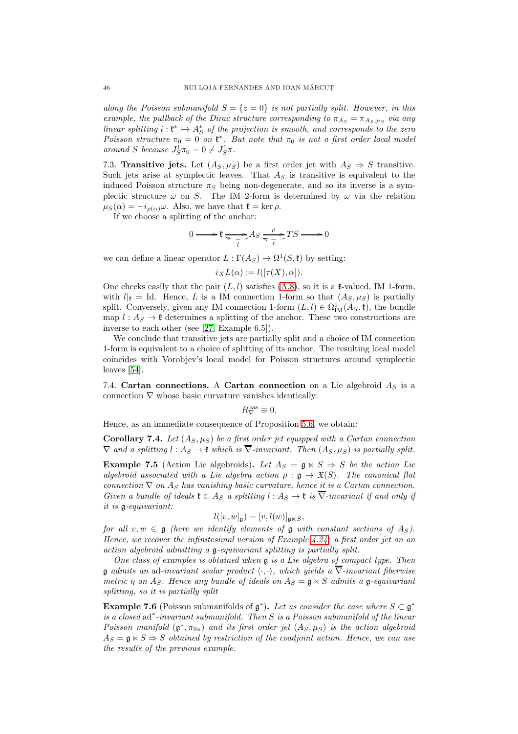*along the Poisson submanifold $S = \{z = 0\}$ is not partially split. However, in this example, the pullback of the Dirac structure corresponding to $\pi_{A_S} = \pi_{A_S,\mu_S}$ via any linear splitting $i : \mathfrak{k}^* \hookrightarrow A_S^*$ of the projection is smooth, and corresponds to the zero Poisson structure $\pi_0 = 0$ on $\mathfrak{k}^*$. But note that $\pi_0$ is not a first order local model around $S$ because $J^1_S\pi_0 = 0 \neq J^1_S\pi$.*

7.3. **Transitive jets.** Let $(A_S, \mu_S)$ be a first order jet with $A_S \Rightarrow S$ transitive. Such jets arise at symplectic leaves. That $A_S$ is transitive is equivalent to the induced Poisson structure $\pi_S$ being non-degenerate, and so its inverse is a symplectic structure $\omega$ on $S$. The IM 2-form is determined by $\omega$ via the relation $\mu_S(\alpha) = -i_{\rho(\alpha)}\omega$. Also, we have that $\mathfrak{k} = \ker\rho$.

If we choose a splitting of the anchor:

$$0 \longrightarrow \mathfrak{k} \underset{l}{\overset{}{\rightleftarrows}} A_S \underset{\tau}{\overset{\rho}{\rightleftarrows}} TS \longrightarrow 0$$

we can define a linear operator $L : \Gamma(A_S) \to \Omega^1(S, \mathfrak{k})$ by setting:

$$i_X L(\alpha) := l([\tau(X), \alpha]).$$

One checks easily that the pair $(L, l)$ satisfies (A.8), so it is a $\mathfrak{k}$-valued, IM 1-form, with $l|_{\mathfrak{k}} = \mathrm{Id}$. Hence, $L$ is a IM connection 1-form so that $(A_S, \mu_S)$ is partially split. Conversely, given any IM connection 1-form $(L, l) \in \Omega^1_{\mathrm{IM}}(A_S, \mathfrak{k})$, the bundle map $l : A_S \to \mathfrak{k}$ determines a splitting of the anchor. These two constructions are inverse to each other (see [27, Example 6.5]).

We conclude that transitive jets are partially split and a choice of IM connection 1-form is equivalent to a choice of splitting of its anchor. The resulting local model coincides with Vorobjev's local model for Poisson structures around symplectic leaves [54].

7.4. **Cartan connections.** A **Cartan connection** on a Lie algebroid $A_S$ is a connection $\nabla$ whose basic curvature vanishes identically:

$$R^{\mathrm{bas}}_{\nabla} \equiv 0.$$

Hence, as an immediate consequence of Proposition 5.6, we obtain:

**Corollary 7.4.** *Let $(A_S, \mu_S)$ be a first order jet equipped with a Cartan connection $\nabla$ and a splitting $l : A_S \to \mathfrak{k}$ which is $\overline{\nabla}$-invariant. Then $(A_S, \mu_S)$ is partially split.*

**Example 7.5** (Action Lie algebroids)**.** *Let $A_S = \mathfrak{g} \ltimes S \Rightarrow S$ be the action Lie algebroid associated with a Lie algebra action $\rho : \mathfrak{g} \to \mathfrak{X}(S)$. The canonical flat connection $\nabla$ on $A_S$ has vanishing basic curvature, hence it is a Cartan connection. Given a bundle of ideals $\mathfrak{k} \subset A_S$ a splitting $l : A_S \to \mathfrak{k}$ is $\overline{\nabla}$-invariant if and only if it is $\mathfrak{g}$-equivariant:*

$$l([v, w]_{\mathfrak{g}}) = [v, l(w)]_{\mathfrak{g}\ltimes S},$$

*for all $v, w \in \mathfrak{g}$ (here we identify elements of $\mathfrak{g}$ with constant sections of $A_S$). Hence, we recover the infinitesimal version of Example 4.24: a first order jet on an action algebroid admitting a $\mathfrak{g}$-equivariant splitting is partially split.*

*One class of examples is obtained when $\mathfrak{g}$ is a Lie algebra of compact type. Then $\mathfrak{g}$ admits an $\mathrm{ad}$-invariant scalar product $\langle \cdot, \cdot \rangle$, which yields a $\overline{\nabla}$-invariant fiberwise metric $\eta$ on $A_S$. Hence any bundle of ideals on $A_S = \mathfrak{g} \ltimes S$ admits a $\mathfrak{g}$-equivariant splitting, so it is partially split*

**Example 7.6** (Poisson submanifolds of $\mathfrak{g}^*$)**.** *Let us consider the case where $S \subset \mathfrak{g}^*$ is a closed $\mathrm{ad}^*$-invariant submanifold. Then $S$ is a Poisson submanifold of the linear Poisson manifold $(\mathfrak{g}^*, \pi_{\mathrm{lin}})$ and its first order jet $(A_S, \mu_S)$ is the action algebroid $A_S = \mathfrak{g} \ltimes S \Rightarrow S$ obtained by restriction of the coadjoint action. Hence, we can use the results of the previous example.*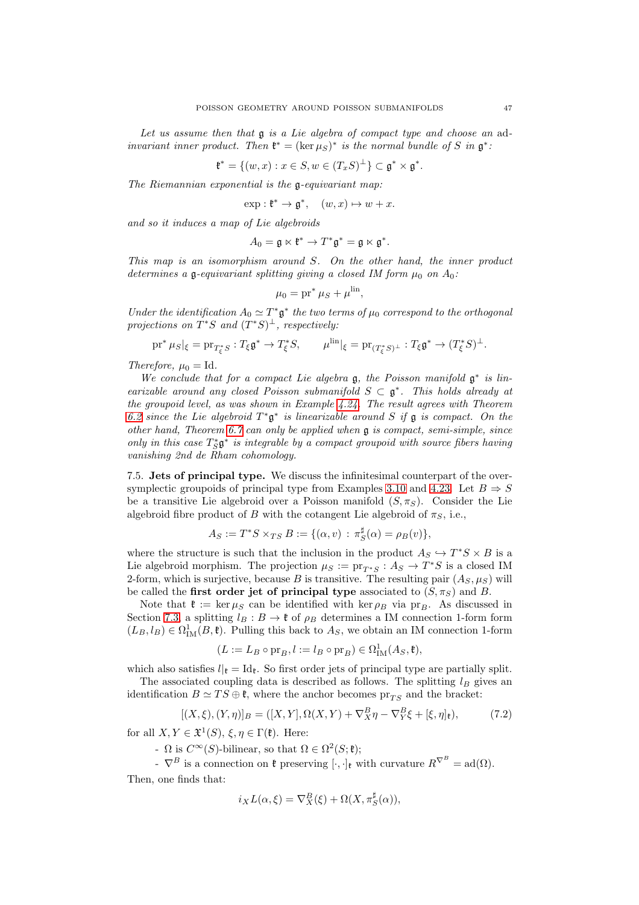*Let us assume then that $\mathfrak{g}$ is a Lie algebra of compact type and choose an* ad*-invariant inner product. Then $\mathfrak{k}^* = (\ker \mu_S)^*$ is the normal bundle of $S$ in $\mathfrak{g}^*$:*

$$\mathfrak{k}^* = \{(w, x) : x \in S, w \in (T_x S)^{\perp}\} \subset \mathfrak{g}^* \times \mathfrak{g}^*.$$

*The Riemannian exponential is the $\mathfrak{g}$-equivariant map:*

$$\exp : \mathfrak{k}^* \to \mathfrak{g}^*, \quad (w, x) \mapsto w + x.$$

*and so it induces a map of Lie algebroids*

$$A_0 = \mathfrak{g} \ltimes \mathfrak{k}^* \to T^*\mathfrak{g}^* = \mathfrak{g} \ltimes \mathfrak{g}^*.$$

*This map is an isomorphism around $S$. On the other hand, the inner product determines a $\mathfrak{g}$-equivariant splitting giving a closed IM form $\mu_0$ on $A_0$:*

$$\mu_0 = \mathrm{pr}^* \mu_S + \mu^{\mathrm{lin}},$$

*Under the identification $A_0 \simeq T^*\mathfrak{g}^*$ the two terms of $\mu_0$ correspond to the orthogonal projections on $T^*S$ and $(T^*S)^{\perp}$, respectively:*

$$\mathrm{pr}^* \mu_S|_{\xi} = \mathrm{pr}_{T^*_{\xi} S} : T_{\xi}\mathfrak{g}^* \to T^*_{\xi} S, \qquad \mu^{\mathrm{lin}}|_{\xi} = \mathrm{pr}_{(T^*_{\xi} S)^{\perp}} : T_{\xi}\mathfrak{g}^* \to (T^*_{\xi} S)^{\perp}.$$

*Therefore, $\mu_0 = \mathrm{Id}$.*

*We conclude that for a compact Lie algebra $\mathfrak{g}$, the Poisson manifold $\mathfrak{g}^*$ is linearizable around any closed Poisson submanifold $S \subset \mathfrak{g}^*$. This holds already at the groupoid level, as was shown in Example 4.24. The result agrees with Theorem 6.2 since the Lie algebroid $T^*\mathfrak{g}^*$ is linearizable around $S$ if $\mathfrak{g}$ is compact. On the other hand, Theorem 6.7 can only be applied when $\mathfrak{g}$ is compact, semi-simple, since only in this case $T^*_S\mathfrak{g}^*$ is integrable by a compact groupoid with source fibers having vanishing 2nd de Rham cohomology.*

7.5. **Jets of principal type.** We discuss the infinitesimal counterpart of the oversymplectic groupoids of principal type from Examples 3.10 and 4.23. Let $B \Rightarrow S$ be a transitive Lie algebroid over a Poisson manifold $(S, \pi_S)$. Consider the Lie algebroid fibre product of $B$ with the cotangent Lie algebroid of $\pi_S$, i.e.,

$$A_S := T^*S \times_{TS} B := \{(\alpha, v) : \pi_S^{\sharp}(\alpha) = \rho_B(v)\},$$

where the structure is such that the inclusion in the product $A_S \hookrightarrow T^*S \times B$ is a Lie algebroid morphism. The projection $\mu_S := \mathrm{pr}_{T^*S} : A_S \to T^*S$ is a closed IM 2-form, which is surjective, because $B$ is transitive. The resulting pair $(A_S, \mu_S)$ will be called the **first order jet of principal type** associated to $(S, \pi_S)$ and $B$.

Note that $\mathfrak{k} := \ker \mu_S$ can be identified with $\ker \rho_B$ via $\mathrm{pr}_B$. As discussed in Section 7.3, a splitting $l_B : B \to \mathfrak{k}$ of $\rho_B$ determines a IM connection 1-form form $(L_B, l_B) \in \Omega^1_{\mathrm{IM}}(B, \mathfrak{k})$. Pulling this back to $A_S$, we obtain an IM connection 1-form

$$(L := L_B \circ \mathrm{pr}_B, l := l_B \circ \mathrm{pr}_B) \in \Omega^1_{\mathrm{IM}}(A_S, \mathfrak{k}),$$

which also satisfies $l|_{\mathfrak{k}} = \mathrm{Id}_{\mathfrak{k}}$. So first order jets of principal type are partially split.

The associated coupling data is described as follows. The splitting $l_B$ gives an identification $B \simeq TS \oplus \mathfrak{k}$, where the anchor becomes $\mathrm{pr}_{TS}$ and the bracket:

$$[(X, \xi), (Y, \eta)]_B = ([X, Y], \Omega(X, Y) + \nabla^B_X \eta - \nabla^B_Y \xi + [\xi, \eta]_{\mathfrak{k}}), \tag{7.2}$$

for all $X, Y \in \mathfrak{X}^1(S)$, $\xi, \eta \in \Gamma(\mathfrak{k})$. Here:

- $\Omega$ is $C^{\infty}(S)$-bilinear, so that $\Omega \in \Omega^2(S; \mathfrak{k})$;
- $\nabla^B$ is a connection on $\mathfrak{k}$ preserving $[\cdot, \cdot]_{\mathfrak{k}}$ with curvature $R^{\nabla^B} = \mathrm{ad}(\Omega)$.

Then, one finds that:

$$i_X L(\alpha, \xi) = \nabla^B_X(\xi) + \Omega(X, \pi_S^{\sharp}(\alpha)),$$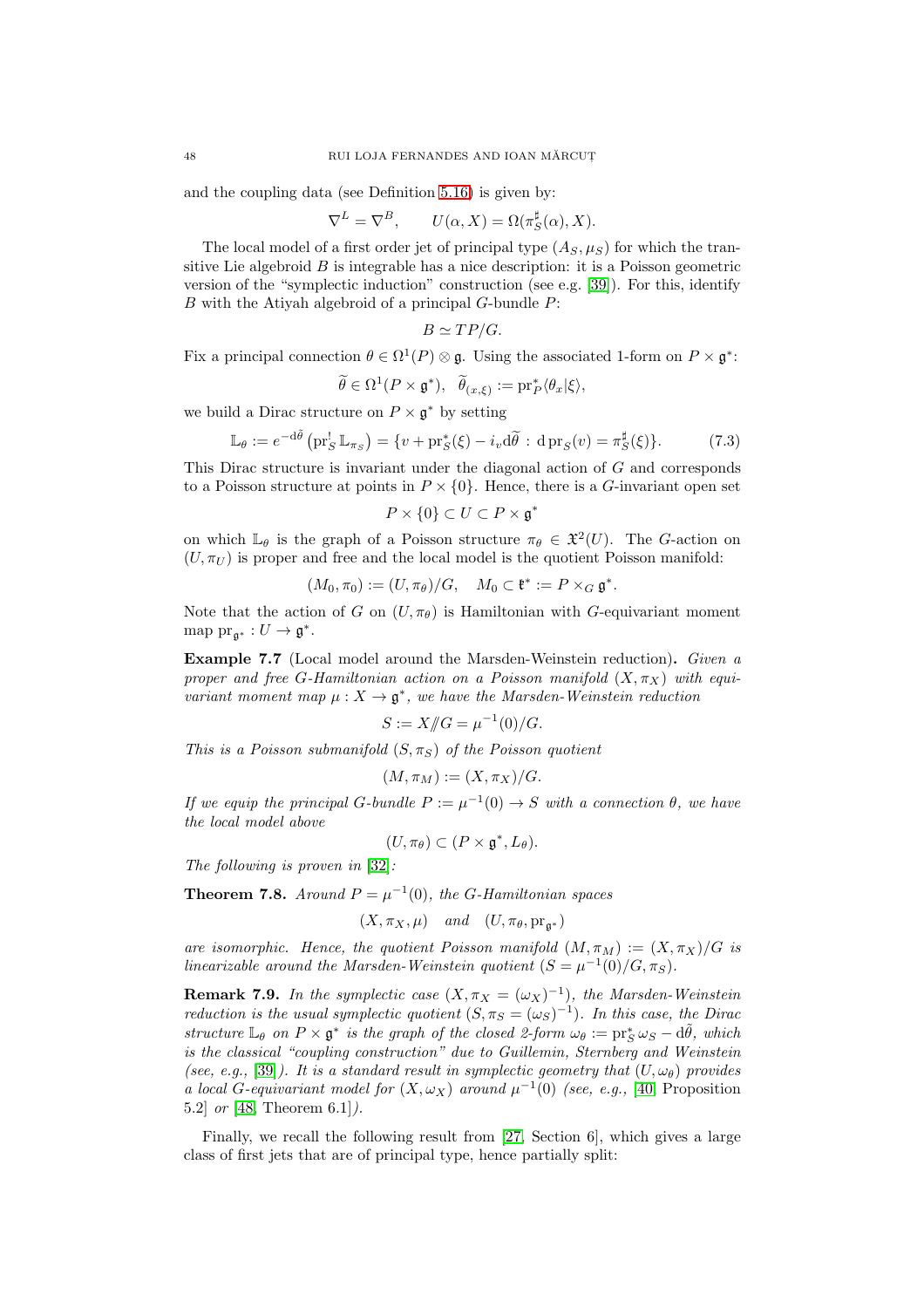and the coupling data (see Definition 5.16) is given by:

$$\nabla^L = \nabla^B, \qquad U(\alpha, X) = \Omega(\pi_S^\sharp(\alpha), X).$$

The local model of a first order jet of principal type $(A_S, \mu_S)$ for which the transitive Lie algebroid $B$ is integrable has a nice description: it is a Poisson geometric version of the "symplectic induction" construction (see e.g. [39]). For this, identify $B$ with the Atiyah algebroid of a principal $G$-bundle $P$:

$$B \simeq TP/G.$$

Fix a principal connection $\theta \in \Omega^1(P) \otimes \mathfrak{g}$. Using the associated 1-form on $P \times \mathfrak{g}^*$:

$$\widetilde{\theta} \in \Omega^1(P \times \mathfrak{g}^*), \quad \widetilde{\theta}_{(x,\xi)} := \mathrm{pr}_P^* \langle \theta_x | \xi \rangle,$$

we build a Dirac structure on $P \times \mathfrak{g}^*$ by setting

$$\mathbb{L}_\theta := e^{-\mathrm{d}\tilde{\theta}}\left(\mathrm{pr}_S^! \mathbb{L}_{\pi_S}\right) = \{v + \mathrm{pr}_S^*(\xi) - i_v \mathrm{d}\widetilde{\theta} \,:\, \mathrm{d}\,\mathrm{pr}_S(v) = \pi_S^\sharp(\xi)\}. \tag{7.3}$$

This Dirac structure is invariant under the diagonal action of $G$ and corresponds to a Poisson structure at points in $P \times \{0\}$. Hence, there is a $G$-invariant open set

$$P \times \{0\} \subset U \subset P \times \mathfrak{g}^*$$

on which $\mathbb{L}_\theta$ is the graph of a Poisson structure $\pi_\theta \in \mathfrak{X}^2(U)$. The $G$-action on $(U, \pi_U)$ is proper and free and the local model is the quotient Poisson manifold:

$$(M_0, \pi_0) := (U, \pi_\theta)/G, \quad M_0 \subset \mathfrak{k}^* := P \times_G \mathfrak{g}^*.$$

Note that the action of $G$ on $(U, \pi_\theta)$ is Hamiltonian with $G$-equivariant moment map $\mathrm{pr}_{\mathfrak{g}^*} : U \to \mathfrak{g}^*$.

**Example 7.7** (Local model around the Marsden-Weinstein reduction)**.** *Given a proper and free $G$-Hamiltonian action on a Poisson manifold $(X, \pi_X)$ with equivariant moment map $\mu : X \to \mathfrak{g}^*$, we have the Marsden-Weinstein reduction*

$$S := X /\!\!/ G = \mu^{-1}(0)/G.$$

*This is a Poisson submanifold $(S, \pi_S)$ of the Poisson quotient*

$$(M, \pi_M) := (X, \pi_X)/G.$$

*If we equip the principal $G$-bundle $P := \mu^{-1}(0) \to S$ with a connection $\theta$, we have the local model above*

$$(U, \pi_\theta) \subset (P \times \mathfrak{g}^*, L_\theta).$$

*The following is proven in* [32]*:*

**Theorem 7.8.** *Around $P = \mu^{-1}(0)$, the $G$-Hamiltonian spaces*

$$(X, \pi_X, \mu) \quad \textit{and} \quad (U, \pi_\theta, \mathrm{pr}_{\mathfrak{g}^*})$$

*are isomorphic. Hence, the quotient Poisson manifold $(M, \pi_M) := (X, \pi_X)/G$ is linearizable around the Marsden-Weinstein quotient $(S = \mu^{-1}(0)/G, \pi_S)$.*

**Remark 7.9.** *In the symplectic case $(X, \pi_X = (\omega_X)^{-1})$, the Marsden-Weinstein reduction is the usual symplectic quotient $(S, \pi_S = (\omega_S)^{-1})$. In this case, the Dirac structure $\mathbb{L}_\theta$ on $P \times \mathfrak{g}^*$ is the graph of the closed 2-form $\omega_\theta := \mathrm{pr}_S^* \omega_S - \mathrm{d}\tilde{\theta}$, which is the classical "coupling construction" due to Guillemin, Sternberg and Weinstein (see, e.g.,* [39]*). It is a standard result in symplectic geometry that $(U, \omega_\theta)$ provides a local $G$-equivariant model for $(X, \omega_X)$ around $\mu^{-1}(0)$ (see, e.g.,* [40, Proposition 5.2] *or* [48, Theorem 6.1]*).*

Finally, we recall the following result from [27, Section 6], which gives a large class of first jets that are of principal type, hence partially split: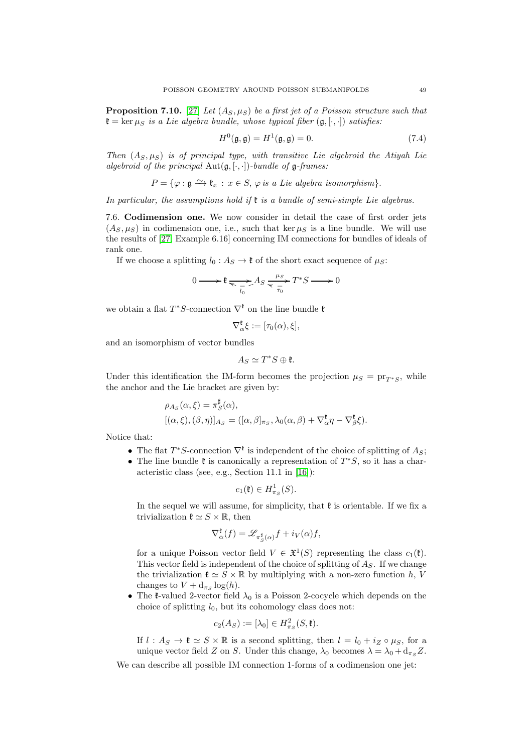**Proposition 7.10.** [27] *Let $(A_S, \mu_S)$ be a first jet of a Poisson structure such that $\mathfrak{k} = \ker \mu_S$ is a Lie algebra bundle, whose typical fiber $(\mathfrak{g}, [\cdot,\cdot])$ satisfies:*

$$H^0(\mathfrak{g}, \mathfrak{g}) = H^1(\mathfrak{g}, \mathfrak{g}) = 0. \tag{7.4}$$

*Then $(A_S, \mu_S)$ is of principal type, with transitive Lie algebroid the Atiyah Lie algebroid of the principal $\mathrm{Aut}(\mathfrak{g}, [\cdot,\cdot])$-bundle of $\mathfrak{g}$-frames:*

$$P = \{\varphi : \mathfrak{g} \xrightarrow{\sim} \mathfrak{k}_x \,:\, x \in S,\, \varphi \text{ is a Lie algebra isomorphism}\}.$$

*In particular, the assumptions hold if $\mathfrak{k}$ is a bundle of semi-simple Lie algebras.*

7.6. **Codimension one.** We now consider in detail the case of first order jets $(A_S, \mu_S)$ in codimension one, i.e., such that $\ker \mu_S$ is a line bundle. We will use the results of [27, Example 6.16] concerning IM connections for bundles of ideals of rank one.

If we choose a splitting $l_0 : A_S \to \mathfrak{k}$ of the short exact sequence of $\mu_S$:

$$0 \longrightarrow \mathfrak{k} \underset{l_0}{\leftrightarrows} A_S \underset{\tau_0}{\overset{\mu_S}{\leftrightarrows}} T^*S \longrightarrow 0$$

we obtain a flat $T^*S$-connection $\nabla^{\mathfrak{k}}$ on the line bundle $\mathfrak{k}$

$$\nabla^{\mathfrak{k}}_\alpha \xi := [\tau_0(\alpha), \xi],$$

and an isomorphism of vector bundles

$$A_S \simeq T^*S \oplus \mathfrak{k}.$$

Under this identification the IM-form becomes the projection $\mu_S = \mathrm{pr}_{T^*S}$, while the anchor and the Lie bracket are given by:

$$\rho_{A_S}(\alpha, \xi) = \pi_S^\sharp(\alpha),$$
$$[(\alpha, \xi), (\beta, \eta)]_{A_S} = ([\alpha, \beta]_{\pi_S}, \lambda_0(\alpha, \beta) + \nabla^{\mathfrak{k}}_\alpha \eta - \nabla^{\mathfrak{k}}_\beta \xi).$$

Notice that:

- The flat $T^*S$-connection $\nabla^{\mathfrak{k}}$ is independent of the choice of splitting of $A_S$;
- The line bundle $\mathfrak{k}$ is canonically a representation of $T^*S$, so it has a characteristic class (see, e.g., Section 11.1 in [16]):

  $$c_1(\mathfrak{k}) \in H^1_{\pi_S}(S).$$

  In the sequel we will assume, for simplicity, that $\mathfrak{k}$ is orientable. If we fix a trivialization $\mathfrak{k} \simeq S \times \mathbb{R}$, then

  $$\nabla^{\mathfrak{k}}_\alpha(f) = \mathscr{L}_{\pi_S^\sharp(\alpha)} f + i_V(\alpha) f,$$

  for a unique Poisson vector field $V \in \mathfrak{X}^1(S)$ representing the class $c_1(\mathfrak{k})$. This vector field is independent of the choice of splitting of $A_S$. If we change the trivialization $\mathfrak{k} \simeq S \times \mathbb{R}$ by multiplying with a non-zero function $h$, $V$ changes to $V + \mathrm{d}_{\pi_S} \log(h)$.
- The $\mathfrak{k}$-valued 2-vector field $\lambda_0$ is a Poisson 2-cocycle which depends on the choice of splitting $l_0$, but its cohomology class does not:

  $$c_2(A_S) := [\lambda_0] \in H^2_{\pi_S}(S, \mathfrak{k}).$$

  If $l : A_S \to \mathfrak{k} \simeq S \times \mathbb{R}$ is a second splitting, then $l = l_0 + i_Z \circ \mu_S$, for a unique vector field $Z$ on $S$. Under this change, $\lambda_0$ becomes $\lambda = \lambda_0 + \mathrm{d}_{\pi_S} Z$.

We can describe all possible IM connection 1-forms of a codimension one jet: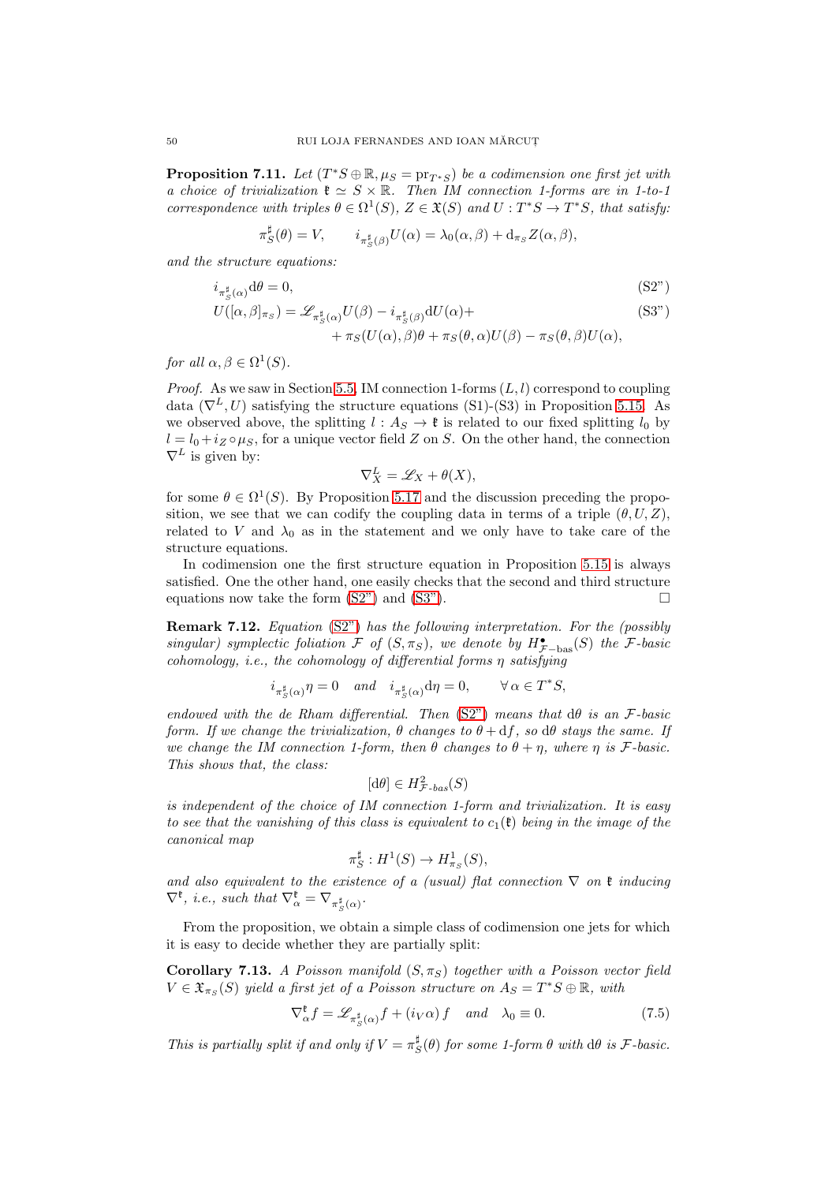**Proposition 7.11.** *Let $(T^*S \oplus \mathbb{R}, \mu_S = \mathrm{pr}_{T^*S})$ be a codimension one first jet with a choice of trivialization $\mathfrak{k} \simeq S \times \mathbb{R}$. Then IM connection 1-forms are in 1-to-1 correspondence with triples $\theta \in \Omega^1(S)$, $Z \in \mathfrak{X}(S)$ and $U : T^*S \to T^*S$, that satisfy:*

$$\pi_S^\sharp(\theta) = V, \qquad i_{\pi_S^\sharp(\beta)} U(\alpha) = \lambda_0(\alpha, \beta) + \mathrm{d}_{\pi_S} Z(\alpha, \beta),$$

*and the structure equations:*

$$i_{\pi_S^\sharp(\alpha)} \mathrm{d}\theta = 0, \tag{S2"}$$

$$\begin{aligned} U([\alpha, \beta]_{\pi_S}) = \mathscr{L}_{\pi_S^\sharp(\alpha)} U(\beta) - i_{\pi_S^\sharp(\beta)} \mathrm{d}U(\alpha) + \\ + \pi_S(U(\alpha), \beta)\theta + \pi_S(\theta, \alpha) U(\beta) - \pi_S(\theta, \beta) U(\alpha), \end{aligned} \tag{S3"}$$

*for all $\alpha, \beta \in \Omega^1(S)$.*

*Proof.* As we saw in Section 5.5, IM connection 1-forms $(L, l)$ correspond to coupling data $(\nabla^L, U)$ satisfying the structure equations (S1)-(S3) in Proposition 5.15. As we observed above, the splitting $l : A_S \to \mathfrak{k}$ is related to our fixed splitting $l_0$ by $l = l_0 + i_Z \circ \mu_S$, for a unique vector field $Z$ on $S$. On the other hand, the connection $\nabla^L$ is given by:

$$\nabla^L_X = \mathscr{L}_X + \theta(X),$$

for some $\theta \in \Omega^1(S)$. By Proposition 5.17 and the discussion preceding the proposition, we see that we can codify the coupling data in terms of a triple $(\theta, U, Z)$, related to $V$ and $\lambda_0$ as in the statement and we only have to take care of the structure equations.

In codimension one the first structure equation in Proposition 5.15 is always satisfied. One the other hand, one easily checks that the second and third structure equations now take the form (S2") and (S3"). $\square$

**Remark 7.12.** *Equation (S2") has the following interpretation. For the (possibly singular) symplectic foliation $\mathcal{F}$ of $(S, \pi_S)$, we denote by $H^\bullet_{\mathcal{F}\text{-bas}}(S)$ the $\mathcal{F}$-basic cohomology, i.e., the cohomology of differential forms $\eta$ satisfying*

$$i_{\pi_S^\sharp(\alpha)} \eta = 0 \quad \text{and} \quad i_{\pi_S^\sharp(\alpha)} \mathrm{d}\eta = 0, \qquad \forall\, \alpha \in T^*S,$$

*endowed with the de Rham differential. Then (S2") means that $\mathrm{d}\theta$ is an $\mathcal{F}$-basic form. If we change the trivialization, $\theta$ changes to $\theta + \mathrm{d}f$, so $\mathrm{d}\theta$ stays the same. If we change the IM connection 1-form, then $\theta$ changes to $\theta + \eta$, where $\eta$ is $\mathcal{F}$-basic. This shows that, the class:*

$$[\mathrm{d}\theta] \in H^2_{\mathcal{F}\text{-}bas}(S)$$

*is independent of the choice of IM connection 1-form and trivialization. It is easy to see that the vanishing of this class is equivalent to $c_1(\mathfrak{k})$ being in the image of the canonical map*

$$\pi_S^\sharp : H^1(S) \to H^1_{\pi_S}(S),$$

*and also equivalent to the existence of a (usual) flat connection $\nabla$ on $\mathfrak{k}$ inducing $\nabla^{\mathfrak{k}}$, i.e., such that $\nabla^{\mathfrak{k}}_\alpha = \nabla_{\pi_S^\sharp(\alpha)}$.*

From the proposition, we obtain a simple class of codimension one jets for which it is easy to decide whether they are partially split:

**Corollary 7.13.** *A Poisson manifold $(S, \pi_S)$ together with a Poisson vector field $V \in \mathfrak{X}_{\pi_S}(S)$ yield a first jet of a Poisson structure on $A_S = T^*S \oplus \mathbb{R}$, with*

$$\nabla^{\mathfrak{k}}_\alpha f = \mathscr{L}_{\pi_S^\sharp(\alpha)} f + (i_V \alpha) f \quad \text{and} \quad \lambda_0 \equiv 0. \tag{7.5}$$

*This is partially split if and only if $V = \pi_S^\sharp(\theta)$ for some 1-form $\theta$ with $\mathrm{d}\theta$ is $\mathcal{F}$-basic.*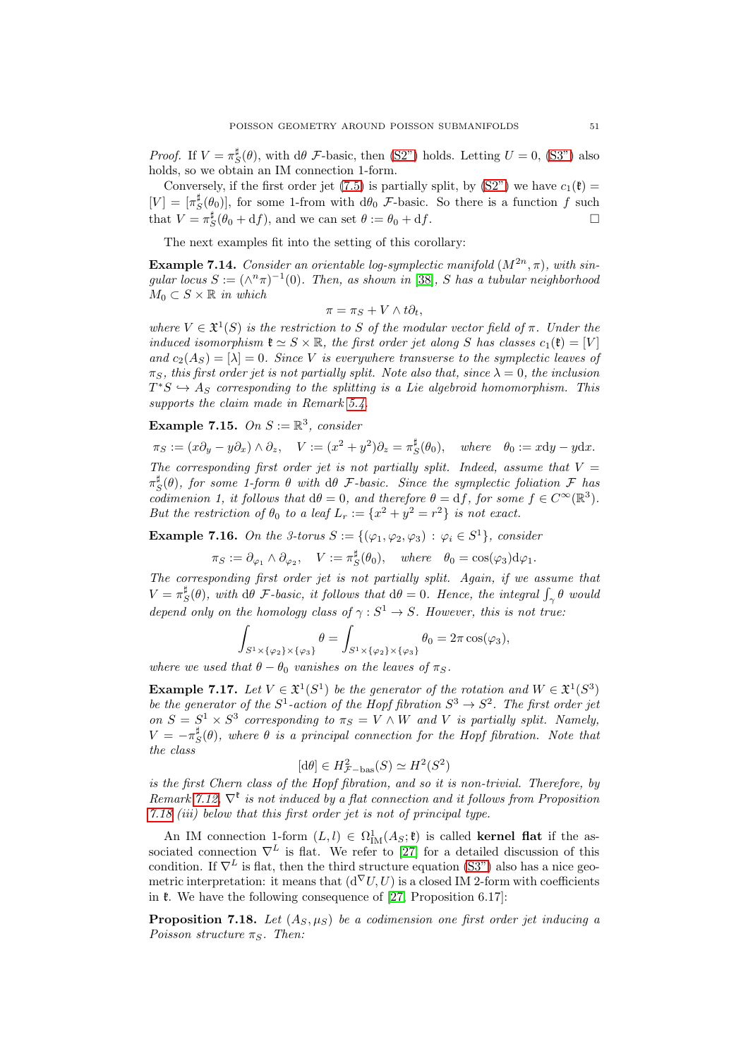*Proof.* If $V = \pi_S^\sharp(\theta)$, with $\mathrm{d}\theta$ $\mathcal{F}$-basic, then (S2") holds. Letting $U = 0$, (S3") also holds, so we obtain an IM connection 1-form.

Conversely, if the first order jet (7.5) is partially split, by (S2") we have $c_1(\mathfrak{k}) = [V] = [\pi_S^\sharp(\theta_0)]$, for some 1-from with $\mathrm{d}\theta_0$ $\mathcal{F}$-basic. So there is a function $f$ such that $V = \pi_S^\sharp(\theta_0 + \mathrm{d}f)$, and we can set $\theta := \theta_0 + \mathrm{d}f$. □

The next examples fit into the setting of this corollary:

**Example 7.14.** *Consider an orientable log-symplectic manifold $(M^{2n}, \pi)$, with singular locus $S := (\wedge^n \pi)^{-1}(0)$. Then, as shown in [38], $S$ has a tubular neighborhood $M_0 \subset S \times \mathbb{R}$ in which*

$$\pi = \pi_S + V \wedge t\partial_t,$$

*where $V \in \mathfrak{X}^1(S)$ is the restriction to $S$ of the modular vector field of $\pi$. Under the induced isomorphism $\mathfrak{k} \simeq S \times \mathbb{R}$, the first order jet along $S$ has classes $c_1(\mathfrak{k}) = [V]$ and $c_2(A_S) = [\lambda] = 0$. Since $V$ is everywhere transverse to the symplectic leaves of $\pi_S$, this first order jet is not partially split. Note also that, since $\lambda = 0$, the inclusion $T^*S \hookrightarrow A_S$ corresponding to the splitting is a Lie algebroid homomorphism. This supports the claim made in Remark 5.4.*

**Example 7.15.** *On $S := \mathbb{R}^3$, consider*

$$\pi_S := (x\partial_y - y\partial_x) \wedge \partial_z, \quad V := (x^2 + y^2)\partial_z = \pi_S^\sharp(\theta_0), \quad \text{where} \quad \theta_0 := x\mathrm{d}y - y\mathrm{d}x.$$

*The corresponding first order jet is not partially split. Indeed, assume that $V = \pi_S^\sharp(\theta)$, for some 1-form $\theta$ with $\mathrm{d}\theta$ $\mathcal{F}$-basic. Since the symplectic foliation $\mathcal{F}$ has codimension 1, it follows that $\mathrm{d}\theta = 0$, and therefore $\theta = \mathrm{d}f$, for some $f \in C^\infty(\mathbb{R}^3)$. But the restriction of $\theta_0$ to a leaf $L_r := \{x^2 + y^2 = r^2\}$ is not exact.*

**Example 7.16.** *On the 3-torus $S := \{(\varphi_1, \varphi_2, \varphi_3) : \varphi_i \in S^1\}$, consider*

$$\pi_S := \partial_{\varphi_1} \wedge \partial_{\varphi_2}, \quad V := \pi_S^\sharp(\theta_0), \quad \text{where} \quad \theta_0 = \cos(\varphi_3)\mathrm{d}\varphi_1.$$

*The corresponding first order jet is not partially split. Again, if we assume that $V = \pi_S^\sharp(\theta)$, with $\mathrm{d}\theta$ $\mathcal{F}$-basic, it follows that $\mathrm{d}\theta = 0$. Hence, the integral $\int_\gamma \theta$ would depend only on the homology class of $\gamma : S^1 \to S$. However, this is not true:*

$$\int_{S^1 \times \{\varphi_2\} \times \{\varphi_3\}} \theta = \int_{S^1 \times \{\varphi_2\} \times \{\varphi_3\}} \theta_0 = 2\pi \cos(\varphi_3),$$

*where we used that $\theta - \theta_0$ vanishes on the leaves of $\pi_S$.*

**Example 7.17.** *Let $V \in \mathfrak{X}^1(S^1)$ be the generator of the rotation and $W \in \mathfrak{X}^1(S^3)$ be the generator of the $S^1$-action of the Hopf fibration $S^3 \to S^2$. The first order jet on $S = S^1 \times S^3$ corresponding to $\pi_S = V \wedge W$ and $V$ is partially split. Namely, $V = -\pi_S^\sharp(\theta)$, where $\theta$ is a principal connection for the Hopf fibration. Note that the class*

$$[\mathrm{d}\theta] \in H^2_{\mathcal{F}-\mathrm{bas}}(S) \simeq H^2(S^2)$$

*is the first Chern class of the Hopf fibration, and so it is non-trivial. Therefore, by Remark 7.12, $\nabla^{\mathfrak{k}}$ is not induced by a flat connection and it follows from Proposition 7.18 (iii) below that this first order jet is not of principal type.*

An IM connection 1-form $(L, l) \in \Omega^1_{\mathrm{IM}}(A_S; \mathfrak{k})$ is called **kernel flat** if the associated connection $\nabla^L$ is flat. We refer to [27] for a detailed discussion of this condition. If $\nabla^L$ is flat, then the third structure equation (S3") also has a nice geometric interpretation: it means that $(\mathrm{d}^\nabla U, U)$ is a closed IM 2-form with coefficients in $\mathfrak{k}$. We have the following consequence of [27, Proposition 6.17]:

**Proposition 7.18.** *Let $(A_S, \mu_S)$ be a codimension one first order jet inducing a Poisson structure $\pi_S$. Then:*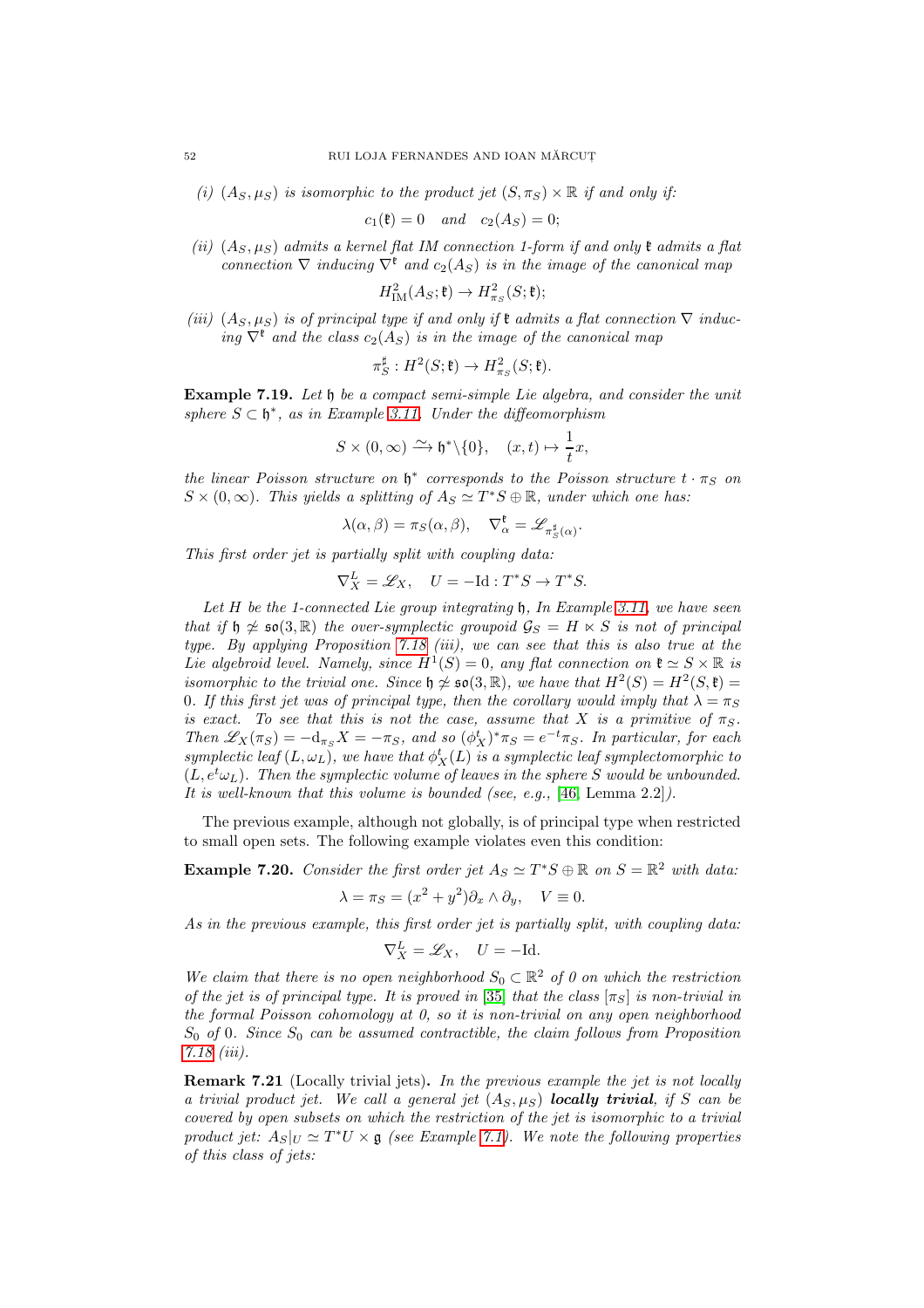*(i)* $(A_S, \mu_S)$ *is isomorphic to the product jet* $(S, \pi_S) \times \mathbb{R}$ *if and only if:*

$$c_1(\mathfrak{k}) = 0 \quad \text{and} \quad c_2(A_S) = 0;$$

*(ii)* $(A_S, \mu_S)$ *admits a kernel flat IM connection 1-form if and only* $\mathfrak{k}$ *admits a flat connection* $\nabla$ *inducing* $\nabla^{\mathfrak{k}}$ *and* $c_2(A_S)$ *is in the image of the canonical map*

$$H^2_{\mathrm{IM}}(A_S; \mathfrak{k}) \to H^2_{\pi_S}(S; \mathfrak{k});$$

*(iii)* $(A_S, \mu_S)$ *is of principal type if and only if* $\mathfrak{k}$ *admits a flat connection* $\nabla$ *inducing* $\nabla^{\mathfrak{k}}$ *and the class* $c_2(A_S)$ *is in the image of the canonical map*

$$\pi_S^\sharp : H^2(S; \mathfrak{k}) \to H^2_{\pi_S}(S; \mathfrak{k}).$$

**Example 7.19.** *Let* $\mathfrak{h}$ *be a compact semi-simple Lie algebra, and consider the unit sphere* $S \subset \mathfrak{h}^*$*, as in Example 3.11. Under the diffeomorphism*

$$S \times (0, \infty) \xrightarrow{\sim} \mathfrak{h}^* \backslash \{0\}, \quad (x, t) \mapsto \frac{1}{t} x,$$

*the linear Poisson structure on* $\mathfrak{h}^*$ *corresponds to the Poisson structure* $t \cdot \pi_S$ *on* $S \times (0, \infty)$*. This yields a splitting of* $A_S \simeq T^*S \oplus \mathbb{R}$*, under which one has:*

$$\lambda(\alpha, \beta) = \pi_S(\alpha, \beta), \quad \nabla^{\mathfrak{k}}_\alpha = \mathscr{L}_{\pi_S^\sharp(\alpha)}.$$

*This first order jet is partially split with coupling data:*

$$\nabla^L_X = \mathscr{L}_X, \quad U = -\mathrm{Id} : T^*S \to T^*S.$$

*Let* $H$ *be the 1-connected Lie group integrating* $\mathfrak{h}$*, In Example 3.11, we have seen that if* $\mathfrak{h} \not\simeq \mathfrak{so}(3, \mathbb{R})$ *the over-symplectic groupoid* $\mathcal{G}_S = H \ltimes S$ *is not of principal type. By applying Proposition 7.18 (iii), we can see that this is also true at the Lie algebroid level. Namely, since* $H^1(S) = 0$*, any flat connection on* $\mathfrak{k} \simeq S \times \mathbb{R}$ *is isomorphic to the trivial one. Since* $\mathfrak{h} \not\simeq \mathfrak{so}(3, \mathbb{R})$*, we have that* $H^2(S) = H^2(S, \mathfrak{k}) = 0$*. If this first jet was of principal type, then the corollary would imply that* $\lambda = \pi_S$ *is exact. To see that this is not the case, assume that* $X$ *is a primitive of* $\pi_S$*. Then* $\mathscr{L}_X(\pi_S) = -\mathrm{d}_{\pi_S} X = -\pi_S$*, and so* $(\phi^t_X)^* \pi_S = e^{-t} \pi_S$*. In particular, for each symplectic leaf* $(L, \omega_L)$*, we have that* $\phi^t_X(L)$ *is a symplectic leaf symplectomorphic to* $(L, e^t \omega_L)$*. Then the symplectic volume of leaves in the sphere* $S$ *would be unbounded. It is well-known that this volume is bounded (see, e.g., [46, Lemma 2.2]).*

The previous example, although not globally, is of principal type when restricted to small open sets. The following example violates even this condition:

**Example 7.20.** *Consider the first order jet* $A_S \simeq T^*S \oplus \mathbb{R}$ *on* $S = \mathbb{R}^2$ *with data:*

$$\lambda = \pi_S = (x^2 + y^2) \partial_x \wedge \partial_y, \quad V \equiv 0.$$

*As in the previous example, this first order jet is partially split, with coupling data:*

$$\nabla^L_X = \mathscr{L}_X, \quad U = -\mathrm{Id}.$$

*We claim that there is no open neighborhood* $S_0 \subset \mathbb{R}^2$ *of 0 on which the restriction of the jet is of principal type. It is proved in [35] that the class* $[\pi_S]$ *is non-trivial in the formal Poisson cohomology at 0, so it is non-trivial on any open neighborhood* $S_0$ *of* $0$*. Since* $S_0$ *can be assumed contractible, the claim follows from Proposition 7.18 (iii).*

**Remark 7.21** (Locally trivial jets)**.** *In the previous example the jet is not locally a trivial product jet. We call a general jet* $(A_S, \mu_S)$ ***locally trivial****, if* $S$ *can be covered by open subsets on which the restriction of the jet is isomorphic to a trivial product jet:* $A_S|_U \simeq T^*U \times \mathfrak{g}$ *(see Example 7.1). We note the following properties of this class of jets:*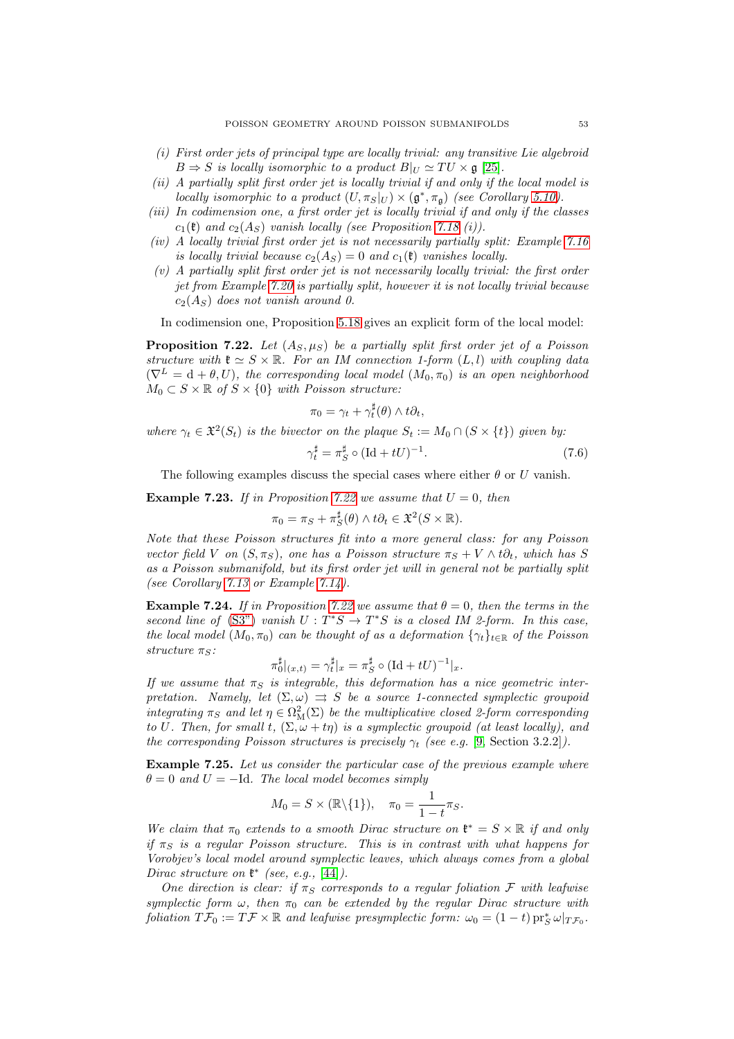*(i) First order jets of principal type are locally trivial: any transitive Lie algebroid $B \Rightarrow S$ is locally isomorphic to a product $B|_U \simeq TU \times \mathfrak{g}$ [25].*

*(ii) A partially split first order jet is locally trivial if and only if the local model is locally isomorphic to a product $(U, \pi_S|_U) \times (\mathfrak{g}^*, \pi_{\mathfrak{g}})$ (see Corollary 5.10).*

*(iii) In codimension one, a first order jet is locally trivial if and only if the classes $c_1(\mathfrak{k})$ and $c_2(A_S)$ vanish locally (see Proposition 7.18 (i)).*

*(iv) A locally trivial first order jet is not necessarily partially split: Example 7.16 is locally trivial because $c_2(A_S) = 0$ and $c_1(\mathfrak{k})$ vanishes locally.*

*(v) A partially split first order jet is not necessarily locally trivial: the first order jet from Example 7.20 is partially split, however it is not locally trivial because $c_2(A_S)$ does not vanish around 0.*

In codimension one, Proposition 5.18 gives an explicit form of the local model:

**Proposition 7.22.** *Let $(A_S, \mu_S)$ be a partially split first order jet of a Poisson structure with $\mathfrak{k} \simeq S \times \mathbb{R}$. For an IM connection 1-form $(L, l)$ with coupling data $(\nabla^L = \mathrm{d} + \theta, U)$, the corresponding local model $(M_0, \pi_0)$ is an open neighborhood $M_0 \subset S \times \mathbb{R}$ of $S \times \{0\}$ with Poisson structure:*

$$\pi_0 = \gamma_t + \gamma_t^\sharp(\theta) \wedge t\partial_t,$$

*where $\gamma_t \in \mathfrak{X}^2(S_t)$ is the bivector on the plaque $S_t := M_0 \cap (S \times \{t\})$ given by:*

$$\gamma_t^\sharp = \pi_S^\sharp \circ (\mathrm{Id} + tU)^{-1}. \tag{7.6}$$

The following examples discuss the special cases where either $\theta$ or $U$ vanish.

**Example 7.23.** *If in Proposition 7.22 we assume that $U = 0$, then*

$$\pi_0 = \pi_S + \pi_S^\sharp(\theta) \wedge t\partial_t \in \mathfrak{X}^2(S \times \mathbb{R}).$$

*Note that these Poisson structures fit into a more general class: for any Poisson vector field $V$ on $(S, \pi_S)$, one has a Poisson structure $\pi_S + V \wedge t\partial_t$, which has $S$ as a Poisson submanifold, but its first order jet will in general not be partially split (see Corollary 7.13 or Example 7.14).*

**Example 7.24.** *If in Proposition 7.22 we assume that $\theta = 0$, then the terms in the second line of (S3") vanish $U : T^*S \to T^*S$ is a closed IM 2-form. In this case, the local model $(M_0, \pi_0)$ can be thought of as a deformation $\{\gamma_t\}_{t \in \mathbb{R}}$ of the Poisson structure $\pi_S$:*

$$\pi_0^\sharp|_{(x,t)} = \gamma_t^\sharp|_x = \pi_S^\sharp \circ (\mathrm{Id} + tU)^{-1}|_x.$$

*If we assume that $\pi_S$ is integrable, this deformation has a nice geometric interpretation. Namely, let $(\Sigma, \omega) \rightrightarrows S$ be a source 1-connected symplectic groupoid integrating $\pi_S$ and let $\eta \in \Omega^2_{\mathrm{M}}(\Sigma)$ be the multiplicative closed 2-form corresponding to $U$. Then, for small $t$, $(\Sigma, \omega + t\eta)$ is a symplectic groupoid (at least locally), and the corresponding Poisson structures is precisely $\gamma_t$ (see e.g. [9, Section 3.2.2]).*

**Example 7.25.** *Let us consider the particular case of the previous example where $\theta = 0$ and $U = -\mathrm{Id}$. The local model becomes simply*

$$M_0 = S \times (\mathbb{R} \backslash \{1\}), \quad \pi_0 = \frac{1}{1-t}\pi_S.$$

*We claim that $\pi_0$ extends to a smooth Dirac structure on $\mathfrak{k}^* = S \times \mathbb{R}$ if and only if $\pi_S$ is a regular Poisson structure. This is in contrast with what happens for Vorobjev's local model around symplectic leaves, which always comes from a global Dirac structure on $\mathfrak{k}^*$ (see, e.g., [44]).*

*One direction is clear: if $\pi_S$ corresponds to a regular foliation $\mathcal{F}$ with leafwise symplectic form $\omega$, then $\pi_0$ can be extended by the regular Dirac structure with foliation $T\mathcal{F}_0 := T\mathcal{F} \times \mathbb{R}$ and leafwise presymplectic form: $\omega_0 = (1-t)\,\mathrm{pr}_S^* \omega|_{T\mathcal{F}_0}$.*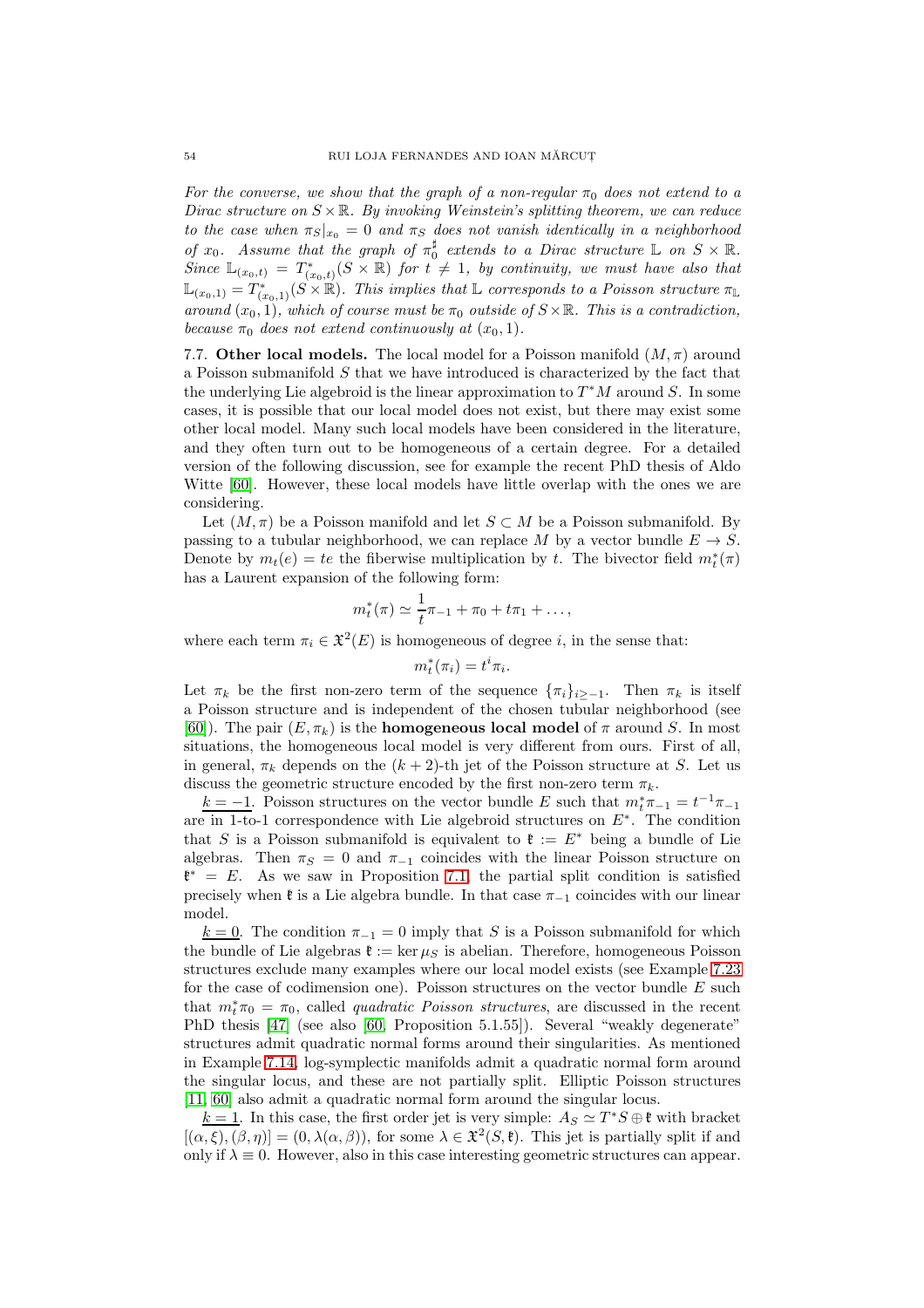*For the converse, we show that the graph of a non-regular $\pi_0$ does not extend to a Dirac structure on $S\times\mathbb{R}$. By invoking Weinstein's splitting theorem, we can reduce to the case when $\pi_S|_{x_0}=0$ and $\pi_S$ does not vanish identically in a neighborhood of $x_0$. Assume that the graph of $\pi_0^\sharp$ extends to a Dirac structure $\mathbb{L}$ on $S\times\mathbb{R}$. Since $\mathbb{L}_{(x_0,t)} = T^*_{(x_0,t)}(S\times\mathbb{R})$ for $t\neq 1$, by continuity, we must have also that $\mathbb{L}_{(x_0,1)} = T^*_{(x_0,1)}(S\times\mathbb{R})$. This implies that $\mathbb{L}$ corresponds to a Poisson structure $\pi_{\mathbb{L}}$ around $(x_0,1)$, which of course must be $\pi_0$ outside of $S\times\mathbb{R}$. This is a contradiction, because $\pi_0$ does not extend continuously at $(x_0,1)$.*

7.7. **Other local models.** The local model for a Poisson manifold $(M,\pi)$ around a Poisson submanifold $S$ that we have introduced is characterized by the fact that the underlying Lie algebroid is the linear approximation to $T^*M$ around $S$. In some cases, it is possible that our local model does not exist, but there may exist some other local model. Many such local models have been considered in the literature, and they often turn out to be homogeneous of a certain degree. For a detailed version of the following discussion, see for example the recent PhD thesis of Aldo Witte [60]. However, these local models have little overlap with the ones we are considering.

Let $(M,\pi)$ be a Poisson manifold and let $S\subset M$ be a Poisson submanifold. By passing to a tubular neighborhood, we can replace $M$ by a vector bundle $E\to S$. Denote by $m_t(e)=te$ the fiberwise multiplication by $t$. The bivector field $m_t^*(\pi)$ has a Laurent expansion of the following form:

$$m_t^*(\pi)\simeq \frac{1}{t}\pi_{-1}+\pi_0+t\pi_1+\dots,$$

where each term $\pi_i\in\mathfrak{X}^2(E)$ is homogeneous of degree $i$, in the sense that:

$$m_t^*(\pi_i)=t^i\pi_i.$$

Let $\pi_k$ be the first non-zero term of the sequence $\{\pi_i\}_{i\geq -1}$. Then $\pi_k$ is itself a Poisson structure and is independent of the chosen tubular neighborhood (see [60]). The pair $(E,\pi_k)$ is the **homogeneous local model** of $\pi$ around $S$. In most situations, the homogeneous local model is very different from ours. First of all, in general, $\pi_k$ depends on the $(k+2)$-th jet of the Poisson structure at $S$. Let us discuss the geometric structure encoded by the first non-zero term $\pi_k$.

<u>$k=-1$</u>. Poisson structures on the vector bundle $E$ such that $m_t^*\pi_{-1}=t^{-1}\pi_{-1}$ are in 1-to-1 correspondence with Lie algebroid structures on $E^*$. The condition that $S$ is a Poisson submanifold is equivalent to $\mathfrak{k}:=E^*$ being a bundle of Lie algebras. Then $\pi_S=0$ and $\pi_{-1}$ coincides with the linear Poisson structure on $\mathfrak{k}^*=E$. As we saw in Proposition 7.1, the partial split condition is satisfied precisely when $\mathfrak{k}$ is a Lie algebra bundle. In that case $\pi_{-1}$ coincides with our linear model.

<u>$k=0$</u>. The condition $\pi_{-1}=0$ imply that $S$ is a Poisson submanifold for which the bundle of Lie algebras $\mathfrak{k}:=\ker\mu_S$ is abelian. Therefore, homogeneous Poisson structures exclude many examples where our local model exists (see Example 7.23 for the case of codimension one). Poisson structures on the vector bundle $E$ such that $m_t^*\pi_0=\pi_0$, called *quadratic Poisson structures*, are discussed in the recent PhD thesis [47] (see also [60, Proposition 5.1.55]). Several "weakly degenerate" structures admit quadratic normal forms around their singularities. As mentioned in Example 7.14, log-symplectic manifolds admit a quadratic normal form around the singular locus, and these are not partially split. Elliptic Poisson structures [11, 60] also admit a quadratic normal form around the singular locus.

<u>$k=1$</u>. In this case, the first order jet is very simple: $A_S\simeq T^*S\oplus\mathfrak{k}$ with bracket $[(\alpha,\xi),(\beta,\eta)]=(0,\lambda(\alpha,\beta))$, for some $\lambda\in\mathfrak{X}^2(S,\mathfrak{k})$. This jet is partially split if and only if $\lambda\equiv 0$. However, also in this case interesting geometric structures can appear.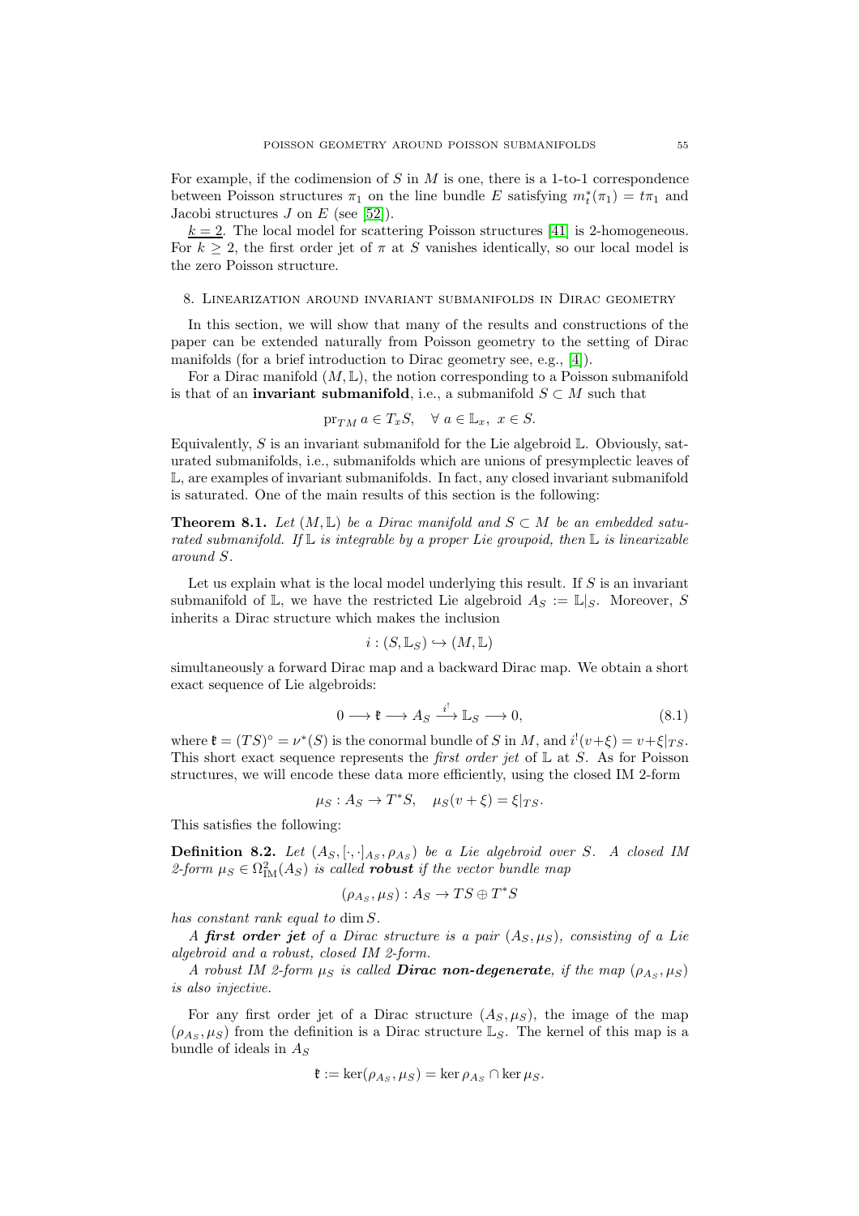For example, if the codimension of $S$ in $M$ is one, there is a 1-to-1 correspondence between Poisson structures $\pi_1$ on the line bundle $E$ satisfying $m_t^*(\pi_1) = t\pi_1$ and Jacobi structures $J$ on $E$ (see [52]).

$\underline{k=2}$. The local model for scattering Poisson structures [41] is 2-homogeneous. For $k \geq 2$, the first order jet of $\pi$ at $S$ vanishes identically, so our local model is the zero Poisson structure.

## 8. Linearization around invariant submanifolds in Dirac geometry

In this section, we will show that many of the results and constructions of the paper can be extended naturally from Poisson geometry to the setting of Dirac manifolds (for a brief introduction to Dirac geometry see, e.g., [4]).

For a Dirac manifold $(M, \mathbb{L})$, the notion corresponding to a Poisson submanifold is that of an **invariant submanifold**, i.e., a submanifold $S \subset M$ such that

$$\mathrm{pr}_{TM}\, a \in T_x S, \quad \forall\, a \in \mathbb{L}_x,\ x \in S.$$

Equivalently, $S$ is an invariant submanifold for the Lie algebroid $\mathbb{L}$. Obviously, saturated submanifolds, i.e., submanifolds which are unions of presymplectic leaves of $\mathbb{L}$, are examples of invariant submanifolds. In fact, any closed invariant submanifold is saturated. One of the main results of this section is the following:

**Theorem 8.1.** *Let $(M, \mathbb{L})$ be a Dirac manifold and $S \subset M$ be an embedded saturated submanifold. If $\mathbb{L}$ is integrable by a proper Lie groupoid, then $\mathbb{L}$ is linearizable around $S$.*

Let us explain what is the local model underlying this result. If $S$ is an invariant submanifold of $\mathbb{L}$, we have the restricted Lie algebroid $A_S := \mathbb{L}|_S$. Moreover, $S$ inherits a Dirac structure which makes the inclusion

$$i : (S, \mathbb{L}_S) \hookrightarrow (M, \mathbb{L})$$

simultaneously a forward Dirac map and a backward Dirac map. We obtain a short exact sequence of Lie algebroids:

$$0 \longrightarrow \mathfrak{k} \longrightarrow A_S \xrightarrow{i^!} \mathbb{L}_S \longrightarrow 0, \tag{8.1}$$

where $\mathfrak{k} = (TS)^\circ = \nu^*(S)$ is the conormal bundle of $S$ in $M$, and $i^!(v+\xi) = v + \xi|_{TS}$. This short exact sequence represents the *first order jet* of $\mathbb{L}$ at $S$. As for Poisson structures, we will encode these data more efficiently, using the closed IM 2-form

$$\mu_S : A_S \to T^*S, \quad \mu_S(v+\xi) = \xi|_{TS}.$$

This satisfies the following:

**Definition 8.2.** *Let $(A_S, [\cdot,\cdot]_{A_S}, \rho_{A_S})$ be a Lie algebroid over $S$. A closed IM 2-form $\mu_S \in \Omega^2_{\mathrm{IM}}(A_S)$ is called* ***robust*** *if the vector bundle map*

$$(\rho_{A_S}, \mu_S) : A_S \to TS \oplus T^*S$$

*has constant rank equal to* $\dim S$.

*A* ***first order jet*** *of a Dirac structure is a pair $(A_S, \mu_S)$, consisting of a Lie algebroid and a robust, closed IM 2-form.*

*A robust IM 2-form $\mu_S$ is called* ***Dirac non-degenerate****, if the map $(\rho_{A_S}, \mu_S)$ is also injective.*

For any first order jet of a Dirac structure $(A_S, \mu_S)$, the image of the map $(\rho_{A_S}, \mu_S)$ from the definition is a Dirac structure $\mathbb{L}_S$. The kernel of this map is a bundle of ideals in $A_S$

$$\mathfrak{k} := \ker(\rho_{A_S}, \mu_S) = \ker \rho_{A_S} \cap \ker \mu_S.$$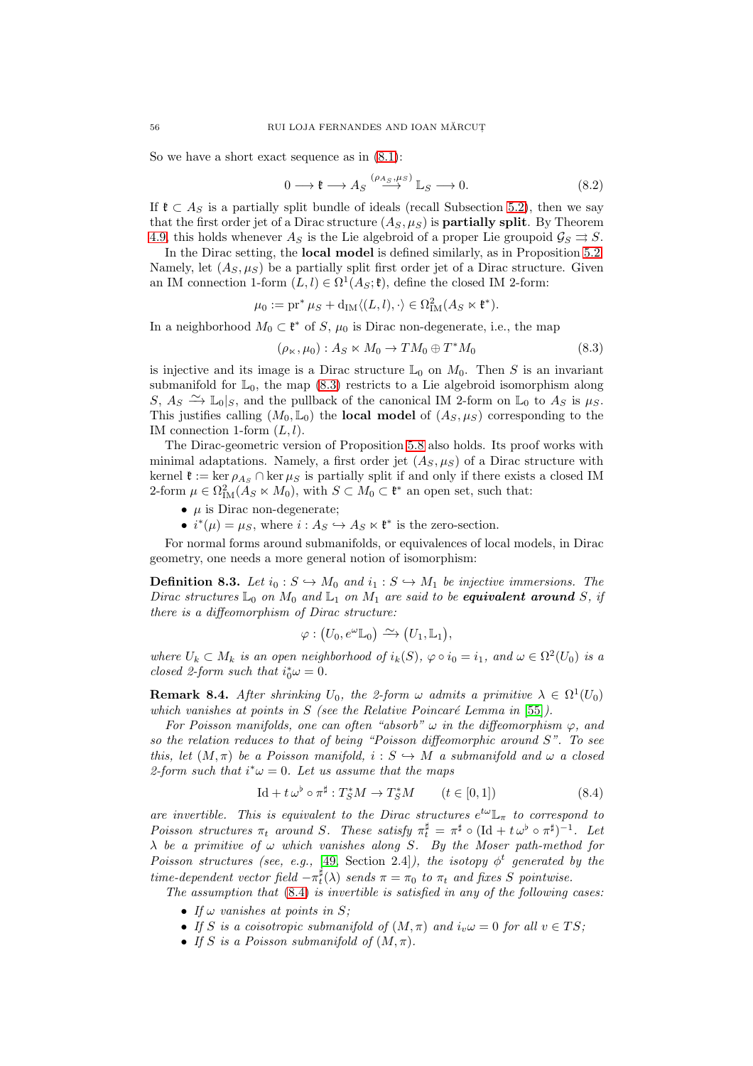So we have a short exact sequence as in (8.1):

$$0 \longrightarrow \mathfrak{k} \longrightarrow A_S \overset{(\rho_{A_S},\mu_S)}{\longrightarrow} \mathbb{L}_S \longrightarrow 0. \tag{8.2}$$

If $\mathfrak{k} \subset A_S$ is a partially split bundle of ideals (recall Subsection 5.2), then we say that the first order jet of a Dirac structure $(A_S, \mu_S)$ is **partially split**. By Theorem 4.9, this holds whenever $A_S$ is the Lie algebroid of a proper Lie groupoid $\mathcal{G}_S \rightrightarrows S$.

In the Dirac setting, the **local model** is defined similarly, as in Proposition 5.2. Namely, let $(A_S, \mu_S)$ be a partially split first order jet of a Dirac structure. Given an IM connection 1-form $(L, l) \in \Omega^1(A_S; \mathfrak{k})$, define the closed IM 2-form:

$$\mu_0 := \mathrm{pr}^* \mu_S + \mathrm{d}_{\mathrm{IM}}\langle (L,l), \cdot\rangle \in \Omega^2_{\mathrm{IM}}(A_S \ltimes \mathfrak{k}^*).$$

In a neighborhood $M_0 \subset \mathfrak{k}^*$ of $S$, $\mu_0$ is Dirac non-degenerate, i.e., the map

$$(\rho_\ltimes, \mu_0) : A_S \ltimes M_0 \to TM_0 \oplus T^*M_0 \tag{8.3}$$

is injective and its image is a Dirac structure $\mathbb{L}_0$ on $M_0$. Then $S$ is an invariant submanifold for $\mathbb{L}_0$, the map (8.3) restricts to a Lie algebroid isomorphism along $S$, $A_S \xrightarrow{\sim} \mathbb{L}_0|_S$, and the pullback of the canonical IM 2-form on $\mathbb{L}_0$ to $A_S$ is $\mu_S$. This justifies calling $(M_0, \mathbb{L}_0)$ the **local model** of $(A_S, \mu_S)$ corresponding to the IM connection 1-form $(L, l)$.

The Dirac-geometric version of Proposition 5.8 also holds. Its proof works with minimal adaptations. Namely, a first order jet $(A_S, \mu_S)$ of a Dirac structure with kernel $\mathfrak{k} := \ker \rho_{A_S} \cap \ker \mu_S$ is partially split if and only if there exists a closed IM 2-form $\mu \in \Omega^2_{\mathrm{IM}}(A_S \ltimes M_0)$, with $S \subset M_0 \subset \mathfrak{k}^*$ an open set, such that:

- $\mu$ is Dirac non-degenerate;
- $i^*(\mu) = \mu_S$, where $i : A_S \hookrightarrow A_S \ltimes \mathfrak{k}^*$ is the zero-section.

For normal forms around submanifolds, or equivalences of local models, in Dirac geometry, one needs a more general notion of isomorphism:

**Definition 8.3.** *Let $i_0 : S \hookrightarrow M_0$ and $i_1 : S \hookrightarrow M_1$ be injective immersions. The Dirac structures $\mathbb{L}_0$ on $M_0$ and $\mathbb{L}_1$ on $M_1$ are said to be **equivalent around** $S$, if there is a diffeomorphism of Dirac structure:*

$$\varphi : \big(U_0, e^{\omega}\mathbb{L}_0\big) \xrightarrow{\sim} \big(U_1, \mathbb{L}_1\big),$$

*where $U_k \subset M_k$ is an open neighborhood of $i_k(S)$, $\varphi \circ i_0 = i_1$, and $\omega \in \Omega^2(U_0)$ is a closed 2-form such that $i_0^*\omega = 0$.*

**Remark 8.4.** *After shrinking $U_0$, the 2-form $\omega$ admits a primitive $\lambda \in \Omega^1(U_0)$ which vanishes at points in $S$ (see the Relative Poincaré Lemma in [55]).*

*For Poisson manifolds, one can often "absorb" $\omega$ in the diffeomorphism $\varphi$, and so the relation reduces to that of being "Poisson diffeomorphic around $S$". To see this, let $(M, \pi)$ be a Poisson manifold, $i : S \hookrightarrow M$ a submanifold and $\omega$ a closed 2-form such that $i^*\omega = 0$. Let us assume that the maps*

$$\mathrm{Id} + t\,\omega^\flat \circ \pi^\sharp : T^*_S M \to T^*_S M \qquad (t \in [0,1]) \tag{8.4}$$

*are invertible. This is equivalent to the Dirac structures $e^{t\omega}\mathbb{L}_\pi$ to correspond to Poisson structures $\pi_t$ around $S$. These satisfy $\pi_t^\sharp = \pi^\sharp \circ (\mathrm{Id} + t\,\omega^\flat \circ \pi^\sharp)^{-1}$. Let $\lambda$ be a primitive of $\omega$ which vanishes along $S$. By the Moser path-method for Poisson structures (see, e.g., [49, Section 2.4]), the isotopy $\phi^t$ generated by the time-dependent vector field $-\pi_t^\sharp(\lambda)$ sends $\pi = \pi_0$ to $\pi_t$ and fixes $S$ pointwise.*

*The assumption that (8.4) is invertible is satisfied in any of the following cases:*

- *If $\omega$ vanishes at points in $S$;*
- *If $S$ is a coisotropic submanifold of $(M, \pi)$ and $i_v\omega = 0$ for all $v \in TS$;*
- *If $S$ is a Poisson submanifold of $(M, \pi)$.*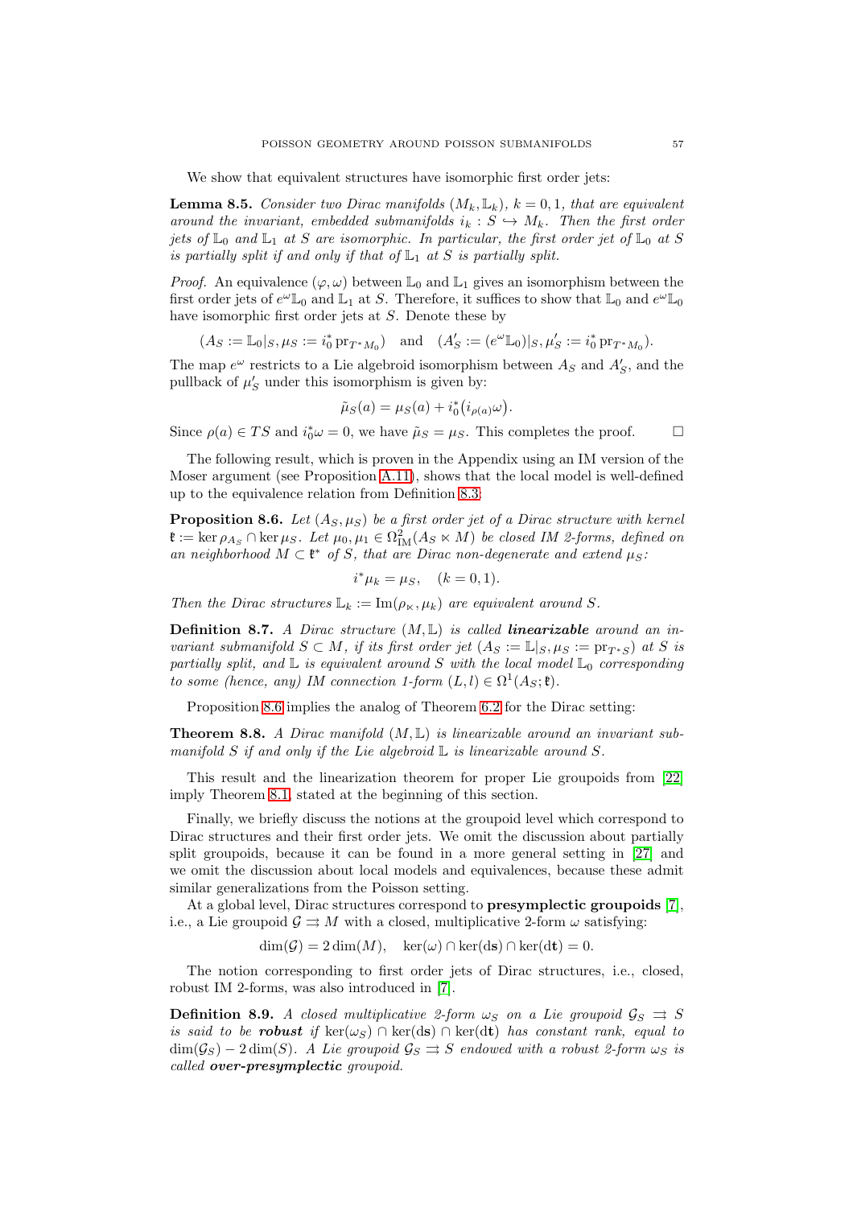We show that equivalent structures have isomorphic first order jets:

**Lemma 8.5.** *Consider two Dirac manifolds $(M_k, \mathbb{L}_k)$, $k = 0, 1$, that are equivalent around the invariant, embedded submanifolds $i_k : S \hookrightarrow M_k$. Then the first order jets of $\mathbb{L}_0$ and $\mathbb{L}_1$ at $S$ are isomorphic. In particular, the first order jet of $\mathbb{L}_0$ at $S$ is partially split if and only if that of $\mathbb{L}_1$ at $S$ is partially split.*

*Proof.* An equivalence $(\varphi, \omega)$ between $\mathbb{L}_0$ and $\mathbb{L}_1$ gives an isomorphism between the first order jets of $e^{\omega}\mathbb{L}_0$ and $\mathbb{L}_1$ at $S$. Therefore, it suffices to show that $\mathbb{L}_0$ and $e^{\omega}\mathbb{L}_0$ have isomorphic first order jets at $S$. Denote these by

$$(A_S := \mathbb{L}_0|_S, \mu_S := i_0^* \operatorname{pr}_{T^*M_0}) \quad \text{and} \quad (A'_S := (e^{\omega}\mathbb{L}_0)|_S, \mu'_S := i_0^* \operatorname{pr}_{T^*M_0}).$$

The map $e^{\omega}$ restricts to a Lie algebroid isomorphism between $A_S$ and $A'_S$, and the pullback of $\mu'_S$ under this isomorphism is given by:

$$\tilde{\mu}_S(a) = \mu_S(a) + i_0^*\big(i_{\rho(a)}\omega\big).$$

Since $\rho(a) \in TS$ and $i_0^*\omega = 0$, we have $\tilde{\mu}_S = \mu_S$. This completes the proof. $\square$

The following result, which is proven in the Appendix using an IM version of the Moser argument (see Proposition A.11), shows that the local model is well-defined up to the equivalence relation from Definition 8.3:

**Proposition 8.6.** *Let $(A_S, \mu_S)$ be a first order jet of a Dirac structure with kernel $\mathfrak{k} := \ker \rho_{A_S} \cap \ker \mu_S$. Let $\mu_0, \mu_1 \in \Omega^2_{\mathrm{IM}}(A_S \ltimes M)$ be closed IM 2-forms, defined on an neighborhood $M \subset \mathfrak{k}^*$ of $S$, that are Dirac non-degenerate and extend $\mu_S$:*

$$i^*\mu_k = \mu_S, \quad (k = 0, 1).$$

*Then the Dirac structures $\mathbb{L}_k := \operatorname{Im}(\rho_{\ltimes}, \mu_k)$ are equivalent around $S$.*

**Definition 8.7.** *A Dirac structure $(M, \mathbb{L})$ is called **linearizable** around an invariant submanifold $S \subset M$, if its first order jet $(A_S := \mathbb{L}|_S, \mu_S := \operatorname{pr}_{T^*S})$ at $S$ is partially split, and $\mathbb{L}$ is equivalent around $S$ with the local model $\mathbb{L}_0$ corresponding to some (hence, any) IM connection 1-form $(L, l) \in \Omega^1(A_S; \mathfrak{k})$.*

Proposition 8.6 implies the analog of Theorem 6.2 for the Dirac setting:

**Theorem 8.8.** *A Dirac manifold $(M, \mathbb{L})$ is linearizable around an invariant submanifold $S$ if and only if the Lie algebroid $\mathbb{L}$ is linearizable around $S$.*

This result and the linearization theorem for proper Lie groupoids from [22] imply Theorem 8.1, stated at the beginning of this section.

Finally, we briefly discuss the notions at the groupoid level which correspond to Dirac structures and their first order jets. We omit the discussion about partially split groupoids, because it can be found in a more general setting in [27] and we omit the discussion about local models and equivalences, because these admit similar generalizations from the Poisson setting.

At a global level, Dirac structures correspond to **presymplectic groupoids** [7], i.e., a Lie groupoid $\mathcal{G} \rightrightarrows M$ with a closed, multiplicative 2-form $\omega$ satisfying:

$$\dim(\mathcal{G}) = 2\dim(M), \quad \ker(\omega) \cap \ker(d\mathbf{s}) \cap \ker(d\mathbf{t}) = 0.$$

The notion corresponding to first order jets of Dirac structures, i.e., closed, robust IM 2-forms, was also introduced in [7].

**Definition 8.9.** *A closed multiplicative 2-form $\omega_S$ on a Lie groupoid $\mathcal{G}_S \rightrightarrows S$ is said to be **robust** if $\ker(\omega_S) \cap \ker(d\mathbf{s}) \cap \ker(d\mathbf{t})$ has constant rank, equal to $\dim(\mathcal{G}_S) - 2\dim(S)$. A Lie groupoid $\mathcal{G}_S \rightrightarrows S$ endowed with a robust 2-form $\omega_S$ is called **over-presymplectic** groupoid.*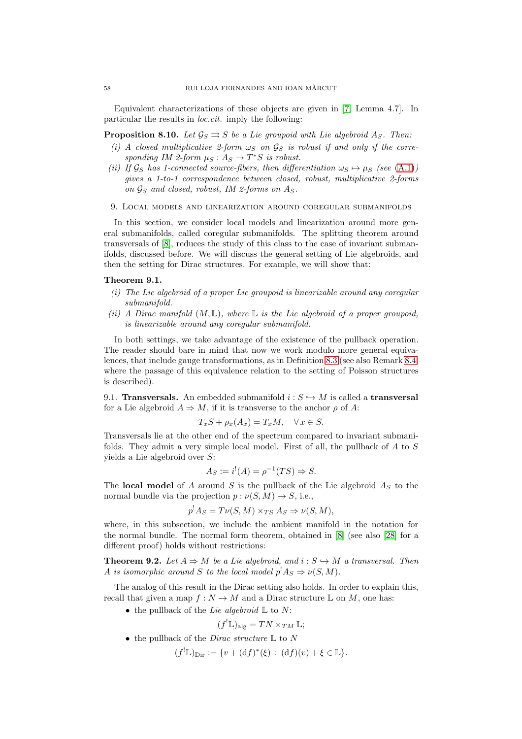Equivalent characterizations of these objects are given in [7, Lemma 4.7]. In particular the results in *loc.cit.* imply the following:

**Proposition 8.10.** *Let $\mathcal{G}_S \rightrightarrows S$ be a Lie groupoid with Lie algebroid $A_S$. Then:*

*(i) A closed multiplicative 2-form $\omega_S$ on $\mathcal{G}_S$ is robust if and only if the corresponding IM 2-form $\mu_S : A_S \to T^*S$ is robust.*

*(ii) If $\mathcal{G}_S$ has 1-connected source-fibers, then differentiation $\omega_S \mapsto \mu_S$ (see (A.1)) gives a 1-to-1 correspondence between closed, robust, multiplicative 2-forms on $\mathcal{G}_S$ and closed, robust, IM 2-forms on $A_S$.*

## 9. Local models and linearization around coregular submanifolds

In this section, we consider local models and linearization around more general submanifolds, called coregular submanifolds. The splitting theorem around transversals of [8], reduces the study of this class to the case of invariant submanifolds, discussed before. We will discuss the general setting of Lie algebroids, and then the setting for Dirac structures. For example, we will show that:

**Theorem 9.1.**

*(i) The Lie algebroid of a proper Lie groupoid is linearizable around any coregular submanifold.*

*(ii) A Dirac manifold $(M, \mathbb{L})$, where $\mathbb{L}$ is the Lie algebroid of a proper groupoid, is linearizable around any coregular submanifold.*

In both settings, we take advantage of the existence of the pullback operation. The reader should bare in mind that now we work modulo more general equivalences, that include gauge transformations, as in Definition 8.3 (see also Remark 8.4, where the passage of this equivalence relation to the setting of Poisson structures is described).

9.1. **Transversals.** An embedded submanifold $i : S \hookrightarrow M$ is called a **transversal** for a Lie algebroid $A \Rightarrow M$, if it is transverse to the anchor $\rho$ of $A$:

$$T_xS + \rho_x(A_x) = T_xM, \quad \forall\, x \in S.$$

Transversals lie at the other end of the spectrum compared to invariant submanifolds. They admit a very simple local model. First of all, the pullback of $A$ to $S$ yields a Lie algebroid over $S$:

$$A_S := i^!(A) = \rho^{-1}(TS) \Rightarrow S.$$

The **local model** of $A$ around $S$ is the pullback of the Lie algebroid $A_S$ to the normal bundle via the projection $p : \nu(S, M) \to S$, i.e.,

$$p^! A_S = T\nu(S, M) \times_{TS} A_S \Rightarrow \nu(S, M),$$

where, in this subsection, we include the ambient manifold in the notation for the normal bundle. The normal form theorem, obtained in [8] (see also [28] for a different proof) holds without restrictions:

**Theorem 9.2.** *Let $A \Rightarrow M$ be a Lie algebroid, and $i : S \hookrightarrow M$ a transversal. Then $A$ is isomorphic around $S$ to the local model $p^! A_S \Rightarrow \nu(S, M)$.*

The analog of this result in the Dirac setting also holds. In order to explain this, recall that given a map $f : N \to M$ and a Dirac structure $\mathbb{L}$ on $M$, one has:

- the pullback of the *Lie algebroid* $\mathbb{L}$ to $N$:
$$(f^!\mathbb{L})_{\mathrm{alg}} = TN \times_{TM} \mathbb{L};$$
- the pullback of the *Dirac structure* $\mathbb{L}$ to $N$
$$(f^!\mathbb{L})_{\mathrm{Dir}} := \{v + (\mathrm{d}f)^*(\xi) \,:\, (\mathrm{d}f)(v) + \xi \in \mathbb{L}\}.$$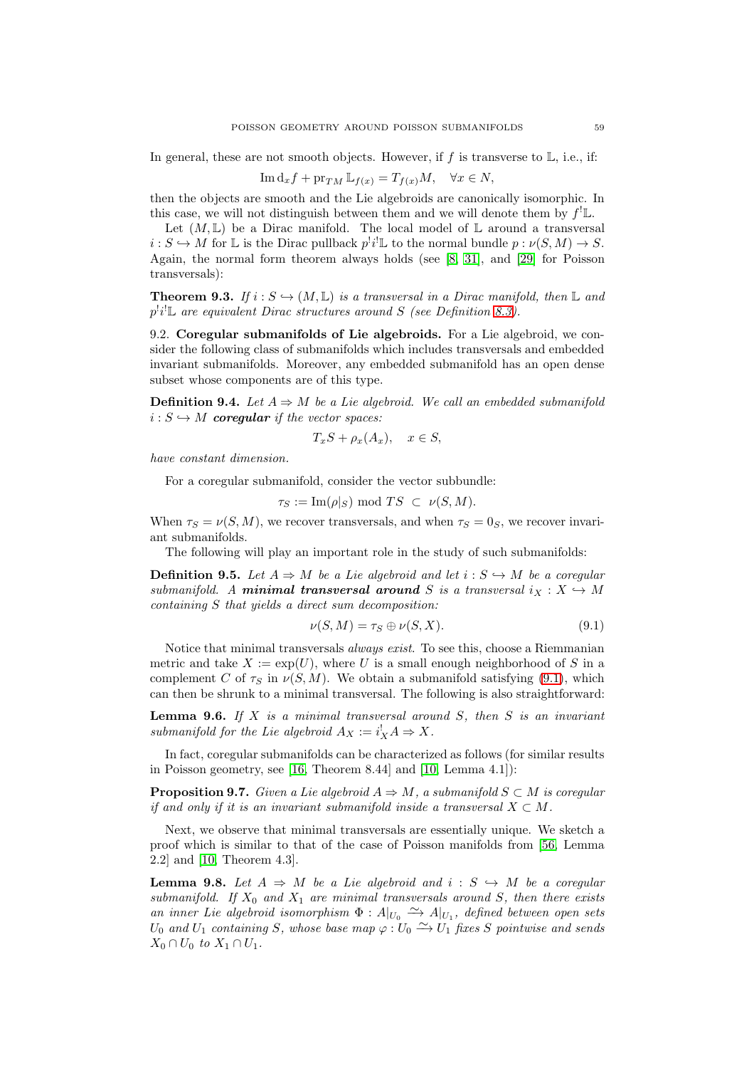In general, these are not smooth objects. However, if $f$ is transverse to $\mathbb{L}$, i.e., if:

$$\operatorname{Im} \mathrm{d}_x f + \operatorname{pr}_{TM} \mathbb{L}_{f(x)} = T_{f(x)} M, \quad \forall x \in N,$$

then the objects are smooth and the Lie algebroids are canonically isomorphic. In this case, we will not distinguish between them and we will denote them by $f^! \mathbb{L}$.

Let $(M, \mathbb{L})$ be a Dirac manifold. The local model of $\mathbb{L}$ around a transversal $i : S \hookrightarrow M$ for $\mathbb{L}$ is the Dirac pullback $p^! i^! \mathbb{L}$ to the normal bundle $p : \nu(S, M) \to S$. Again, the normal form theorem always holds (see [8, 31], and [29] for Poisson transversals):

**Theorem 9.3.** *If $i : S \hookrightarrow (M, \mathbb{L})$ is a transversal in a Dirac manifold, then $\mathbb{L}$ and $p^! i^! \mathbb{L}$ are equivalent Dirac structures around $S$ (see Definition 8.3).*

9.2. **Coregular submanifolds of Lie algebroids.** For a Lie algebroid, we consider the following class of submanifolds which includes transversals and embedded invariant submanifolds. Moreover, any embedded submanifold has an open dense subset whose components are of this type.

**Definition 9.4.** *Let $A \Rightarrow M$ be a Lie algebroid. We call an embedded submanifold $i : S \hookrightarrow M$ **coregular** if the vector spaces:*

$$T_x S + \rho_x(A_x), \quad x \in S,$$

*have constant dimension.*

For a coregular submanifold, consider the vector subbundle:

$$\tau_S := \operatorname{Im}(\rho|_S) \bmod TS \ \subset \ \nu(S, M).$$

When $\tau_S = \nu(S, M)$, we recover transversals, and when $\tau_S = 0_S$, we recover invariant submanifolds.

The following will play an important role in the study of such submanifolds:

**Definition 9.5.** *Let $A \Rightarrow M$ be a Lie algebroid and let $i : S \hookrightarrow M$ be a coregular submanifold. A **minimal transversal around** $S$ is a transversal $i_X : X \hookrightarrow M$ containing $S$ that yields a direct sum decomposition:*

$$\nu(S, M) = \tau_S \oplus \nu(S, X). \tag{9.1}$$

Notice that minimal transversals *always exist*. To see this, choose a Riemmanian metric and take $X := \exp(U)$, where $U$ is a small enough neighborhood of $S$ in a complement $C$ of $\tau_S$ in $\nu(S, M)$. We obtain a submanifold satisfying (9.1), which can then be shrunk to a minimal transversal. The following is also straightforward:

**Lemma 9.6.** *If $X$ is a minimal transversal around $S$, then $S$ is an invariant submanifold for the Lie algebroid $A_X := i_X^! A \Rightarrow X$.*

In fact, coregular submanifolds can be characterized as follows (for similar results in Poisson geometry, see [16, Theorem 8.44] and [10, Lemma 4.1]):

**Proposition 9.7.** *Given a Lie algebroid $A \Rightarrow M$, a submanifold $S \subset M$ is coregular if and only if it is an invariant submanifold inside a transversal $X \subset M$.*

Next, we observe that minimal transversals are essentially unique. We sketch a proof which is similar to that of the case of Poisson manifolds from [56, Lemma 2.2] and [10, Theorem 4.3].

**Lemma 9.8.** *Let $A \Rightarrow M$ be a Lie algebroid and $i : S \hookrightarrow M$ be a coregular submanifold. If $X_0$ and $X_1$ are minimal transversals around $S$, then there exists an inner Lie algebroid isomorphism $\Phi : A|_{U_0} \xrightarrow{\sim} A|_{U_1}$, defined between open sets $U_0$ and $U_1$ containing $S$, whose base map $\varphi : U_0 \xrightarrow{\sim} U_1$ fixes $S$ pointwise and sends $X_0 \cap U_0$ to $X_1 \cap U_1$.*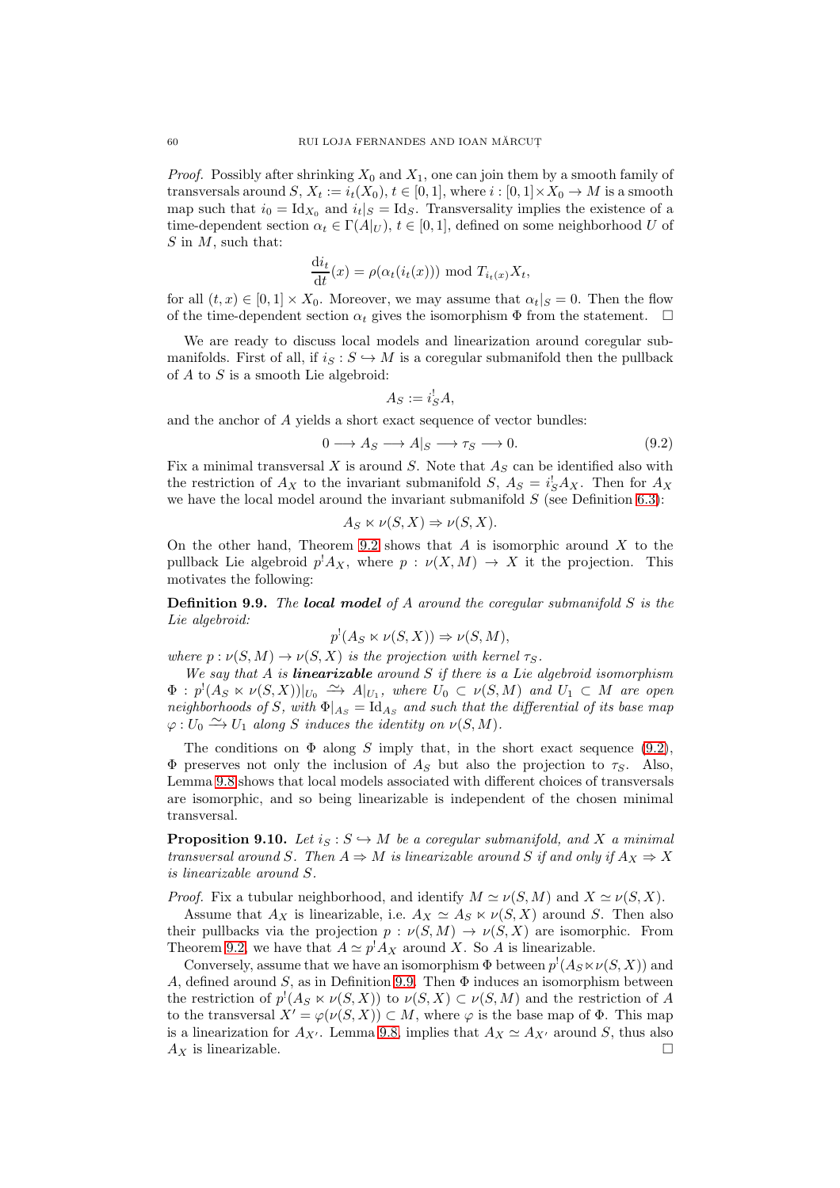*Proof.* Possibly after shrinking $X_0$ and $X_1$, one can join them by a smooth family of transversals around $S$, $X_t := i_t(X_0)$, $t \in [0,1]$, where $i : [0,1]\times X_0 \to M$ is a smooth map such that $i_0 = \mathrm{Id}_{X_0}$ and $i_t|_S = \mathrm{Id}_S$. Transversality implies the existence of a time-dependent section $\alpha_t \in \Gamma(A|_U)$, $t \in [0,1]$, defined on some neighborhood $U$ of $S$ in $M$, such that:

$$\frac{\mathrm{d}i_t}{\mathrm{d}t}(x) = \rho(\alpha_t(i_t(x))) \text{ mod } T_{i_t(x)}X_t,$$

for all $(t,x) \in [0,1]\times X_0$. Moreover, we may assume that $\alpha_t|_S = 0$. Then the flow of the time-dependent section $\alpha_t$ gives the isomorphism $\Phi$ from the statement. □

We are ready to discuss local models and linearization around coregular submanifolds. First of all, if $i_S : S \hookrightarrow M$ is a coregular submanifold then the pullback of $A$ to $S$ is a smooth Lie algebroid:

$$A_S := i_S^! A,$$

and the anchor of $A$ yields a short exact sequence of vector bundles:

$$0 \longrightarrow A_S \longrightarrow A|_S \longrightarrow \tau_S \longrightarrow 0. \tag{9.2}$$

Fix a minimal transversal $X$ is around $S$. Note that $A_S$ can be identified also with the restriction of $A_X$ to the invariant submanifold $S$, $A_S = i_S^! A_X$. Then for $A_X$ we have the local model around the invariant submanifold $S$ (see Definition 6.3):

$$A_S \ltimes \nu(S,X) \Rightarrow \nu(S,X).$$

On the other hand, Theorem 9.2 shows that $A$ is isomorphic around $X$ to the pullback Lie algebroid $p^! A_X$, where $p : \nu(X,M) \to X$ it the projection. This motivates the following:

**Definition 9.9.** *The* ***local model*** *of $A$ around the coregular submanifold $S$ is the Lie algebroid:*

$$p^!(A_S \ltimes \nu(S,X)) \Rightarrow \nu(S,M),$$

*where $p : \nu(S,M) \to \nu(S,X)$ is the projection with kernel $\tau_S$.*

*We say that $A$ is* ***linearizable*** *around $S$ if there is a Lie algebroid isomorphism $\Phi : p^!(A_S \ltimes \nu(S,X))|_{U_0} \xrightarrow{\sim} A|_{U_1}$, where $U_0 \subset \nu(S,M)$ and $U_1 \subset M$ are open neighborhoods of $S$, with $\Phi|_{A_S} = \mathrm{Id}_{A_S}$ and such that the differential of its base map $\varphi : U_0 \xrightarrow{\sim} U_1$ along $S$ induces the identity on $\nu(S,M)$.*

The conditions on $\Phi$ along $S$ imply that, in the short exact sequence (9.2), $\Phi$ preserves not only the inclusion of $A_S$ but also the projection to $\tau_S$. Also, Lemma 9.8 shows that local models associated with different choices of transversals are isomorphic, and so being linearizable is independent of the chosen minimal transversal.

**Proposition 9.10.** *Let $i_S : S \hookrightarrow M$ be a coregular submanifold, and $X$ a minimal transversal around $S$. Then $A \Rightarrow M$ is linearizable around $S$ if and only if $A_X \Rightarrow X$ is linearizable around $S$.*

*Proof.* Fix a tubular neighborhood, and identify $M \simeq \nu(S,M)$ and $X \simeq \nu(S,X)$.

Assume that $A_X$ is linearizable, i.e. $A_X \simeq A_S \ltimes \nu(S,X)$ around $S$. Then also their pullbacks via the projection $p : \nu(S,M) \to \nu(S,X)$ are isomorphic. From Theorem 9.2, we have that $A \simeq p^! A_X$ around $X$. So $A$ is linearizable.

Conversely, assume that we have an isomorphism $\Phi$ between $p^!(A_S \ltimes \nu(S,X))$ and $A$, defined around $S$, as in Definition 9.9. Then $\Phi$ induces an isomorphism between the restriction of $p^!(A_S \ltimes \nu(S,X))$ to $\nu(S,X) \subset \nu(S,M)$ and the restriction of $A$ to the transversal $X' = \varphi(\nu(S,X)) \subset M$, where $\varphi$ is the base map of $\Phi$. This map is a linearization for $A_{X'}$. Lemma 9.8, implies that $A_X \simeq A_{X'}$ around $S$, thus also $A_X$ is linearizable. □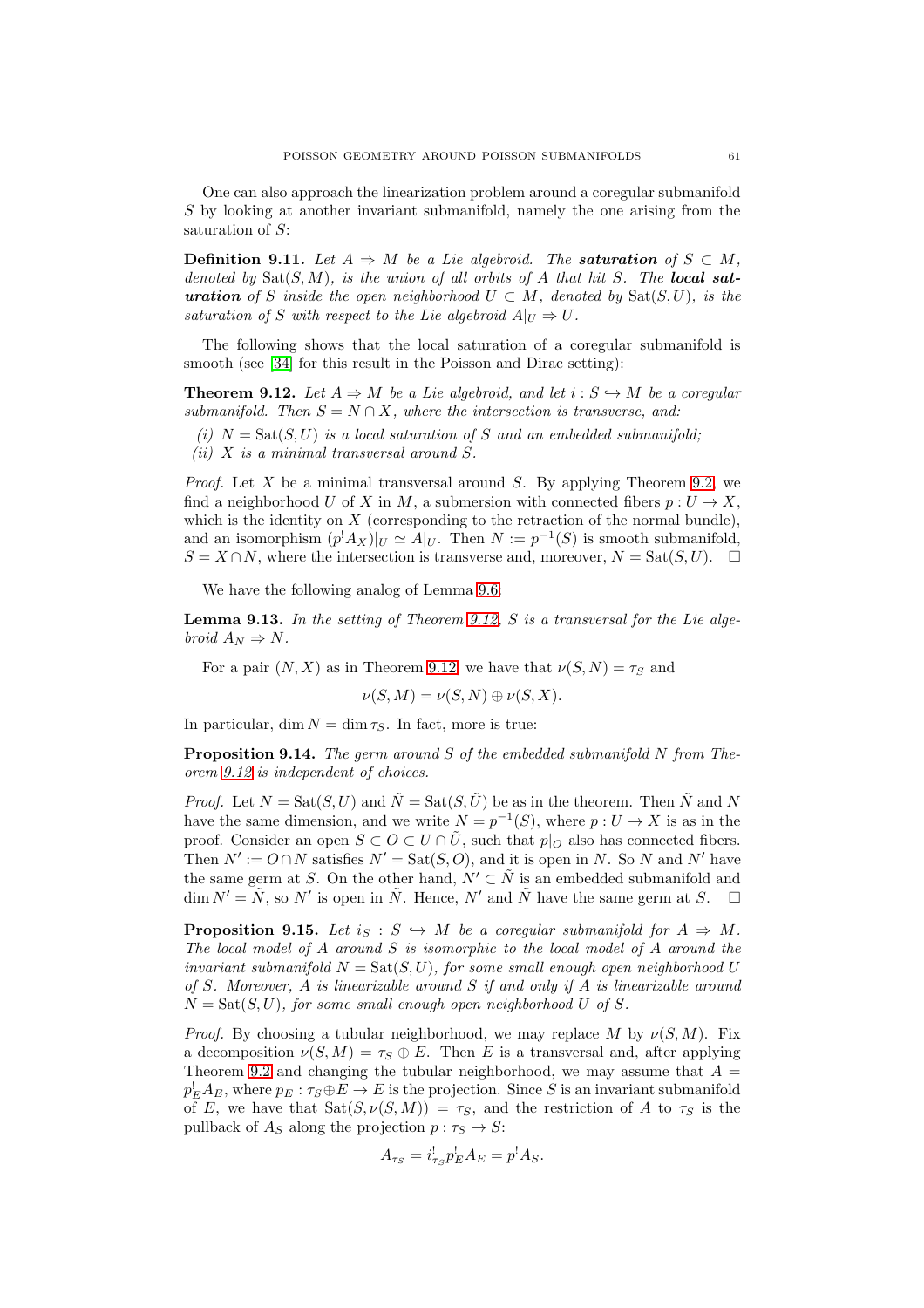One can also approach the linearization problem around a coregular submanifold $S$ by looking at another invariant submanifold, namely the one arising from the saturation of $S$:

**Definition 9.11.** *Let $A \Rightarrow M$ be a Lie algebroid. The* ***saturation*** *of $S \subset M$, denoted by $\mathrm{Sat}(S, M)$, is the union of all orbits of $A$ that hit $S$. The* ***local saturation*** *of $S$ inside the open neighborhood $U \subset M$, denoted by $\mathrm{Sat}(S, U)$, is the saturation of $S$ with respect to the Lie algebroid $A|_U \Rightarrow U$.*

The following shows that the local saturation of a coregular submanifold is smooth (see [34] for this result in the Poisson and Dirac setting):

**Theorem 9.12.** *Let $A \Rightarrow M$ be a Lie algebroid, and let $i : S \hookrightarrow M$ be a coregular submanifold. Then $S = N \cap X$, where the intersection is transverse, and:*

*(i) $N = \mathrm{Sat}(S, U)$ is a local saturation of $S$ and an embedded submanifold;*
*(ii) $X$ is a minimal transversal around $S$.*

*Proof.* Let $X$ be a minimal transversal around $S$. By applying Theorem 9.2, we find a neighborhood $U$ of $X$ in $M$, a submersion with connected fibers $p : U \to X$, which is the identity on $X$ (corresponding to the retraction of the normal bundle), and an isomorphism $(p^! A_X)|_U \simeq A|_U$. Then $N := p^{-1}(S)$ is smooth submanifold, $S = X \cap N$, where the intersection is transverse and, moreover, $N = \mathrm{Sat}(S, U)$. $\square$

We have the following analog of Lemma 9.6:

**Lemma 9.13.** *In the setting of Theorem 9.12, $S$ is a transversal for the Lie algebroid $A_N \Rightarrow N$.*

For a pair $(N, X)$ as in Theorem 9.12, we have that $\nu(S, N) = \tau_S$ and

$$\nu(S, M) = \nu(S, N) \oplus \nu(S, X).$$

In particular, $\dim N = \dim \tau_S$. In fact, more is true:

**Proposition 9.14.** *The germ around $S$ of the embedded submanifold $N$ from Theorem 9.12 is independent of choices.*

*Proof.* Let $N = \mathrm{Sat}(S, U)$ and $\tilde{N} = \mathrm{Sat}(S, \tilde{U})$ be as in the theorem. Then $\tilde{N}$ and $N$ have the same dimension, and we write $N = p^{-1}(S)$, where $p : U \to X$ is as in the proof. Consider an open $S \subset O \subset U \cap \tilde{U}$, such that $p|_O$ also has connected fibers. Then $N' := O \cap N$ satisfies $N' = \mathrm{Sat}(S, O)$, and it is open in $N$. So $N$ and $N'$ have the same germ at $S$. On the other hand, $N' \subset \tilde{N}$ is an embedded submanifold and $\dim N' = \tilde{N}$, so $N'$ is open in $\tilde{N}$. Hence, $N'$ and $\tilde{N}$ have the same germ at $S$. $\square$

**Proposition 9.15.** *Let $i_S : S \hookrightarrow M$ be a coregular submanifold for $A \Rightarrow M$. The local model of $A$ around $S$ is isomorphic to the local model of $A$ around the invariant submanifold $N = \mathrm{Sat}(S, U)$, for some small enough open neighborhood $U$ of $S$. Moreover, $A$ is linearizable around $S$ if and only if $A$ is linearizable around $N = \mathrm{Sat}(S, U)$, for some small enough open neighborhood $U$ of $S$.*

*Proof.* By choosing a tubular neighborhood, we may replace $M$ by $\nu(S, M)$. Fix a decomposition $\nu(S, M) = \tau_S \oplus E$. Then $E$ is a transversal and, after applying Theorem 9.2 and changing the tubular neighborhood, we may assume that $A = p_E^! A_E$, where $p_E : \tau_S \oplus E \to E$ is the projection. Since $S$ is an invariant submanifold of $E$, we have that $\mathrm{Sat}(S, \nu(S, M)) = \tau_S$, and the restriction of $A$ to $\tau_S$ is the pullback of $A_S$ along the projection $p : \tau_S \to S$:

$$A_{\tau_S} = i_{\tau_S}^! p_E^! A_E = p^! A_S.$$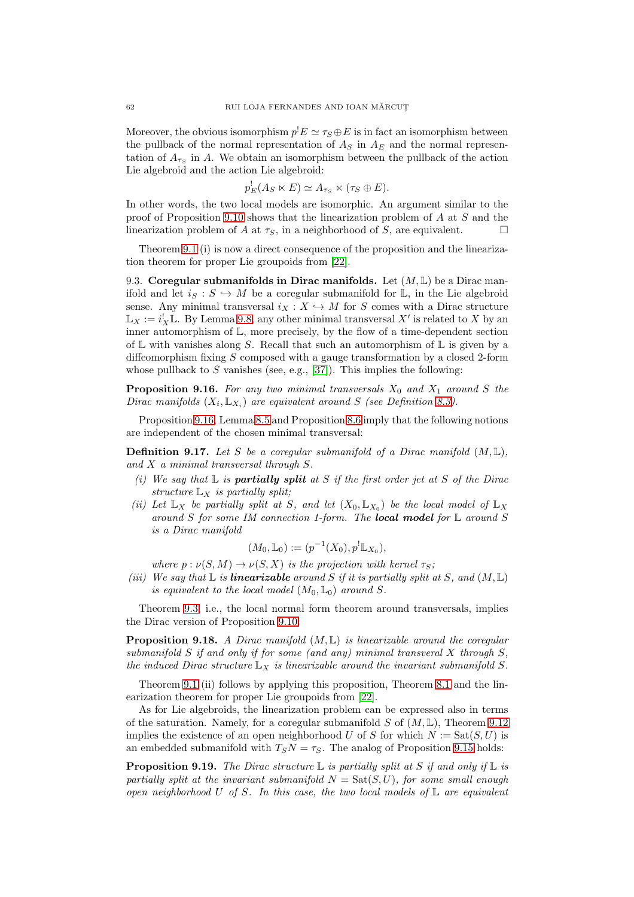Moreover, the obvious isomorphism $p^!E \simeq \tau_S \oplus E$ is in fact an isomorphism between the pullback of the normal representation of $A_S$ in $A_E$ and the normal representation of $A_{\tau_S}$ in $A$. We obtain an isomorphism between the pullback of the action Lie algebroid and the action Lie algebroid:

$$p_E^!(A_S \ltimes E) \simeq A_{\tau_S} \ltimes (\tau_S \oplus E).$$

In other words, the two local models are isomorphic. An argument similar to the proof of Proposition 9.10 shows that the linearization problem of $A$ at $S$ and the linearization problem of $A$ at $\tau_S$, in a neighborhood of $S$, are equivalent. □

Theorem 9.1 (i) is now a direct consequence of the proposition and the linearization theorem for proper Lie groupoids from [22].

9.3. **Coregular submanifolds in Dirac manifolds.** Let $(M, \mathbb{L})$ be a Dirac manifold and let $i_S : S \hookrightarrow M$ be a coregular submanifold for $\mathbb{L}$, in the Lie algebroid sense. Any minimal transversal $i_X : X \hookrightarrow M$ for $S$ comes with a Dirac structure $\mathbb{L}_X := i_X^! \mathbb{L}$. By Lemma 9.8, any other minimal transversal $X'$ is related to $X$ by an inner automorphism of $\mathbb{L}$, more precisely, by the flow of a time-dependent section of $\mathbb{L}$ with vanishes along $S$. Recall that such an automorphism of $\mathbb{L}$ is given by a diffeomorphism fixing $S$ composed with a gauge transformation by a closed 2-form whose pullback to $S$ vanishes (see, e.g., [37]). This implies the following:

**Proposition 9.16.** *For any two minimal transversals $X_0$ and $X_1$ around $S$ the Dirac manifolds $(X_i, \mathbb{L}_{X_i})$ are equivalent around $S$ (see Definition 8.3).*

Proposition 9.16, Lemma 8.5 and Proposition 8.6 imply that the following notions are independent of the chosen minimal transversal:

**Definition 9.17.** *Let $S$ be a coregular submanifold of a Dirac manifold $(M, \mathbb{L})$, and $X$ a minimal transversal through $S$.*

*(i) We say that $\mathbb{L}$ is* ***partially split*** *at $S$ if the first order jet at $S$ of the Dirac structure $\mathbb{L}_X$ is partially split;*

*(ii) Let $\mathbb{L}_X$ be partially split at $S$, and let $(X_0, \mathbb{L}_{X_0})$ be the local model of $\mathbb{L}_X$ around $S$ for some IM connection 1-form. The* ***local model*** *for $\mathbb{L}$ around $S$ is a Dirac manifold*

$$(M_0, \mathbb{L}_0) := (p^{-1}(X_0), p^! \mathbb{L}_{X_0}),$$

*where $p : \nu(S, M) \to \nu(S, X)$ is the projection with kernel $\tau_S$;*

*(iii) We say that $\mathbb{L}$ is* ***linearizable*** *around $S$ if it is partially split at $S$, and $(M, \mathbb{L})$ is equivalent to the local model $(M_0, \mathbb{L}_0)$ around $S$.*

Theorem 9.3, i.e., the local normal form theorem around transversals, implies the Dirac version of Proposition 9.10:

**Proposition 9.18.** *A Dirac manifold $(M, \mathbb{L})$ is linearizable around the coregular submanifold $S$ if and only if for some (and any) minimal transveral $X$ through $S$, the induced Dirac structure $\mathbb{L}_X$ is linearizable around the invariant submanifold $S$.*

Theorem 9.1 (ii) follows by applying this proposition, Theorem 8.1 and the linearization theorem for proper Lie groupoids from [22].

As for Lie algebroids, the linearization problem can be expressed also in terms of the saturation. Namely, for a coregular submanifold $S$ of $(M, \mathbb{L})$, Theorem 9.12 implies the existence of an open neighborhood $U$ of $S$ for which $N := \mathrm{Sat}(S, U)$ is an embedded submanifold with $T_S N = \tau_S$. The analog of Proposition 9.15 holds:

**Proposition 9.19.** *The Dirac structure $\mathbb{L}$ is partially split at $S$ if and only if $\mathbb{L}$ is partially split at the invariant submanifold $N = \mathrm{Sat}(S, U)$, for some small enough open neighborhood $U$ of $S$. In this case, the two local models of $\mathbb{L}$ are equivalent*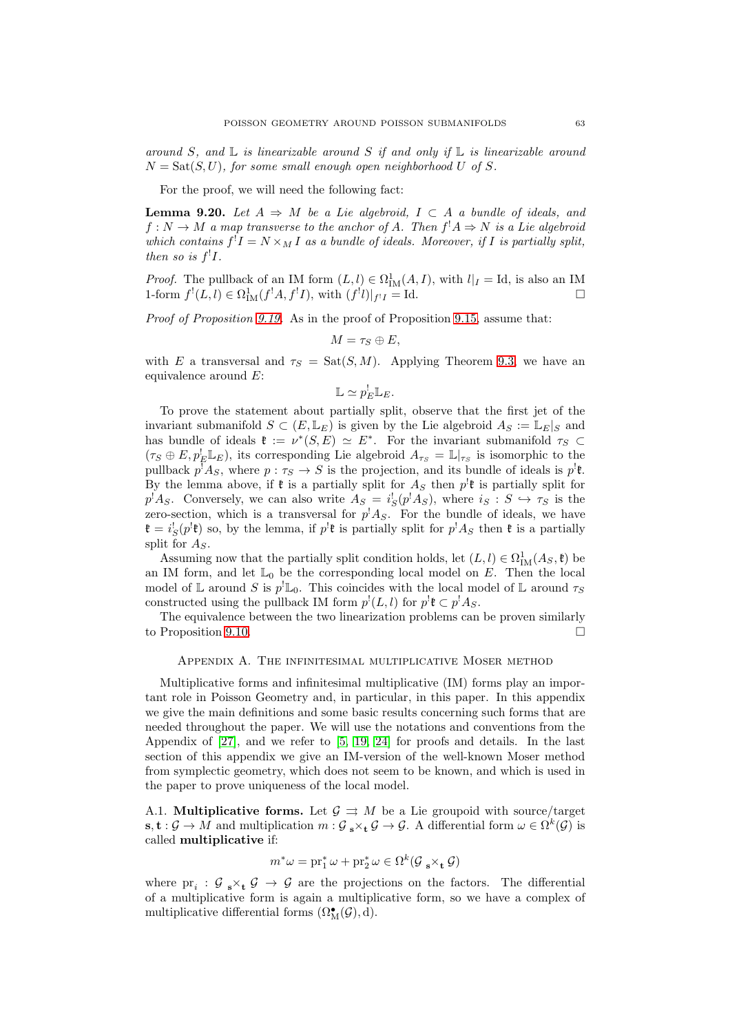*around $S$, and $\mathbb{L}$ is linearizable around $S$ if and only if $\mathbb{L}$ is linearizable around $N = \mathrm{Sat}(S, U)$, for some small enough open neighborhood $U$ of $S$.*

For the proof, we will need the following fact:

**Lemma 9.20.** *Let $A \Rightarrow M$ be a Lie algebroid, $I \subset A$ a bundle of ideals, and $f : N \to M$ a map transverse to the anchor of $A$. Then $f^! A \Rightarrow N$ is a Lie algebroid which contains $f^! I = N \times_M I$ as a bundle of ideals. Moreover, if $I$ is partially split, then so is $f^! I$.*

*Proof.* The pullback of an IM form $(L, l) \in \Omega^1_{\mathrm{IM}}(A, I)$, with $l|_I = \mathrm{Id}$, is also an IM 1-form $f^!(L, l) \in \Omega^1_{\mathrm{IM}}(f^! A, f^! I)$, with $(f^! l)|_{f^! I} = \mathrm{Id}$. □

*Proof of Proposition 9.19.* As in the proof of Proposition 9.15, assume that:

$$M = \tau_S \oplus E,$$

with $E$ a transversal and $\tau_S = \mathrm{Sat}(S, M)$. Applying Theorem 9.3, we have an equivalence around $E$:

$$\mathbb{L} \simeq p_E^! \mathbb{L}_E.$$

To prove the statement about partially split, observe that the first jet of the invariant submanifold $S \subset (E, \mathbb{L}_E)$ is given by the Lie algebroid $A_S := \mathbb{L}_E|_S$ and has bundle of ideals $\mathfrak{k} := \nu^*(S, E) \simeq E^*$. For the invariant submanifold $\tau_S \subset (\tau_S \oplus E, p_E^! \mathbb{L}_E)$, its corresponding Lie algebroid $A_{\tau_S} = \mathbb{L}|_{\tau_S}$ is isomorphic to the pullback $p^! A_S$, where $p : \tau_S \to S$ is the projection, and its bundle of ideals is $p^! \mathfrak{k}$. By the lemma above, if $\mathfrak{k}$ is a partially split for $A_S$ then $p^! \mathfrak{k}$ is partially split for $p^! A_S$. Conversely, we can also write $A_S = i_S^!(p^! A_S)$, where $i_S : S \hookrightarrow \tau_S$ is the zero-section, which is a transversal for $p^! A_S$. For the bundle of ideals, we have $\mathfrak{k} = i_S^!(p^! \mathfrak{k})$ so, by the lemma, if $p^! \mathfrak{k}$ is partially split for $p^! A_S$ then $\mathfrak{k}$ is a partially split for $A_S$.

Assuming now that the partially split condition holds, let $(L, l) \in \Omega^1_{\mathrm{IM}}(A_S, \mathfrak{k})$ be an IM form, and let $\mathbb{L}_0$ be the corresponding local model on $E$. Then the local model of $\mathbb{L}$ around $S$ is $p^! \mathbb{L}_0$. This coincides with the local model of $\mathbb{L}$ around $\tau_S$ constructed using the pullback IM form $p^!(L, l)$ for $p^! \mathfrak{k} \subset p^! A_S$.

The equivalence between the two linearization problems can be proven similarly to Proposition 9.10. □

## Appendix A. The infinitesimal multiplicative Moser method

Multiplicative forms and infinitesimal multiplicative (IM) forms play an important role in Poisson Geometry and, in particular, in this paper. In this appendix we give the main definitions and some basic results concerning such forms that are needed throughout the paper. We will use the notations and conventions from the Appendix of [27], and we refer to [5, 19, 24] for proofs and details. In the last section of this appendix we give an IM-version of the well-known Moser method from sympletic geometry, which does not seem to be known, and which is used in the paper to prove uniqueness of the local model.

A.1. **Multiplicative forms.** Let $\mathcal{G} \rightrightarrows M$ be a Lie groupoid with source/target $\mathbf{s}, \mathbf{t} : \mathcal{G} \to M$ and multiplication $m : \mathcal{G} \,{}_{\mathbf{s}}\!\times_{\mathbf{t}} \mathcal{G} \to \mathcal{G}$. A differential form $\omega \in \Omega^k(\mathcal{G})$ is called **multiplicative** if:

$$m^* \omega = \mathrm{pr}_1^* \omega + \mathrm{pr}_2^* \omega \in \Omega^k(\mathcal{G} \,{}_{\mathbf{s}}\!\times_{\mathbf{t}} \mathcal{G})$$

where $\mathrm{pr}_i : \mathcal{G} \,{}_{\mathbf{s}}\!\times_{\mathbf{t}} \mathcal{G} \to \mathcal{G}$ are the projections on the factors. The differential of a multiplicative form is again a multiplicative form, so we have a complex of multiplicative differential forms $(\Omega^\bullet_{\mathrm{M}}(\mathcal{G}), \mathrm{d})$.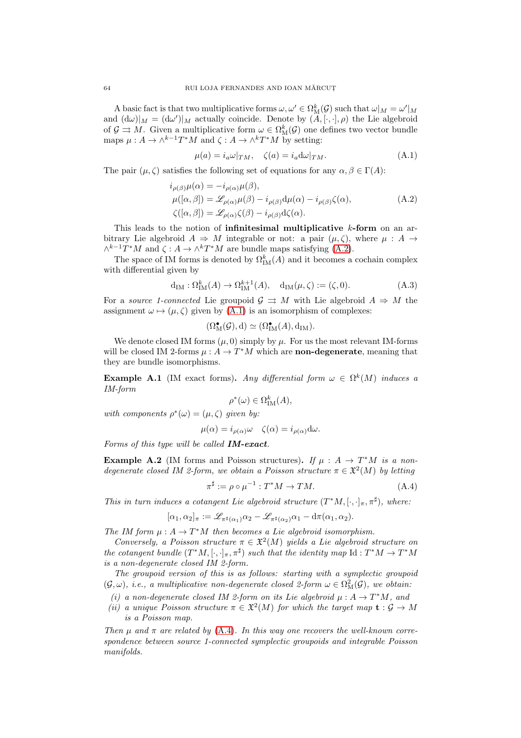A basic fact is that two multiplicative forms $\omega, \omega' \in \Omega^k_{\mathrm{M}}(\mathcal{G})$ such that $\omega|_M = \omega'|_M$ and $(\mathrm{d}\omega)|_M = (\mathrm{d}\omega')|_M$ actually coincide. Denote by $(A, [\cdot,\cdot], \rho)$ the Lie algebroid of $\mathcal{G} \rightrightarrows M$. Given a multiplicative form $\omega \in \Omega^k_{\mathrm{M}}(\mathcal{G})$ one defines two vector bundle maps $\mu : A \to \wedge^{k-1} T^*M$ and $\zeta : A \to \wedge^k T^*M$ by setting:

$$\mu(a) = i_a \omega|_{TM}, \quad \zeta(a) = i_a \mathrm{d}\omega|_{TM}. \tag{A.1}$$

The pair $(\mu, \zeta)$ satisfies the following set of equations for any $\alpha, \beta \in \Gamma(A)$:

$$\begin{aligned}
&i_{\rho(\beta)}\mu(\alpha) = -i_{\rho(\alpha)}\mu(\beta),\\
&\mu([\alpha,\beta]) = \mathscr{L}_{\rho(\alpha)}\mu(\beta) - i_{\rho(\beta)}\mathrm{d}\mu(\alpha) - i_{\rho(\beta)}\zeta(\alpha),\\
&\zeta([\alpha,\beta]) = \mathscr{L}_{\rho(\alpha)}\zeta(\beta) - i_{\rho(\beta)}\mathrm{d}\zeta(\alpha).
\end{aligned} \tag{A.2}$$

This leads to the notion of **infinitesimal multiplicative** $k$**-form** on an arbitrary Lie algebroid $A \Rightarrow M$ integrable or not: a pair $(\mu, \zeta)$, where $\mu : A \to \wedge^{k-1} T^*M$ and $\zeta : A \to \wedge^k T^*M$ are bundle maps satisfying (A.2).

The space of IM forms is denoted by $\Omega^k_{\mathrm{IM}}(A)$ and it becomes a cochain complex with differential given by

$$\mathrm{d}_{\mathrm{IM}} : \Omega^k_{\mathrm{IM}}(A) \to \Omega^{k+1}_{\mathrm{IM}}(A), \quad \mathrm{d}_{\mathrm{IM}}(\mu,\zeta) := (\zeta, 0). \tag{A.3}$$

For a *source 1-connected* Lie groupoid $\mathcal{G} \rightrightarrows M$ with Lie algebroid $A \Rightarrow M$ the assignment $\omega \mapsto (\mu, \zeta)$ given by (A.1) is an isomorphism of complexes:

$$(\Omega^\bullet_{\mathrm{M}}(\mathcal{G}), \mathrm{d}) \simeq (\Omega^\bullet_{\mathrm{IM}}(A), \mathrm{d}_{\mathrm{IM}}).$$

We denote closed IM forms $(\mu, 0)$ simply by $\mu$. For us the most relevant IM-forms will be closed IM 2-forms $\mu : A \to T^*M$ which are **non-degenerate**, meaning that they are bundle isomorphisms.

**Example A.1** (IM exact forms)**.** *Any differential form $\omega \in \Omega^k(M)$ induces a IM-form*

$$\rho^*(\omega) \in \Omega^k_{\mathrm{IM}}(A),$$

*with components $\rho^*(\omega) = (\mu, \zeta)$ given by:*

$$\mu(\alpha) = i_{\rho(\alpha)}\omega \quad \zeta(\alpha) = i_{\rho(\alpha)}\mathrm{d}\omega.$$

*Forms of this type will be called* ***IM-exact****.*

**Example A.2** (IM forms and Poisson structures)**.** *If $\mu : A \to T^*M$ is a non-degenerate closed IM 2-form, we obtain a Poisson structure $\pi \in \mathfrak{X}^2(M)$ by letting*

$$\pi^\sharp := \rho \circ \mu^{-1} : T^*M \to TM. \tag{A.4}$$

*This in turn induces a cotangent Lie algebroid structure $(T^*M, [\cdot,\cdot]_\pi, \pi^\sharp)$, where:*

$$[\alpha_1, \alpha_2]_\pi := \mathscr{L}_{\pi^\sharp(\alpha_1)}\alpha_2 - \mathscr{L}_{\pi^\sharp(\alpha_2)}\alpha_1 - \mathrm{d}\pi(\alpha_1, \alpha_2).$$

*The IM form $\mu : A \to T^*M$ then becomes a Lie algebroid isomorphism.*

*Conversely, a Poisson structure $\pi \in \mathfrak{X}^2(M)$ yields a Lie algebroid structure on the cotangent bundle $(T^*M, [\cdot,\cdot]_\pi, \pi^\sharp)$ such that the identity map $\mathrm{Id} : T^*M \to T^*M$ is a non-degenerate closed IM 2-form.*

*The groupoid version of this is as follows: starting with a symplectic groupoid $(\mathcal{G}, \omega)$, i.e., a multiplicative non-degenerate closed 2-form $\omega \in \Omega^2_{\mathrm{M}}(\mathcal{G})$, we obtain:*

*(i) a non-degenerate closed IM 2-form on its Lie algebroid $\mu : A \to T^*M$, and*

*(ii) a unique Poisson structure $\pi \in \mathfrak{X}^2(M)$ for which the target map $\mathbf{t} : \mathcal{G} \to M$ is a Poisson map.*

*Then $\mu$ and $\pi$ are related by (A.4). In this way one recovers the well-known correspondence between source 1-connected symplectic groupoids and integrable Poisson manifolds.*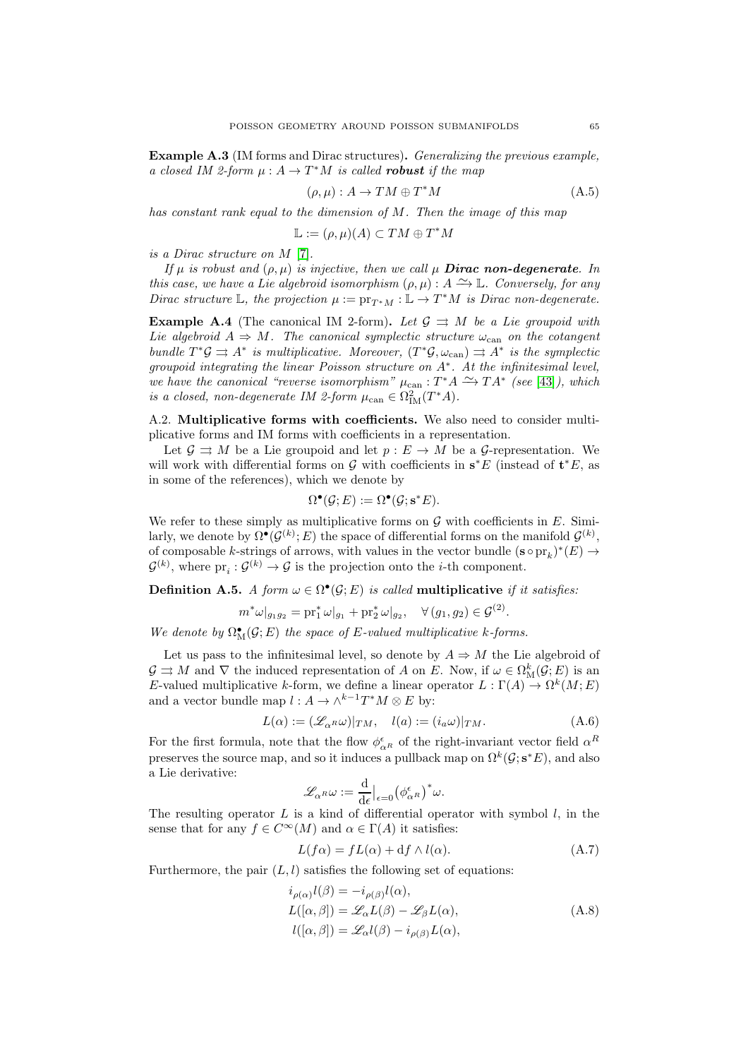**Example A.3** (IM forms and Dirac structures)**.** *Generalizing the previous example, a closed IM 2-form $\mu : A \to T^*M$ is called **robust** if the map*

$$(\rho, \mu) : A \to TM \oplus T^*M \tag{A.5}$$

*has constant rank equal to the dimension of $M$. Then the image of this map*

$$\mathbb{L} := (\rho, \mu)(A) \subset TM \oplus T^*M$$

*is a Dirac structure on $M$ [7].*

*If $\mu$ is robust and $(\rho, \mu)$ is injective, then we call $\mu$ **Dirac non-degenerate**. In this case, we have a Lie algebroid isomorphism $(\rho, \mu) : A \xrightarrow{\sim} \mathbb{L}$. Conversely, for any Dirac structure $\mathbb{L}$, the projection $\mu := \mathrm{pr}_{T^*M} : \mathbb{L} \to T^*M$ is Dirac non-degenerate.*

**Example A.4** (The canonical IM 2-form)**.** *Let $\mathcal{G} \rightrightarrows M$ be a Lie groupoid with Lie algebroid $A \Rightarrow M$. The canonical symplectic structure $\omega_{\mathrm{can}}$ on the cotangent bundle $T^*\mathcal{G} \rightrightarrows A^*$ is multiplicative. Moreover, $(T^*\mathcal{G}, \omega_{\mathrm{can}}) \rightrightarrows A^*$ is the symplectic groupoid integrating the linear Poisson structure on $A^*$. At the infinitesimal level, we have the canonical "reverse isomorphism" $\mu_{\mathrm{can}} : T^*A \xrightarrow{\sim} TA^*$ (see [43]), which is a closed, non-degenerate IM 2-form $\mu_{\mathrm{can}} \in \Omega^2_{\mathrm{IM}}(T^*A)$.*

A.2. **Multiplicative forms with coefficients.** We also need to consider multiplicative forms and IM forms with coefficients in a representation.

Let $\mathcal{G} \rightrightarrows M$ be a Lie groupoid and let $p : E \to M$ be a $\mathcal{G}$-representation. We will work with differential forms on $\mathcal{G}$ with coefficients in $\mathbf{s}^*E$ (instead of $\mathbf{t}^*E$, as in some of the references), which we denote by

$$\Omega^\bullet(\mathcal{G}; E) := \Omega^\bullet(\mathcal{G}; \mathbf{s}^*E).$$

We refer to these simply as multiplicative forms on $\mathcal{G}$ with coefficients in $E$. Similarly, we denote by $\Omega^\bullet(\mathcal{G}^{(k)}; E)$ the space of differential forms on the manifold $\mathcal{G}^{(k)}$, of composable $k$-strings of arrows, with values in the vector bundle $(\mathbf{s} \circ \mathrm{pr}_k)^*(E) \to \mathcal{G}^{(k)}$, where $\mathrm{pr}_i : \mathcal{G}^{(k)} \to \mathcal{G}$ is the projection onto the $i$-th component.

**Definition A.5.** *A form $\omega \in \Omega^\bullet(\mathcal{G}; E)$ is called* **multiplicative** *if it satisfies:*

$$m^*\omega|_{g_1 g_2} = \mathrm{pr}_1^*\,\omega|_{g_1} + \mathrm{pr}_2^*\,\omega|_{g_2}, \quad \forall\, (g_1, g_2) \in \mathcal{G}^{(2)}.$$

*We denote by $\Omega^\bullet_{\mathrm{M}}(\mathcal{G}; E)$ the space of $E$-valued multiplicative $k$-forms.*

Let us pass to the infinitesimal level, so denote by $A \Rightarrow M$ the Lie algebroid of $\mathcal{G} \rightrightarrows M$ and $\nabla$ the induced representation of $A$ on $E$. Now, if $\omega \in \Omega^k_{\mathrm{M}}(\mathcal{G}; E)$ is an $E$-valued multiplicative $k$-form, we define a linear operator $L : \Gamma(A) \to \Omega^k(M; E)$ and a vector bundle map $l : A \to \wedge^{k-1}T^*M \otimes E$ by:

$$L(\alpha) := (\mathscr{L}_{\alpha^R}\omega)|_{TM}, \quad l(a) := (i_a\omega)|_{TM}. \tag{A.6}$$

For the first formula, note that the flow $\phi^\epsilon_{\alpha^R}$ of the right-invariant vector field $\alpha^R$ preserves the source map, and so it induces a pullback map on $\Omega^k(\mathcal{G}; \mathbf{s}^*E)$, and also a Lie derivative:

$$\mathscr{L}_{\alpha^R}\omega := \frac{\mathrm{d}}{\mathrm{d}\epsilon}\Big|_{\epsilon=0} \big(\phi^\epsilon_{\alpha^R}\big)^*\omega.$$

The resulting operator $L$ is a kind of differential operator with symbol $l$, in the sense that for any $f \in C^\infty(M)$ and $\alpha \in \Gamma(A)$ it satisfies:

$$L(f\alpha) = fL(\alpha) + \mathrm{d}f \wedge l(\alpha). \tag{A.7}$$

Furthermore, the pair $(L, l)$ satisfies the following set of equations:

$$\begin{aligned} i_{\rho(\alpha)}l(\beta) &= -i_{\rho(\beta)}l(\alpha), \\ L([\alpha, \beta]) &= \mathscr{L}_\alpha L(\beta) - \mathscr{L}_\beta L(\alpha), \\ l([\alpha, \beta]) &= \mathscr{L}_\alpha l(\beta) - i_{\rho(\beta)}L(\alpha), \end{aligned} \tag{A.8}$$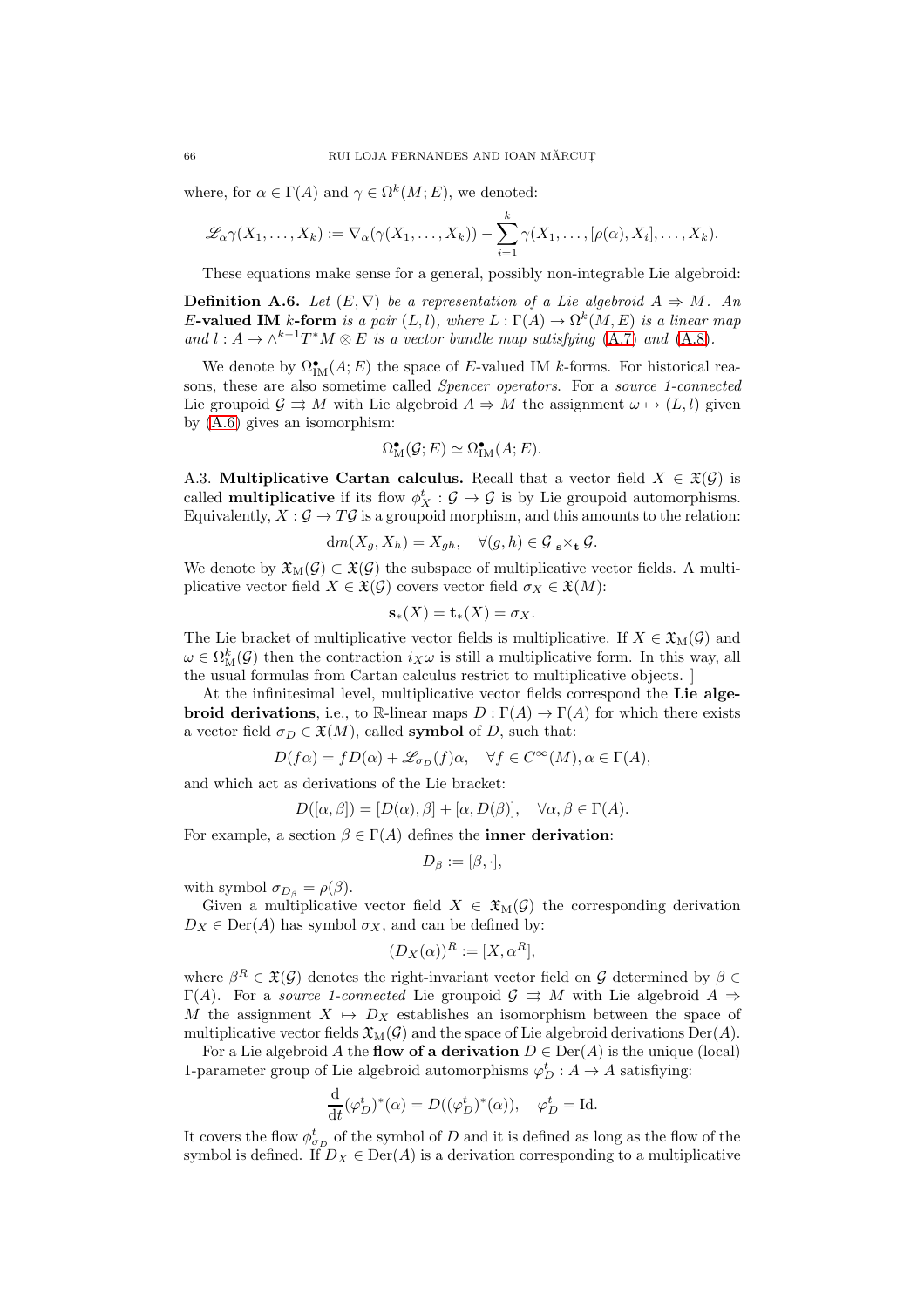where, for $\alpha \in \Gamma(A)$ and $\gamma \in \Omega^k(M; E)$, we denoted:

$$\mathscr{L}_\alpha \gamma(X_1, \ldots, X_k) := \nabla_\alpha(\gamma(X_1, \ldots, X_k)) - \sum_{i=1}^{k} \gamma(X_1, \ldots, [\rho(\alpha), X_i], \ldots, X_k).$$

These equations make sense for a general, possibly non-integrable Lie algebroid:

**Definition A.6.** *Let $(E, \nabla)$ be a representation of a Lie algebroid $A \Rightarrow M$. An $E$-***valued IM** *k***-form** *is a pair $(L, l)$, where $L : \Gamma(A) \to \Omega^k(M, E)$ is a linear map and $l : A \to \wedge^{k-1} T^*M \otimes E$ is a vector bundle map satisfying (A.7) and (A.8).*

We denote by $\Omega^\bullet_{\mathrm{IM}}(A; E)$ the space of $E$-valued IM $k$-forms. For historical reasons, these are also sometime called *Spencer operators*. For a *source 1-connected* Lie groupoid $\mathcal{G} \rightrightarrows M$ with Lie algebroid $A \Rightarrow M$ the assignment $\omega \mapsto (L, l)$ given by (A.6) gives an isomorphism:

$$\Omega^\bullet_{\mathrm{M}}(\mathcal{G}; E) \simeq \Omega^\bullet_{\mathrm{IM}}(A; E).$$

A.3. **Multiplicative Cartan calculus.** Recall that a vector field $X \in \mathfrak{X}(\mathcal{G})$ is called **multiplicative** if its flow $\phi^t_X : \mathcal{G} \to \mathcal{G}$ is by Lie groupoid automorphisms. Equivalently, $X : \mathcal{G} \to T\mathcal{G}$ is a groupoid morphism, and this amounts to the relation:

$$\mathrm{d}m(X_g, X_h) = X_{gh}, \quad \forall (g, h) \in \mathcal{G} \,{}_{\mathbf{s}}\!\times_{\mathbf{t}} \mathcal{G}.$$

We denote by $\mathfrak{X}_{\mathrm{M}}(\mathcal{G}) \subset \mathfrak{X}(\mathcal{G})$ the subspace of multiplicative vector fields. A multiplicative vector field $X \in \mathfrak{X}(\mathcal{G})$ covers vector field $\sigma_X \in \mathfrak{X}(M)$:

$$\mathbf{s}_*(X) = \mathbf{t}_*(X) = \sigma_X.$$

The Lie bracket of multiplicative vector fields is multiplicative. If $X \in \mathfrak{X}_{\mathrm{M}}(\mathcal{G})$ and $\omega \in \Omega^k_{\mathrm{M}}(\mathcal{G})$ then the contraction $i_X\omega$ is still a multiplicative form. In this way, all the usual formulas from Cartan calculus restrict to multiplicative objects. ]

At the infinitesimal level, multiplicative vector fields correspond the **Lie algebroid derivations**, i.e., to $\mathbb{R}$-linear maps $D : \Gamma(A) \to \Gamma(A)$ for which there exists a vector field $\sigma_D \in \mathfrak{X}(M)$, called **symbol** of $D$, such that:

$$D(f\alpha) = fD(\alpha) + \mathscr{L}_{\sigma_D}(f)\alpha, \quad \forall f \in C^\infty(M), \alpha \in \Gamma(A),$$

and which act as derivations of the Lie bracket:

$$D([\alpha, \beta]) = [D(\alpha), \beta] + [\alpha, D(\beta)], \quad \forall \alpha, \beta \in \Gamma(A).$$

For example, a section $\beta \in \Gamma(A)$ defines the **inner derivation**:

$$D_\beta := [\beta, \cdot],$$

with symbol $\sigma_{D_\beta} = \rho(\beta)$.

Given a multiplicative vector field $X \in \mathfrak{X}_{\mathrm{M}}(\mathcal{G})$ the corresponding derivation $D_X \in \mathrm{Der}(A)$ has symbol $\sigma_X$, and can be defined by:

$$(D_X(\alpha))^R := [X, \alpha^R],$$

where $\beta^R \in \mathfrak{X}(\mathcal{G})$ denotes the right-invariant vector field on $\mathcal{G}$ determined by $\beta \in \Gamma(A)$. For a *source 1-connected* Lie groupoid $\mathcal{G} \rightrightarrows M$ with Lie algebroid $A \Rightarrow M$ the assignment $X \mapsto D_X$ establishes an isomorphism between the space of multiplicative vector fields $\mathfrak{X}_{\mathrm{M}}(\mathcal{G})$ and the space of Lie algebroid derivations $\mathrm{Der}(A)$.

For a Lie algebroid $A$ the **flow of a derivation** $D \in \mathrm{Der}(A)$ is the unique (local) 1-parameter group of Lie algebroid automorphisms $\varphi^t_D : A \to A$ satisfiying:

$$\frac{\mathrm{d}}{\mathrm{d}t}(\varphi^t_D)^*(\alpha) = D((\varphi^t_D)^*(\alpha)), \quad \varphi^t_D = \mathrm{Id}.$$

It covers the flow $\phi^t_{\sigma_D}$ of the symbol of $D$ and it is defined as long as the flow of the symbol is defined. If $D_X \in \mathrm{Der}(A)$ is a derivation corresponding to a multiplicative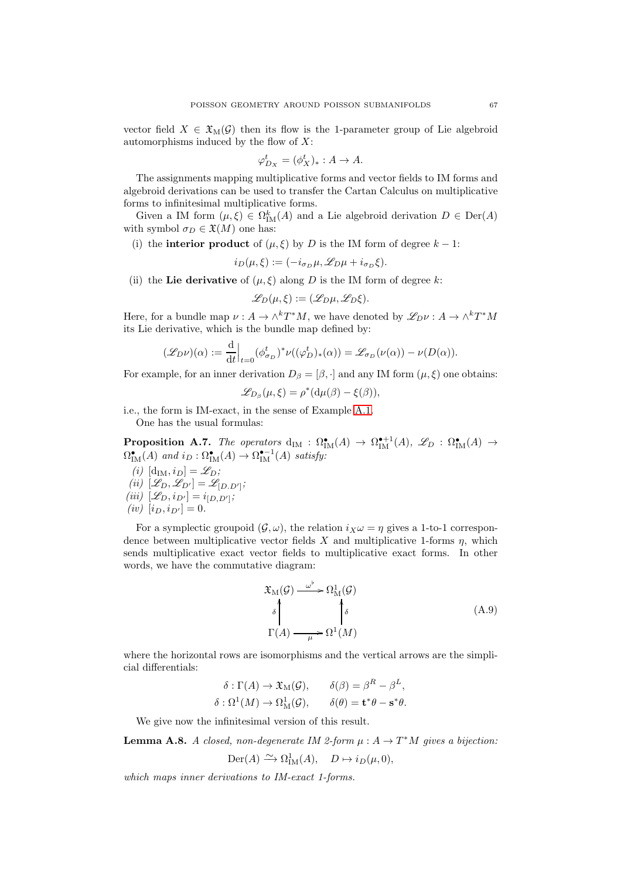vector field $X \in \mathfrak{X}_{\mathrm{M}}(\mathcal{G})$ then its flow is the 1-parameter group of Lie algebroid automorphisms induced by the flow of $X$:

$$\varphi^t_{D_X} = (\phi^t_X)_* : A \to A.$$

The assignments mapping multiplicative forms and vector fields to IM forms and algebroid derivations can be used to transfer the Cartan Calculus on multiplicative forms to infinitesimal multiplicative forms.

Given a IM form $(\mu, \xi) \in \Omega^k_{\mathrm{IM}}(A)$ and a Lie algebroid derivation $D \in \mathrm{Der}(A)$ with symbol $\sigma_D \in \mathfrak{X}(M)$ one has:

(i) the **interior product** of $(\mu, \xi)$ by $D$ is the IM form of degree $k-1$:

$$i_D(\mu, \xi) := (-i_{\sigma_D}\mu, \mathscr{L}_D\mu + i_{\sigma_D}\xi).$$

(ii) the **Lie derivative** of $(\mu, \xi)$ along $D$ is the IM form of degree $k$:

$$\mathscr{L}_D(\mu, \xi) := (\mathscr{L}_D\mu, \mathscr{L}_D\xi).$$

Here, for a bundle map $\nu : A \to \wedge^k T^*M$, we have denoted by $\mathscr{L}_D\nu : A \to \wedge^k T^*M$ its Lie derivative, which is the bundle map defined by:

$$(\mathscr{L}_D\nu)(\alpha) := \frac{\mathrm{d}}{\mathrm{d}t}\Big|_{t=0} (\phi^t_{\sigma_D})^*\nu((\varphi^t_D)_*(\alpha)) = \mathscr{L}_{\sigma_D}(\nu(\alpha)) - \nu(D(\alpha)).$$

For example, for an inner derivation $D_\beta = [\beta, \cdot]$ and any IM form $(\mu, \xi)$ one obtains:

$$\mathscr{L}_{D_\beta}(\mu, \xi) = \rho^*(\mathrm{d}\mu(\beta) - \xi(\beta)),$$

i.e., the form is IM-exact, in the sense of Example A.1.

One has the usual formulas:

**Proposition A.7.** *The operators $\mathrm{d}_{\mathrm{IM}} : \Omega^\bullet_{\mathrm{IM}}(A) \to \Omega^{\bullet+1}_{\mathrm{IM}}(A)$, $\mathscr{L}_D : \Omega^\bullet_{\mathrm{IM}}(A) \to \Omega^\bullet_{\mathrm{IM}}(A)$ and $i_D : \Omega^\bullet_{\mathrm{IM}}(A) \to \Omega^{\bullet-1}_{\mathrm{IM}}(A)$ satisfy:*

*(i)* $[\mathrm{d}_{\mathrm{IM}}, i_D] = \mathscr{L}_D$;
*(ii)* $[\mathscr{L}_D, \mathscr{L}_{D'}] = \mathscr{L}_{[D.D']}$;
*(iii)* $[\mathscr{L}_D, i_{D'}] = i_{[D,D']}$;
*(iv)* $[i_D, i_{D'}] = 0$.

For a symplectic groupoid $(\mathcal{G}, \omega)$, the relation $i_X\omega = \eta$ gives a 1-to-1 correspondence between multiplicative vector fields $X$ and multiplicative 1-forms $\eta$, which sends multiplicative exact vector fields to multiplicative exact forms. In other words, we have the commutative diagram:

$$\begin{array}{ccc} \mathfrak{X}_{\mathrm{M}}(\mathcal{G}) & \xrightarrow{\omega^\flat} & \Omega^1_{\mathrm{M}}(\mathcal{G}) \\ {\scriptstyle\delta}\uparrow & & \uparrow{\scriptstyle\delta} \\ \Gamma(A) & \xrightarrow[\mu]{} & \Omega^1(M) \end{array} \tag{A.9}$$

where the horizontal rows are isomorphisms and the vertical arrows are the simplicial differentials:

$$\delta : \Gamma(A) \to \mathfrak{X}_{\mathrm{M}}(\mathcal{G}), \qquad \delta(\beta) = \beta^R - \beta^L,$$
$$\delta : \Omega^1(M) \to \Omega^1_{\mathrm{M}}(\mathcal{G}), \qquad \delta(\theta) = \mathbf{t}^*\theta - \mathbf{s}^*\theta.$$

We give now the infinitesimal version of this result.

**Lemma A.8.** *A closed, non-degenerate IM 2-form $\mu : A \to T^*M$ gives a bijection:*

$$\mathrm{Der}(A) \xrightarrow{\sim} \Omega^1_{\mathrm{IM}}(A), \quad D \mapsto i_D(\mu, 0),$$

*which maps inner derivations to IM-exact 1-forms.*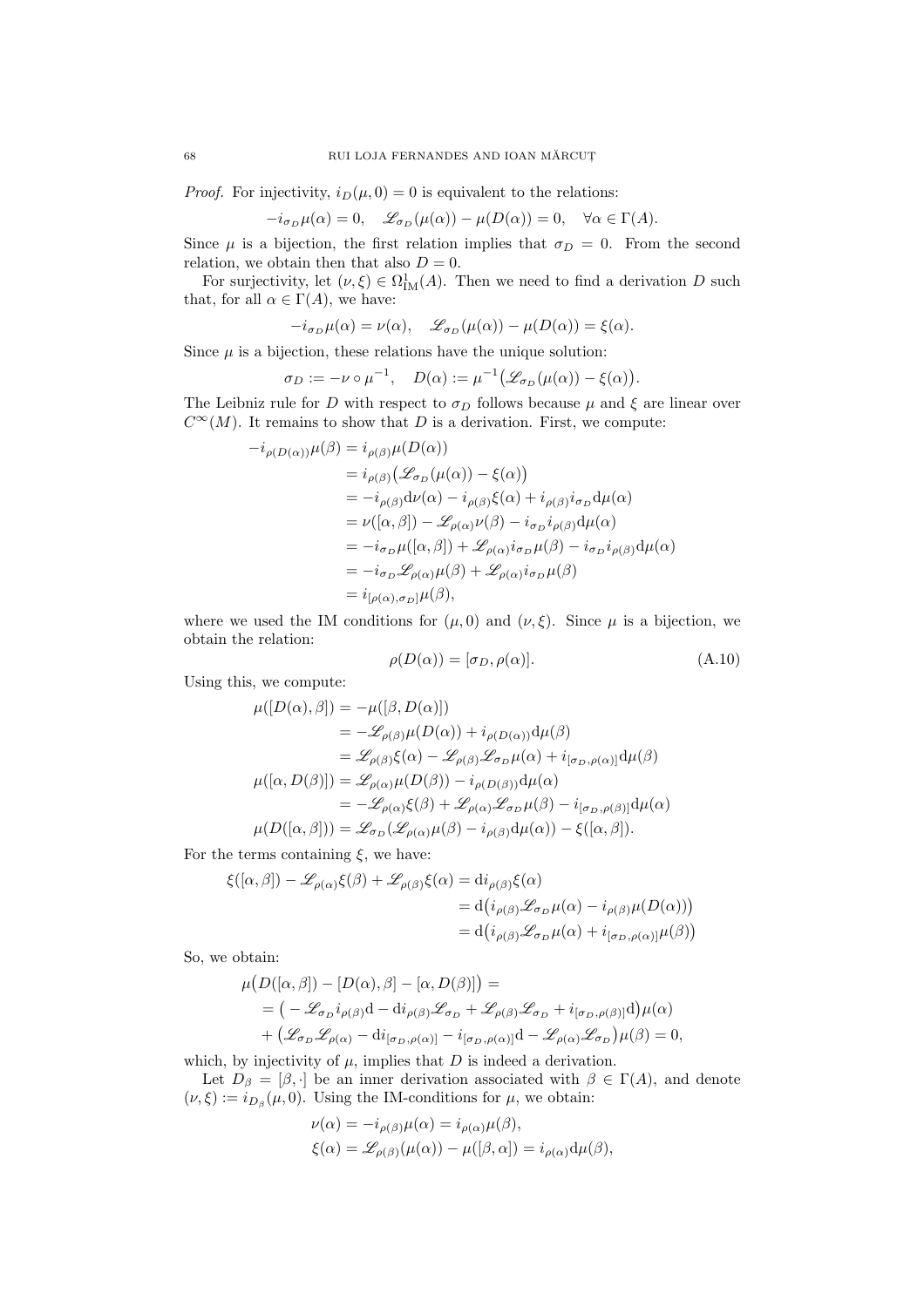*Proof.* For injectivity, $i_D(\mu, 0) = 0$ is equivalent to the relations:

$$-i_{\sigma_D}\mu(\alpha) = 0, \quad \mathscr{L}_{\sigma_D}(\mu(\alpha)) - \mu(D(\alpha)) = 0, \quad \forall \alpha \in \Gamma(A).$$

Since $\mu$ is a bijection, the first relation implies that $\sigma_D = 0$. From the second relation, we obtain then that also $D = 0$.

For surjectivity, let $(\nu, \xi) \in \Omega^1_{\mathrm{IM}}(A)$. Then we need to find a derivation $D$ such that, for all $\alpha \in \Gamma(A)$, we have:

$$-i_{\sigma_D}\mu(\alpha) = \nu(\alpha), \quad \mathscr{L}_{\sigma_D}(\mu(\alpha)) - \mu(D(\alpha)) = \xi(\alpha).$$

Since $\mu$ is a bijection, these relations have the unique solution:

$$\sigma_D := -\nu \circ \mu^{-1}, \quad D(\alpha) := \mu^{-1}\big(\mathscr{L}_{\sigma_D}(\mu(\alpha)) - \xi(\alpha)\big).$$

The Leibniz rule for $D$ with respect to $\sigma_D$ follows because $\mu$ and $\xi$ are linear over $C^\infty(M)$. It remains to show that $D$ is a derivation. First, we compute:

$$\begin{aligned}
-i_{\rho(D(\alpha))}\mu(\beta) &= i_{\rho(\beta)}\mu(D(\alpha)) \\
&= i_{\rho(\beta)}\big(\mathscr{L}_{\sigma_D}(\mu(\alpha)) - \xi(\alpha)\big) \\
&= -i_{\rho(\beta)}\mathrm{d}\nu(\alpha) - i_{\rho(\beta)}\xi(\alpha) + i_{\rho(\beta)}i_{\sigma_D}\mathrm{d}\mu(\alpha) \\
&= \nu([\alpha, \beta]) - \mathscr{L}_{\rho(\alpha)}\nu(\beta) - i_{\sigma_D}i_{\rho(\beta)}\mathrm{d}\mu(\alpha) \\
&= -i_{\sigma_D}\mu([\alpha, \beta]) + \mathscr{L}_{\rho(\alpha)}i_{\sigma_D}\mu(\beta) - i_{\sigma_D}i_{\rho(\beta)}\mathrm{d}\mu(\alpha) \\
&= -i_{\sigma_D}\mathscr{L}_{\rho(\alpha)}\mu(\beta) + \mathscr{L}_{\rho(\alpha)}i_{\sigma_D}\mu(\beta) \\
&= i_{[\rho(\alpha), \sigma_D]}\mu(\beta),
\end{aligned}$$

where we used the IM conditions for $(\mu, 0)$ and $(\nu, \xi)$. Since $\mu$ is a bijection, we obtain the relation:

$$\rho(D(\alpha)) = [\sigma_D, \rho(\alpha)]. \tag{A.10}$$

Using this, we compute:

$$\begin{aligned}
\mu([D(\alpha), \beta]) &= -\mu([\beta, D(\alpha)]) \\
&= -\mathscr{L}_{\rho(\beta)}\mu(D(\alpha)) + i_{\rho(D(\alpha))}\mathrm{d}\mu(\beta) \\
&= \mathscr{L}_{\rho(\beta)}\xi(\alpha) - \mathscr{L}_{\rho(\beta)}\mathscr{L}_{\sigma_D}\mu(\alpha) + i_{[\sigma_D, \rho(\alpha)]}\mathrm{d}\mu(\beta) \\
\mu([\alpha, D(\beta)]) &= \mathscr{L}_{\rho(\alpha)}\mu(D(\beta)) - i_{\rho(D(\beta))}\mathrm{d}\mu(\alpha) \\
&= -\mathscr{L}_{\rho(\alpha)}\xi(\beta) + \mathscr{L}_{\rho(\alpha)}\mathscr{L}_{\sigma_D}\mu(\beta) - i_{[\sigma_D, \rho(\beta)]}\mathrm{d}\mu(\alpha) \\
\mu(D([\alpha, \beta])) &= \mathscr{L}_{\sigma_D}(\mathscr{L}_{\rho(\alpha)}\mu(\beta) - i_{\rho(\beta)}\mathrm{d}\mu(\alpha)) - \xi([\alpha, \beta]).
\end{aligned}$$

For the terms containing $\xi$, we have:

$$\begin{aligned}
\xi([\alpha, \beta]) - \mathscr{L}_{\rho(\alpha)}\xi(\beta) + \mathscr{L}_{\rho(\beta)}\xi(\alpha) &= \mathrm{d}i_{\rho(\beta)}\xi(\alpha) \\
&= \mathrm{d}\big(i_{\rho(\beta)}\mathscr{L}_{\sigma_D}\mu(\alpha) - i_{\rho(\beta)}\mu(D(\alpha))\big) \\
&= \mathrm{d}\big(i_{\rho(\beta)}\mathscr{L}_{\sigma_D}\mu(\alpha) + i_{[\sigma_D, \rho(\alpha)]}\mu(\beta)\big)
\end{aligned}$$

So, we obtain:

$$\begin{aligned}
&\mu\big(D([\alpha, \beta]) - [D(\alpha), \beta] - [\alpha, D(\beta)]\big) = \\
&\quad = \big(-\mathscr{L}_{\sigma_D}i_{\rho(\beta)}\mathrm{d} - \mathrm{d}i_{\rho(\beta)}\mathscr{L}_{\sigma_D} + \mathscr{L}_{\rho(\beta)}\mathscr{L}_{\sigma_D} + i_{[\sigma_D, \rho(\beta)]}\mathrm{d}\big)\mu(\alpha) \\
&\quad + \big(\mathscr{L}_{\sigma_D}\mathscr{L}_{\rho(\alpha)} - \mathrm{d}i_{[\sigma_D, \rho(\alpha)]} - i_{[\sigma_D, \rho(\alpha)]}\mathrm{d} - \mathscr{L}_{\rho(\alpha)}\mathscr{L}_{\sigma_D}\big)\mu(\beta) = 0,
\end{aligned}$$

which, by injectivity of $\mu$, implies that $D$ is indeed a derivation.

Let $D_\beta = [\beta, \cdot]$ be an inner derivation associated with $\beta \in \Gamma(A)$, and denote $(\nu, \xi) := i_{D_\beta}(\mu, 0)$. Using the IM-conditions for $\mu$, we obtain:

$$\begin{aligned}
\nu(\alpha) &= -i_{\rho(\beta)}\mu(\alpha) = i_{\rho(\alpha)}\mu(\beta), \\
\xi(\alpha) &= \mathscr{L}_{\rho(\beta)}(\mu(\alpha)) - \mu([\beta, \alpha]) = i_{\rho(\alpha)}\mathrm{d}\mu(\beta),
\end{aligned}$$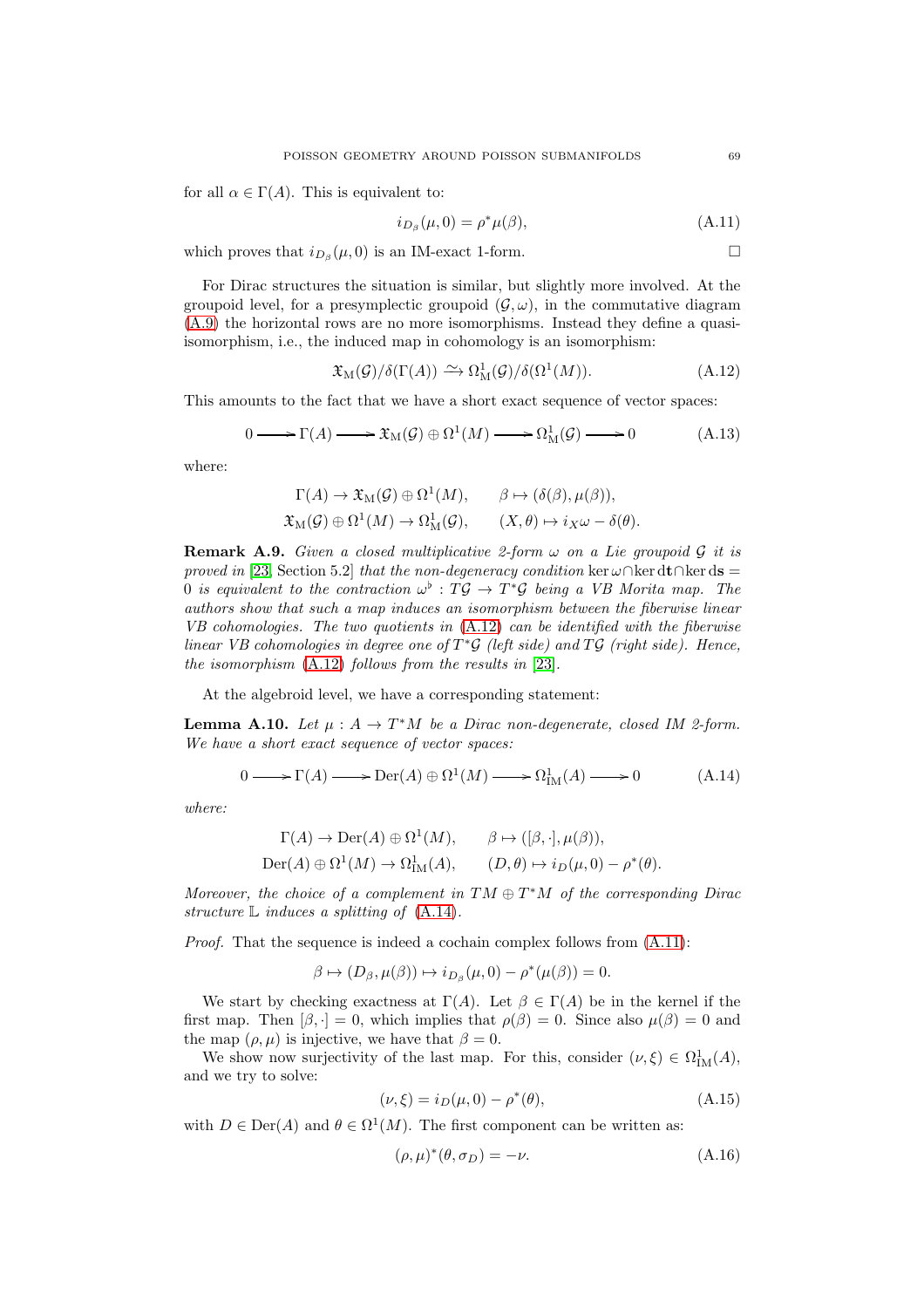for all $\alpha \in \Gamma(A)$. This is equivalent to:

$$i_{D_\beta}(\mu, 0) = \rho^*\mu(\beta), \tag{A.11}$$

which proves that $i_{D_\beta}(\mu, 0)$ is an IM-exact 1-form. □

For Dirac structures the situation is similar, but slightly more involved. At the groupoid level, for a presymplectic groupoid $(\mathcal{G}, \omega)$, in the commutative diagram (A.9) the horizontal rows are no more isomorphisms. Instead they define a quasi-isomorphism, i.e., the induced map in cohomology is an isomorphism:

$$\mathfrak{X}_{\mathrm{M}}(\mathcal{G})/\delta(\Gamma(A)) \xrightarrow{\sim} \Omega^1_{\mathrm{M}}(\mathcal{G})/\delta(\Omega^1(M)). \tag{A.12}$$

This amounts to the fact that we have a short exact sequence of vector spaces:

$$0 \longrightarrow \Gamma(A) \longrightarrow \mathfrak{X}_{\mathrm{M}}(\mathcal{G}) \oplus \Omega^1(M) \longrightarrow \Omega^1_{\mathrm{M}}(\mathcal{G}) \longrightarrow 0 \tag{A.13}$$

where:

$$\Gamma(A) \to \mathfrak{X}_{\mathrm{M}}(\mathcal{G}) \oplus \Omega^1(M), \qquad \beta \mapsto (\delta(\beta), \mu(\beta)),$$
$$\mathfrak{X}_{\mathrm{M}}(\mathcal{G}) \oplus \Omega^1(M) \to \Omega^1_{\mathrm{M}}(\mathcal{G}), \qquad (X, \theta) \mapsto i_X\omega - \delta(\theta).$$

**Remark A.9.** *Given a closed multiplicative 2-form $\omega$ on a Lie groupoid $\mathcal{G}$ it is proved in [23, Section 5.2] that the non-degeneracy condition $\ker\omega \cap \ker \mathrm{d}\mathbf{t} \cap \ker \mathrm{d}\mathbf{s} = 0$ is equivalent to the contraction $\omega^\flat : T\mathcal{G} \to T^*\mathcal{G}$ being a VB Morita map. The authors show that such a map induces an isomorphism between the fiberwise linear VB cohomologies. The two quotients in (A.12) can be identified with the fiberwise linear VB cohomologies in degree one of $T^*\mathcal{G}$ (left side) and $T\mathcal{G}$ (right side). Hence, the isomorphism (A.12) follows from the results in [23].*

At the algebroid level, we have a corresponding statement:

**Lemma A.10.** *Let $\mu : A \to T^*M$ be a Dirac non-degenerate, closed IM 2-form. We have a short exact sequence of vector spaces:*

$$0 \longrightarrow \Gamma(A) \longrightarrow \mathrm{Der}(A) \oplus \Omega^1(M) \longrightarrow \Omega^1_{\mathrm{IM}}(A) \longrightarrow 0 \tag{A.14}$$

*where:*

$$\Gamma(A) \to \mathrm{Der}(A) \oplus \Omega^1(M), \qquad \beta \mapsto ([\beta, \cdot], \mu(\beta)),$$
$$\mathrm{Der}(A) \oplus \Omega^1(M) \to \Omega^1_{\mathrm{IM}}(A), \qquad (D, \theta) \mapsto i_D(\mu, 0) - \rho^*(\theta).$$

*Moreover, the choice of a complement in $TM \oplus T^*M$ of the corresponding Dirac structure $\mathbb{L}$ induces a splitting of (A.14).*

*Proof.* That the sequence is indeed a cochain complex follows from (A.11):

$$\beta \mapsto (D_\beta, \mu(\beta)) \mapsto i_{D_\beta}(\mu, 0) - \rho^*(\mu(\beta)) = 0.$$

We start by checking exactness at $\Gamma(A)$. Let $\beta \in \Gamma(A)$ be in the kernel if the first map. Then $[\beta, \cdot] = 0$, which implies that $\rho(\beta) = 0$. Since also $\mu(\beta) = 0$ and the map $(\rho, \mu)$ is injective, we have that $\beta = 0$.

We show now surjectivity of the last map. For this, consider $(\nu, \xi) \in \Omega^1_{\mathrm{IM}}(A)$, and we try to solve:

$$(\nu, \xi) = i_D(\mu, 0) - \rho^*(\theta), \tag{A.15}$$

with $D \in \mathrm{Der}(A)$ and $\theta \in \Omega^1(M)$. The first component can be written as:

$$(\rho, \mu)^*(\theta, \sigma_D) = -\nu. \tag{A.16}$$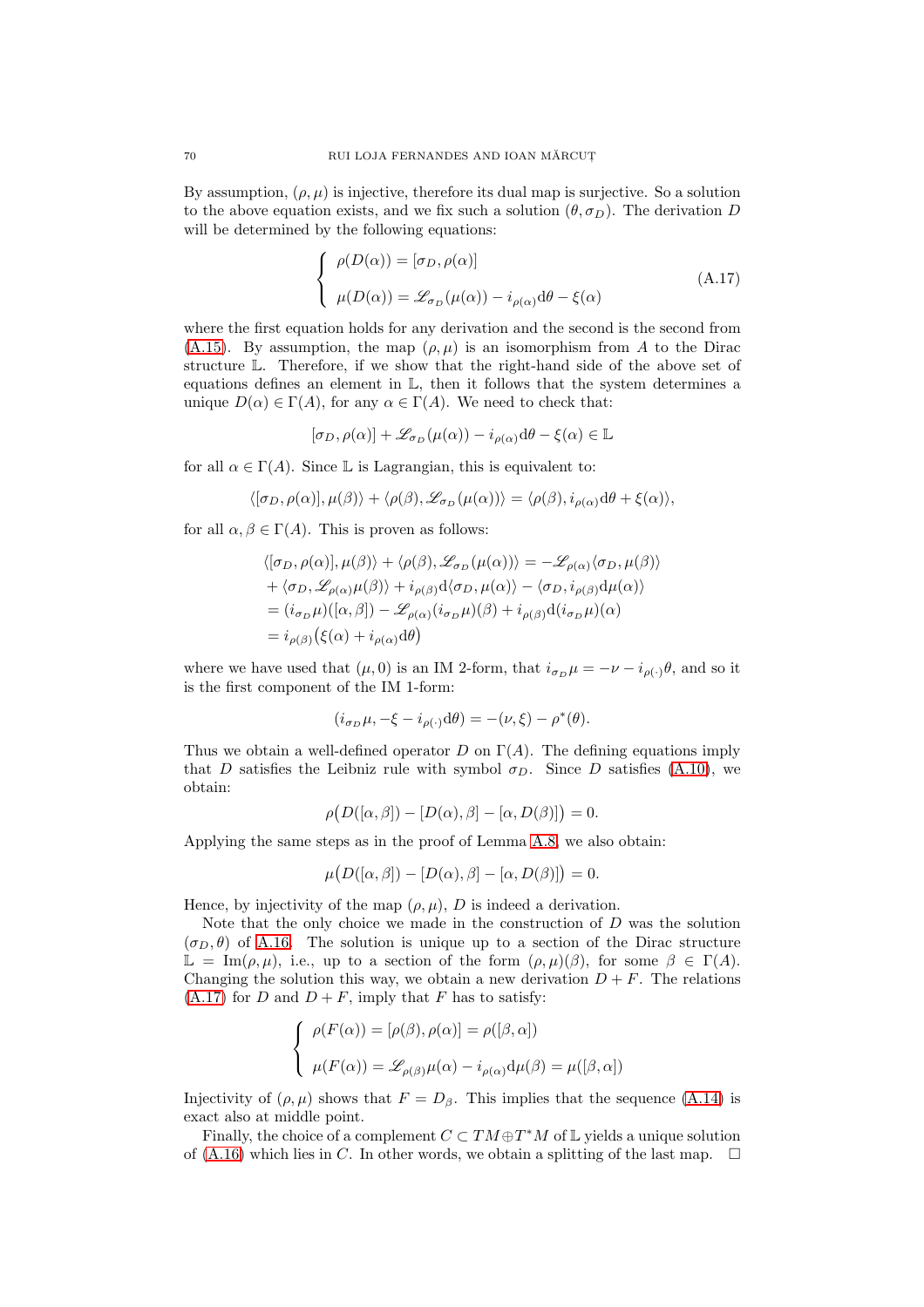By assumption, $(\rho, \mu)$ is injective, therefore its dual map is surjective. So a solution to the above equation exists, and we fix such a solution $(\theta, \sigma_D)$. The derivation $D$ will be determined by the following equations:

$$\begin{cases} \rho(D(\alpha)) = [\sigma_D, \rho(\alpha)] \\ \\ \mu(D(\alpha)) = \mathscr{L}_{\sigma_D}(\mu(\alpha)) - i_{\rho(\alpha)}\mathrm{d}\theta - \xi(\alpha) \end{cases} \tag{A.17}$$

where the first equation holds for any derivation and the second is the second from (A.15). By assumption, the map $(\rho, \mu)$ is an isomorphism from $A$ to the Dirac structure $\mathbb{L}$. Therefore, if we show that the right-hand side of the above set of equations defines an element in $\mathbb{L}$, then it follows that the system determines a unique $D(\alpha) \in \Gamma(A)$, for any $\alpha \in \Gamma(A)$. We need to check that:

$$[\sigma_D, \rho(\alpha)] + \mathscr{L}_{\sigma_D}(\mu(\alpha)) - i_{\rho(\alpha)}\mathrm{d}\theta - \xi(\alpha) \in \mathbb{L}$$

for all $\alpha \in \Gamma(A)$. Since $\mathbb{L}$ is Lagrangian, this is equivalent to:

$$\langle [\sigma_D, \rho(\alpha)], \mu(\beta)\rangle + \langle \rho(\beta), \mathscr{L}_{\sigma_D}(\mu(\alpha))\rangle = \langle \rho(\beta), i_{\rho(\alpha)}\mathrm{d}\theta + \xi(\alpha)\rangle,$$

for all $\alpha, \beta \in \Gamma(A)$. This is proven as follows:

$$\begin{aligned}
&\langle [\sigma_D, \rho(\alpha)], \mu(\beta)\rangle + \langle \rho(\beta), \mathscr{L}_{\sigma_D}(\mu(\alpha))\rangle = -\mathscr{L}_{\rho(\alpha)}\langle \sigma_D, \mu(\beta)\rangle \\
&+ \langle \sigma_D, \mathscr{L}_{\rho(\alpha)}\mu(\beta)\rangle + i_{\rho(\beta)}\mathrm{d}\langle \sigma_D, \mu(\alpha)\rangle - \langle \sigma_D, i_{\rho(\beta)}\mathrm{d}\mu(\alpha)\rangle \\
&= (i_{\sigma_D}\mu)([\alpha, \beta]) - \mathscr{L}_{\rho(\alpha)}(i_{\sigma_D}\mu)(\beta) + i_{\rho(\beta)}\mathrm{d}(i_{\sigma_D}\mu)(\alpha) \\
&= i_{\rho(\beta)}\big(\xi(\alpha) + i_{\rho(\alpha)}\mathrm{d}\theta\big)
\end{aligned}$$

where we have used that $(\mu, 0)$ is an IM 2-form, that $i_{\sigma_D}\mu = -\nu - i_{\rho(\cdot)}\theta$, and so it is the first component of the IM 1-form:

$$(i_{\sigma_D}\mu, -\xi - i_{\rho(\cdot)}\mathrm{d}\theta) = -(\nu, \xi) - \rho^*(\theta).$$

Thus we obtain a well-defined operator $D$ on $\Gamma(A)$. The defining equations imply that $D$ satisfies the Leibniz rule with symbol $\sigma_D$. Since $D$ satisfies (A.10), we obtain:

$$\rho\big(D([\alpha, \beta]) - [D(\alpha), \beta] - [\alpha, D(\beta)]\big) = 0.$$

Applying the same steps as in the proof of Lemma A.8, we also obtain:

$$\mu\big(D([\alpha, \beta]) - [D(\alpha), \beta] - [\alpha, D(\beta)]\big) = 0.$$

Hence, by injectivity of the map $(\rho, \mu)$, $D$ is indeed a derivation.

Note that the only choice we made in the construction of $D$ was the solution $(\sigma_D, \theta)$ of A.16. The solution is unique up to a section of the Dirac structure $\mathbb{L} = \mathrm{Im}(\rho, \mu)$, i.e., up to a section of the form $(\rho, \mu)(\beta)$, for some $\beta \in \Gamma(A)$. Changing the solution this way, we obtain a new derivation $D + F$. The relations (A.17) for $D$ and $D + F$, imply that $F$ has to satisfy:

$$\begin{cases} \rho(F(\alpha)) = [\rho(\beta), \rho(\alpha)] = \rho([\beta, \alpha]) \\ \\ \mu(F(\alpha)) = \mathscr{L}_{\rho(\beta)}\mu(\alpha) - i_{\rho(\alpha)}\mathrm{d}\mu(\beta) = \mu([\beta, \alpha]) \end{cases}$$

Injectivity of $(\rho, \mu)$ shows that $F = D_\beta$. This implies that the sequence (A.14) is exact also at middle point.

Finally, the choice of a complement $C \subset TM \oplus T^*M$ of $\mathbb{L}$ yields a unique solution of (A.16) which lies in $C$. In other words, we obtain a splitting of the last map. $\square$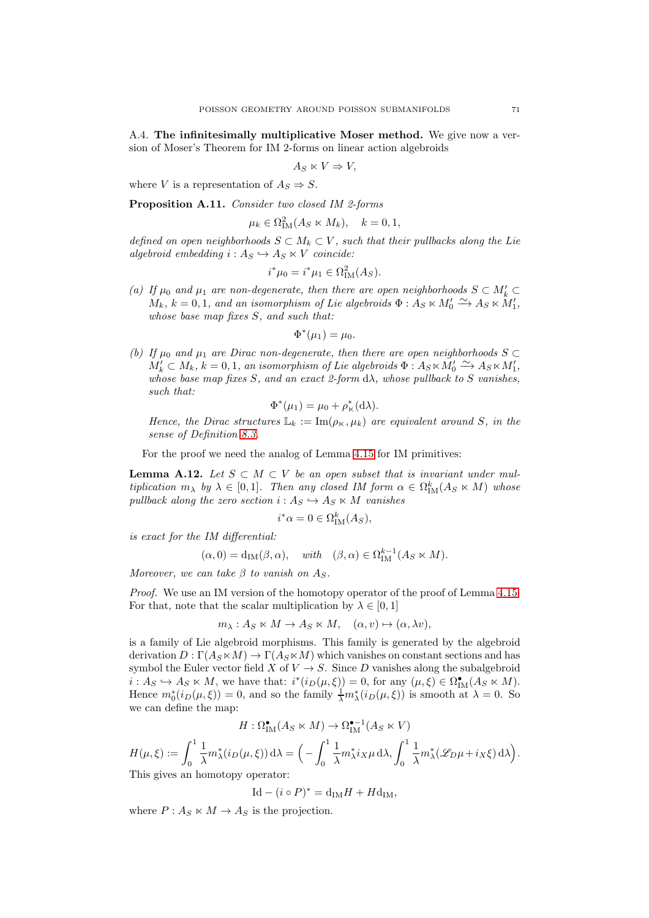A.4. **The infinitesimally multiplicative Moser method.** We give now a version of Moser's Theorem for IM 2-forms on linear action algebroids

$$A_S \ltimes V \Rightarrow V,$$

where $V$ is a representation of $A_S \Rightarrow S$.

**Proposition A.11.** *Consider two closed IM 2-forms*

$$\mu_k \in \Omega^2_{\rm IM}(A_S \ltimes M_k), \quad k = 0, 1,$$

*defined on open neighborhoods $S \subset M_k \subset V$, such that their pullbacks along the Lie algebroid embedding $i : A_S \hookrightarrow A_S \ltimes V$ coincide:*

$$i^*\mu_0 = i^*\mu_1 \in \Omega^2_{\rm IM}(A_S).$$

*(a) If $\mu_0$ and $\mu_1$ are non-degenerate, then there are open neighborhoods $S \subset M'_k \subset M_k$, $k = 0, 1$, and an isomorphism of Lie algebroids $\Phi : A_S \ltimes M'_0 \xrightarrow{\sim} A_S \ltimes M'_1$, whose base map fixes $S$, and such that:*

$$\Phi^*(\mu_1) = \mu_0.$$

*(b) If $\mu_0$ and $\mu_1$ are Dirac non-degenerate, then there are open neighborhoods $S \subset M'_k \subset M_k$, $k = 0, 1$, an isomorphism of Lie algebroids $\Phi : A_S \ltimes M'_0 \xrightarrow{\sim} A_S \ltimes M'_1$, whose base map fixes $S$, and an exact 2-form $\mathrm{d}\lambda$, whose pullback to $S$ vanishes, such that:*

$$\Phi^*(\mu_1) = \mu_0 + \rho^*_\ltimes(\mathrm{d}\lambda).$$

*Hence, the Dirac structures $\mathbb{L}_k := \mathrm{Im}(\rho_\ltimes, \mu_k)$ are equivalent around $S$, in the sense of Definition 8.3.*

For the proof we need the analog of Lemma 4.15 for IM primitives:

**Lemma A.12.** *Let $S \subset M \subset V$ be an open subset that is invariant under multiplication $m_\lambda$ by $\lambda \in [0, 1]$. Then any closed IM form $\alpha \in \Omega^k_{\rm IM}(A_S \ltimes M)$ whose pullback along the zero section $i : A_S \hookrightarrow A_S \ltimes M$ vanishes*

$$i^*\alpha = 0 \in \Omega^k_{\rm IM}(A_S),$$

*is exact for the IM differential:*

$$(\alpha, 0) = \mathrm{d}_{\rm IM}(\beta, \alpha), \quad \textit{with} \quad (\beta, \alpha) \in \Omega^{k-1}_{\rm IM}(A_S \ltimes M).$$

*Moreover, we can take $\beta$ to vanish on $A_S$.*

*Proof.* We use an IM version of the homotopy operator of the proof of Lemma 4.15. For that, note that the scalar multiplication by $\lambda \in [0, 1]$

$$m_\lambda : A_S \ltimes M \to A_S \ltimes M, \quad (\alpha, v) \mapsto (\alpha, \lambda v),$$

is a family of Lie algebroid morphisms. This family is generated by the algebroid derivation $D : \Gamma(A_S \ltimes M) \to \Gamma(A_S \ltimes M)$ which vanishes on constant sections and has symbol the Euler vector field $X$ of $V \to S$. Since $D$ vanishes along the subalgebroid $i : A_S \hookrightarrow A_S \ltimes M$, we have that: $i^*(i_D(\mu, \xi)) = 0$, for any $(\mu, \xi) \in \Omega^\bullet_{\rm IM}(A_S \ltimes M)$. Hence $m_0^*(i_D(\mu, \xi)) = 0$, and so the family $\frac{1}{\lambda} m_\lambda^*(i_D(\mu, \xi))$ is smooth at $\lambda = 0$. So we can define the map:

$$H : \Omega^\bullet_{\rm IM}(A_S \ltimes M) \to \Omega^{\bullet-1}_{\rm IM}(A_S \ltimes V)$$

$$H(\mu, \xi) := \int_0^1 \frac{1}{\lambda} m_\lambda^*(i_D(\mu, \xi))\, \mathrm{d}\lambda = \Big( - \int_0^1 \frac{1}{\lambda} m_\lambda^* i_X \mu \, \mathrm{d}\lambda, \int_0^1 \frac{1}{\lambda} m_\lambda^*(\mathscr{L}_D \mu + i_X \xi)\, \mathrm{d}\lambda \Big).$$

This gives an homotopy operator:

$$\mathrm{Id} - (i \circ P)^* = \mathrm{d}_{\rm IM} H + H \mathrm{d}_{\rm IM},$$

where $P : A_S \ltimes M \to A_S$ is the projection.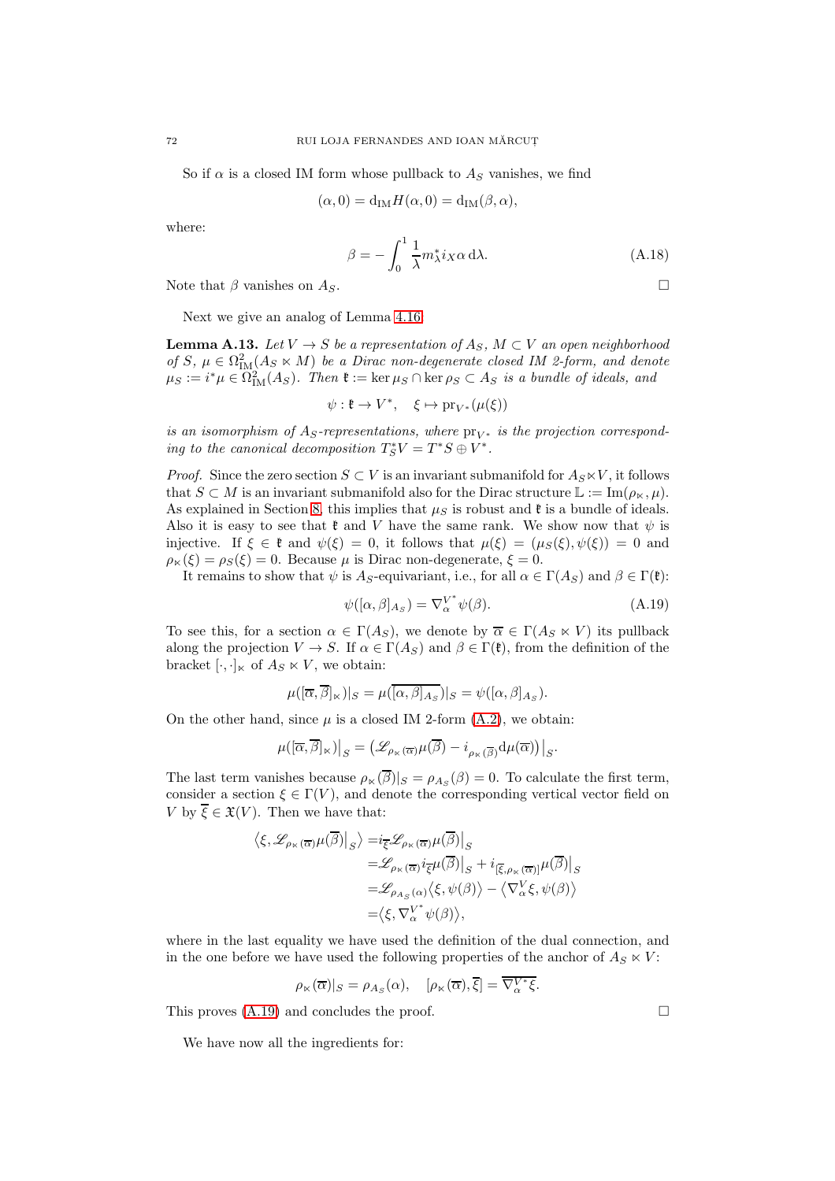So if $\alpha$ is a closed IM form whose pullback to $A_S$ vanishes, we find

$$(\alpha, 0) = \mathrm{d}_{\mathrm{IM}} H(\alpha, 0) = \mathrm{d}_{\mathrm{IM}}(\beta, \alpha),$$

where:

$$\beta = -\int_0^1 \frac{1}{\lambda} m_\lambda^* i_X \alpha \, \mathrm{d}\lambda. \tag{A.18}$$

Note that $\beta$ vanishes on $A_S$. $\square$

Next we give an analog of Lemma 4.16.

**Lemma A.13.** *Let $V \to S$ be a representation of $A_S$, $M \subset V$ an open neighborhood of $S$, $\mu \in \Omega^2_{\mathrm{IM}}(A_S \ltimes M)$ be a Dirac non-degenerate closed IM 2-form, and denote $\mu_S := i^*\mu \in \Omega^2_{\mathrm{IM}}(A_S)$. Then $\mathfrak{k} := \ker \mu_S \cap \ker \rho_S \subset A_S$ is a bundle of ideals, and*

$$\psi : \mathfrak{k} \to V^*, \quad \xi \mapsto \mathrm{pr}_{V^*}(\mu(\xi))$$

*is an isomorphism of $A_S$-representations, where $\mathrm{pr}_{V^*}$ is the projection corresponding to the canonical decomposition $T^*_S V = T^*S \oplus V^*$.*

*Proof.* Since the zero section $S \subset V$ is an invariant submanifold for $A_S \ltimes V$, it follows that $S \subset M$ is an invariant submanifold also for the Dirac structure $\mathbb{L} := \mathrm{Im}(\rho_\ltimes, \mu)$. As explained in Section 8, this implies that $\mu_S$ is robust and $\mathfrak{k}$ is a bundle of ideals. Also it is easy to see that $\mathfrak{k}$ and $V$ have the same rank. We show now that $\psi$ is injective. If $\xi \in \mathfrak{k}$ and $\psi(\xi) = 0$, it follows that $\mu(\xi) = (\mu_S(\xi), \psi(\xi)) = 0$ and $\rho_\ltimes(\xi) = \rho_S(\xi) = 0$. Because $\mu$ is Dirac non-degenerate, $\xi = 0$.

It remains to show that $\psi$ is $A_S$-equivariant, i.e., for all $\alpha \in \Gamma(A_S)$ and $\beta \in \Gamma(\mathfrak{k})$:

$$\psi([\alpha, \beta]_{A_S}) = \nabla^{V^*}_\alpha \psi(\beta). \tag{A.19}$$

To see this, for a section $\alpha \in \Gamma(A_S)$, we denote by $\overline{\alpha} \in \Gamma(A_S \ltimes V)$ its pullback along the projection $V \to S$. If $\alpha \in \Gamma(A_S)$ and $\beta \in \Gamma(\mathfrak{k})$, from the definition of the bracket $[\cdot,\cdot]_\ltimes$ of $A_S \ltimes V$, we obtain:

$$\mu([\overline{\alpha}, \overline{\beta}]_\ltimes)|_S = \mu(\overline{[\alpha, \beta]_{A_S}})|_S = \psi([\alpha, \beta]_{A_S}).$$

On the other hand, since $\mu$ is a closed IM 2-form (A.2), we obtain:

$$\mu([\overline{\alpha}, \overline{\beta}]_\ltimes)\big|_S = \left(\mathscr{L}_{\rho_\ltimes(\overline{\alpha})} \mu(\overline{\beta}) - i_{\rho_\ltimes(\overline{\beta})} \mathrm{d}\mu(\overline{\alpha})\right)\big|_S.$$

The last term vanishes because $\rho_\ltimes(\overline{\beta})|_S = \rho_{A_S}(\beta) = 0$. To calculate the first term, consider a section $\xi \in \Gamma(V)$, and denote the corresponding vertical vector field on $V$ by $\overline{\xi} \in \mathfrak{X}(V)$. Then we have that:

$$\begin{aligned}
\left\langle \xi, \mathscr{L}_{\rho_\ltimes(\overline{\alpha})} \mu(\overline{\beta})\big|_S \right\rangle &= i_{\overline{\xi}} \mathscr{L}_{\rho_\ltimes(\overline{\alpha})} \mu(\overline{\beta})\big|_S \\
&= \mathscr{L}_{\rho_\ltimes(\overline{\alpha})} i_{\overline{\xi}} \mu(\overline{\beta})\big|_S + i_{[\overline{\xi}, \rho_\ltimes(\overline{\alpha})]} \mu(\overline{\beta})\big|_S \\
&= \mathscr{L}_{\rho_{A_S}(\alpha)} \langle \xi, \psi(\beta) \rangle - \langle \nabla^V_\alpha \xi, \psi(\beta) \rangle \\
&= \langle \xi, \nabla^{V^*}_\alpha \psi(\beta) \rangle,
\end{aligned}$$

where in the last equality we have used the definition of the dual connection, and in the one before we have used the following properties of the anchor of $A_S \ltimes V$:

$$\rho_\ltimes(\overline{\alpha})|_S = \rho_{A_S}(\alpha), \quad [\rho_\ltimes(\overline{\alpha}), \overline{\xi}] = \overline{\nabla^{V^*}_\alpha \xi}.$$

This proves (A.19) and concludes the proof. $\square$

We have now all the ingredients for: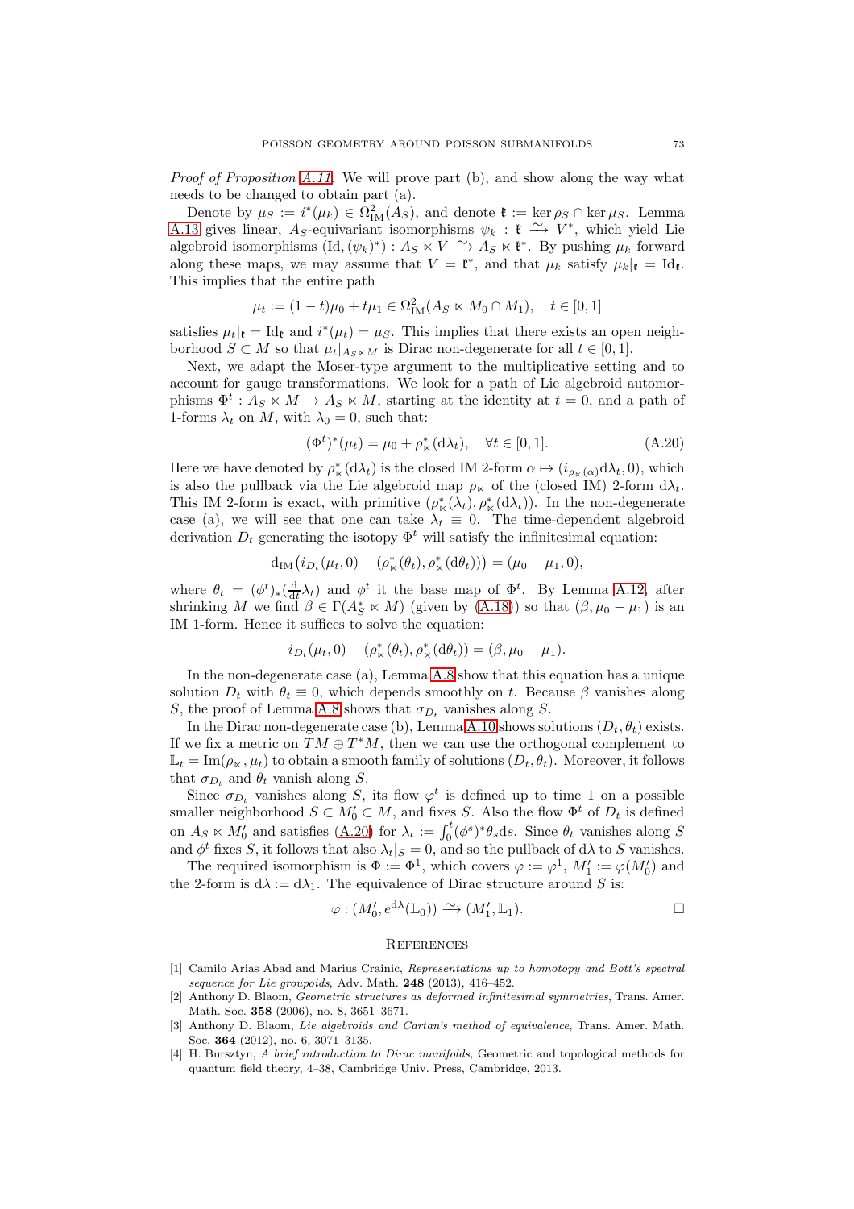*Proof of Proposition A.11.* We will prove part (b), and show along the way what needs to be changed to obtain part (a).

Denote by $\mu_S := i^*(\mu_k) \in \Omega^2_{\rm IM}(A_S)$, and denote $\mathfrak{k} := \ker \rho_S \cap \ker \mu_S$. Lemma A.13 gives linear, $A_S$-equivariant isomorphisms $\psi_k : \mathfrak{k} \xrightarrow{\sim} V^*$, which yield Lie algebroid isomorphisms $(\mathrm{Id}, (\psi_k)^*) : A_S \ltimes V \xrightarrow{\sim} A_S \ltimes \mathfrak{k}^*$. By pushing $\mu_k$ forward along these maps, we may assume that $V = \mathfrak{k}^*$, and that $\mu_k$ satisfy $\mu_k|_{\mathfrak{k}} = \mathrm{Id}_{\mathfrak{k}}$. This implies that the entire path

$$\mu_t := (1-t)\mu_0 + t\mu_1 \in \Omega^2_{\rm IM}(A_S \ltimes M_0 \cap M_1), \quad t \in [0,1]$$

satisfies $\mu_t|_{\mathfrak{k}} = \mathrm{Id}_{\mathfrak{k}}$ and $i^*(\mu_t) = \mu_S$. This implies that there exists an open neighborhood $S \subset M$ so that $\mu_t|_{A_S \ltimes M}$ is Dirac non-degenerate for all $t \in [0,1]$.

Next, we adapt the Moser-type argument to the multiplicative setting and to account for gauge transformations. We look for a path of Lie algebroid automorphisms $\Phi^t : A_S \ltimes M \to A_S \ltimes M$, starting at the identity at $t = 0$, and a path of 1-forms $\lambda_t$ on $M$, with $\lambda_0 = 0$, such that:

$$(\Phi^t)^*(\mu_t) = \mu_0 + \rho^*_\ltimes(\mathrm{d}\lambda_t), \quad \forall t \in [0,1]. \tag{A.20}$$

Here we have denoted by $\rho^*_\ltimes(\mathrm{d}\lambda_t)$ is the closed IM 2-form $\alpha \mapsto (i_{\rho_\ltimes(\alpha)}\mathrm{d}\lambda_t, 0)$, which is also the pullback via the Lie algebroid map $\rho_\ltimes$ of the (closed IM) 2-form $\mathrm{d}\lambda_t$. This IM 2-form is exact, with primitive $(\rho^*_\ltimes(\lambda_t), \rho^*_\ltimes(\mathrm{d}\lambda_t))$. In the non-degenerate case (a), we will see that one can take $\lambda_t \equiv 0$. The time-dependent algebroid derivation $D_t$ generating the isotopy $\Phi^t$ will satisfy the infinitesimal equation:

$$\mathrm{d}_{\rm IM}\big(i_{D_t}(\mu_t, 0) - (\rho^*_\ltimes(\theta_t), \rho^*_\ltimes(\mathrm{d}\theta_t))\big) = (\mu_0 - \mu_1, 0),$$

where $\theta_t = (\phi^t)_*(\frac{\mathrm{d}}{\mathrm{d}t}\lambda_t)$ and $\phi^t$ it the base map of $\Phi^t$. By Lemma A.12, after shrinking $M$ we find $\beta \in \Gamma(A^*_S \ltimes M)$ (given by (A.18)) so that $(\beta, \mu_0 - \mu_1)$ is an IM 1-form. Hence it suffices to solve the equation:

$$i_{D_t}(\mu_t, 0) - (\rho^*_\ltimes(\theta_t), \rho^*_\ltimes(\mathrm{d}\theta_t)) = (\beta, \mu_0 - \mu_1).$$

In the non-degenerate case (a), Lemma A.8 show that this equation has a unique solution $D_t$ with $\theta_t \equiv 0$, which depends smoothly on $t$. Because $\beta$ vanishes along $S$, the proof of Lemma A.8 shows that $\sigma_{D_t}$ vanishes along $S$.

In the Dirac non-degenerate case (b), Lemma A.10 shows solutions $(D_t, \theta_t)$ exists. If we fix a metric on $TM \oplus T^*M$, then we can use the orthogonal complement to $\mathbb{L}_t = \mathrm{Im}(\rho_\ltimes, \mu_t)$ to obtain a smooth family of solutions $(D_t, \theta_t)$. Moreover, it follows that $\sigma_{D_t}$ and $\theta_t$ vanish along $S$.

Since $\sigma_{D_t}$ vanishes along $S$, its flow $\varphi^t$ is defined up to time 1 on a possible smaller neighborhood $S \subset M'_0 \subset M$, and fixes $S$. Also the flow $\Phi^t$ of $D_t$ is defined on $A_S \ltimes M'_0$ and satisfies (A.20) for $\lambda_t := \int_0^t (\phi^s)^*\theta_s \mathrm{d}s$. Since $\theta_t$ vanishes along $S$ and $\phi^t$ fixes $S$, it follows that also $\lambda_t|_S = 0$, and so the pullback of $\mathrm{d}\lambda$ to $S$ vanishes.

The required isomorphism is $\Phi := \Phi^1$, which covers $\varphi := \varphi^1$, $M'_1 := \varphi(M'_0)$ and the 2-form is $\mathrm{d}\lambda := \mathrm{d}\lambda_1$. The equivalence of Dirac structure around $S$ is:

$$\varphi : (M'_0, e^{\mathrm{d}\lambda}(\mathbb{L}_0)) \xrightarrow{\sim} (M'_1, \mathbb{L}_1).$$

□

## References

[1] Camilo Arias Abad and Marius Crainic, *Representations up to homotopy and Bott's spectral sequence for Lie groupoids*, Adv. Math. **248** (2013), 416–452.

[2] Anthony D. Blaom, *Geometric structures as deformed infinitesimal symmetries*, Trans. Amer. Math. Soc. **358** (2006), no. 8, 3651–3671.

[3] Anthony D. Blaom, *Lie algebroids and Cartan's method of equivalence*, Trans. Amer. Math. Soc. **364** (2012), no. 6, 3071–3135.

[4] H. Bursztyn, *A brief introduction to Dirac manifolds*, Geometric and topological methods for quantum field theory, 4–38, Cambridge Univ. Press, Cambridge, 2013.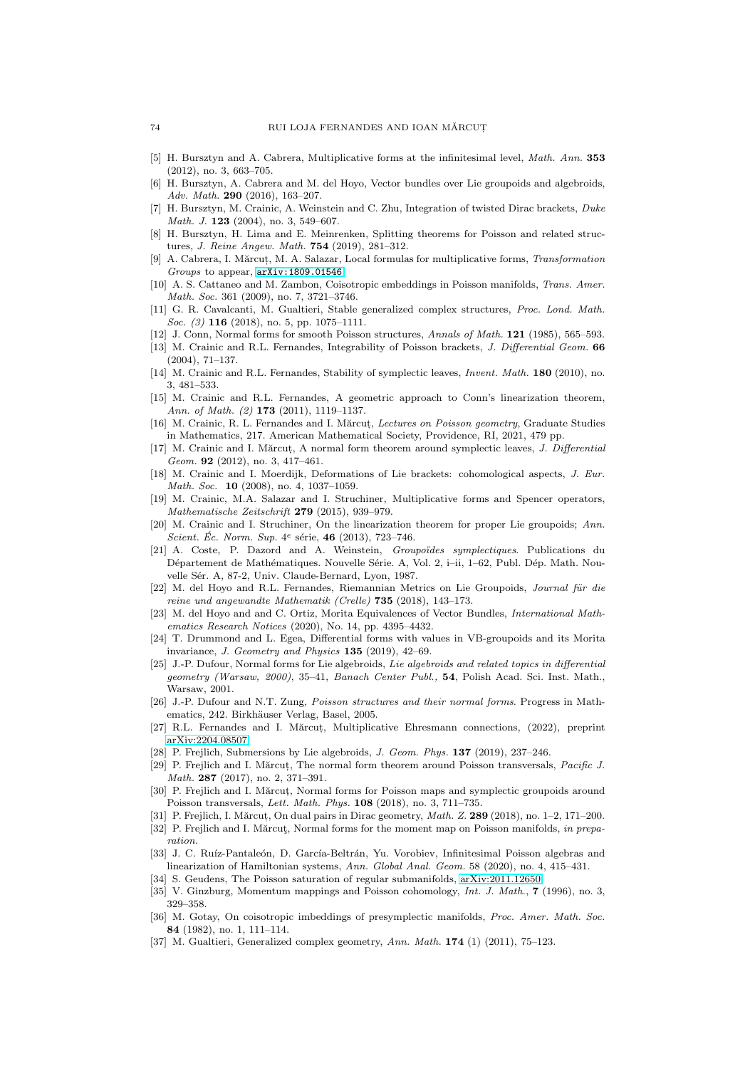[5] H. Bursztyn and A. Cabrera, Multiplicative forms at the infinitesimal level, *Math. Ann.* **353** (2012), no. 3, 663–705.

[6] H. Bursztyn, A. Cabrera and M. del Hoyo, Vector bundles over Lie groupoids and algebroids, *Adv. Math.* **290** (2016), 163–207.

[7] H. Bursztyn, M. Crainic, A. Weinstein and C. Zhu, Integration of twisted Dirac brackets, *Duke Math. J.* **123** (2004), no. 3, 549–607.

[8] H. Bursztyn, H. Lima and E. Meinrenken, Splitting theorems for Poisson and related structures, *J. Reine Angew. Math.* **754** (2019), 281–312.

[9] A. Cabrera, I. Mărcuț, M. A. Salazar, Local formulas for multiplicative forms, *Transformation Groups* to appear, arXiv:1809.01546.

[10] A. S. Cattaneo and M. Zambon, Coisotropic embeddings in Poisson manifolds, *Trans. Amer. Math. Soc.* 361 (2009), no. 7, 3721–3746.

[11] G. R. Cavalcanti, M. Gualtieri, Stable generalized complex structures, *Proc. Lond. Math. Soc. (3)* **116** (2018), no. 5, pp. 1075–1111.

[12] J. Conn, Normal forms for smooth Poisson structures, *Annals of Math.* **121** (1985), 565–593.

[13] M. Crainic and R.L. Fernandes, Integrability of Poisson brackets, *J. Differential Geom.* **66** (2004), 71–137.

[14] M. Crainic and R.L. Fernandes, Stability of symplectic leaves, *Invent. Math.* **180** (2010), no. 3, 481–533.

[15] M. Crainic and R.L. Fernandes, A geometric approach to Conn's linearization theorem, *Ann. of Math. (2)* **173** (2011), 1119–1137.

[16] M. Crainic, R. L. Fernandes and I. Mărcuț, *Lectures on Poisson geometry*, Graduate Studies in Mathematics, 217. American Mathematical Society, Providence, RI, 2021, 479 pp.

[17] M. Crainic and I. Mărcuț, A normal form theorem around symplectic leaves, *J. Differential Geom.* **92** (2012), no. 3, 417–461.

[18] M. Crainic and I. Moerdijk, Deformations of Lie brackets: cohomological aspects, *J. Eur. Math. Soc.* **10** (2008), no. 4, 1037–1059.

[19] M. Crainic, M.A. Salazar and I. Struchiner, Multiplicative forms and Spencer operators, *Mathematische Zeitschrift* **279** (2015), 939–979.

[20] M. Crainic and I. Struchiner, On the linearization theorem for proper Lie groupoids; *Ann. Scient. Éc. Norm. Sup.* 4$^e$ série, **46** (2013), 723–746.

[21] A. Coste, P. Dazord and A. Weinstein, *Groupoïdes symplectiques*. Publications du Département de Mathématiques. Nouvelle Série. A, Vol. 2, i–ii, 1–62, Publ. Dép. Math. Nouvelle Sér. A, 87-2, Univ. Claude-Bernard, Lyon, 1987.

[22] M. del Hoyo and R.L. Fernandes, Riemannian Metrics on Lie Groupoids, *Journal für die reine und angewandte Mathematik (Crelle)* **735** (2018), 143–173.

[23] M. del Hoyo and and C. Ortiz, Morita Equivalences of Vector Bundles, *International Mathematics Research Notices* (2020), No. 14, pp. 4395–4432.

[24] T. Drummond and L. Egea, Differential forms with values in VB-groupoids and its Morita invariance, *J. Geometry and Physics* **135** (2019), 42–69.

[25] J.-P. Dufour, Normal forms for Lie algebroids, *Lie algebroids and related topics in differential geometry (Warsaw, 2000)*, 35–41, *Banach Center Publ.*, **54**, Polish Acad. Sci. Inst. Math., Warsaw, 2001.

[26] J.-P. Dufour and N.T. Zung, *Poisson structures and their normal forms*. Progress in Mathematics, 242. Birkhäuser Verlag, Basel, 2005.

[27] R.L. Fernandes and I. Mărcuț, Multiplicative Ehresmann connections, (2022), preprint arXiv:2204.08507.

[28] P. Frejlich, Submersions by Lie algebroids, *J. Geom. Phys.* **137** (2019), 237–246.

[29] P. Frejlich and I. Mărcuț, The normal form theorem around Poisson transversals, *Pacific J. Math.* **287** (2017), no. 2, 371–391.

[30] P. Frejlich and I. Mărcuț, Normal forms for Poisson maps and symplectic groupoids around Poisson transversals, *Lett. Math. Phys.* **108** (2018), no. 3, 711–735.

[31] P. Frejlich, I. Mărcuț, On dual pairs in Dirac geometry, *Math. Z.* **289** (2018), no. 1–2, 171–200.

[32] P. Frejlich and I. Mărcuţ, Normal forms for the moment map on Poisson manifolds, *in preparation*.

[33] J. C. Ruíz-Pantaleón, D. García-Beltrán, Yu. Vorobiev, Infinitesimal Poisson algebras and linearization of Hamiltonian systems, *Ann. Global Anal. Geom.* 58 (2020), no. 4, 415–431.

[34] S. Geudens, The Poisson saturation of regular submanifolds, arXiv:2011.12650.

[35] V. Ginzburg, Momentum mappings and Poisson cohomology, *Int. J. Math.*, **7** (1996), no. 3, 329–358.

[36] M. Gotay, On coisotropic imbeddings of presymplectic manifolds, *Proc. Amer. Math. Soc.* **84** (1982), no. 1, 111–114.

[37] M. Gualtieri, Generalized complex geometry, *Ann. Math.* **174** (1) (2011), 75–123.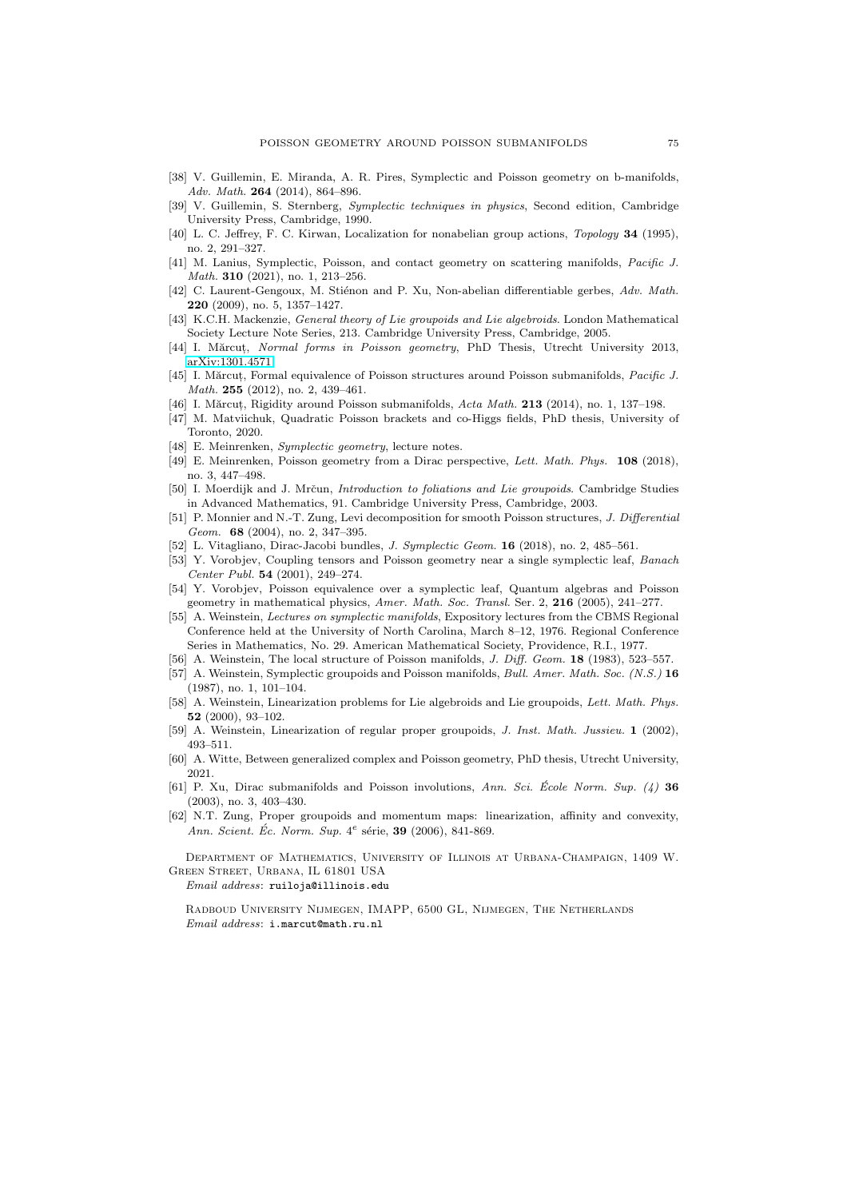[38] V. Guillemin, E. Miranda, A. R. Pires, Symplectic and Poisson geometry on b-manifolds, *Adv. Math.* **264** (2014), 864–896.

[39] V. Guillemin, S. Sternberg, *Symplectic techniques in physics*, Second edition, Cambridge University Press, Cambridge, 1990.

[40] L. C. Jeffrey, F. C. Kirwan, Localization for nonabelian group actions, *Topology* **34** (1995), no. 2, 291–327.

[41] M. Lanius, Symplectic, Poisson, and contact geometry on scattering manifolds, *Pacific J. Math.* **310** (2021), no. 1, 213–256.

[42] C. Laurent-Gengoux, M. Stiénon and P. Xu, Non-abelian differentiable gerbes, *Adv. Math.* **220** (2009), no. 5, 1357–1427.

[43] K.C.H. Mackenzie, *General theory of Lie groupoids and Lie algebroids*. London Mathematical Society Lecture Note Series, 213. Cambridge University Press, Cambridge, 2005.

[44] I. Mărcuț, *Normal forms in Poisson geometry*, PhD Thesis, Utrecht University 2013, arXiv:1301.4571.

[45] I. Mărcuț, Formal equivalence of Poisson structures around Poisson submanifolds, *Pacific J. Math.* **255** (2012), no. 2, 439–461.

[46] I. Mărcuț, Rigidity around Poisson submanifolds, *Acta Math.* **213** (2014), no. 1, 137–198.

[47] M. Matviichuk, Quadratic Poisson brackets and co-Higgs fields, PhD thesis, University of Toronto, 2020.

[48] E. Meinrenken, *Symplectic geometry*, lecture notes.

[49] E. Meinrenken, Poisson geometry from a Dirac perspective, *Lett. Math. Phys.* **108** (2018), no. 3, 447–498.

[50] I. Moerdijk and J. Mrčun, *Introduction to foliations and Lie groupoids*. Cambridge Studies in Advanced Mathematics, 91. Cambridge University Press, Cambridge, 2003.

[51] P. Monnier and N.-T. Zung, Levi decomposition for smooth Poisson structures, *J. Differential Geom.* **68** (2004), no. 2, 347–395.

[52] L. Vitagliano, Dirac-Jacobi bundles, *J. Symplectic Geom.* **16** (2018), no. 2, 485–561.

[53] Y. Vorobjev, Coupling tensors and Poisson geometry near a single symplectic leaf, *Banach Center Publ.* **54** (2001), 249–274.

[54] Y. Vorobjev, Poisson equivalence over a symplectic leaf, Quantum algebras and Poisson geometry in mathematical physics, *Amer. Math. Soc. Transl.* Ser. 2, **216** (2005), 241–277.

[55] A. Weinstein, *Lectures on symplectic manifolds*, Expository lectures from the CBMS Regional Conference held at the University of North Carolina, March 8–12, 1976. Regional Conference Series in Mathematics, No. 29. American Mathematical Society, Providence, R.I., 1977.

[56] A. Weinstein, The local structure of Poisson manifolds, *J. Diff. Geom.* **18** (1983), 523–557.

[57] A. Weinstein, Symplectic groupoids and Poisson manifolds, *Bull. Amer. Math. Soc. (N.S.)* **16** (1987), no. 1, 101–104.

[58] A. Weinstein, Linearization problems for Lie algebroids and Lie groupoids, *Lett. Math. Phys.* **52** (2000), 93–102.

[59] A. Weinstein, Linearization of regular proper groupoids, *J. Inst. Math. Jussieu.* **1** (2002), 493–511.

[60] A. Witte, Between generalized complex and Poisson geometry, PhD thesis, Utrecht University, 2021.

[61] P. Xu, Dirac submanifolds and Poisson involutions, *Ann. Sci. École Norm. Sup. (4)* **36** (2003), no. 3, 403–430.

[62] N.T. Zung, Proper groupoids and momentum maps: linearization, affinity and convexity, *Ann. Scient. Éc. Norm. Sup.* 4[e] série, **39** (2006), 841-869.

Department of Mathematics, University of Illinois at Urbana-Champaign, 1409 W. Green Street, Urbana, IL 61801 USA
*Email address*: ruiloja@illinois.edu

Radboud University Nijmegen, IMAPP, 6500 GL, Nijmegen, The Netherlands
*Email address*: i.marcut@math.ru.nl